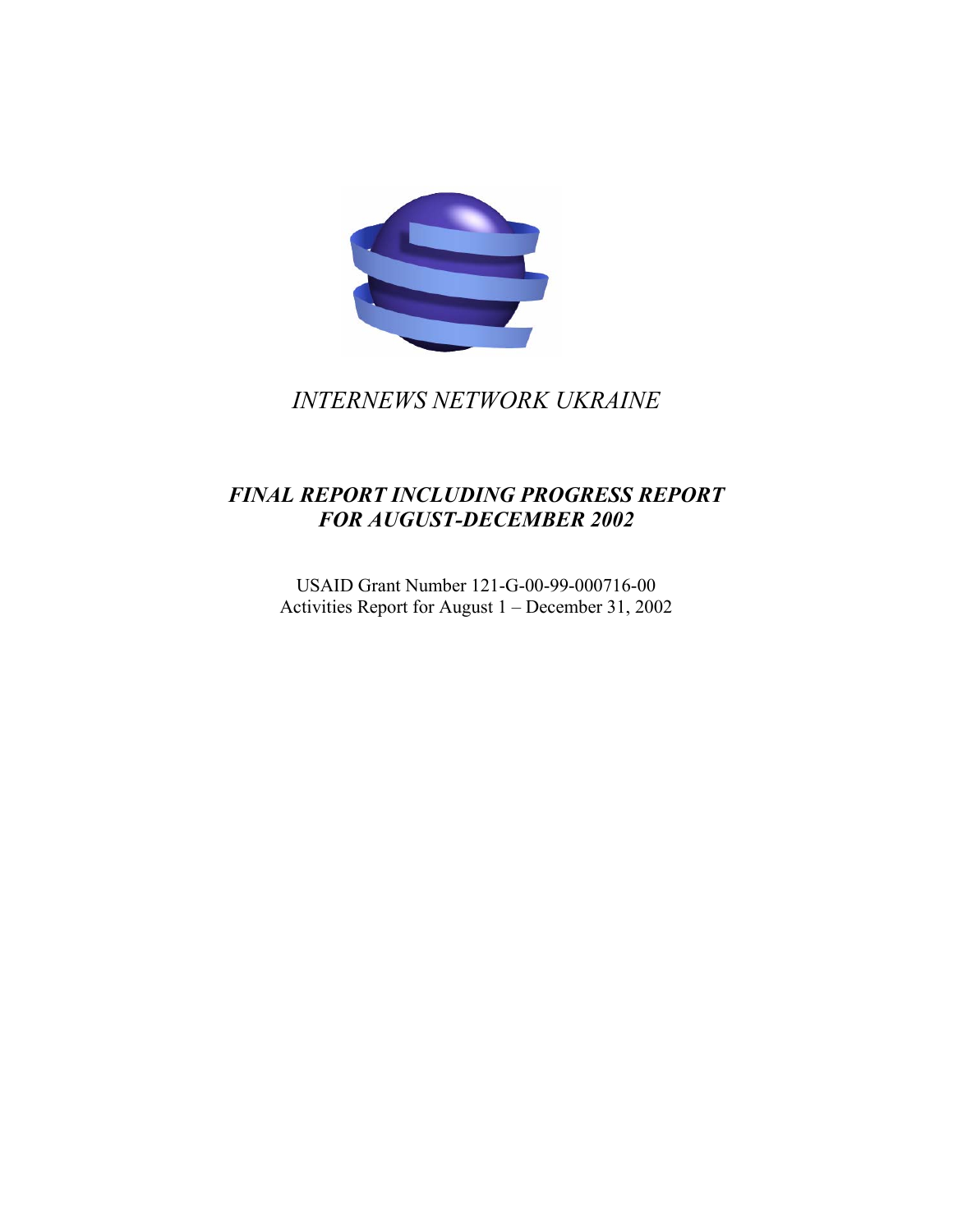*INTERNEWS NETWORK UKRAINE*

# *FINAL REPORT INCLUDING PROGRESS REPORT FOR AUGUST-DECEMBER 2002*

USAID Grant Number 121-G-00-99-000716-00
Activities Report for August 1 – December 31, 2002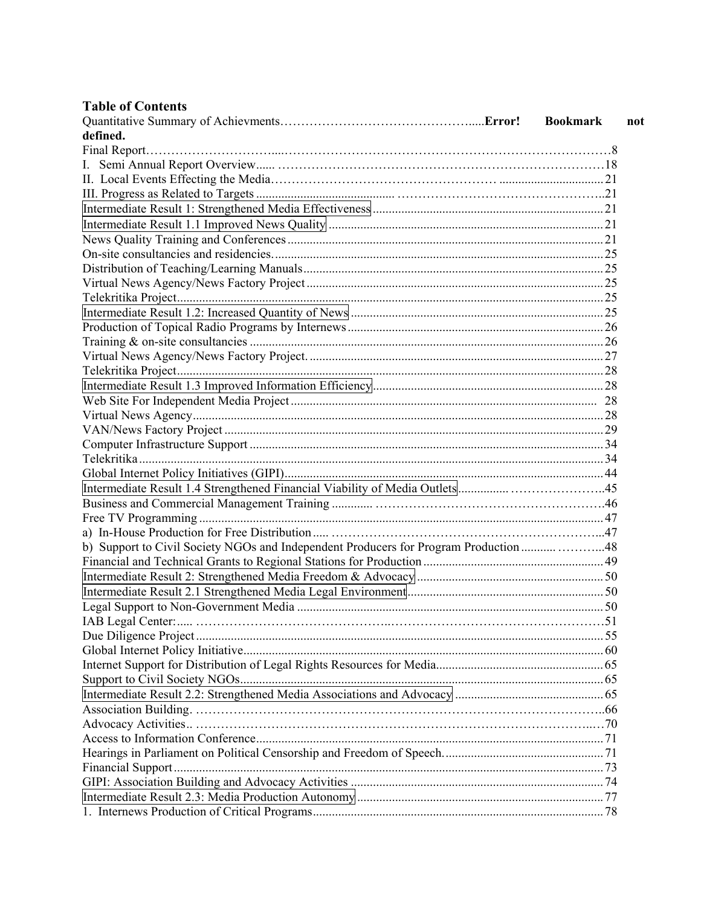## Table of Contents

Quantitative Summary of Achievments……………………………………….....**Error! Bookmark not defined.**

Final Report…………………………....…………………………………………………………………8

I. Semi Annual Report Overview...... ……………………………………………………………………18

II. Local Events Effecting the Media…………………………………………… ................................21

III. Progress as Related to Targets .......................................... ………………………………………..21

Intermediate Result 1: Strengthened Media Effectiveness ........................................................................21

Intermediate Result 1.1 Improved News Quality .......................................................................................21

News Quality Training and Conferences ....................................................................................................21

On-site consultancies and residencies. .......................................................................................................25

Distribution of Teaching/Learning Manuals...............................................................................................25

Virtual News Agency/News Factory Project ..............................................................................................25

Telekritika Project.......................................................................................................................................25

Intermediate Result 1.2: Increased Quantity of News ................................................................................25

Production of Topical Radio Programs by Internews .................................................................................26

Training & on-site consultancies ................................................................................................................26

Virtual News Agency/News Factory Project. .............................................................................................27

Telekritika Project.......................................................................................................................................28

Intermediate Result 1.3 Improved Information Efficiency.........................................................................28

Web Site For Independent Media Project ................................................................................................ 28

Virtual News Agency..................................................................................................................................28

VAN/News Factory Project ........................................................................................................................29

Computer Infrastructure Support ................................................................................................................34

Telekritika ...................................................................................................................................................34

Global Internet Policy Initiatives (GIPI).....................................................................................................44

Intermediate Result 1.4 Strengthened Financial Viability of Media Outlets............... …………………..45

Business and Commercial Management Training ............ ……………………………………………….46

Free TV Programming ................................................................................................................................47

a) In-House Production for Free Distribution ..... …………………………………………………………..47

b) Support to Civil Society NGOs and Independent Producers for Program Production ........... ………...48

Financial and Technical Grants to Regional Stations for Production .........................................................49

Intermediate Result 2: Strengthened Media Freedom & Advocacy ...........................................................50

Intermediate Result 2.1 Strengthened Media Legal Environment..............................................................50

Legal Support to Non-Government Media .................................................................................................50

IAB Legal Center:..... ……………………………………..…………………………………………….51

Due Diligence Project .................................................................................................................................55

Global Internet Policy Initiative..................................................................................................................60

Internet Support for Distribution of Legal Rights Resources for Media.....................................................65

Support to Civil Society NGOs...................................................................................................................65

Intermediate Result 2.2: Strengthened Media Associations and Advocacy ...............................................65

Association Building. ……………………………………………………………………………………..66

Advocacy Activities.. ……………………………………………………………………………………..70

Access to Information Conference..............................................................................................................71

Hearings in Parliament on Political Censorship and Freedom of Speech. ..................................................71

Financial Support ........................................................................................................................................73

GIPI: Association Building and Advocacy Activities ................................................................................74

Intermediate Result 2.3: Media Production Autonomy ..............................................................................77

1. Internews Production of Critical Programs.............................................................................................78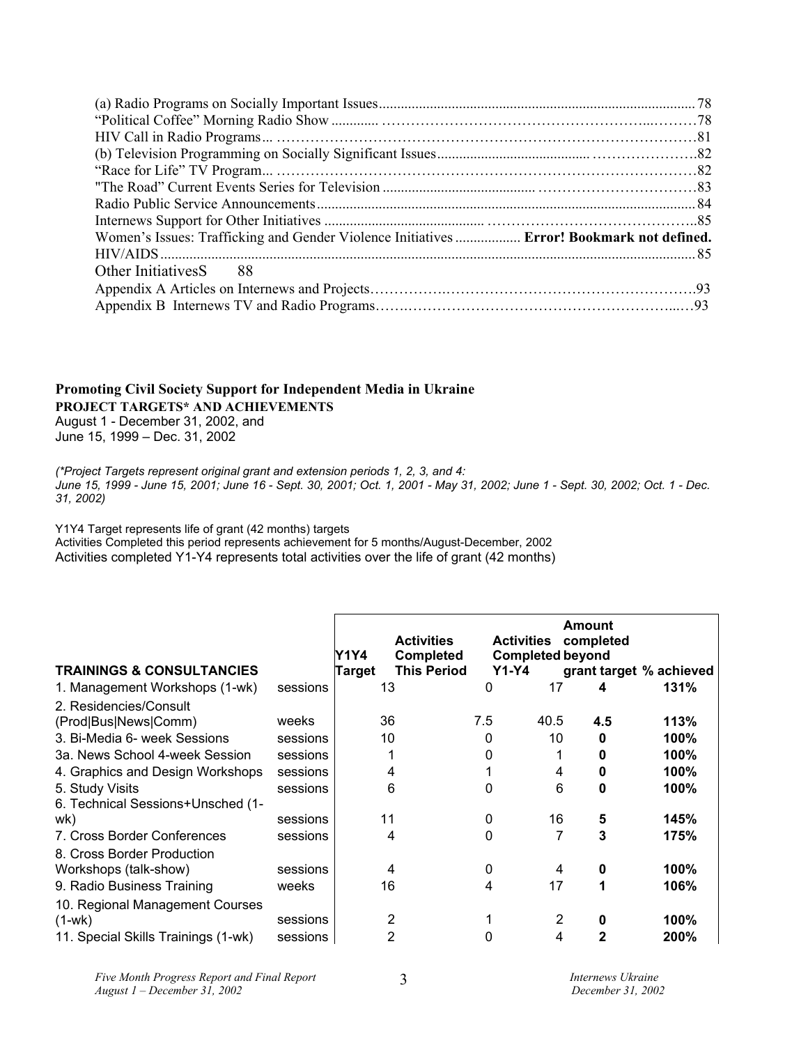(a) Radio Programs on Socially Important Issues........................................................................................ 78
"Political Coffee" Morning Radio Show ............ .…………………………………………………...………78
HIV Call in Radio Programs... ……………………………………………………………………………81
(b) Television Programming on Socially Significant Issues......................................... …………………82
"Race for Life" TV Program... ……………………………………………………………………………82
"The Road" Current Events Series for Television ......................................... ……………………………83
Radio Public Service Announcements....................................................................................................... 84
Internews Support for Other Initiatives ........................................... ……………………………………..85
Women's Issues: Trafficking and Gender Violence Initiatives .................. **Error! Bookmark not defined.**
HIV/AIDS................................................................................................................................................... 85
Other InitiativesS 88
Appendix A Articles on Internews and Projects…………….…………………………………………….93
Appendix B Internews TV and Radio Programs…….…………………………………………...…93

**Promoting Civil Society Support for Independent Media in Ukraine**
**PROJECT TARGETS\* AND ACHIEVEMENTS**
August 1 - December 31, 2002, and
June 15, 1999 – Dec. 31, 2002

*(\*Project Targets represent original grant and extension periods 1, 2, 3, and 4: June 15, 1999 - June 15, 2001; June 16 - Sept. 30, 2001; Oct. 1, 2001 - May 31, 2002; June 1 - Sept. 30, 2002; Oct. 1 - Dec. 31, 2002)*

Y1Y4 Target represents life of grant (42 months) targets
Activities Completed this period represents achievement for 5 months/August-December, 2002
Activities completed Y1-Y4 represents total activities over the life of grant (42 months)

| TRAININGS & CONSULTANCIES | | Y1Y4 Target | Activities Completed This Period | Activities Completed Y1-Y4 | Amount completed beyond grant target | % achieved |
|---|---|---|---|---|---|---|
| 1. Management Workshops (1-wk) | sessions | 13 | 0 | 17 | **4** | **131%** |
| 2. Residencies/Consult (Prod\|Bus\|News\|Comm) | weeks | 36 | 7.5 | 40.5 | **4.5** | **113%** |
| 3. Bi-Media 6- week Sessions | sessions | 10 | 0 | 10 | **0** | **100%** |
| 3a. News School 4-week Session | sessions | 1 | 0 | 1 | **0** | **100%** |
| 4. Graphics and Design Workshops | sessions | 4 | 1 | 4 | **0** | **100%** |
| 5. Study Visits | sessions | 6 | 0 | 6 | **0** | **100%** |
| 6. Technical Sessions+Unsched (1-wk) | sessions | 11 | 0 | 16 | **5** | **145%** |
| 7. Cross Border Conferences | sessions | 4 | 0 | 7 | **3** | **175%** |
| 8. Cross Border Production Workshops (talk-show) | sessions | 4 | 0 | 4 | **0** | **100%** |
| 9. Radio Business Training | weeks | 16 | 4 | 17 | **1** | **106%** |
| 10. Regional Management Courses (1-wk) | sessions | 2 | 1 | 2 | **0** | **100%** |
| 11. Special Skills Trainings (1-wk) | sessions | 2 | 0 | 4 | **2** | **200%** |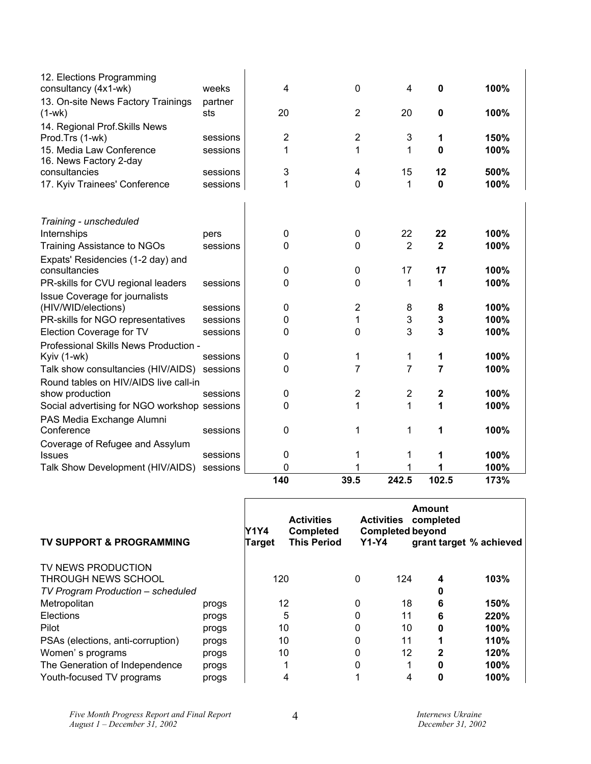| | | | | | | |
|---|---|---|---|---|---|---|
| 12. Elections Programming consultancy (4x1-wk) | weeks | 4 | 0 | 4 | **0** | **100%** |
| 13. On-site News Factory Trainings (1-wk) | partner sts | 20 | 2 | 20 | **0** | **100%** |
| 14. Regional Prof.Skills News Prod.Trs (1-wk) | sessions | 2 | 2 | 3 | **1** | **150%** |
| 15. Media Law Conference | sessions | 1 | 1 | 1 | **0** | **100%** |
| 16. News Factory 2-day consultancies | sessions | 3 | 4 | 15 | **12** | **500%** |
| 17. Kyiv Trainees' Conference | sessions | 1 | 0 | 1 | **0** | **100%** |
| | | | | | | |
| *Training - unscheduled* | | | | | | |
| Internships | pers | 0 | 0 | 22 | **22** | **100%** |
| Training Assistance to NGOs | sessions | 0 | 0 | 2 | **2** | **100%** |
| Expats' Residencies (1-2 day) and consultancies | | 0 | 0 | 17 | **17** | **100%** |
| PR-skills for CVU regional leaders | sessions | 0 | 0 | 1 | **1** | **100%** |
| Issue Coverage for journalists (HIV/WID/elections) | sessions | 0 | 2 | 8 | **8** | **100%** |
| PR-skills for NGO representatives | sessions | 0 | 1 | 3 | **3** | **100%** |
| Election Coverage for TV | sessions | 0 | 0 | 3 | **3** | **100%** |
| Professional Skills News Production - Kyiv (1-wk) | sessions | 0 | 1 | 1 | **1** | **100%** |
| Talk show consultancies (HIV/AIDS) | sessions | 0 | 7 | 7 | **7** | **100%** |
| Round tables on HIV/AIDS live call-in show production | sessions | 0 | 2 | 2 | **2** | **100%** |
| Social advertising for NGO workshop | sessions | 0 | 1 | 1 | **1** | **100%** |
| PAS Media Exchange Alumni Conference | sessions | 0 | 1 | 1 | **1** | **100%** |
| Coverage of Refugee and Assylum Issues | sessions | 0 | 1 | 1 | **1** | **100%** |
| Talk Show Development (HIV/AIDS) | sessions | 0 | 1 | 1 | **1** | **100%** |
| | | **140** | **39.5** | **242.5** | **102.5** | **173%** |

| **TV SUPPORT & PROGRAMMING** | | **Y1Y4 Target** | **Activities Completed This Period** | **Activities Completed Y1-Y4** | **Amount completed beyond grant target** | **% achieved** |
|---|---|---|---|---|---|---|
| TV NEWS PRODUCTION THROUGH NEWS SCHOOL | | 120 | 0 | 124 | **4** | **103%** |
| *TV Program Production – scheduled* | | | | | **0** | |
| Metropolitan | progs | 12 | 0 | 18 | **6** | **150%** |
| Elections | progs | 5 | 0 | 11 | **6** | **220%** |
| Pilot | progs | 10 | 0 | 10 | **0** | **100%** |
| PSAs (elections, anti-corruption) | progs | 10 | 0 | 11 | **1** | **110%** |
| Women' s programs | progs | 10 | 0 | 12 | **2** | **120%** |
| The Generation of Independence | progs | 1 | 0 | 1 | **0** | **100%** |
| Youth-focused TV programs | progs | 4 | 1 | 4 | **0** | **100%** |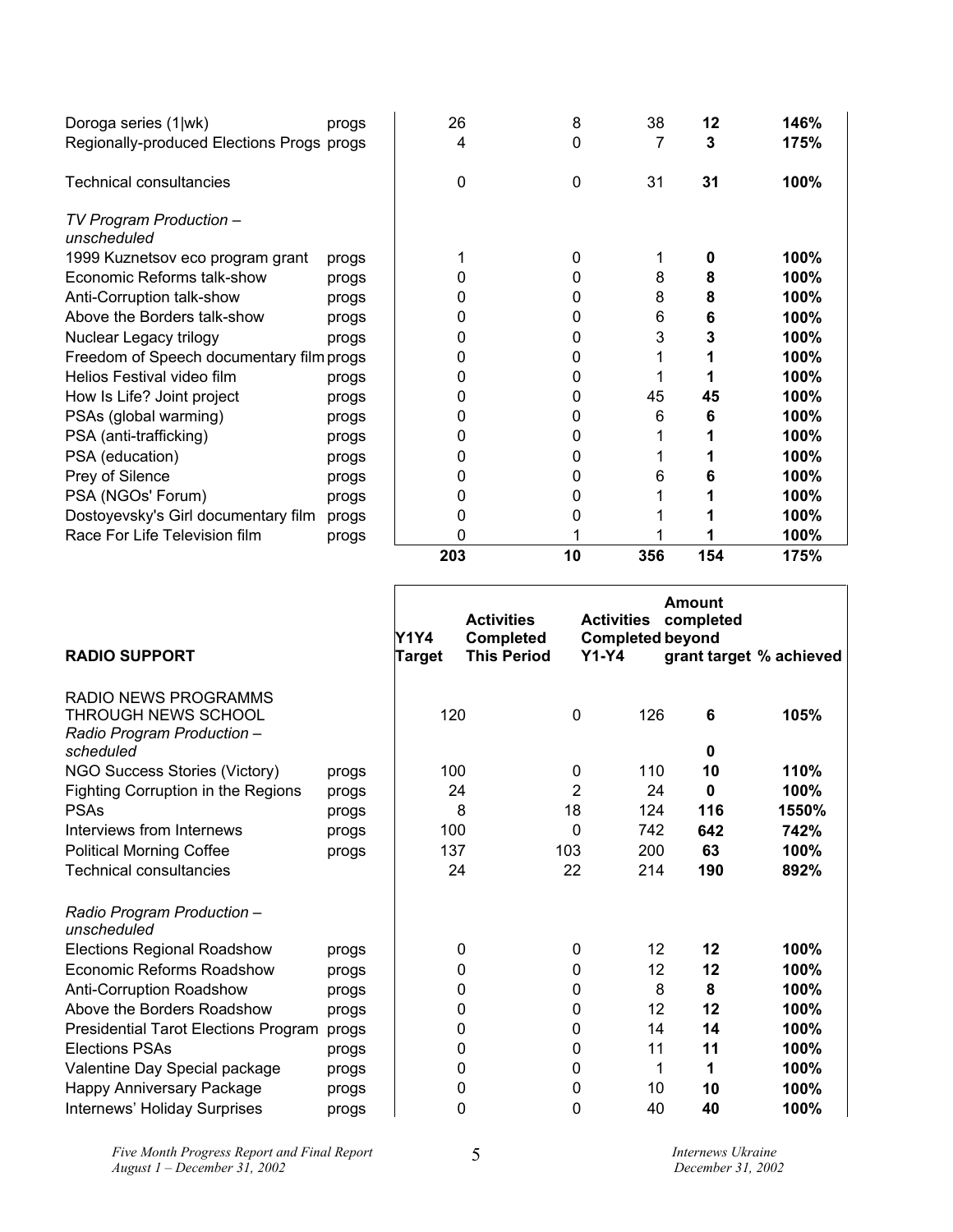| | | | | | | |
|---|---|---|---|---|---|---|
| Doroga series (1\|wk) | progs | 26 | 8 | 38 | **12** | **146%** |
| Regionally-produced Elections Progs | progs | 4 | 0 | 7 | **3** | **175%** |
| Technical consultancies | | 0 | 0 | 31 | **31** | **100%** |
| *TV Program Production – unscheduled* | | | | | | |
| 1999 Kuznetsov eco program grant | progs | 1 | 0 | 1 | **0** | **100%** |
| Economic Reforms talk-show | progs | 0 | 0 | 8 | **8** | **100%** |
| Anti-Corruption talk-show | progs | 0 | 0 | 8 | **8** | **100%** |
| Above the Borders talk-show | progs | 0 | 0 | 6 | **6** | **100%** |
| Nuclear Legacy trilogy | progs | 0 | 0 | 3 | **3** | **100%** |
| Freedom of Speech documentary film | progs | 0 | 0 | 1 | **1** | **100%** |
| Helios Festival video film | progs | 0 | 0 | 1 | **1** | **100%** |
| How Is Life? Joint project | progs | 0 | 0 | 45 | **45** | **100%** |
| PSAs (global warming) | progs | 0 | 0 | 6 | **6** | **100%** |
| PSA (anti-trafficking) | progs | 0 | 0 | 1 | **1** | **100%** |
| PSA (education) | progs | 0 | 0 | 1 | **1** | **100%** |
| Prey of Silence | progs | 0 | 0 | 6 | **6** | **100%** |
| PSA (NGOs' Forum) | progs | 0 | 0 | 1 | **1** | **100%** |
| Dostoyevsky's Girl documentary film | progs | 0 | 0 | 1 | **1** | **100%** |
| Race For Life Television film | progs | 0 | 1 | 1 | **1** | **100%** |
| | | **203** | **10** | **356** | **154** | **175%** |

| **RADIO SUPPORT** | | **Y1Y4 Target** | **Activities Completed This Period** | **Activities Completed Y1-Y4** | **Amount completed beyond grant target** | **% achieved** |
|---|---|---|---|---|---|---|
| RADIO NEWS PROGRAMMS THROUGH NEWS SCHOOL | | 120 | 0 | 126 | **6** | **105%** |
| *Radio Program Production – scheduled* | | | | | **0** | |
| NGO Success Stories (Victory) | progs | 100 | 0 | 110 | **10** | **110%** |
| Fighting Corruption in the Regions | progs | 24 | 2 | 24 | **0** | **100%** |
| PSAs | progs | 8 | 18 | 124 | **116** | **1550%** |
| Interviews from Internews | progs | 100 | 0 | 742 | **642** | **742%** |
| Political Morning Coffee | progs | 137 | 103 | 200 | **63** | **100%** |
| Technical consultancies | | 24 | 22 | 214 | **190** | **892%** |
| *Radio Program Production – unscheduled* | | | | | | |
| Elections Regional Roadshow | progs | 0 | 0 | 12 | **12** | **100%** |
| Economic Reforms Roadshow | progs | 0 | 0 | 12 | **12** | **100%** |
| Anti-Corruption Roadshow | progs | 0 | 0 | 8 | **8** | **100%** |
| Above the Borders Roadshow | progs | 0 | 0 | 12 | **12** | **100%** |
| Presidential Tarot Elections Program | progs | 0 | 0 | 14 | **14** | **100%** |
| Elections PSAs | progs | 0 | 0 | 11 | **11** | **100%** |
| Valentine Day Special package | progs | 0 | 0 | 1 | **1** | **100%** |
| Happy Anniversary Package | progs | 0 | 0 | 10 | **10** | **100%** |
| Internews' Holiday Surprises | progs | 0 | 0 | 40 | **40** | **100%** |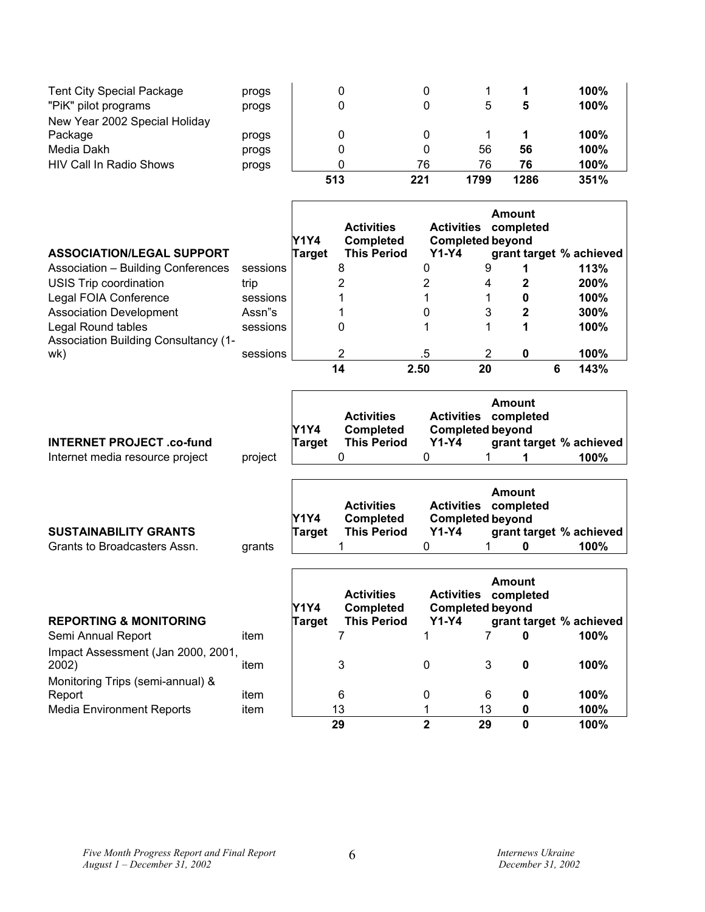| | | | | | | |
|---|---|---|---|---|---|---|
| Tent City Special Package | progs | 0 | 0 | 1 | **1** | **100%** |
| "PiK" pilot programs | progs | 0 | 0 | 5 | **5** | **100%** |
| New Year 2002 Special Holiday Package | progs | 0 | 0 | 1 | **1** | **100%** |
| Media Dakh | progs | 0 | 0 | 56 | **56** | **100%** |
| HIV Call In Radio Shows | progs | 0 | 76 | 76 | **76** | **100%** |
| | | **513** | **221** | **1799** | **1286** | **351%** |

| **ASSOCIATION/LEGAL SUPPORT** | | **Y1Y4 Target** | **Activities Completed This Period** | **Activities Completed Y1-Y4** | **Amount completed beyond grant target** | **% achieved** |
|---|---|---|---|---|---|---|
| Association – Building Conferences | sessions | 8 | 0 | 9 | **1** | **113%** |
| USIS Trip coordination | trip | 2 | 2 | 4 | **2** | **200%** |
| Legal FOIA Conference | sessions | 1 | 1 | 1 | **0** | **100%** |
| Association Development | Assn"s | 1 | 0 | 3 | **2** | **300%** |
| Legal Round tables | sessions | 0 | 1 | 1 | **1** | **100%** |
| Association Building Consultancy (1-wk) | sessions | 2 | .5 | 2 | **0** | **100%** |
| | | **14** | **2.50** | **20** | **6** | **143%** |

| **INTERNET PROJECT .co-fund** | | **Y1Y4 Target** | **Activities Completed This Period** | **Activities Completed Y1-Y4** | **Amount completed beyond grant target** | **% achieved** |
|---|---|---|---|---|---|---|
| Internet media resource project | project | 0 | 0 | 1 | **1** | **100%** |

| **SUSTAINABILITY GRANTS** | | **Y1Y4 Target** | **Activities Completed This Period** | **Activities Completed Y1-Y4** | **Amount completed beyond grant target** | **% achieved** |
|---|---|---|---|---|---|---|
| Grants to Broadcasters Assn. | grants | 1 | 0 | 1 | **0** | **100%** |

| **REPORTING & MONITORING** | | **Y1Y4 Target** | **Activities Completed This Period** | **Activities Completed Y1-Y4** | **Amount completed beyond grant target** | **% achieved** |
|---|---|---|---|---|---|---|
| Semi Annual Report | item | 7 | 1 | 7 | **0** | **100%** |
| Impact Assessment (Jan 2000, 2001, 2002) | item | 3 | 0 | 3 | **0** | **100%** |
| Monitoring Trips (semi-annual) & Report | item | 6 | 0 | 6 | **0** | **100%** |
| Media Environment Reports | item | 13 | 1 | 13 | **0** | **100%** |
| | | **29** | **2** | **29** | **0** | **100%** |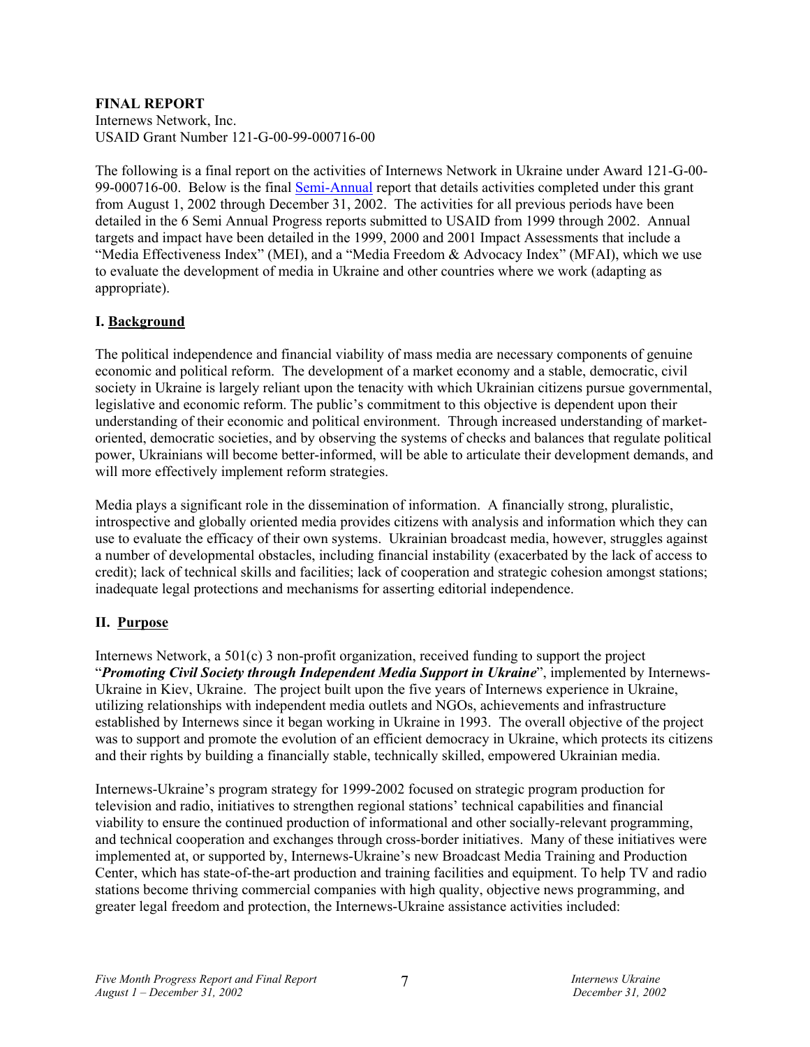**FINAL REPORT**
Internews Network, Inc.
USAID Grant Number 121-G-00-99-000716-00

The following is a final report on the activities of Internews Network in Ukraine under Award 121-G-00-99-000716-00. Below is the final Semi-Annual report that details activities completed under this grant from August 1, 2002 through December 31, 2002. The activities for all previous periods have been detailed in the 6 Semi Annual Progress reports submitted to USAID from 1999 through 2002. Annual targets and impact have been detailed in the 1999, 2000 and 2001 Impact Assessments that include a "Media Effectiveness Index" (MEI), and a "Media Freedom & Advocacy Index" (MFAI), which we use to evaluate the development of media in Ukraine and other countries where we work (adapting as appropriate).

## I. Background

The political independence and financial viability of mass media are necessary components of genuine economic and political reform. The development of a market economy and a stable, democratic, civil society in Ukraine is largely reliant upon the tenacity with which Ukrainian citizens pursue governmental, legislative and economic reform. The public's commitment to this objective is dependent upon their understanding of their economic and political environment. Through increased understanding of market-oriented, democratic societies, and by observing the systems of checks and balances that regulate political power, Ukrainians will become better-informed, will be able to articulate their development demands, and will more effectively implement reform strategies.

Media plays a significant role in the dissemination of information. A financially strong, pluralistic, introspective and globally oriented media provides citizens with analysis and information which they can use to evaluate the efficacy of their own systems. Ukrainian broadcast media, however, struggles against a number of developmental obstacles, including financial instability (exacerbated by the lack of access to credit); lack of technical skills and facilities; lack of cooperation and strategic cohesion amongst stations; inadequate legal protections and mechanisms for asserting editorial independence.

## II. Purpose

Internews Network, a 501(c) 3 non-profit organization, received funding to support the project "***Promoting Civil Society through Independent Media Support in Ukraine***", implemented by Internews-Ukraine in Kiev, Ukraine. The project built upon the five years of Internews experience in Ukraine, utilizing relationships with independent media outlets and NGOs, achievements and infrastructure established by Internews since it began working in Ukraine in 1993. The overall objective of the project was to support and promote the evolution of an efficient democracy in Ukraine, which protects its citizens and their rights by building a financially stable, technically skilled, empowered Ukrainian media.

Internews-Ukraine's program strategy for 1999-2002 focused on strategic program production for television and radio, initiatives to strengthen regional stations' technical capabilities and financial viability to ensure the continued production of informational and other socially-relevant programming, and technical cooperation and exchanges through cross-border initiatives. Many of these initiatives were implemented at, or supported by, Internews-Ukraine's new Broadcast Media Training and Production Center, which has state-of-the-art production and training facilities and equipment. To help TV and radio stations become thriving commercial companies with high quality, objective news programming, and greater legal freedom and protection, the Internews-Ukraine assistance activities included: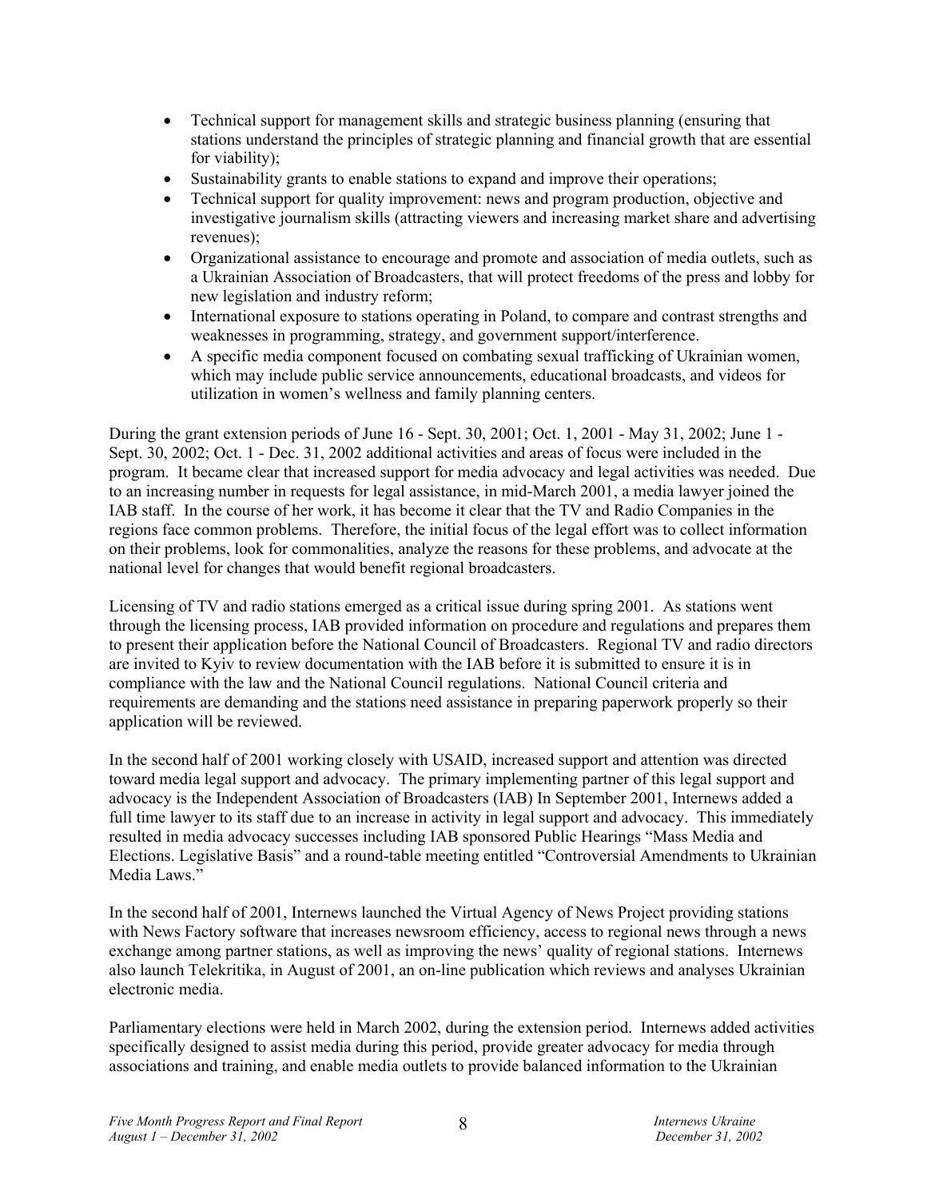- Technical support for management skills and strategic business planning (ensuring that stations understand the principles of strategic planning and financial growth that are essential for viability);
- Sustainability grants to enable stations to expand and improve their operations;
- Technical support for quality improvement: news and program production, objective and investigative journalism skills (attracting viewers and increasing market share and advertising revenues);
- Organizational assistance to encourage and promote and association of media outlets, such as a Ukrainian Association of Broadcasters, that will protect freedoms of the press and lobby for new legislation and industry reform;
- International exposure to stations operating in Poland, to compare and contrast strengths and weaknesses in programming, strategy, and government support/interference.
- A specific media component focused on combating sexual trafficking of Ukrainian women, which may include public service announcements, educational broadcasts, and videos for utilization in women's wellness and family planning centers.

During the grant extension periods of June 16 - Sept. 30, 2001; Oct. 1, 2001 - May 31, 2002; June 1 - Sept. 30, 2002; Oct. 1 - Dec. 31, 2002 additional activities and areas of focus were included in the program. It became clear that increased support for media advocacy and legal activities was needed. Due to an increasing number in requests for legal assistance, in mid-March 2001, a media lawyer joined the IAB staff. In the course of her work, it has become it clear that the TV and Radio Companies in the regions face common problems. Therefore, the initial focus of the legal effort was to collect information on their problems, look for commonalities, analyze the reasons for these problems, and advocate at the national level for changes that would benefit regional broadcasters.

Licensing of TV and radio stations emerged as a critical issue during spring 2001. As stations went through the licensing process, IAB provided information on procedure and regulations and prepares them to present their application before the National Council of Broadcasters. Regional TV and radio directors are invited to Kyiv to review documentation with the IAB before it is submitted to ensure it is in compliance with the law and the National Council regulations. National Council criteria and requirements are demanding and the stations need assistance in preparing paperwork properly so their application will be reviewed.

In the second half of 2001 working closely with USAID, increased support and attention was directed toward media legal support and advocacy. The primary implementing partner of this legal support and advocacy is the Independent Association of Broadcasters (IAB) In September 2001, Internews added a full time lawyer to its staff due to an increase in activity in legal support and advocacy. This immediately resulted in media advocacy successes including IAB sponsored Public Hearings "Mass Media and Elections. Legislative Basis" and a round-table meeting entitled "Controversial Amendments to Ukrainian Media Laws."

In the second half of 2001, Internews launched the Virtual Agency of News Project providing stations with News Factory software that increases newsroom efficiency, access to regional news through a news exchange among partner stations, as well as improving the news' quality of regional stations. Internews also launch Telekritika, in August of 2001, an on-line publication which reviews and analyses Ukrainian electronic media.

Parliamentary elections were held in March 2002, during the extension period. Internews added activities specifically designed to assist media during this period, provide greater advocacy for media through associations and training, and enable media outlets to provide balanced information to the Ukrainian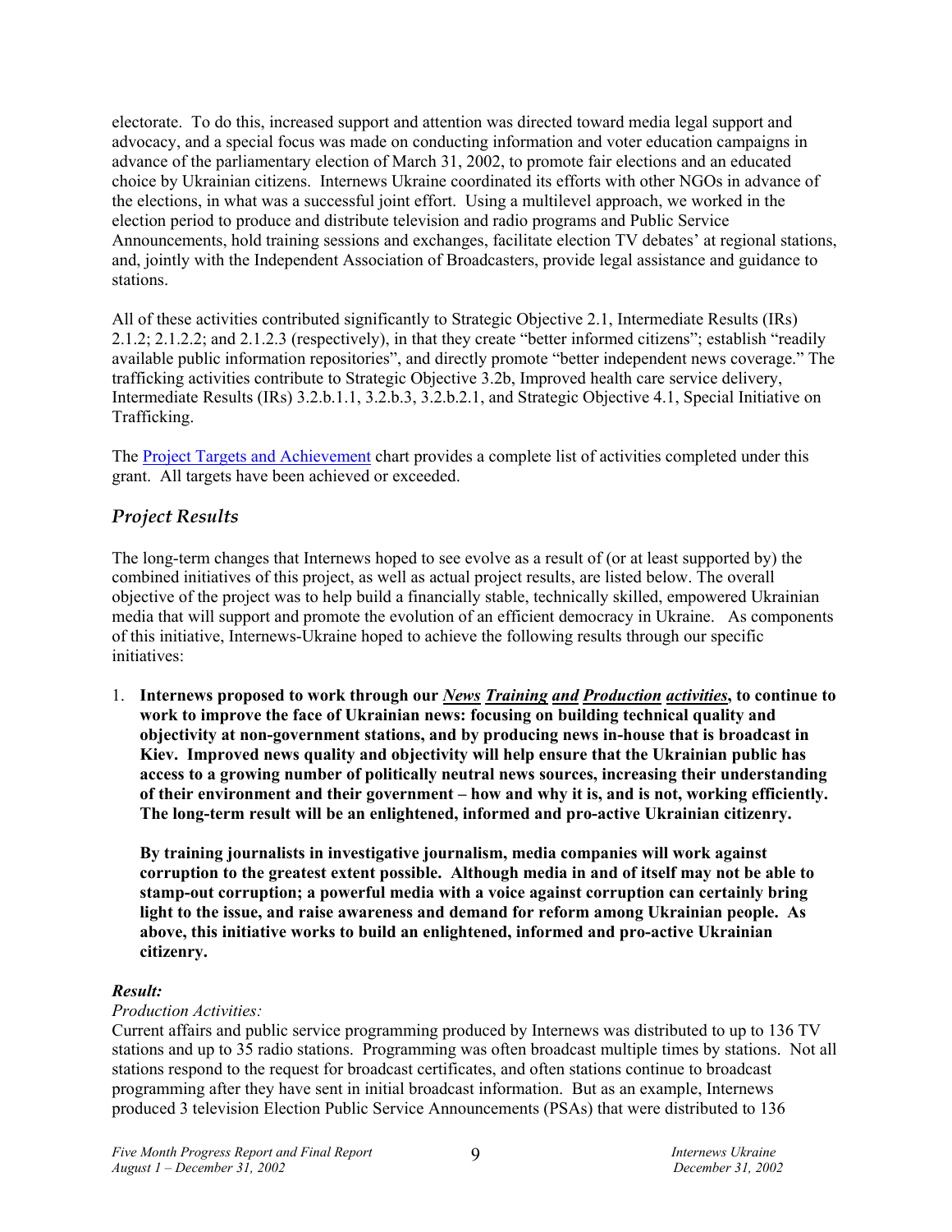electorate. To do this, increased support and attention was directed toward media legal support and advocacy, and a special focus was made on conducting information and voter education campaigns in advance of the parliamentary election of March 31, 2002, to promote fair elections and an educated choice by Ukrainian citizens. Internews Ukraine coordinated its efforts with other NGOs in advance of the elections, in what was a successful joint effort. Using a multilevel approach, we worked in the election period to produce and distribute television and radio programs and Public Service Announcements, hold training sessions and exchanges, facilitate election TV debates' at regional stations, and, jointly with the Independent Association of Broadcasters, provide legal assistance and guidance to stations.

All of these activities contributed significantly to Strategic Objective 2.1, Intermediate Results (IRs) 2.1.2; 2.1.2.2; and 2.1.2.3 (respectively), in that they create "better informed citizens"; establish "readily available public information repositories", and directly promote "better independent news coverage." The trafficking activities contribute to Strategic Objective 3.2b, Improved health care service delivery, Intermediate Results (IRs) 3.2.b.1.1, 3.2.b.3, 3.2.b.2.1, and Strategic Objective 4.1, Special Initiative on Trafficking.

The Project Targets and Achievement chart provides a complete list of activities completed under this grant. All targets have been achieved or exceeded.

## *Project Results*

The long-term changes that Internews hoped to see evolve as a result of (or at least supported by) the combined initiatives of this project, as well as actual project results, are listed below. The overall objective of the project was to help build a financially stable, technically skilled, empowered Ukrainian media that will support and promote the evolution of an efficient democracy in Ukraine. As components of this initiative, Internews-Ukraine hoped to achieve the following results through our specific initiatives:

1. **Internews proposed to work through our *News Training and Production activities*, to continue to work to improve the face of Ukrainian news: focusing on building technical quality and objectivity at non-government stations, and by producing news in-house that is broadcast in Kiev. Improved news quality and objectivity will help ensure that the Ukrainian public has access to a growing number of politically neutral news sources, increasing their understanding of their environment and their government – how and why it is, and is not, working efficiently. The long-term result will be an enlightened, informed and pro-active Ukrainian citizenry.**

   **By training journalists in investigative journalism, media companies will work against corruption to the greatest extent possible. Although media in and of itself may not be able to stamp-out corruption; a powerful media with a voice against corruption can certainly bring light to the issue, and raise awareness and demand for reform among Ukrainian people. As above, this initiative works to build an enlightened, informed and pro-active Ukrainian citizenry.**

***Result:***

*Production Activities:*

Current affairs and public service programming produced by Internews was distributed to up to 136 TV stations and up to 35 radio stations. Programming was often broadcast multiple times by stations. Not all stations respond to the request for broadcast certificates, and often stations continue to broadcast programming after they have sent in initial broadcast information. But as an example, Internews produced 3 television Election Public Service Announcements (PSAs) that were distributed to 136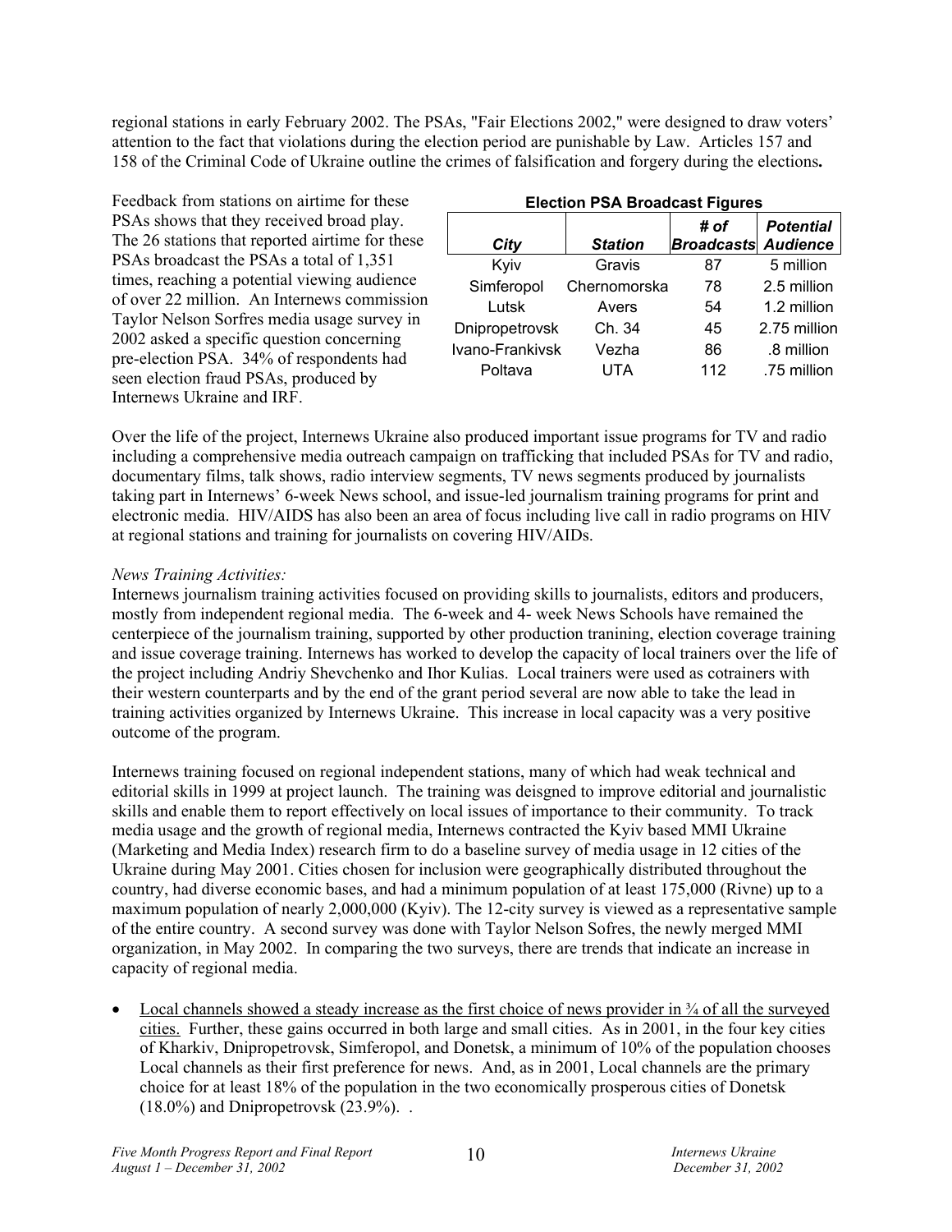regional stations in early February 2002. The PSAs, "Fair Elections 2002," were designed to draw voters' attention to the fact that violations during the election period are punishable by Law. Articles 157 and 158 of the Criminal Code of Ukraine outline the crimes of falsification and forgery during the elections**.**

Feedback from stations on airtime for these PSAs shows that they received broad play. The 26 stations that reported airtime for these PSAs broadcast the PSAs a total of 1,351 times, reaching a potential viewing audience of over 22 million. An Internews commission Taylor Nelson Sofres media usage survey in 2002 asked a specific question concerning pre-election PSA. 34% of respondents had seen election fraud PSAs, produced by Internews Ukraine and IRF.

**Election PSA Broadcast Figures**

| *City* | *Station* | *# of Broadcasts* | *Potential Audience* |
|---|---|---|---|
| Kyiv | Gravis | 87 | 5 million |
| Simferopol | Chernomorska | 78 | 2.5 million |
| Lutsk | Avers | 54 | 1.2 million |
| Dnipropetrovsk | Ch. 34 | 45 | 2.75 million |
| Ivano-Frankivsk | Vezha | 86 | .8 million |
| Poltava | UTA | 112 | .75 million |

Over the life of the project, Internews Ukraine also produced important issue programs for TV and radio including a comprehensive media outreach campaign on trafficking that included PSAs for TV and radio, documentary films, talk shows, radio interview segments, TV news segments produced by journalists taking part in Internews' 6-week News school, and issue-led journalism training programs for print and electronic media. HIV/AIDS has also been an area of focus including live call in radio programs on HIV at regional stations and training for journalists on covering HIV/AIDs.

*News Training Activities:*

Internews journalism training activities focused on providing skills to journalists, editors and producers, mostly from independent regional media. The 6-week and 4- week News Schools have remained the centerpiece of the journalism training, supported by other production tranining, election coverage training and issue coverage training. Internews has worked to develop the capacity of local trainers over the life of the project including Andriy Shevchenko and Ihor Kulias. Local trainers were used as cotrainers with their western counterparts and by the end of the grant period several are now able to take the lead in training activities organized by Internews Ukraine. This increase in local capacity was a very positive outcome of the program.

Internews training focused on regional independent stations, many of which had weak technical and editorial skills in 1999 at project launch. The training was deisgned to improve editorial and journalistic skills and enable them to report effectively on local issues of importance to their community. To track media usage and the growth of regional media, Internews contracted the Kyiv based MMI Ukraine (Marketing and Media Index) research firm to do a baseline survey of media usage in 12 cities of the Ukraine during May 2001. Cities chosen for inclusion were geographically distributed throughout the country, had diverse economic bases, and had a minimum population of at least 175,000 (Rivne) up to a maximum population of nearly 2,000,000 (Kyiv). The 12-city survey is viewed as a representative sample of the entire country. A second survey was done with Taylor Nelson Sofres, the newly merged MMI organization, in May 2002. In comparing the two surveys, there are trends that indicate an increase in capacity of regional media.

- Local channels showed a steady increase as the first choice of news provider in ¾ of all the surveyed cities. Further, these gains occurred in both large and small cities. As in 2001, in the four key cities of Kharkiv, Dnipropetrovsk, Simferopol, and Donetsk, a minimum of 10% of the population chooses Local channels as their first preference for news. And, as in 2001, Local channels are the primary choice for at least 18% of the population in the two economically prosperous cities of Donetsk (18.0%) and Dnipropetrovsk (23.9%). .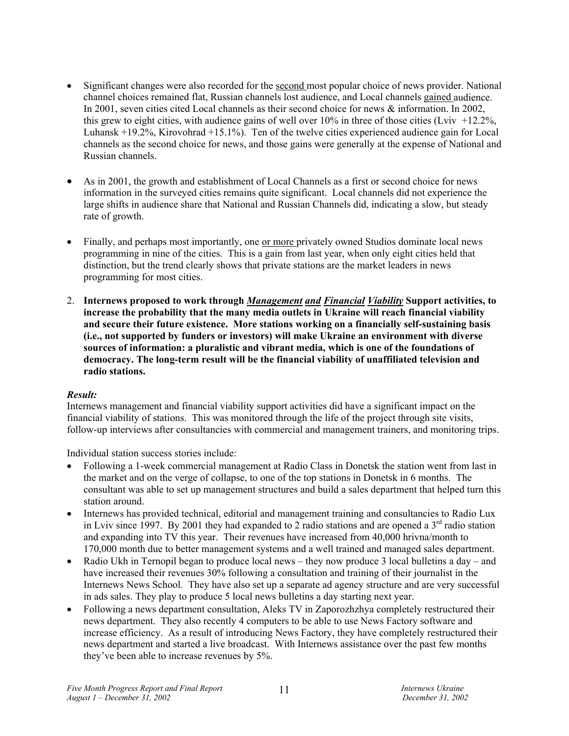- Significant changes were also recorded for the <u>second</u> most popular choice of news provider. National channel choices remained flat, Russian channels lost audience, and Local channels <u>gained</u> audience. In 2001, seven cities cited Local channels as their second choice for news & information. In 2002, this grew to eight cities, with audience gains of well over 10% in three of those cities (Lviv +12.2%, Luhansk +19.2%, Kirovohrad +15.1%). Ten of the twelve cities experienced audience gain for Local channels as the second choice for news, and those gains were generally at the expense of National and Russian channels.

- As in 2001, the growth and establishment of Local Channels as a first or second choice for news information in the surveyed cities remains quite significant. Local channels did not experience the large shifts in audience share that National and Russian Channels did, indicating a slow, but steady rate of growth.

- Finally, and perhaps most importantly, one <u>or more</u> privately owned Studios dominate local news programming in nine of the cities. This is a gain from last year, when only eight cities held that distinction, but the trend clearly shows that private stations are the market leaders in news programming for most cities.

2. **Internews proposed to work through *<u>Management</u>* *<u>and</u>* *<u>Financial</u>* *<u>Viability</u>* Support activities, to increase the probability that the many media outlets in Ukraine will reach financial viability and secure their future existence. More stations working on a financially self-sustaining basis (i.e., not supported by funders or investors) will make Ukraine an environment with diverse sources of information: a pluralistic and vibrant media, which is one of the foundations of democracy. The long-term result will be the financial viability of unaffiliated television and radio stations.**

***Result:***

Internews management and financial viability support activities did have a significant impact on the financial viability of stations. This was monitored through the life of the project through site visits, follow-up interviews after consultancies with commercial and management trainers, and monitoring trips.

Individual station success stories include:

- Following a 1-week commercial management at Radio Class in Donetsk the station went from last in the market and on the verge of collapse, to one of the top stations in Donetsk in 6 months. The consultant was able to set up management structures and build a sales department that helped turn this station around.
- Internews has provided technical, editorial and management training and consultancies to Radio Lux in Lviv since 1997. By 2001 they had expanded to 2 radio stations and are opened a 3rd radio station and expanding into TV this year. Their revenues have increased from 40,000 hrivna/month to 170,000 month due to better management systems and a well trained and managed sales department.
- Radio Ukh in Ternopil began to produce local news – they now produce 3 local bulletins a day – and have increased their revenues 30% following a consultation and training of their journalist in the Internews News School. They have also set up a separate ad agency structure and are very successful in ads sales. They play to produce 5 local news bulletins a day starting next year.
- Following a news department consultation, Aleks TV in Zaporozhzhya completely restructured their news department. They also recently 4 computers to be able to use News Factory software and increase efficiency. As a result of introducing News Factory, they have completely restructured their news department and started a live broadcast. With Internews assistance over the past few months they've been able to increase revenues by 5%.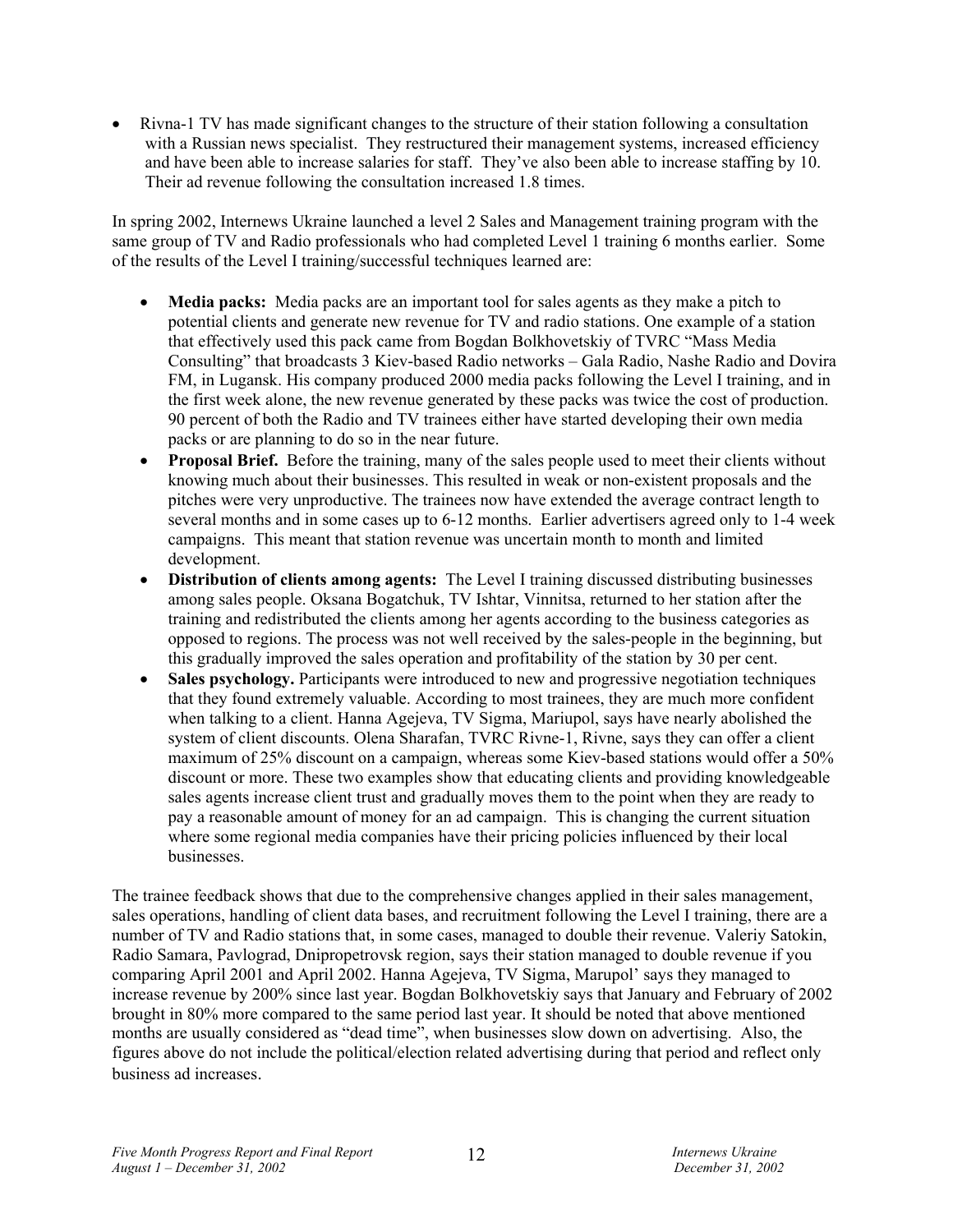- Rivna-1 TV has made significant changes to the structure of their station following a consultation with a Russian news specialist. They restructured their management systems, increased efficiency and have been able to increase salaries for staff. They've also been able to increase staffing by 10. Their ad revenue following the consultation increased 1.8 times.

In spring 2002, Internews Ukraine launched a level 2 Sales and Management training program with the same group of TV and Radio professionals who had completed Level 1 training 6 months earlier. Some of the results of the Level I training/successful techniques learned are:

- **Media packs:** Media packs are an important tool for sales agents as they make a pitch to potential clients and generate new revenue for TV and radio stations. One example of a station that effectively used this pack came from Bogdan Bolkhovetskiy of TVRC "Mass Media Consulting" that broadcasts 3 Kiev-based Radio networks – Gala Radio, Nashe Radio and Dovira FM, in Lugansk. His company produced 2000 media packs following the Level I training, and in the first week alone, the new revenue generated by these packs was twice the cost of production. 90 percent of both the Radio and TV trainees either have started developing their own media packs or are planning to do so in the near future.
- **Proposal Brief.** Before the training, many of the sales people used to meet their clients without knowing much about their businesses. This resulted in weak or non-existent proposals and the pitches were very unproductive. The trainees now have extended the average contract length to several months and in some cases up to 6-12 months. Earlier advertisers agreed only to 1-4 week campaigns. This meant that station revenue was uncertain month to month and limited development.
- **Distribution of clients among agents:** The Level I training discussed distributing businesses among sales people. Oksana Bogatchuk, TV Ishtar, Vinnitsa, returned to her station after the training and redistributed the clients among her agents according to the business categories as opposed to regions. The process was not well received by the sales-people in the beginning, but this gradually improved the sales operation and profitability of the station by 30 per cent.
- **Sales psychology.** Participants were introduced to new and progressive negotiation techniques that they found extremely valuable. According to most trainees, they are much more confident when talking to a client. Hanna Agejeva, TV Sigma, Mariupol, says have nearly abolished the system of client discounts. Olena Sharafan, TVRC Rivne-1, Rivne, says they can offer a client maximum of 25% discount on a campaign, whereas some Kiev-based stations would offer a 50% discount or more. These two examples show that educating clients and providing knowledgeable sales agents increase client trust and gradually moves them to the point when they are ready to pay a reasonable amount of money for an ad campaign. This is changing the current situation where some regional media companies have their pricing policies influenced by their local businesses.

The trainee feedback shows that due to the comprehensive changes applied in their sales management, sales operations, handling of client data bases, and recruitment following the Level I training, there are a number of TV and Radio stations that, in some cases, managed to double their revenue. Valeriy Satokin, Radio Samara, Pavlograd, Dnipropetrovsk region, says their station managed to double revenue if you comparing April 2001 and April 2002. Hanna Agejeva, TV Sigma, Marupol' says they managed to increase revenue by 200% since last year. Bogdan Bolkhovetskiy says that January and February of 2002 brought in 80% more compared to the same period last year. It should be noted that above mentioned months are usually considered as "dead time", when businesses slow down on advertising. Also, the figures above do not include the political/election related advertising during that period and reflect only business ad increases.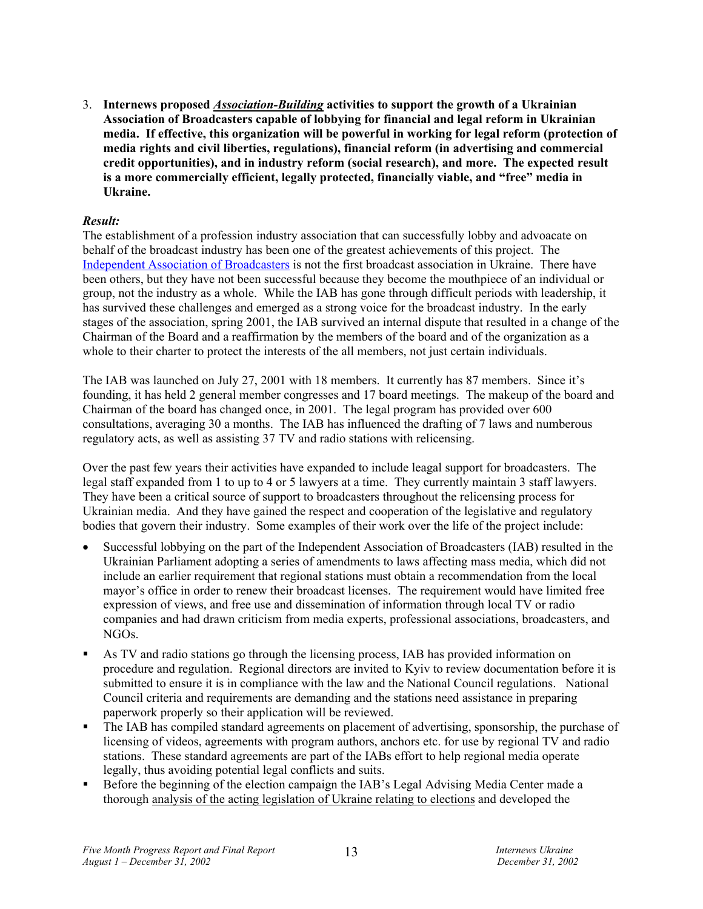3. **Internews proposed *Association-Building* activities to support the growth of a Ukrainian Association of Broadcasters capable of lobbying for financial and legal reform in Ukrainian media. If effective, this organization will be powerful in working for legal reform (protection of media rights and civil liberties, regulations), financial reform (in advertising and commercial credit opportunities), and in industry reform (social research), and more. The expected result is a more commercially efficient, legally protected, financially viable, and "free" media in Ukraine.**

***Result:***

The establishment of a profession industry association that can successfully lobby and advoacate on behalf of the broadcast industry has been one of the greatest achievements of this project. The Independent Association of Broadcasters is not the first broadcast association in Ukraine. There have been others, but they have not been successful because they become the mouthpiece of an individual or group, not the industry as a whole. While the IAB has gone through difficult periods with leadership, it has survived these challenges and emerged as a strong voice for the broadcast industry. In the early stages of the association, spring 2001, the IAB survived an internal dispute that resulted in a change of the Chairman of the Board and a reaffirmation by the members of the board and of the organization as a whole to their charter to protect the interests of the all members, not just certain individuals.

The IAB was launched on July 27, 2001 with 18 members. It currently has 87 members. Since it's founding, it has held 2 general member congresses and 17 board meetings. The makeup of the board and Chairman of the board has changed once, in 2001. The legal program has provided over 600 consultations, averaging 30 a months. The IAB has influenced the drafting of 7 laws and numberous regulatory acts, as well as assisting 37 TV and radio stations with relicensing.

Over the past few years their activities have expanded to include leagal support for broadcasters. The legal staff expanded from 1 to up to 4 or 5 lawyers at a time. They currently maintain 3 staff lawyers. They have been a critical source of support to broadcasters throughout the relicensing process for Ukrainian media. And they have gained the respect and cooperation of the legislative and regulatory bodies that govern their industry. Some examples of their work over the life of the project include:

- Successful lobbying on the part of the Independent Association of Broadcasters (IAB) resulted in the Ukrainian Parliament adopting a series of amendments to laws affecting mass media, which did not include an earlier requirement that regional stations must obtain a recommendation from the local mayor's office in order to renew their broadcast licenses. The requirement would have limited free expression of views, and free use and dissemination of information through local TV or radio companies and had drawn criticism from media experts, professional associations, broadcasters, and NGOs.
- As TV and radio stations go through the licensing process, IAB has provided information on procedure and regulation. Regional directors are invited to Kyiv to review documentation before it is submitted to ensure it is in compliance with the law and the National Council regulations. National Council criteria and requirements are demanding and the stations need assistance in preparing paperwork properly so their application will be reviewed.
- The IAB has compiled standard agreements on placement of advertising, sponsorship, the purchase of licensing of videos, agreements with program authors, anchors etc. for use by regional TV and radio stations. These standard agreements are part of the IABs effort to help regional media operate legally, thus avoiding potential legal conflicts and suits.
- Before the beginning of the election campaign the IAB's Legal Advising Media Center made a thorough analysis of the acting legislation of Ukraine relating to elections and developed the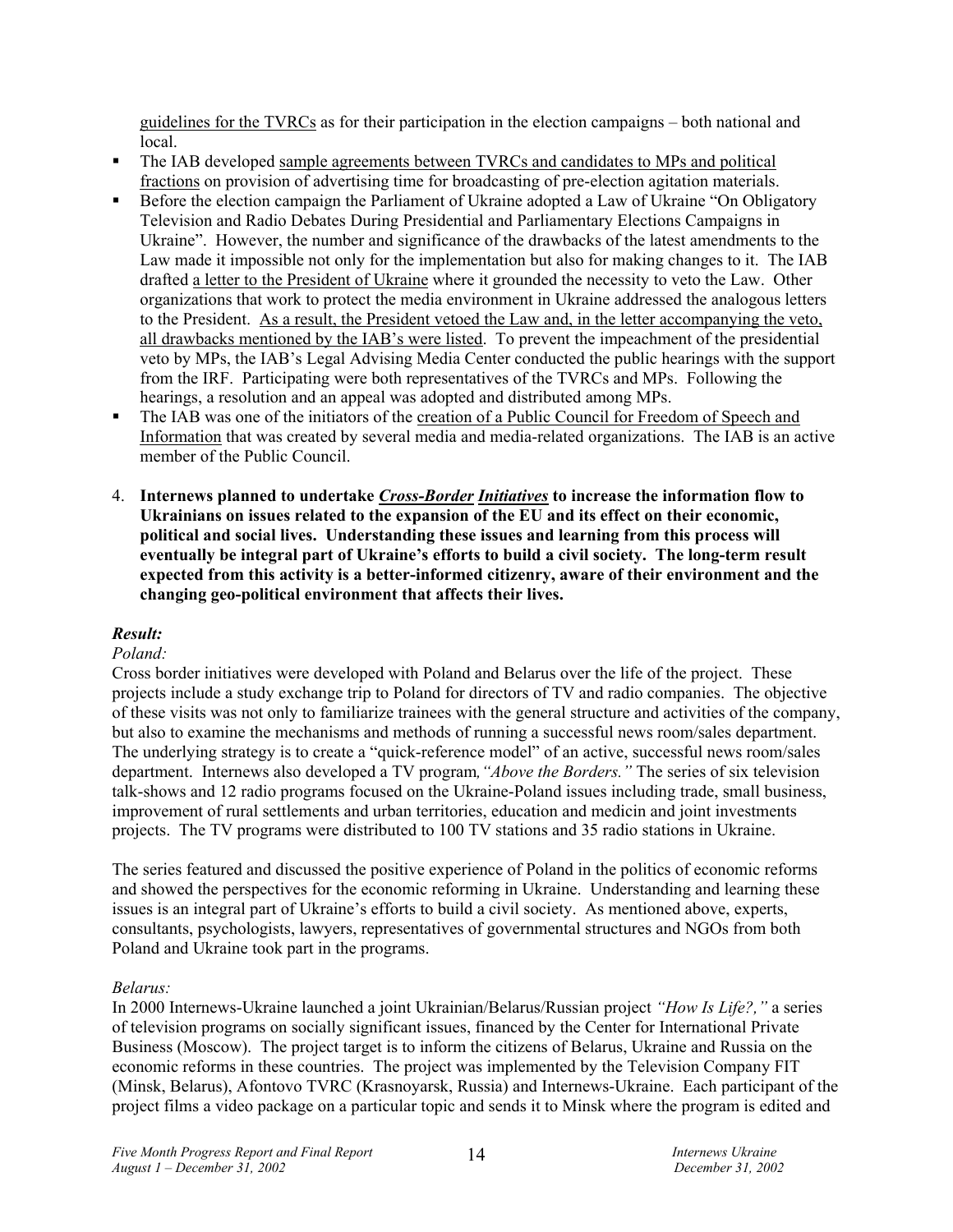guidelines for the TVRCs as for their participation in the election campaigns – both national and local.

- The IAB developed sample agreements between TVRCs and candidates to MPs and political fractions on provision of advertising time for broadcasting of pre-election agitation materials.
- Before the election campaign the Parliament of Ukraine adopted a Law of Ukraine "On Obligatory Television and Radio Debates During Presidential and Parliamentary Elections Campaigns in Ukraine". However, the number and significance of the drawbacks of the latest amendments to the Law made it impossible not only for the implementation but also for making changes to it. The IAB drafted a letter to the President of Ukraine where it grounded the necessity to veto the Law. Other organizations that work to protect the media environment in Ukraine addressed the analogous letters to the President. As a result, the President vetoed the Law and, in the letter accompanying the veto, all drawbacks mentioned by the IAB's were listed. To prevent the impeachment of the presidential veto by MPs, the IAB's Legal Advising Media Center conducted the public hearings with the support from the IRF. Participating were both representatives of the TVRCs and MPs. Following the hearings, a resolution and an appeal was adopted and distributed among MPs.
- The IAB was one of the initiators of the creation of a Public Council for Freedom of Speech and Information that was created by several media and media-related organizations. The IAB is an active member of the Public Council.

4. **Internews planned to undertake *Cross-Border Initiatives* to increase the information flow to Ukrainians on issues related to the expansion of the EU and its effect on their economic, political and social lives. Understanding these issues and learning from this process will eventually be integral part of Ukraine's efforts to build a civil society. The long-term result expected from this activity is a better-informed citizenry, aware of their environment and the changing geo-political environment that affects their lives.**

***Result:***

*Poland:*

Cross border initiatives were developed with Poland and Belarus over the life of the project. These projects include a study exchange trip to Poland for directors of TV and radio companies. The objective of these visits was not only to familiarize trainees with the general structure and activities of the company, but also to examine the mechanisms and methods of running a successful news room/sales department. The underlying strategy is to create a "quick-reference model" of an active, successful news room/sales department. Internews also developed a TV program*, "Above the Borders."* The series of six television talk-shows and 12 radio programs focused on the Ukraine-Poland issues including trade, small business, improvement of rural settlements and urban territories, education and medicin and joint investments projects. The TV programs were distributed to 100 TV stations and 35 radio stations in Ukraine.

The series featured and discussed the positive experience of Poland in the politics of economic reforms and showed the perspectives for the economic reforming in Ukraine. Understanding and learning these issues is an integral part of Ukraine's efforts to build a civil society. As mentioned above, experts, consultants, psychologists, lawyers, representatives of governmental structures and NGOs from both Poland and Ukraine took part in the programs.

*Belarus:*

In 2000 Internews-Ukraine launched a joint Ukrainian/Belarus/Russian project *"How Is Life?,"* a series of television programs on socially significant issues, financed by the Center for International Private Business (Moscow). The project target is to inform the citizens of Belarus, Ukraine and Russia on the economic reforms in these countries. The project was implemented by the Television Company FIT (Minsk, Belarus), Afontovo TVRC (Krasnoyarsk, Russia) and Internews-Ukraine. Each participant of the project films a video package on a particular topic and sends it to Minsk where the program is edited and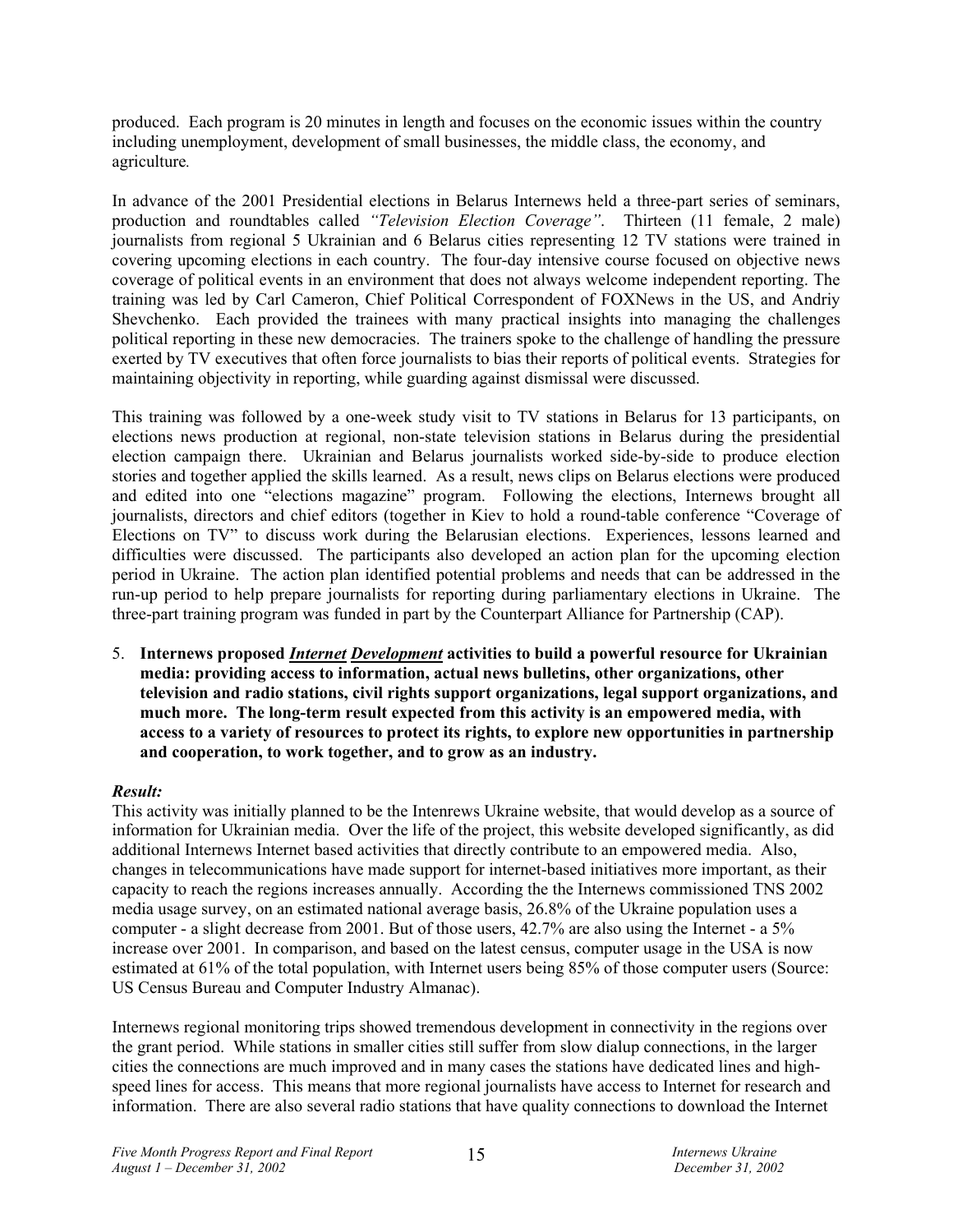produced. Each program is 20 minutes in length and focuses on the economic issues within the country including unemployment, development of small businesses, the middle class, the economy, and agriculture.

In advance of the 2001 Presidential elections in Belarus Internews held a three-part series of seminars, production and roundtables called *"Television Election Coverage"*. Thirteen (11 female, 2 male) journalists from regional 5 Ukrainian and 6 Belarus cities representing 12 TV stations were trained in covering upcoming elections in each country. The four-day intensive course focused on objective news coverage of political events in an environment that does not always welcome independent reporting. The training was led by Carl Cameron, Chief Political Correspondent of FOXNews in the US, and Andriy Shevchenko. Each provided the trainees with many practical insights into managing the challenges political reporting in these new democracies. The trainers spoke to the challenge of handling the pressure exerted by TV executives that often force journalists to bias their reports of political events. Strategies for maintaining objectivity in reporting, while guarding against dismissal were discussed.

This training was followed by a one-week study visit to TV stations in Belarus for 13 participants, on elections news production at regional, non-state television stations in Belarus during the presidential election campaign there. Ukrainian and Belarus journalists worked side-by-side to produce election stories and together applied the skills learned. As a result, news clips on Belarus elections were produced and edited into one "elections magazine" program. Following the elections, Internews brought all journalists, directors and chief editors (together in Kiev to hold a round-table conference "Coverage of Elections on TV" to discuss work during the Belarusian elections. Experiences, lessons learned and difficulties were discussed. The participants also developed an action plan for the upcoming election period in Ukraine. The action plan identified potential problems and needs that can be addressed in the run-up period to help prepare journalists for reporting during parliamentary elections in Ukraine. The three-part training program was funded in part by the Counterpart Alliance for Partnership (CAP).

5. **Internews proposed *Internet Development* activities to build a powerful resource for Ukrainian media: providing access to information, actual news bulletins, other organizations, other television and radio stations, civil rights support organizations, legal support organizations, and much more. The long-term result expected from this activity is an empowered media, with access to a variety of resources to protect its rights, to explore new opportunities in partnership and cooperation, to work together, and to grow as an industry.**

***Result:***

This activity was initially planned to be the Intenrews Ukraine website, that would develop as a source of information for Ukrainian media. Over the life of the project, this website developed significantly, as did additional Internews Internet based activities that directly contribute to an empowered media. Also, changes in telecommunications have made support for internet-based initiatives more important, as their capacity to reach the regions increases annually. According the the Internews commissioned TNS 2002 media usage survey, on an estimated national average basis, 26.8% of the Ukraine population uses a computer - a slight decrease from 2001. But of those users, 42.7% are also using the Internet - a 5% increase over 2001. In comparison, and based on the latest census, computer usage in the USA is now estimated at 61% of the total population, with Internet users being 85% of those computer users (Source: US Census Bureau and Computer Industry Almanac).

Internews regional monitoring trips showed tremendous development in connectivity in the regions over the grant period. While stations in smaller cities still suffer from slow dialup connections, in the larger cities the connections are much improved and in many cases the stations have dedicated lines and high-speed lines for access. This means that more regional journalists have access to Internet for research and information. There are also several radio stations that have quality connections to download the Internet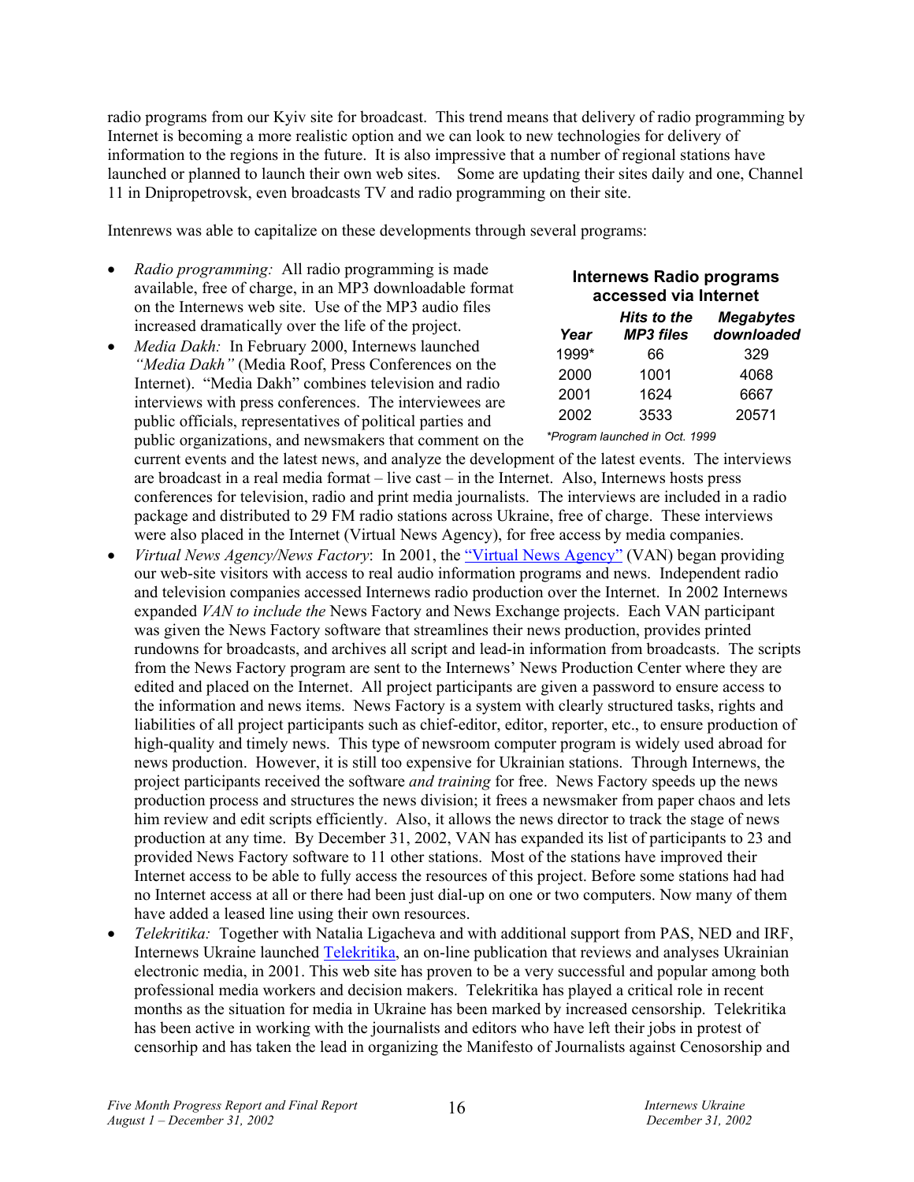radio programs from our Kyiv site for broadcast. This trend means that delivery of radio programming by Internet is becoming a more realistic option and we can look to new technologies for delivery of information to the regions in the future. It is also impressive that a number of regional stations have launched or planned to launch their own web sites. Some are updating their sites daily and one, Channel 11 in Dnipropetrovsk, even broadcasts TV and radio programming on their site.

Intenrews was able to capitalize on these developments through several programs:

**Internews Radio programs accessed via Internet**

| *Year* | *Hits to the MP3 files* | *Megabytes downloaded* |
|---|---|---|
| 1999* | 66 | 329 |
| 2000 | 1001 | 4068 |
| 2001 | 1624 | 6667 |
| 2002 | 3533 | 20571 |

*\*Program launched in Oct. 1999*

- *Radio programming:* All radio programming is made available, free of charge, in an MP3 downloadable format on the Internews web site. Use of the MP3 audio files increased dramatically over the life of the project.
- *Media Dakh:* In February 2000, Internews launched *"Media Dakh"* (Media Roof, Press Conferences on the Internet). "Media Dakh" combines television and radio interviews with press conferences. The interviewees are public officials, representatives of political parties and public organizations, and newsmakers that comment on the current events and the latest news, and analyze the development of the latest events. The interviews are broadcast in a real media format – live cast – in the Internet. Also, Internews hosts press conferences for television, radio and print media journalists. The interviews are included in a radio package and distributed to 29 FM radio stations across Ukraine, free of charge. These interviews were also placed in the Internet (Virtual News Agency), for free access by media companies.
- *Virtual News Agency/News Factory*: In 2001, the "Virtual News Agency" (VAN) began providing our web-site visitors with access to real audio information programs and news. Independent radio and television companies accessed Internews radio production over the Internet. In 2002 Internews expanded *VAN to include the* News Factory and News Exchange projects. Each VAN participant was given the News Factory software that streamlines their news production, provides printed rundowns for broadcasts, and archives all script and lead-in information from broadcasts. The scripts from the News Factory program are sent to the Internews' News Production Center where they are edited and placed on the Internet. All project participants are given a password to ensure access to the information and news items. News Factory is a system with clearly structured tasks, rights and liabilities of all project participants such as chief-editor, editor, reporter, etc., to ensure production of high-quality and timely news. This type of newsroom computer program is widely used abroad for news production. However, it is still too expensive for Ukrainian stations. Through Internews, the project participants received the software *and training* for free. News Factory speeds up the news production process and structures the news division; it frees a newsmaker from paper chaos and lets him review and edit scripts efficiently. Also, it allows the news director to track the stage of news production at any time. By December 31, 2002, VAN has expanded its list of participants to 23 and provided News Factory software to 11 other stations. Most of the stations have improved their Internet access to be able to fully access the resources of this project. Before some stations had had no Internet access at all or there had been just dial-up on one or two computers. Now many of them have added a leased line using their own resources.
- *Telekritika:* Together with Natalia Ligacheva and with additional support from PAS, NED and IRF, Internews Ukraine launched Telekritika, an on-line publication that reviews and analyses Ukrainian electronic media, in 2001. This web site has proven to be a very successful and popular among both professional media workers and decision makers. Telekritika has played a critical role in recent months as the situation for media in Ukraine has been marked by increased censorship. Telekritika has been active in working with the journalists and editors who have left their jobs in protest of censorhip and has taken the lead in organizing the Manifesto of Journalists against Cenosorship and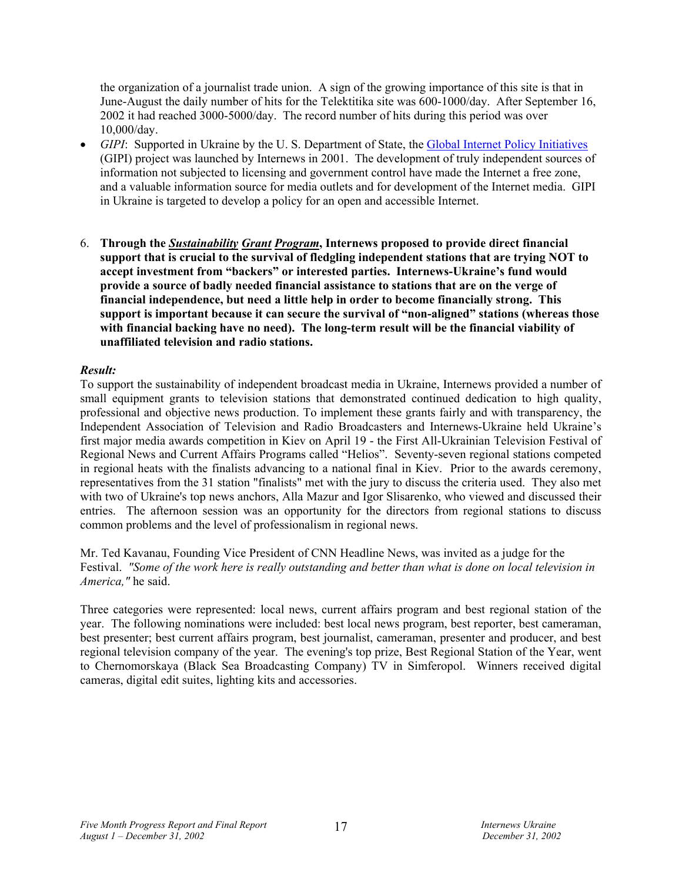the organization of a journalist trade union. A sign of the growing importance of this site is that in June-August the daily number of hits for the Telektitika site was 600-1000/day. After September 16, 2002 it had reached 3000-5000/day. The record number of hits during this period was over 10,000/day.

- *GIPI*: Supported in Ukraine by the U. S. Department of State, the Global Internet Policy Initiatives (GIPI) project was launched by Internews in 2001. The development of truly independent sources of information not subjected to licensing and government control have made the Internet a free zone, and a valuable information source for media outlets and for development of the Internet media. GIPI in Ukraine is targeted to develop a policy for an open and accessible Internet.

6. **Through the _**Sustainability**_ _**Grant**_ _**Program**_, Internews proposed to provide direct financial support that is crucial to the survival of fledgling independent stations that are trying NOT to accept investment from "backers" or interested parties. Internews-Ukraine's fund would provide a source of badly needed financial assistance to stations that are on the verge of financial independence, but need a little help in order to become financially strong. This support is important because it can secure the survival of "non-aligned" stations (whereas those with financial backing have no need). The long-term result will be the financial viability of unaffiliated television and radio stations.**

***Result:***

To support the sustainability of independent broadcast media in Ukraine, Internews provided a number of small equipment grants to television stations that demonstrated continued dedication to high quality, professional and objective news production. To implement these grants fairly and with transparency, the Independent Association of Television and Radio Broadcasters and Internews-Ukraine held Ukraine's first major media awards competition in Kiev on April 19 - the First All-Ukrainian Television Festival of Regional News and Current Affairs Programs called "Helios". Seventy-seven regional stations competed in regional heats with the finalists advancing to a national final in Kiev. Prior to the awards ceremony, representatives from the 31 station "finalists" met with the jury to discuss the criteria used. They also met with two of Ukraine's top news anchors, Alla Mazur and Igor Slisarenko, who viewed and discussed their entries. The afternoon session was an opportunity for the directors from regional stations to discuss common problems and the level of professionalism in regional news.

Mr. Ted Kavanau, Founding Vice President of CNN Headline News, was invited as a judge for the Festival. *"Some of the work here is really outstanding and better than what is done on local television in America,"* he said.

Three categories were represented: local news, current affairs program and best regional station of the year. The following nominations were included: best local news program, best reporter, best cameraman, best presenter; best current affairs program, best journalist, cameraman, presenter and producer, and best regional television company of the year. The evening's top prize, Best Regional Station of the Year, went to Chernomorskaya (Black Sea Broadcasting Company) TV in Simferopol. Winners received digital cameras, digital edit suites, lighting kits and accessories.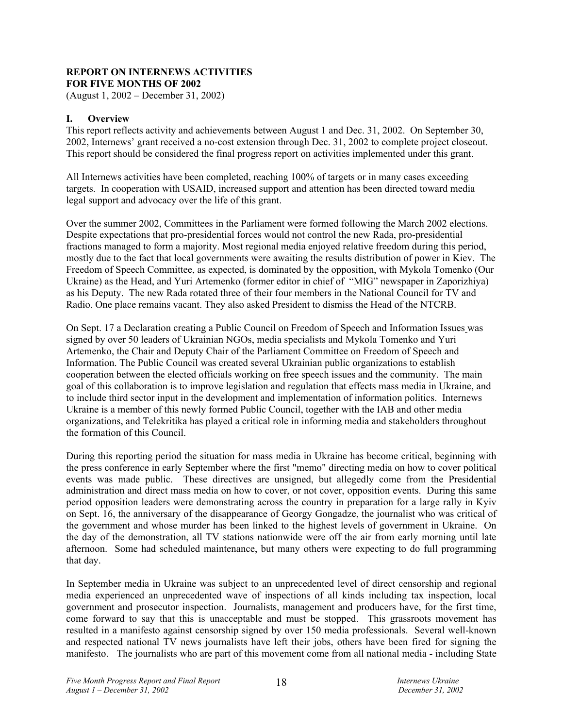**REPORT ON INTERNEWS ACTIVITIES**
**FOR FIVE MONTHS OF 2002**
(August 1, 2002 – December 31, 2002)

## I. Overview

This report reflects activity and achievements between August 1 and Dec. 31, 2002. On September 30, 2002, Internews' grant received a no-cost extension through Dec. 31, 2002 to complete project closeout. This report should be considered the final progress report on activities implemented under this grant.

All Internews activities have been completed, reaching 100% of targets or in many cases exceeding targets. In cooperation with USAID, increased support and attention has been directed toward media legal support and advocacy over the life of this grant.

Over the summer 2002, Committees in the Parliament were formed following the March 2002 elections. Despite expectations that pro-presidential forces would not control the new Rada, pro-presidential fractions managed to form a majority. Most regional media enjoyed relative freedom during this period, mostly due to the fact that local governments were awaiting the results distribution of power in Kiev. The Freedom of Speech Committee, as expected, is dominated by the opposition, with Mykola Tomenko (Our Ukraine) as the Head, and Yuri Artemenko (former editor in chief of "MIG" newspaper in Zaporizhiya) as his Deputy. The new Rada rotated three of their four members in the National Council for TV and Radio. One place remains vacant. They also asked President to dismiss the Head of the NTCRB.

On Sept. 17 a Declaration creating a Public Council on Freedom of Speech and Information Issues was signed by over 50 leaders of Ukrainian NGOs, media specialists and Mykola Tomenko and Yuri Artemenko, the Chair and Deputy Chair of the Parliament Committee on Freedom of Speech and Information. The Public Council was created several Ukrainian public organizations to establish cooperation between the elected officials working on free speech issues and the community. The main goal of this collaboration is to improve legislation and regulation that effects mass media in Ukraine, and to include third sector input in the development and implementation of information politics. Internews Ukraine is a member of this newly formed Public Council, together with the IAB and other media organizations, and Telekritika has played a critical role in informing media and stakeholders throughout the formation of this Council.

During this reporting period the situation for mass media in Ukraine has become critical, beginning with the press conference in early September where the first "memo" directing media on how to cover political events was made public. These directives are unsigned, but allegedly come from the Presidential administration and direct mass media on how to cover, or not cover, opposition events. During this same period opposition leaders were demonstrating across the country in preparation for a large rally in Kyiv on Sept. 16, the anniversary of the disappearance of Georgy Gongadze, the journalist who was critical of the government and whose murder has been linked to the highest levels of government in Ukraine. On the day of the demonstration, all TV stations nationwide were off the air from early morning until late afternoon. Some had scheduled maintenance, but many others were expecting to do full programming that day.

In September media in Ukraine was subject to an unprecedented level of direct censorship and regional media experienced an unprecedented wave of inspections of all kinds including tax inspection, local government and prosecutor inspection. Journalists, management and producers have, for the first time, come forward to say that this is unacceptable and must be stopped. This grassroots movement has resulted in a manifesto against censorship signed by over 150 media professionals. Several well-known and respected national TV news journalists have left their jobs, others have been fired for signing the manifesto. The journalists who are part of this movement come from all national media - including State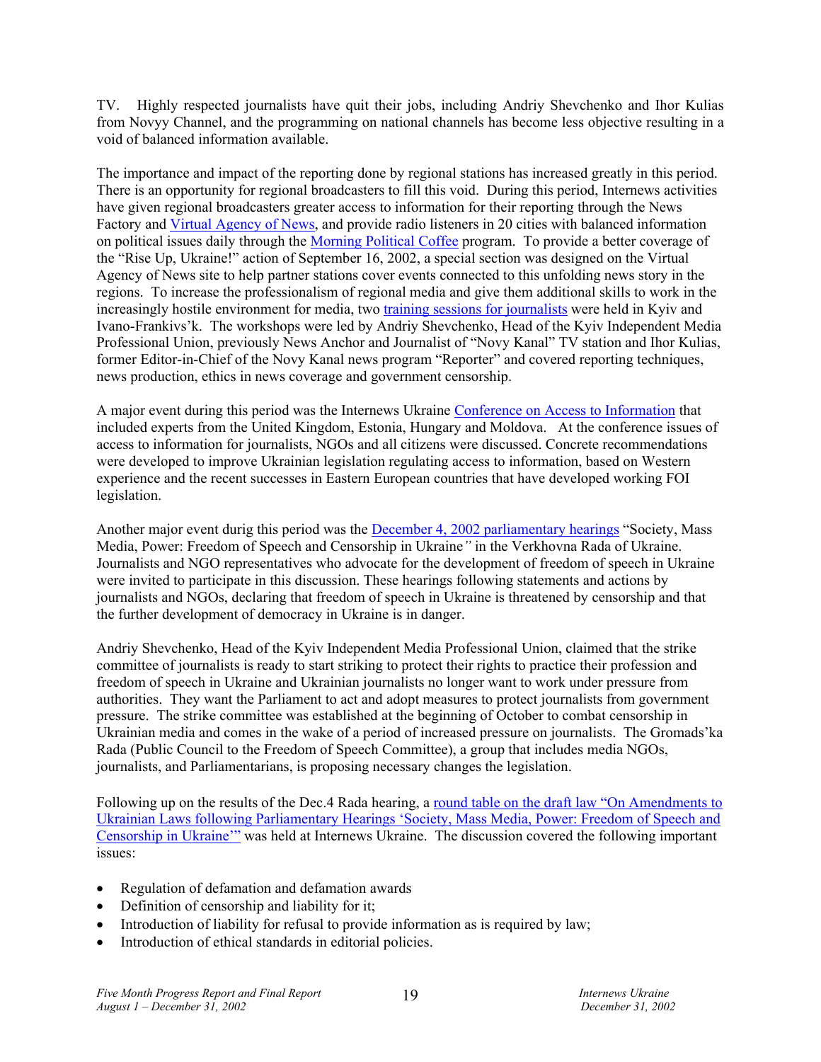TV. Highly respected journalists have quit their jobs, including Andriy Shevchenko and Ihor Kulias from Novyy Channel, and the programming on national channels has become less objective resulting in a void of balanced information available.

The importance and impact of the reporting done by regional stations has increased greatly in this period. There is an opportunity for regional broadcasters to fill this void. During this period, Internews activities have given regional broadcasters greater access to information for their reporting through the News Factory and Virtual Agency of News, and provide radio listeners in 20 cities with balanced information on political issues daily through the Morning Political Coffee program. To provide a better coverage of the "Rise Up, Ukraine!" action of September 16, 2002, a special section was designed on the Virtual Agency of News site to help partner stations cover events connected to this unfolding news story in the regions. To increase the professionalism of regional media and give them additional skills to work in the increasingly hostile environment for media, two training sessions for journalists were held in Kyiv and Ivano-Frankivs'k. The workshops were led by Andriy Shevchenko, Head of the Kyiv Independent Media Professional Union, previously News Anchor and Journalist of "Novy Kanal" TV station and Ihor Kulias, former Editor-in-Chief of the Novy Kanal news program "Reporter" and covered reporting techniques, news production, ethics in news coverage and government censorship.

A major event during this period was the Internews Ukraine Conference on Access to Information that included experts from the United Kingdom, Estonia, Hungary and Moldova. At the conference issues of access to information for journalists, NGOs and all citizens were discussed. Concrete recommendations were developed to improve Ukrainian legislation regulating access to information, based on Western experience and the recent successes in Eastern European countries that have developed working FOI legislation.

Another major event durig this period was the December 4, 2002 parliamentary hearings "Society, Mass Media, Power: Freedom of Speech and Censorship in Ukraine*"* in the Verkhovna Rada of Ukraine. Journalists and NGO representatives who advocate for the development of freedom of speech in Ukraine were invited to participate in this discussion. These hearings following statements and actions by journalists and NGOs, declaring that freedom of speech in Ukraine is threatened by censorship and that the further development of democracy in Ukraine is in danger.

Andriy Shevchenko, Head of the Kyiv Independent Media Professional Union, claimed that the strike committee of journalists is ready to start striking to protect their rights to practice their profession and freedom of speech in Ukraine and Ukrainian journalists no longer want to work under pressure from authorities. They want the Parliament to act and adopt measures to protect journalists from government pressure. The strike committee was established at the beginning of October to combat censorship in Ukrainian media and comes in the wake of a period of increased pressure on journalists. The Gromads'ka Rada (Public Council to the Freedom of Speech Committee), a group that includes media NGOs, journalists, and Parliamentarians, is proposing necessary changes the legislation.

Following up on the results of the Dec.4 Rada hearing, a round table on the draft law "On Amendments to Ukrainian Laws following Parliamentary Hearings 'Society, Mass Media, Power: Freedom of Speech and Censorship in Ukraine'" was held at Internews Ukraine. The discussion covered the following important issues:

- Regulation of defamation and defamation awards
- Definition of censorship and liability for it;
- Introduction of liability for refusal to provide information as is required by law;
- Introduction of ethical standards in editorial policies.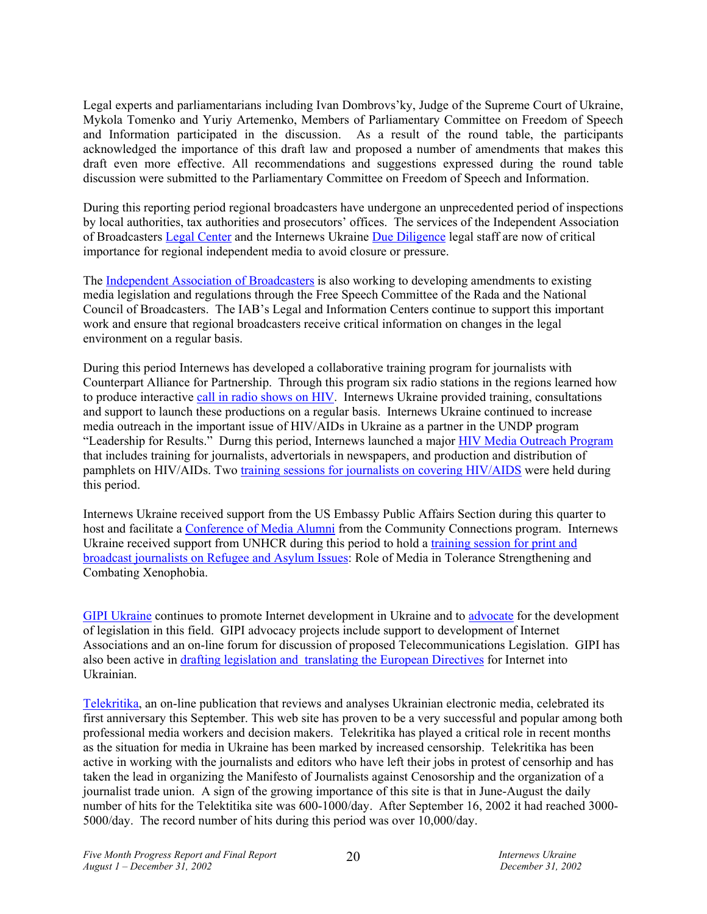Legal experts and parliamentarians including Ivan Dombrovs'ky, Judge of the Supreme Court of Ukraine, Mykola Tomenko and Yuriy Artemenko, Members of Parliamentary Committee on Freedom of Speech and Information participated in the discussion. As a result of the round table, the participants acknowledged the importance of this draft law and proposed a number of amendments that makes this draft even more effective. All recommendations and suggestions expressed during the round table discussion were submitted to the Parliamentary Committee on Freedom of Speech and Information.

During this reporting period regional broadcasters have undergone an unprecedented period of inspections by local authorities, tax authorities and prosecutors' offices. The services of the Independent Association of Broadcasters Legal Center and the Internews Ukraine Due Diligence legal staff are now of critical importance for regional independent media to avoid closure or pressure.

The Independent Association of Broadcasters is also working to developing amendments to existing media legislation and regulations through the Free Speech Committee of the Rada and the National Council of Broadcasters. The IAB's Legal and Information Centers continue to support this important work and ensure that regional broadcasters receive critical information on changes in the legal environment on a regular basis.

During this period Internews has developed a collaborative training program for journalists with Counterpart Alliance for Partnership. Through this program six radio stations in the regions learned how to produce interactive call in radio shows on HIV. Internews Ukraine provided training, consultations and support to launch these productions on a regular basis. Internews Ukraine continued to increase media outreach in the important issue of HIV/AIDs in Ukraine as a partner in the UNDP program "Leadership for Results." Durng this period, Internews launched a major HIV Media Outreach Program that includes training for journalists, advertorials in newspapers, and production and distribution of pamphlets on HIV/AIDs. Two training sessions for journalists on covering HIV/AIDS were held during this period.

Internews Ukraine received support from the US Embassy Public Affairs Section during this quarter to host and facilitate a Conference of Media Alumni from the Community Connections program. Internews Ukraine received support from UNHCR during this period to hold a training session for print and broadcast journalists on Refugee and Asylum Issues: Role of Media in Tolerance Strengthening and Combating Xenophobia.

GIPI Ukraine continues to promote Internet development in Ukraine and to advocate for the development of legislation in this field. GIPI advocacy projects include support to development of Internet Associations and an on-line forum for discussion of proposed Telecommunications Legislation. GIPI has also been active in drafting legislation and translating the European Directives for Internet into Ukrainian.

Telekritika, an on-line publication that reviews and analyses Ukrainian electronic media, celebrated its first anniversary this September. This web site has proven to be a very successful and popular among both professional media workers and decision makers. Telekritika has played a critical role in recent months as the situation for media in Ukraine has been marked by increased censorship. Telekritika has been active in working with the journalists and editors who have left their jobs in protest of censorhip and has taken the lead in organizing the Manifesto of Journalists against Cenosorship and the organization of a journalist trade union. A sign of the growing importance of this site is that in June-August the daily number of hits for the Telektitika site was 600-1000/day. After September 16, 2002 it had reached 3000-5000/day. The record number of hits during this period was over 10,000/day.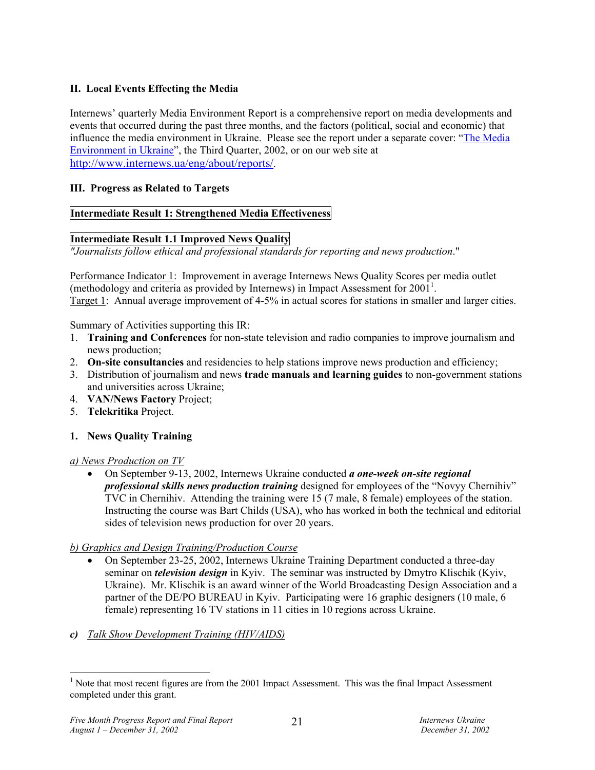## II. Local Events Effecting the Media

Internews' quarterly Media Environment Report is a comprehensive report on media developments and events that occurred during the past three months, and the factors (political, social and economic) that influence the media environment in Ukraine. Please see the report under a separate cover: "[The Media Environment in Ukraine]", the Third Quarter, 2002, or on our web site at [http://www.internews.ua/eng/about/reports/](http://www.internews.ua/eng/about/reports/).

## III. Progress as Related to Targets

**Intermediate Result 1: Strengthened Media Effectiveness**

**Intermediate Result 1.1 Improved News Quality**

*"Journalists follow ethical and professional standards for reporting and news production."*

Performance Indicator 1: Improvement in average Internews News Quality Scores per media outlet (methodology and criteria as provided by Internews) in Impact Assessment for 2001[1].
Target 1: Annual average improvement of 4-5% in actual scores for stations in smaller and larger cities.

Summary of Activities supporting this IR:

1. **Training and Conferences** for non-state television and radio companies to improve journalism and news production;
2. **On-site consultancies** and residencies to help stations improve news production and efficiency;
3. Distribution of journalism and news **trade manuals and learning guides** to non-government stations and universities across Ukraine;
4. **VAN/News Factory** Project;
5. **Telekritika** Project.

### 1. News Quality Training

*a) News Production on TV*

- On September 9-13, 2002, Internews Ukraine conducted ***a one-week on-site regional professional skills news production training*** designed for employees of the "Novyy Chernihiv" TVC in Chernihiv. Attending the training were 15 (7 male, 8 female) employees of the station. Instructing the course was Bart Childs (USA), who has worked in both the technical and editorial sides of television news production for over 20 years.

*b) Graphics and Design Training/Production Course*

- On September 23-25, 2002, Internews Ukraine Training Department conducted a three-day seminar on ***television design*** in Kyiv. The seminar was instructed by Dmytro Klischik (Kyiv, Ukraine). Mr. Klischik is an award winner of the World Broadcasting Design Association and a partner of the DE/PO BUREAU in Kyiv. Participating were 16 graphic designers (10 male, 6 female) representing 16 TV stations in 11 cities in 10 regions across Ukraine.

***c)*** *Talk Show Development Training (HIV/AIDS)*

---

[1] Note that most recent figures are from the 2001 Impact Assessment. This was the final Impact Assessment completed under this grant.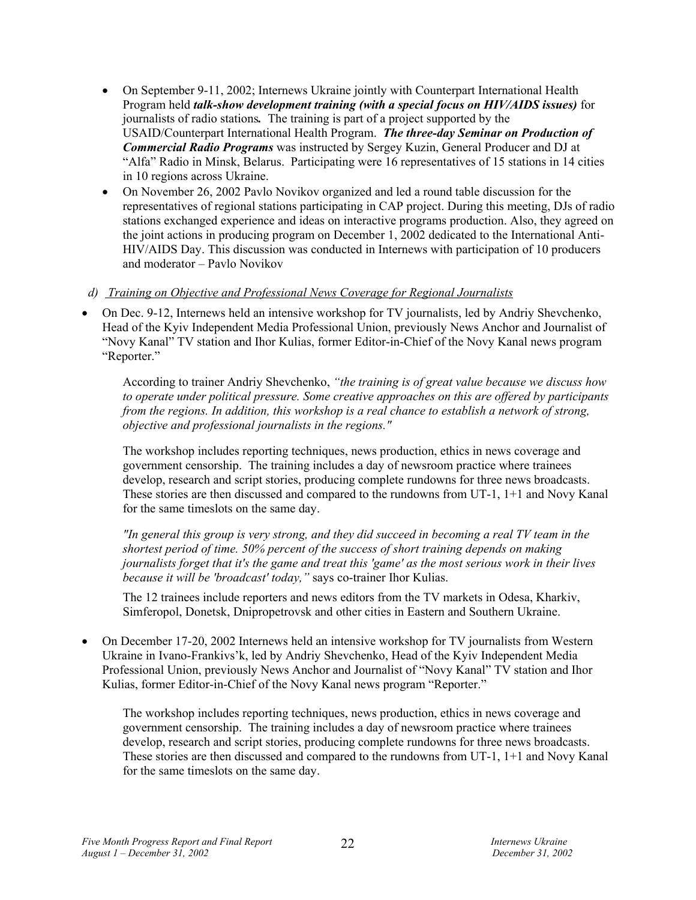- On September 9-11, 2002; Internews Ukraine jointly with Counterpart International Health Program held ***talk-show development training (with a special focus on HIV/AIDS issues)*** for journalists of radio stations***.*** The training is part of a project supported by the USAID/Counterpart International Health Program. ***The three-day Seminar on Production of Commercial Radio Programs*** was instructed by Sergey Kuzin, General Producer and DJ at "Alfa" Radio in Minsk, Belarus. Participating were 16 representatives of 15 stations in 14 cities in 10 regions across Ukraine.
- On November 26, 2002 Pavlo Novikov organized and led a round table discussion for the representatives of regional stations participating in CAP project. During this meeting, DJs of radio stations exchanged experience and ideas on interactive programs production. Also, they agreed on the joint actions in producing program on December 1, 2002 dedicated to the International Anti-HIV/AIDS Day. This discussion was conducted in Internews with participation of 10 producers and moderator – Pavlo Novikov

*d) Training on Objective and Professional News Coverage for Regional Journalists*

- On Dec. 9-12, Internews held an intensive workshop for TV journalists, led by Andriy Shevchenko, Head of the Kyiv Independent Media Professional Union, previously News Anchor and Journalist of "Novy Kanal" TV station and Ihor Kulias, former Editor-in-Chief of the Novy Kanal news program "Reporter."

  According to trainer Andriy Shevchenko, *"the training is of great value because we discuss how to operate under political pressure. Some creative approaches on this are offered by participants from the regions. In addition, this workshop is a real chance to establish a network of strong, objective and professional journalists in the regions."*

  The workshop includes reporting techniques, news production, ethics in news coverage and government censorship. The training includes a day of newsroom practice where trainees develop, research and script stories, producing complete rundowns for three news broadcasts. These stories are then discussed and compared to the rundowns from UT-1, 1+1 and Novy Kanal for the same timeslots on the same day.

  *"In general this group is very strong, and they did succeed in becoming a real TV team in the shortest period of time. 50% percent of the success of short training depends on making journalists forget that it's the game and treat this 'game' as the most serious work in their lives because it will be 'broadcast' today,"* says co-trainer Ihor Kulias.

  The 12 trainees include reporters and news editors from the TV markets in Odesa, Kharkiv, Simferopol, Donetsk, Dnipropetrovsk and other cities in Eastern and Southern Ukraine.

- On December 17-20, 2002 Internews held an intensive workshop for TV journalists from Western Ukraine in Ivano-Frankivs'k, led by Andriy Shevchenko, Head of the Kyiv Independent Media Professional Union, previously News Anchor and Journalist of "Novy Kanal" TV station and Ihor Kulias, former Editor-in-Chief of the Novy Kanal news program "Reporter."

  The workshop includes reporting techniques, news production, ethics in news coverage and government censorship. The training includes a day of newsroom practice where trainees develop, research and script stories, producing complete rundowns for three news broadcasts. These stories are then discussed and compared to the rundowns from UT-1, 1+1 and Novy Kanal for the same timeslots on the same day.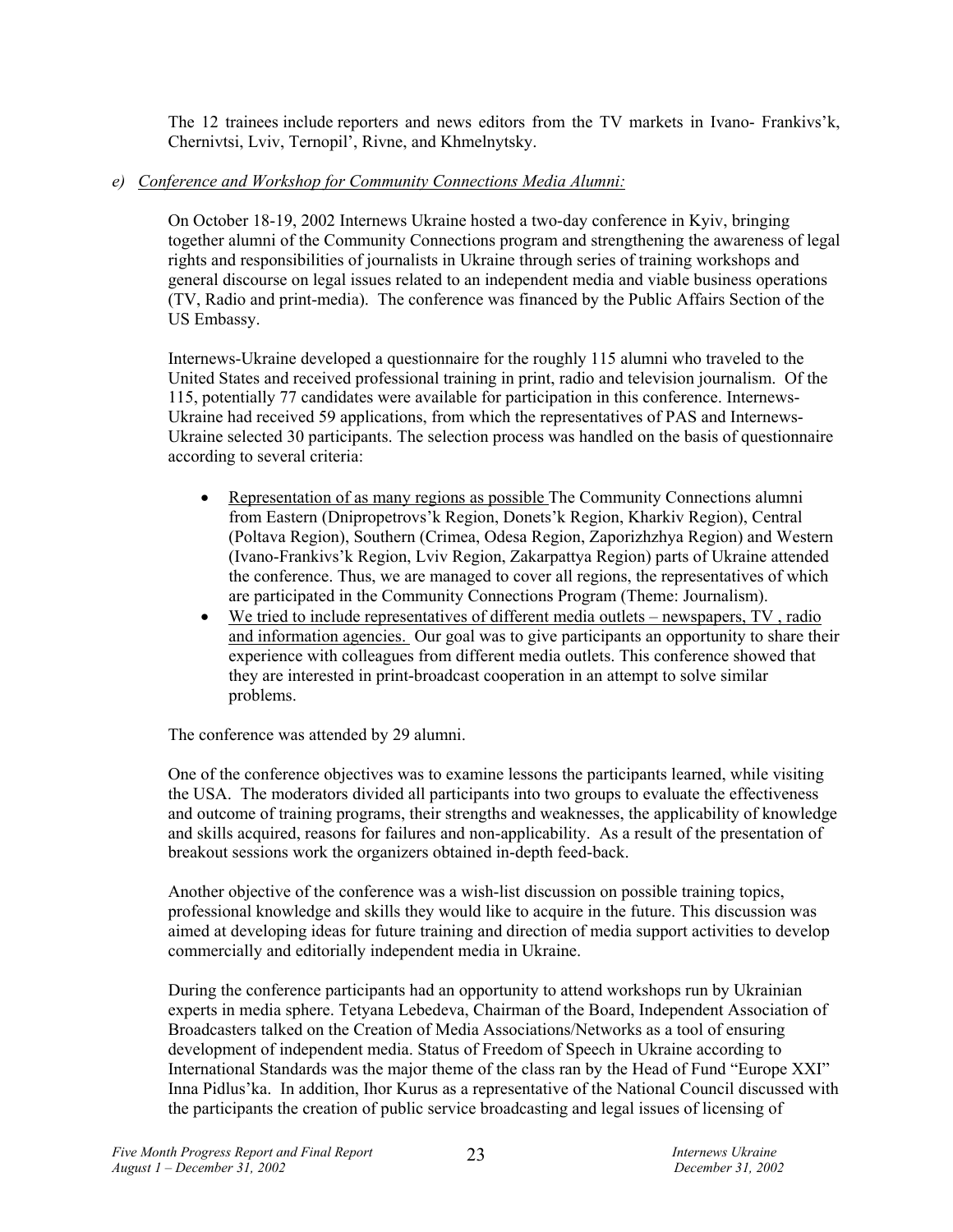The 12 trainees include reporters and news editors from the TV markets in Ivano- Frankivs'k, Chernivtsi, Lviv, Ternopil', Rivne, and Khmelnytsky.

*e) Conference and Workshop for Community Connections Media Alumni:*

On October 18-19, 2002 Internews Ukraine hosted a two-day conference in Kyiv, bringing together alumni of the Community Connections program and strengthening the awareness of legal rights and responsibilities of journalists in Ukraine through series of training workshops and general discourse on legal issues related to an independent media and viable business operations (TV, Radio and print-media). The conference was financed by the Public Affairs Section of the US Embassy.

Internews-Ukraine developed a questionnaire for the roughly 115 alumni who traveled to the United States and received professional training in print, radio and television journalism. Of the 115, potentially 77 candidates were available for participation in this conference. Internews-Ukraine had received 59 applications, from which the representatives of PAS and Internews-Ukraine selected 30 participants. The selection process was handled on the basis of questionnaire according to several criteria:

- Representation of as many regions as possible The Community Connections alumni from Eastern (Dnipropetrovs'k Region, Donets'k Region, Kharkiv Region), Central (Poltava Region), Southern (Crimea, Odesa Region, Zaporizhzhya Region) and Western (Ivano-Frankivs'k Region, Lviv Region, Zakarpattya Region) parts of Ukraine attended the conference. Thus, we are managed to cover all regions, the representatives of which are participated in the Community Connections Program (Theme: Journalism).
- We tried to include representatives of different media outlets – newspapers, TV , radio and information agencies. Our goal was to give participants an opportunity to share their experience with colleagues from different media outlets. This conference showed that they are interested in print-broadcast cooperation in an attempt to solve similar problems.

The conference was attended by 29 alumni.

One of the conference objectives was to examine lessons the participants learned, while visiting the USA. The moderators divided all participants into two groups to evaluate the effectiveness and outcome of training programs, their strengths and weaknesses, the applicability of knowledge and skills acquired, reasons for failures and non-applicability. As a result of the presentation of breakout sessions work the organizers obtained in-depth feed-back.

Another objective of the conference was a wish-list discussion on possible training topics, professional knowledge and skills they would like to acquire in the future. This discussion was aimed at developing ideas for future training and direction of media support activities to develop commercially and editorially independent media in Ukraine.

During the conference participants had an opportunity to attend workshops run by Ukrainian experts in media sphere. Tetyana Lebedeva, Chairman of the Board, Independent Association of Broadcasters talked on the Creation of Media Associations/Networks as a tool of ensuring development of independent media. Status of Freedom of Speech in Ukraine according to International Standards was the major theme of the class ran by the Head of Fund "Europe XXI" Inna Pidlus'ka. In addition, Ihor Kurus as a representative of the National Council discussed with the participants the creation of public service broadcasting and legal issues of licensing of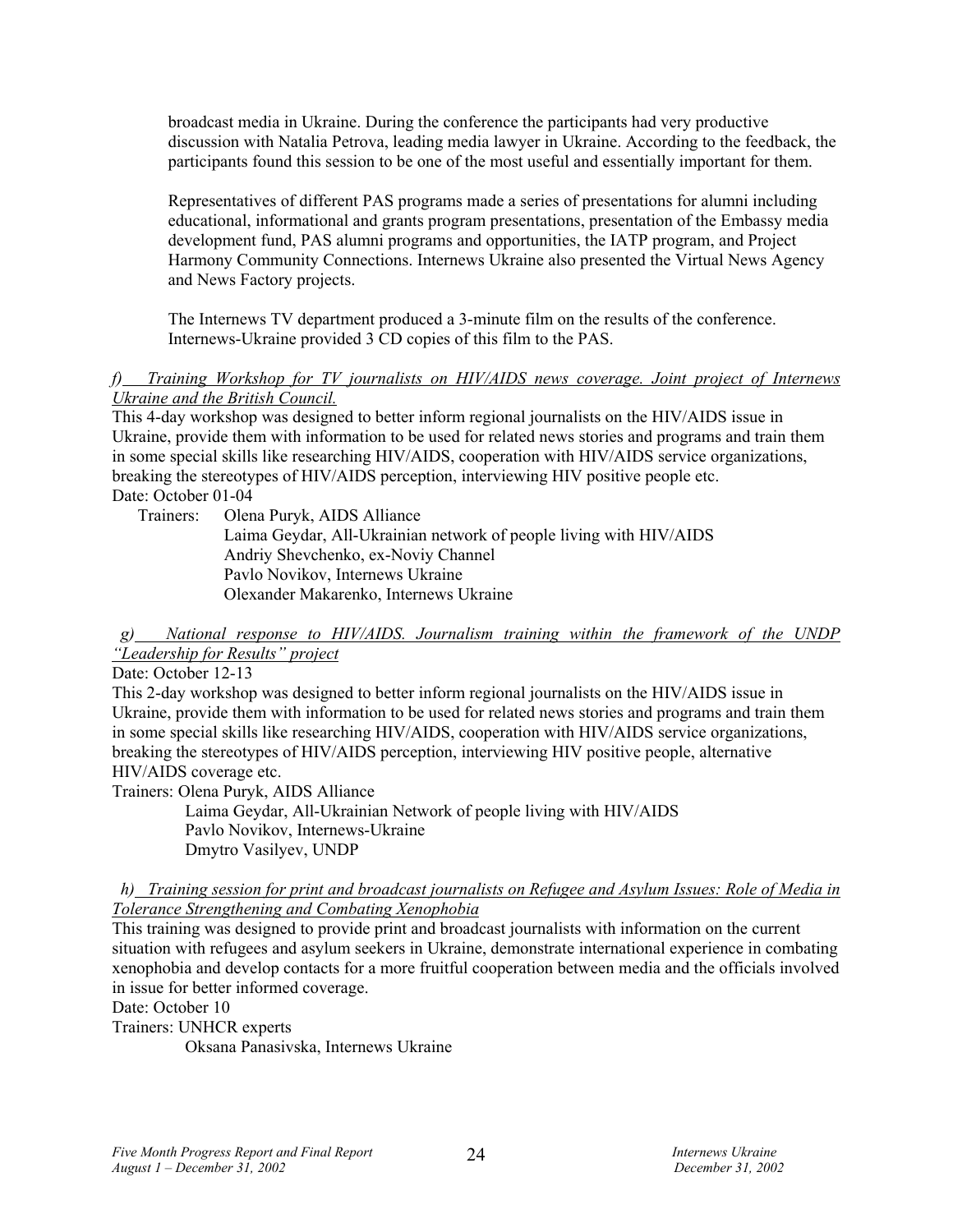broadcast media in Ukraine. During the conference the participants had very productive discussion with Natalia Petrova, leading media lawyer in Ukraine. According to the feedback, the participants found this session to be one of the most useful and essentially important for them.

Representatives of different PAS programs made a series of presentations for alumni including educational, informational and grants program presentations, presentation of the Embassy media development fund, PAS alumni programs and opportunities, the IATP program, and Project Harmony Community Connections. Internews Ukraine also presented the Virtual News Agency and News Factory projects.

The Internews TV department produced a 3-minute film on the results of the conference. Internews-Ukraine provided 3 CD copies of this film to the PAS.

*f) Training Workshop for TV journalists on HIV/AIDS news coverage. Joint project of Internews Ukraine and the British Council.*

This 4-day workshop was designed to better inform regional journalists on the HIV/AIDS issue in Ukraine, provide them with information to be used for related news stories and programs and train them in some special skills like researching HIV/AIDS, cooperation with HIV/AIDS service organizations, breaking the stereotypes of HIV/AIDS perception, interviewing HIV positive people etc.

Date: October 01-04

Trainers: Olena Puryk, AIDS Alliance
Laima Geydar, All-Ukrainian network of people living with HIV/AIDS
Andriy Shevchenko, ex-Noviy Channel
Pavlo Novikov, Internews Ukraine
Olexander Makarenko, Internews Ukraine

*g) National response to HIV/AIDS. Journalism training within the framework of the UNDP "Leadership for Results" project*

Date: October 12-13

This 2-day workshop was designed to better inform regional journalists on the HIV/AIDS issue in Ukraine, provide them with information to be used for related news stories and programs and train them in some special skills like researching HIV/AIDS, cooperation with HIV/AIDS service organizations, breaking the stereotypes of HIV/AIDS perception, interviewing HIV positive people, alternative HIV/AIDS coverage etc.

Trainers: Olena Puryk, AIDS Alliance
Laima Geydar, All-Ukrainian Network of people living with HIV/AIDS
Pavlo Novikov, Internews-Ukraine
Dmytro Vasilyev, UNDP

*h) Training session for print and broadcast journalists on Refugee and Asylum Issues: Role of Media in Tolerance Strengthening and Combating Xenophobia*

This training was designed to provide print and broadcast journalists with information on the current situation with refugees and asylum seekers in Ukraine, demonstrate international experience in combating xenophobia and develop contacts for a more fruitful cooperation between media and the officials involved in issue for better informed coverage.

Date: October 10

Trainers: UNHCR experts
Oksana Panasivska, Internews Ukraine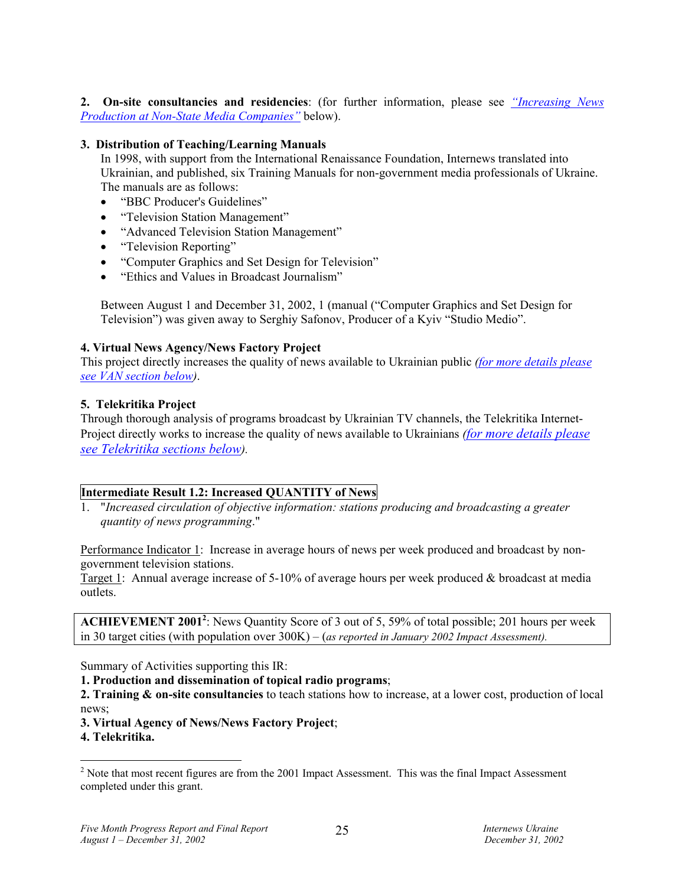**2. On-site consultancies and residencies**: (for further information, please see *"Increasing News Production at Non-State Media Companies"* below).

**3. Distribution of Teaching/Learning Manuals**

In 1998, with support from the International Renaissance Foundation, Internews translated into Ukrainian, and published, six Training Manuals for non-government media professionals of Ukraine. The manuals are as follows:

- "BBC Producer's Guidelines"
- "Television Station Management"
- "Advanced Television Station Management"
- "Television Reporting"
- "Computer Graphics and Set Design for Television"
- "Ethics and Values in Broadcast Journalism"

Between August 1 and December 31, 2002, 1 (manual ("Computer Graphics and Set Design for Television") was given away to Serghiy Safonov, Producer of a Kyiv "Studio Medio".

**4. Virtual News Agency/News Factory Project**

This project directly increases the quality of news available to Ukrainian public *(for more details please see VAN section below)*.

**5. Telekritika Project**

Through thorough analysis of programs broadcast by Ukrainian TV channels, the Telekritika Internet-Project directly works to increase the quality of news available to Ukrainians *(for more details please see Telekritika sections below)*.

**Intermediate Result 1.2: Increased QUANTITY of News**

1. "*Increased circulation of objective information: stations producing and broadcasting a greater quantity of news programming*."

Performance Indicator 1: Increase in average hours of news per week produced and broadcast by non-government television stations.

Target 1: Annual average increase of 5-10% of average hours per week produced & broadcast at media outlets.

**ACHIEVEMENT 2001**[2]: News Quantity Score of 3 out of 5, 59% of total possible; 201 hours per week in 30 target cities (with population over 300K) – (*as reported in January 2002 Impact Assessment).*

Summary of Activities supporting this IR:

**1. Production and dissemination of topical radio programs**;

**2. Training & on-site consultancies** to teach stations how to increase, at a lower cost, production of local news;

**3. Virtual Agency of News/News Factory Project**;

**4. Telekritika.**

[2] Note that most recent figures are from the 2001 Impact Assessment. This was the final Impact Assessment completed under this grant.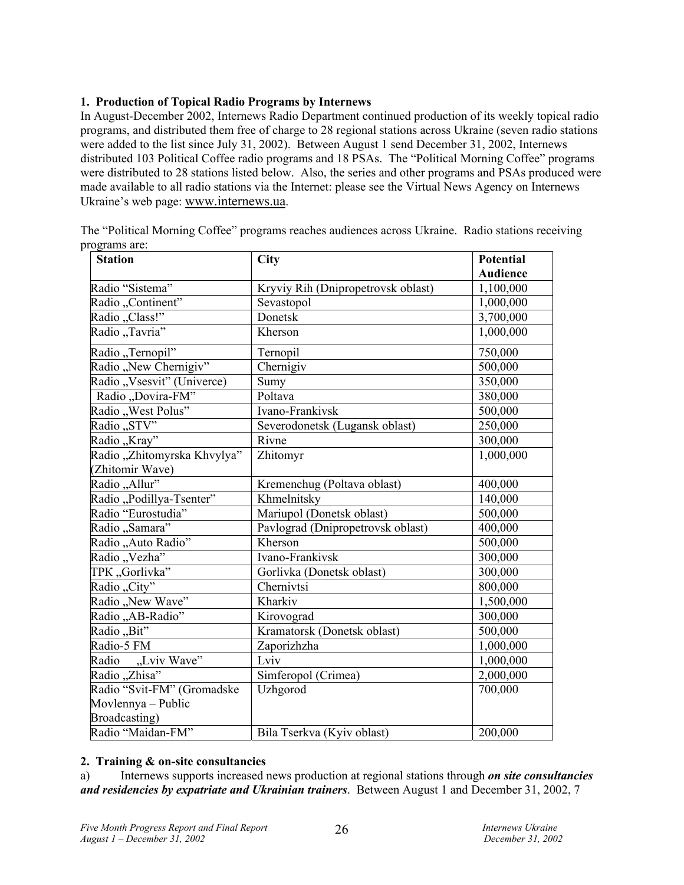**1. Production of Topical Radio Programs by Internews**

In August-December 2002, Internews Radio Department continued production of its weekly topical radio programs, and distributed them free of charge to 28 regional stations across Ukraine (seven radio stations were added to the list since July 31, 2002). Between August 1 send December 31, 2002, Internews distributed 103 Political Coffee radio programs and 18 PSAs. The "Political Morning Coffee" programs were distributed to 28 stations listed below. Also, the series and other programs and PSAs produced were made available to all radio stations via the Internet: please see the Virtual News Agency on Internews Ukraine's web page: www.internews.ua.

The "Political Morning Coffee" programs reaches audiences across Ukraine. Radio stations receiving programs are:

| Station | City | Potential Audience |
|---|---|---|
| Radio "Sistema" | Kryviy Rih (Dnipropetrovsk oblast) | 1,100,000 |
| Radio „Continent" | Sevastopol | 1,000,000 |
| Radio „Class!" | Donetsk | 3,700,000 |
| Radio „Tavria" | Kherson | 1,000,000 |
| Radio „Ternopil" | Ternopil | 750,000 |
| Radio „New Chernigiv" | Chernigiv | 500,000 |
| Radio „Vsesvit" (Univerce) | Sumy | 350,000 |
| Radio „Dovira-FM" | Poltava | 380,000 |
| Radio „West Polus" | Ivano-Frankivsk | 500,000 |
| Radio „STV" | Severodonetsk (Lugansk oblast) | 250,000 |
| Radio „Kray" | Rivne | 300,000 |
| Radio „Zhitomyrska Khvylya" (Zhitomir Wave) | Zhitomyr | 1,000,000 |
| Radio „Allur" | Kremenchug (Poltava oblast) | 400,000 |
| Radio „Podillya-Tsenter" | Khmelnitsky | 140,000 |
| Radio "Eurostudia" | Mariupol (Donetsk oblast) | 500,000 |
| Radio „Samara" | Pavlograd (Dnipropetrovsk oblast) | 400,000 |
| Radio „Auto Radio" | Kherson | 500,000 |
| Radio „Vezha" | Ivano-Frankivsk | 300,000 |
| ТРК „Gorlivka" | Gorlivka (Donetsk oblast) | 300,000 |
| Radio „City" | Chernivtsi | 800,000 |
| Radio „New Wave" | Kharkiv | 1,500,000 |
| Radio „AB-Radio" | Kirovograd | 300,000 |
| Radio „Bit" | Kramatorsk (Donetsk oblast) | 500,000 |
| Radio-5 FM | Zaporizhzha | 1,000,000 |
| Radio „Lviv Wave" | Lviv | 1,000,000 |
| Radio „Zhisa" | Simferopol (Crimea) | 2,000,000 |
| Radio "Svit-FM" (Gromadske Movlennya – Public Broadcasting) | Uzhgorod | 700,000 |
| Radio "Maidan-FM" | Bila Tserkva (Kyiv oblast) | 200,000 |

**2. Training & on-site consultancies**

a) Internews supports increased news production at regional stations through ***on site consultancies and residencies by expatriate and Ukrainian trainers***. Between August 1 and December 31, 2002, 7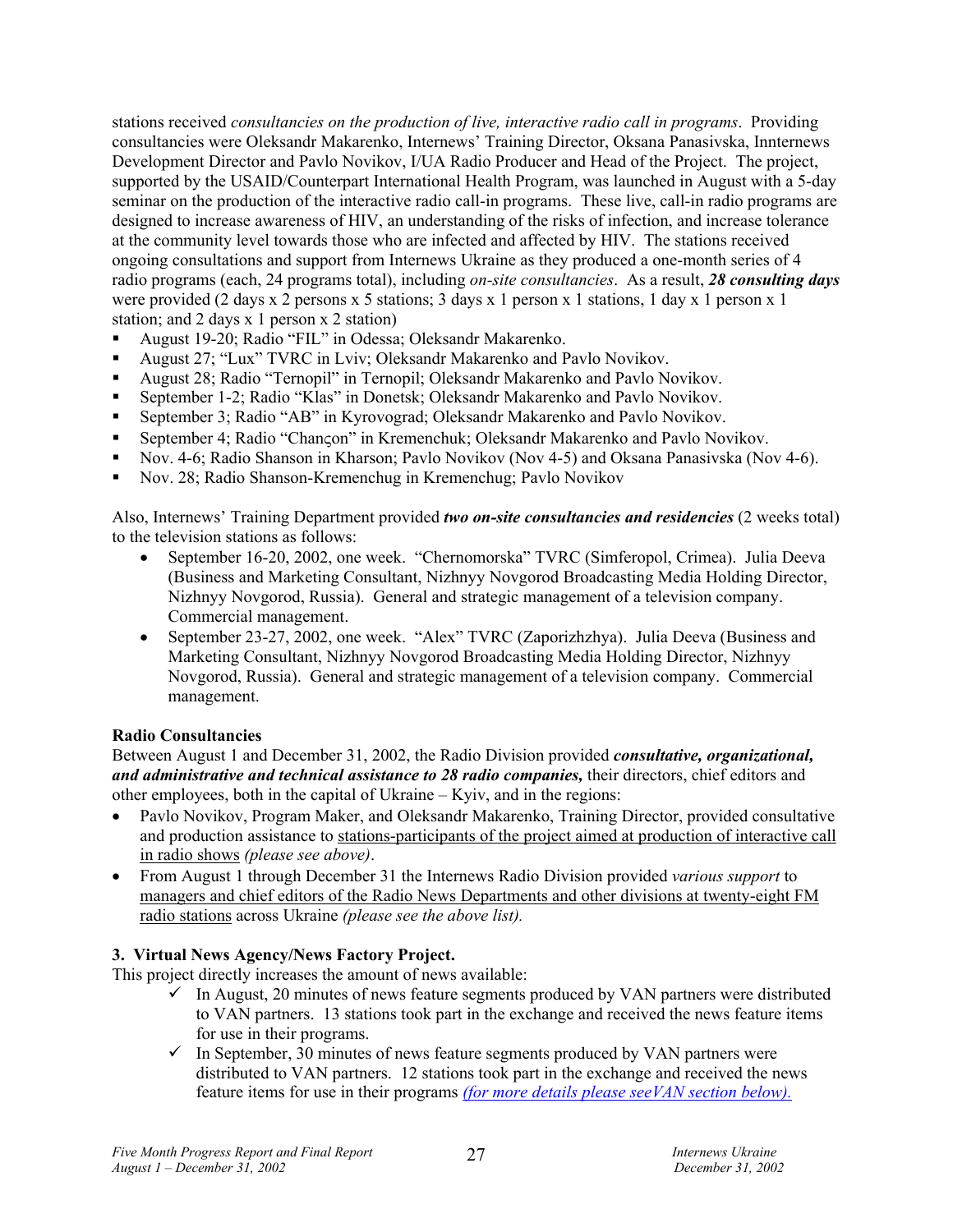stations received *consultancies on the production of live, interactive radio call in programs*. Providing consultancies were Oleksandr Makarenko, Internews' Training Director, Oksana Panasivska, Innternews Development Director and Pavlo Novikov, I/UA Radio Producer and Head of the Project. The project, supported by the USAID/Counterpart International Health Program, was launched in August with a 5-day seminar on the production of the interactive radio call-in programs. These live, call-in radio programs are designed to increase awareness of HIV, an understanding of the risks of infection, and increase tolerance at the community level towards those who are infected and affected by HIV. The stations received ongoing consultations and support from Internews Ukraine as they produced a one-month series of 4 radio programs (each, 24 programs total), including *on-site consultancies*. As a result, ***28 consulting days*** were provided (2 days x 2 persons x 5 stations; 3 days x 1 person x 1 stations, 1 day x 1 person x 1 station; and 2 days x 1 person x 2 station)

- August 19-20; Radio "FIL" in Odessa; Oleksandr Makarenko.
- August 27; "Lux" TVRC in Lviv; Oleksandr Makarenko and Pavlo Novikov.
- August 28; Radio "Ternopil" in Ternopil; Oleksandr Makarenko and Pavlo Novikov.
- September 1-2; Radio "Klas" in Donetsk; Oleksandr Makarenko and Pavlo Novikov.
- September 3; Radio "AB" in Kyrovograd; Oleksandr Makarenko and Pavlo Novikov.
- September 4; Radio "Chanςon" in Kremenchuk; Oleksandr Makarenko and Pavlo Novikov.
- Nov. 4-6; Radio Shanson in Kharson; Pavlo Novikov (Nov 4-5) and Oksana Panasivska (Nov 4-6).
- Nov. 28; Radio Shanson-Kremenchug in Kremenchug; Pavlo Novikov

Also, Internews' Training Department provided ***two on-site consultancies and residencies*** (2 weeks total) to the television stations as follows:

- September 16-20, 2002, one week. "Chernomorska" TVRC (Simferopol, Crimea). Julia Deeva (Business and Marketing Consultant, Nizhnyy Novgorod Broadcasting Media Holding Director, Nizhnyy Novgorod, Russia). General and strategic management of a television company. Commercial management.
- September 23-27, 2002, one week. "Alex" TVRC (Zaporizhzhya). Julia Deeva (Business and Marketing Consultant, Nizhnyy Novgorod Broadcasting Media Holding Director, Nizhnyy Novgorod, Russia). General and strategic management of a television company. Commercial management.

**Radio Consultancies**

Between August 1 and December 31, 2002, the Radio Division provided ***consultative, organizational, and administrative and technical assistance to 28 radio companies,*** their directors, chief editors and other employees, both in the capital of Ukraine – Kyiv, and in the regions:

- Pavlo Novikov, Program Maker, and Oleksandr Makarenko, Training Director, provided consultative and production assistance to stations-participants of the project aimed at production of interactive call in radio shows *(please see above)*.
- From August 1 through December 31 the Internews Radio Division provided *various support* to managers and chief editors of the Radio News Departments and other divisions at twenty-eight FM radio stations across Ukraine *(please see the above list).*

### 3. Virtual News Agency/News Factory Project.

This project directly increases the amount of news available:

- ✓ In August, 20 minutes of news feature segments produced by VAN partners were distributed to VAN partners. 13 stations took part in the exchange and received the news feature items for use in their programs.
- ✓ In September, 30 minutes of news feature segments produced by VAN partners were distributed to VAN partners. 12 stations took part in the exchange and received the news feature items for use in their programs *(for more details please seeVAN section below).*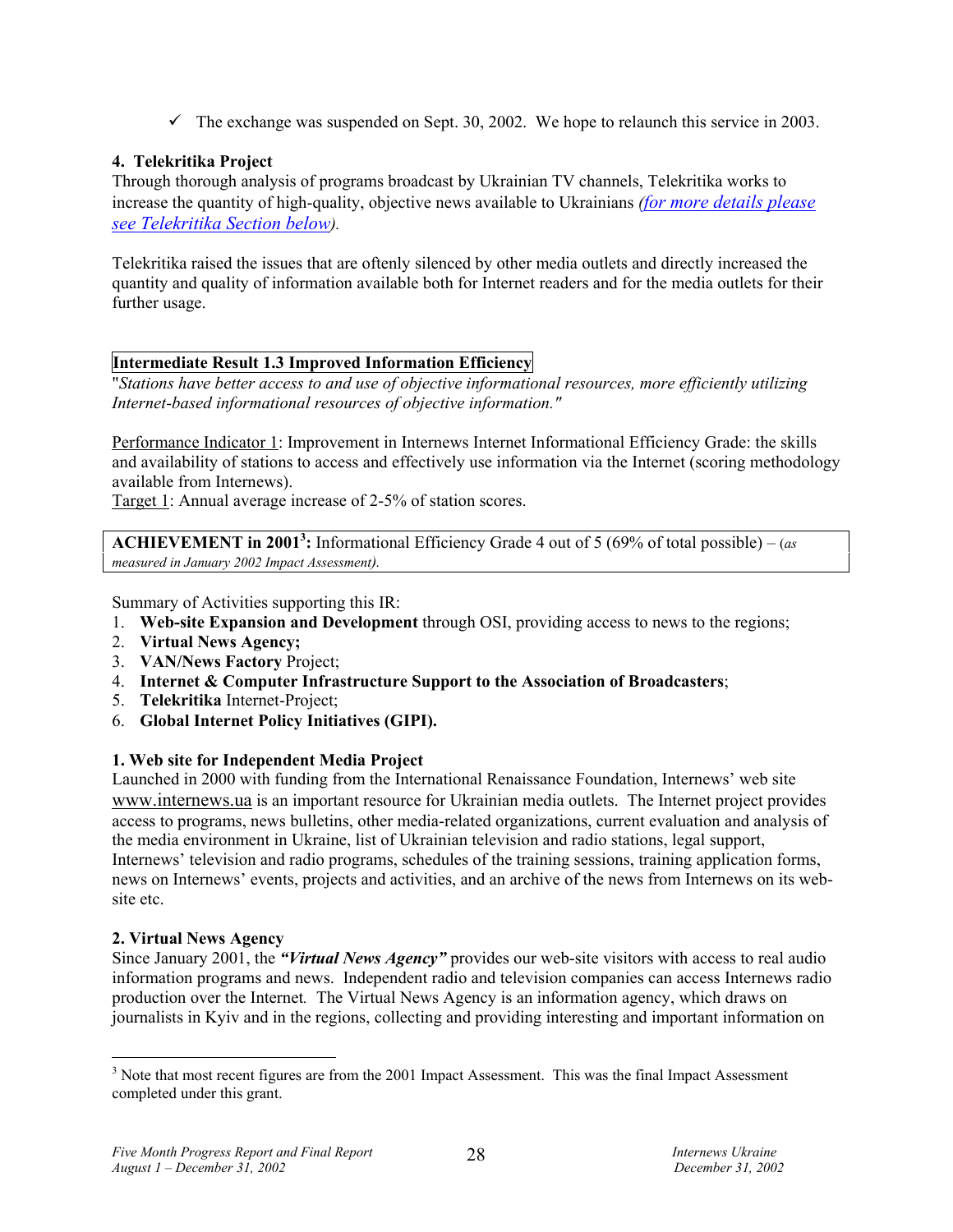- ✓ The exchange was suspended on Sept. 30, 2002. We hope to relaunch this service in 2003.

**4. Telekritika Project**

Through thorough analysis of programs broadcast by Ukrainian TV channels, Telekritika works to increase the quantity of high-quality, objective news available to Ukrainians *(for more details please see Telekritika Section below).*

Telekritika raised the issues that are oftenly silenced by other media outlets and directly increased the quantity and quality of information available both for Internet readers and for the media outlets for their further usage.

**Intermediate Result 1.3 Improved Information Efficiency**

"*Stations have better access to and use of objective informational resources, more efficiently utilizing Internet-based informational resources of objective information."*

Performance Indicator 1: Improvement in Internews Internet Informational Efficiency Grade: the skills and availability of stations to access and effectively use information via the Internet (scoring methodology available from Internews).
Target 1: Annual average increase of 2-5% of station scores.

**ACHIEVEMENT in 2001[3]:** Informational Efficiency Grade 4 out of 5 (69% of total possible) – (*as measured in January 2002 Impact Assessment).*

Summary of Activities supporting this IR:

1. **Web-site Expansion and Development** through OSI, providing access to news to the regions;
2. **Virtual News Agency;**
3. **VAN/News Factory** Project;
4. **Internet & Computer Infrastructure Support to the Association of Broadcasters**;
5. **Telekritika** Internet-Project;
6. **Global Internet Policy Initiatives (GIPI).**

**1. Web site for Independent Media Project**

Launched in 2000 with funding from the International Renaissance Foundation, Internews' web site www.internews.ua is an important resource for Ukrainian media outlets. The Internet project provides access to programs, news bulletins, other media-related organizations, current evaluation and analysis of the media environment in Ukraine, list of Ukrainian television and radio stations, legal support, Internews' television and radio programs, schedules of the training sessions, training application forms, news on Internews' events, projects and activities, and an archive of the news from Internews on its web-site etc.

**2. Virtual News Agency**

Since January 2001, the ***"Virtual News Agency"*** provides our web-site visitors with access to real audio information programs and news. Independent radio and television companies can access Internews radio production over the Internet. The Virtual News Agency is an information agency, which draws on journalists in Kyiv and in the regions, collecting and providing interesting and important information on

[3] Note that most recent figures are from the 2001 Impact Assessment. This was the final Impact Assessment completed under this grant.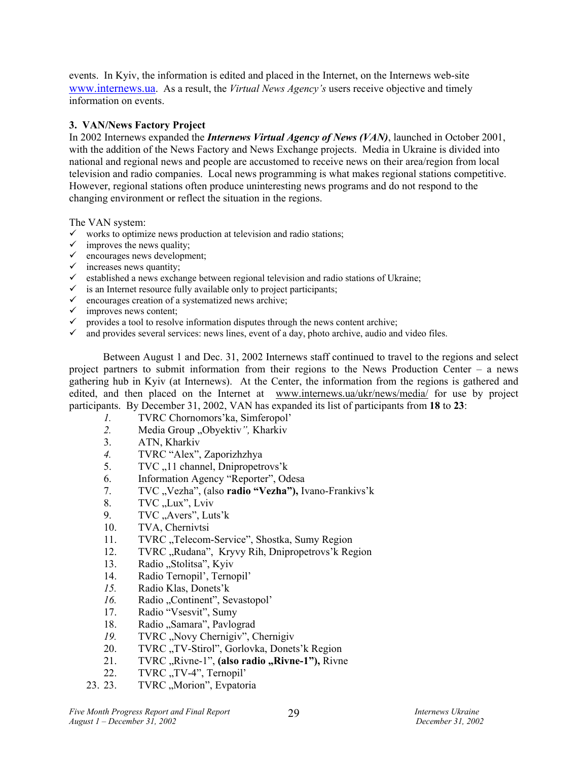events. In Kyiv, the information is edited and placed in the Internet, on the Internews web-site www.internews.ua. As a result, the *Virtual News Agency's* users receive objective and timely information on events.

**3. VAN/News Factory Project**

In 2002 Internews expanded the ***Internews Virtual Agency of News (VAN)***, launched in October 2001, with the addition of the News Factory and News Exchange projects. Media in Ukraine is divided into national and regional news and people are accustomed to receive news on their area/region from local television and radio companies. Local news programming is what makes regional stations competitive. However, regional stations often produce uninteresting news programs and do not respond to the changing environment or reflect the situation in the regions.

The VAN system:

- ✓ works to optimize news production at television and radio stations;
- ✓ improves the news quality;
- ✓ encourages news development;
- ✓ increases news quantity;
- ✓ established a news exchange between regional television and radio stations of Ukraine;
- ✓ is an Internet resource fully available only to project participants;
- ✓ encourages creation of a systematized news archive;
- ✓ improves news content;
- ✓ provides a tool to resolve information disputes through the news content archive;
- ✓ and provides several services: news lines, event of a day, photo archive, audio and video files.

Between August 1 and Dec. 31, 2002 Internews staff continued to travel to the regions and select project partners to submit information from their regions to the News Production Center – a news gathering hub in Kyiv (at Internews). At the Center, the information from the regions is gathered and edited, and then placed on the Internet at www.internews.ua/ukr/news/media/ for use by project participants. By December 31, 2002, VAN has expanded its list of participants from **18** to **23**:

1. TVRC Chornomors'ka, Simferopol'
2. Media Group „Obyektiv", Kharkiv
3. ATN, Kharkiv
4. TVRC "Alex", Zaporizhzhya
5. TVC „11 channel, Dnipropetrovs'k
6. Information Agency "Reporter", Odesa
7. TVC „Vezha", (also **radio "Vezha"),** Ivano-Frankivs'k
8. TVC „Lux", Lviv
9. TVC „Avers", Luts'k
10. TVA, Chernivtsi
11. TVRC „Telecom-Service", Shostka, Sumy Region
12. TVRC „Rudana", Kryvy Rih, Dnipropetrovs'k Region
13. Radio „Stolitsa", Kyiv
14. Radio Ternopil', Ternopil'
15. Radio Klas, Donets'k
16. Radio „Continent", Sevastopol'
17. Radio "Vsesvit", Sumy
18. Radio „Samara", Pavlograd
19. TVRC „Novy Chernigiv", Chernigiv
20. TVRC „TV-Stirol", Gorlovka, Donets'k Region
21. TVRC „Rivne-1", **(also radio „Rivne-1"),** Rivne
22. TVRC „TV-4", Ternopil'
23. TVRC „Morion", Evpatoria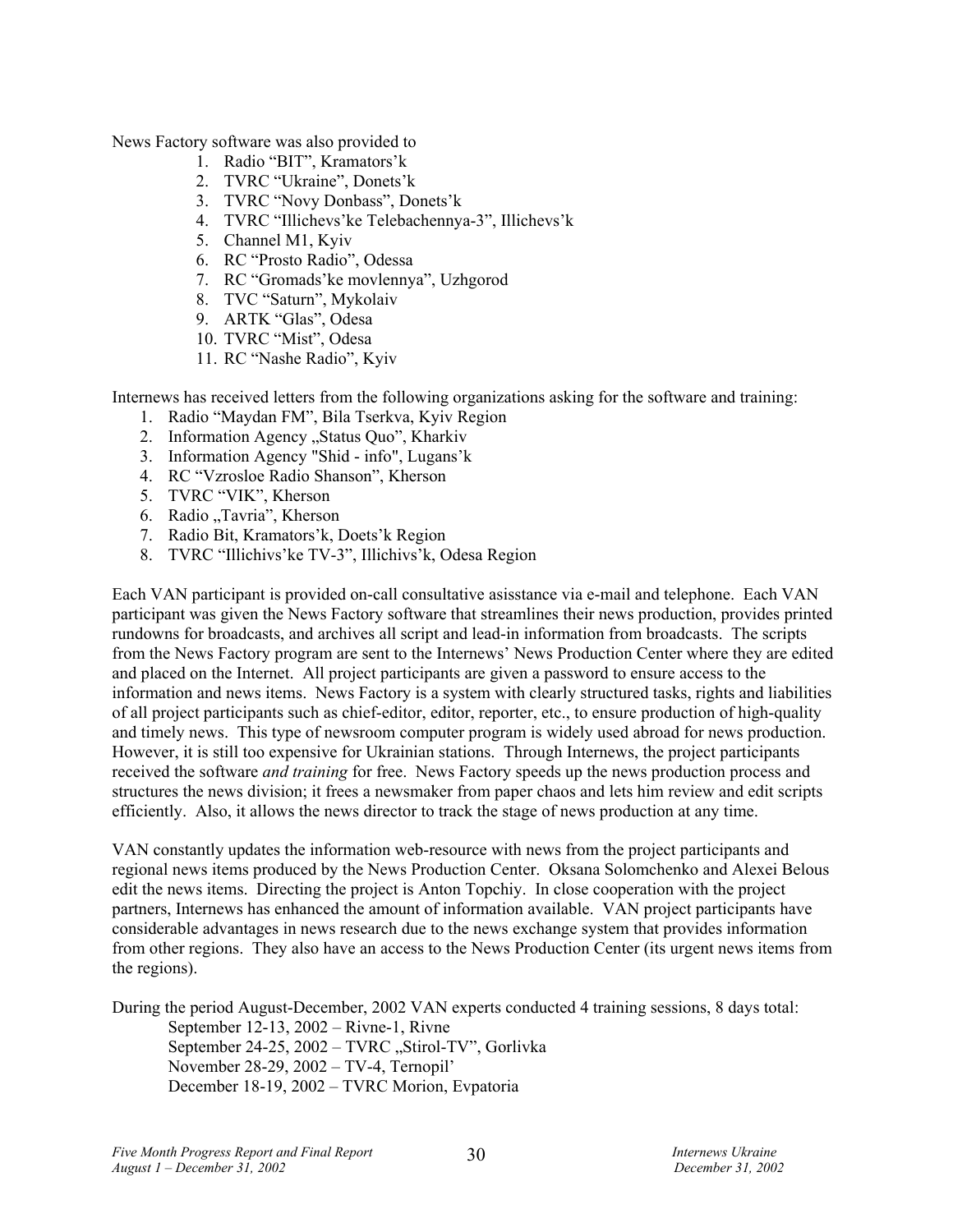News Factory software was also provided to

1. Radio “BIT”, Kramators’k
2. TVRC “Ukraine”, Donets’k
3. TVRC “Novy Donbass”, Donets’k
4. TVRC “Illichevs’ke Telebachennya-3”, Illichevs’k
5. Channel M1, Kyiv
6. RC “Prosto Radio”, Odessa
7. RC “Gromads’ke movlennya”, Uzhgorod
8. TVC “Saturn”, Mykolaiv
9. ARTK “Glas”, Odesa
10. TVRC “Mist”, Odesa
11. RC “Nashe Radio”, Kyiv

Internews has received letters from the following organizations asking for the software and training:

1. Radio “Maydan FM”, Bila Tserkva, Kyiv Region
2. Information Agency „Status Quo”, Kharkiv
3. Information Agency "Shid - info", Lugans’k
4. RC “Vzrosloe Radio Shanson”, Kherson
5. TVRC “VIK”, Kherson
6. Radio „Tavria”, Kherson
7. Radio Bit, Kramators’k, Doets’k Region
8. TVRC “Illichivs’ke TV-3”, Illichivs’k, Odesa Region

Each VAN participant is provided on-call consultative asisstance via e-mail and telephone. Each VAN participant was given the News Factory software that streamlines their news production, provides printed rundowns for broadcasts, and archives all script and lead-in information from broadcasts. The scripts from the News Factory program are sent to the Internews’ News Production Center where they are edited and placed on the Internet. All project participants are given a password to ensure access to the information and news items. News Factory is a system with clearly structured tasks, rights and liabilities of all project participants such as chief-editor, editor, reporter, etc., to ensure production of high-quality and timely news. This type of newsroom computer program is widely used abroad for news production. However, it is still too expensive for Ukrainian stations. Through Internews, the project participants received the software *and training* for free. News Factory speeds up the news production process and structures the news division; it frees a newsmaker from paper chaos and lets him review and edit scripts efficiently. Also, it allows the news director to track the stage of news production at any time.

VAN constantly updates the information web-resource with news from the project participants and regional news items produced by the News Production Center. Oksana Solomchenko and Alexei Belous edit the news items. Directing the project is Anton Topchiy. In close cooperation with the project partners, Internews has enhanced the amount of information available. VAN project participants have considerable advantages in news research due to the news exchange system that provides information from other regions. They also have an access to the News Production Center (its urgent news items from the regions).

During the period August-December, 2002 VAN experts conducted 4 training sessions, 8 days total:

September 12-13, 2002 – Rivne-1, Rivne
September 24-25, 2002 – TVRC „Stirol-TV”, Gorlivka
November 28-29, 2002 – TV-4, Ternopil’
December 18-19, 2002 – TVRC Morion, Evpatoria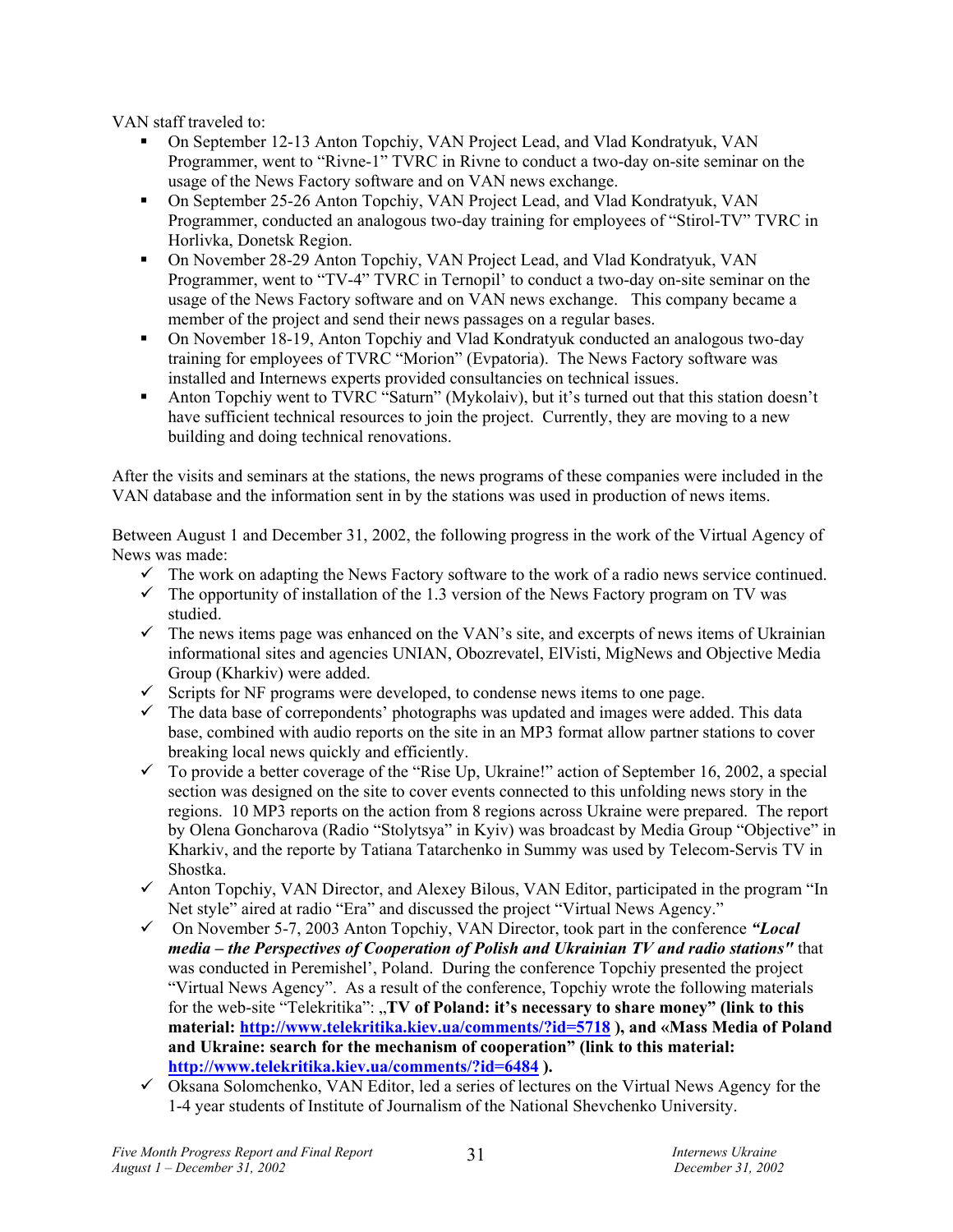VAN staff traveled to:

- On September 12-13 Anton Topchiy, VAN Project Lead, and Vlad Kondratyuk, VAN Programmer, went to "Rivne-1" TVRC in Rivne to conduct a two-day on-site seminar on the usage of the News Factory software and on VAN news exchange.
- On September 25-26 Anton Topchiy, VAN Project Lead, and Vlad Kondratyuk, VAN Programmer, conducted an analogous two-day training for employees of "Stirol-TV" TVRC in Horlivka, Donetsk Region.
- On November 28-29 Anton Topchiy, VAN Project Lead, and Vlad Kondratyuk, VAN Programmer, went to "TV-4" TVRC in Ternopil' to conduct a two-day on-site seminar on the usage of the News Factory software and on VAN news exchange. This company became a member of the project and send their news passages on a regular bases.
- On November 18-19, Anton Topchiy and Vlad Kondratyuk conducted an analogous two-day training for employees of TVRC "Morion" (Evpatoria). The News Factory software was installed and Internews experts provided consultancies on technical issues.
- Anton Topchiy went to TVRC "Saturn" (Mykolaiv), but it's turned out that this station doesn't have sufficient technical resources to join the project. Currently, they are moving to a new building and doing technical renovations.

After the visits and seminars at the stations, the news programs of these companies were included in the VAN database and the information sent in by the stations was used in production of news items.

Between August 1 and December 31, 2002, the following progress in the work of the Virtual Agency of News was made:

- ✓ The work on adapting the News Factory software to the work of a radio news service continued.
- ✓ The opportunity of installation of the 1.3 version of the News Factory program on TV was studied.
- ✓ The news items page was enhanced on the VAN's site, and excerpts of news items of Ukrainian informational sites and agencies UNIAN, Obozrevatel, ElVisti, MigNews and Objective Media Group (Kharkiv) were added.
- ✓ Scripts for NF programs were developed, to condense news items to one page.
- ✓ The data base of correspondents' photographs was updated and images were added. This data base, combined with audio reports on the site in an MP3 format allow partner stations to cover breaking local news quickly and efficiently.
- ✓ To provide a better coverage of the "Rise Up, Ukraine!" action of September 16, 2002, a special section was designed on the site to cover events connected to this unfolding news story in the regions. 10 MP3 reports on the action from 8 regions across Ukraine were prepared. The report by Olena Goncharova (Radio "Stolytsya" in Kyiv) was broadcast by Media Group "Objective" in Kharkiv, and the reporte by Tatiana Tatarchenko in Summy was used by Telecom-Servis TV in Shostka.
- ✓ Anton Topchiy, VAN Director, and Alexey Bilous, VAN Editor, participated in the program "In Net style" aired at radio "Era" and discussed the project "Virtual News Agency."
- ✓ On November 5-7, 2003 Anton Topchiy, VAN Director, took part in the conference ***"Local media – the Perspectives of Cooperation of Polish and Ukrainian TV and radio stations"*** that was conducted in Peremishel', Poland. During the conference Topchiy presented the project "Virtual News Agency". As a result of the conference, Topchiy wrote the following materials for the web-site "Telekritika": **„TV of Poland: it's necessary to share money" (link to this material: http://www.telekritika.kiev.ua/comments/?id=5718 ), and «Mass Media of Poland and Ukraine: search for the mechanism of cooperation" (link to this material: http://www.telekritika.kiev.ua/comments/?id=6484 ).**
- ✓ Oksana Solomchenko, VAN Editor, led a series of lectures on the Virtual News Agency for the 1-4 year students of Institute of Journalism of the National Shevchenko University.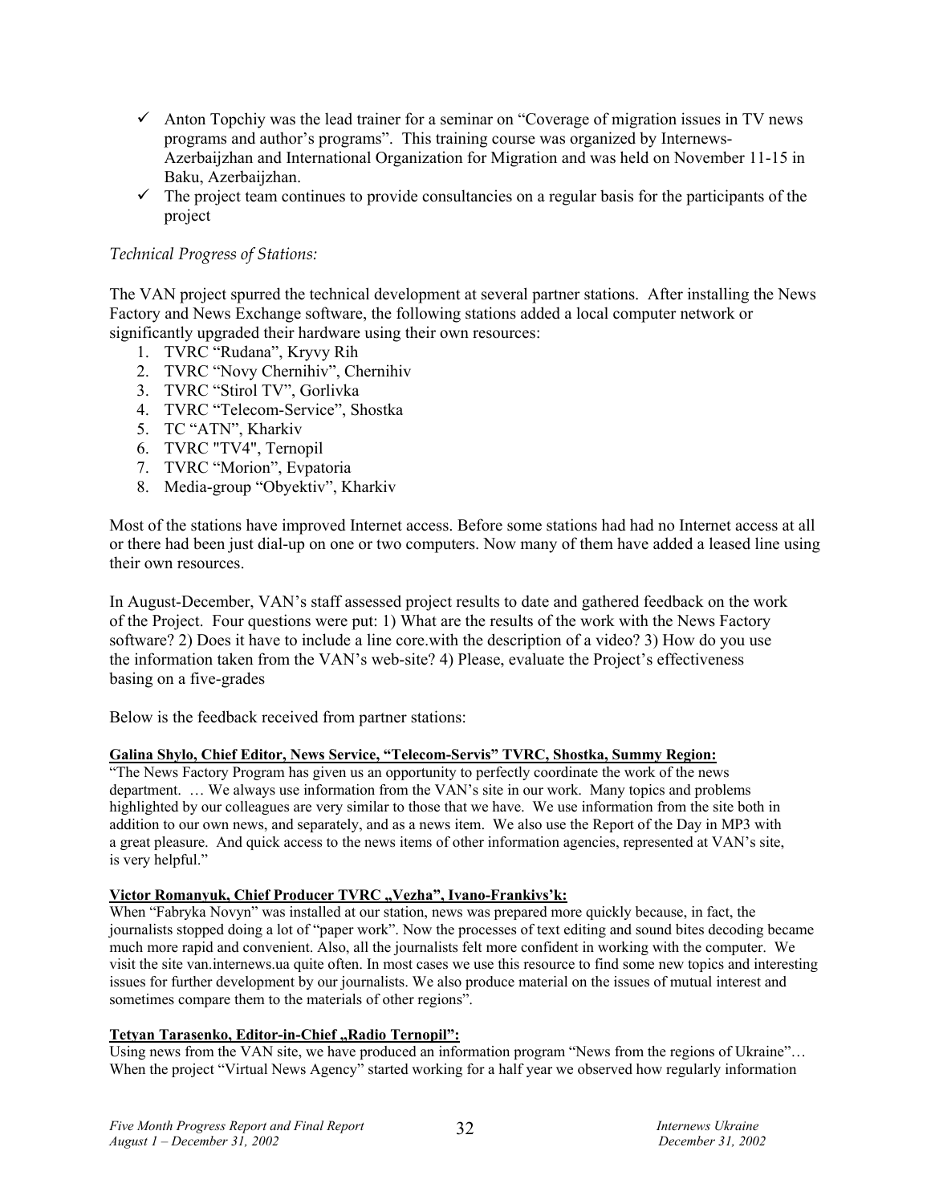- ✓ Anton Topchiy was the lead trainer for a seminar on "Coverage of migration issues in TV news programs and author's programs". This training course was organized by Internews-Azerbaijzhan and International Organization for Migration and was held on November 11-15 in Baku, Azerbaijzhan.
- ✓ The project team continues to provide consultancies on a regular basis for the participants of the project

*Technical Progress of Stations:*

The VAN project spurred the technical development at several partner stations. After installing the News Factory and News Exchange software, the following stations added a local computer network or significantly upgraded their hardware using their own resources:

1. TVRC "Rudana", Kryvy Rih
2. TVRC "Novy Chernihiv", Chernihiv
3. TVRC "Stirol TV", Gorlivka
4. TVRC "Telecom-Service", Shostka
5. TC "ATN", Kharkiv
6. TVRC "TV4", Ternopil
7. TVRC "Morion", Evpatoria
8. Media-group "Obyektiv", Kharkiv

Most of the stations have improved Internet access. Before some stations had had no Internet access at all or there had been just dial-up on one or two computers. Now many of them have added a leased line using their own resources.

In August-December, VAN's staff assessed project results to date and gathered feedback on the work of the Project. Four questions were put: 1) What are the results of the work with the News Factory software? 2) Does it have to include a line core.with the description of a video? 3) How do you use the information taken from the VAN's web-site? 4) Please, evaluate the Project's effectiveness basing on a five-grades

Below is the feedback received from partner stations:

**Galina Shylo, Chief Editor, News Service, "Telecom-Servis" TVRC, Shostka, Summy Region:**

"The News Factory Program has given us an opportunity to perfectly coordinate the work of the news department. … We always use information from the VAN's site in our work. Many topics and problems highlighted by our colleagues are very similar to those that we have. We use information from the site both in addition to our own news, and separately, and as a news item. We also use the Report of the Day in MP3 with a great pleasure. And quick access to the news items of other information agencies, represented at VAN's site, is very helpful."

**Victor Romanyuk, Chief Producer TVRC „Vezha", Ivano-Frankivs'k:**

When "Fabryka Novyn" was installed at our station, news was prepared more quickly because, in fact, the journalists stopped doing a lot of "paper work". Now the processes of text editing and sound bites decoding became much more rapid and convenient. Also, all the journalists felt more confident in working with the computer. We visit the site van.internews.ua quite often. In most cases we use this resource to find some new topics and interesting issues for further development by our journalists. We also produce material on the issues of mutual interest and sometimes compare them to the materials of other regions".

**Tetyan Tarasenko, Editor-in-Chief „Radio Ternopil":**

Using news from the VAN site, we have produced an information program "News from the regions of Ukraine"… When the project "Virtual News Agency" started working for a half year we observed how regularly information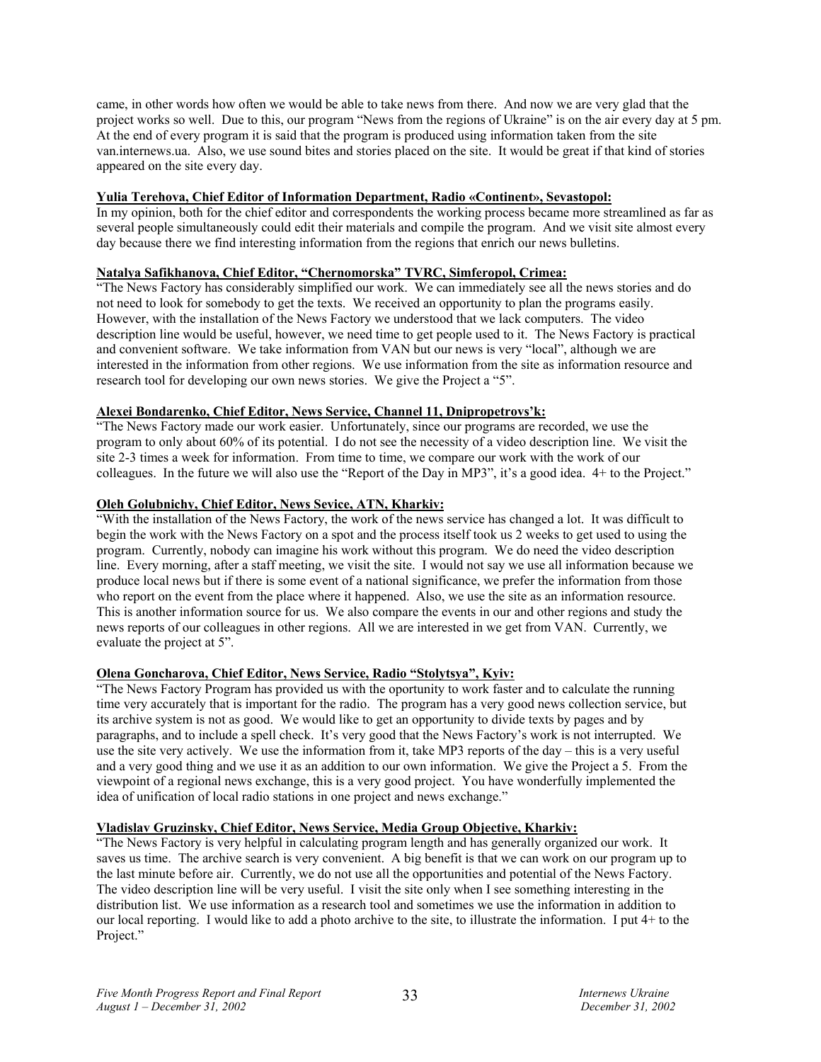came, in other words how often we would be able to take news from there. And now we are very glad that the project works so well. Due to this, our program "News from the regions of Ukraine" is on the air every day at 5 pm. At the end of every program it is said that the program is produced using information taken from the site van.internews.ua. Also, we use sound bites and stories placed on the site. It would be great if that kind of stories appeared on the site every day.

**Yulia Terehova, Chief Editor of Information Department, Radio «Continent», Sevastopol:**
In my opinion, both for the chief editor and correspondents the working process became more streamlined as far as several people simultaneously could edit their materials and compile the program. And we visit site almost every day because there we find interesting information from the regions that enrich our news bulletins.

**Natalya Safikhanova, Chief Editor, "Chernomorska" TVRC, Simferopol, Crimea:**
"The News Factory has considerably simplified our work. We can immediately see all the news stories and do not need to look for somebody to get the texts. We received an opportunity to plan the programs easily. However, with the installation of the News Factory we understood that we lack computers. The video description line would be useful, however, we need time to get people used to it. The News Factory is practical and convenient software. We take information from VAN but our news is very "local", although we are interested in the information from other regions. We use information from the site as information resource and research tool for developing our own news stories. We give the Project a "5".

**Alexei Bondarenko, Chief Editor, News Service, Channel 11, Dnipropetrovs'k:**
"The News Factory made our work easier. Unfortunately, since our programs are recorded, we use the program to only about 60% of its potential. I do not see the necessity of a video description line. We visit the site 2-3 times a week for information. From time to time, we compare our work with the work of our colleagues. In the future we will also use the "Report of the Day in MP3", it's a good idea. 4+ to the Project."

**Oleh Golubnichy, Chief Editor, News Sevice, ATN, Kharkiv:**
"With the installation of the News Factory, the work of the news service has changed a lot. It was difficult to begin the work with the News Factory on a spot and the process itself took us 2 weeks to get used to using the program. Currently, nobody can imagine his work without this program. We do need the video description line. Every morning, after a staff meeting, we visit the site. I would not say we use all information because we produce local news but if there is some event of a national significance, we prefer the information from those who report on the event from the place where it happened. Also, we use the site as an information resource. This is another information source for us. We also compare the events in our and other regions and study the news reports of our colleagues in other regions. All we are interested in we get from VAN. Currently, we evaluate the project at 5".

**Olena Goncharova, Chief Editor, News Service, Radio "Stolytsya", Kyiv:**
"The News Factory Program has provided us with the oportunity to work faster and to calculate the running time very accurately that is important for the radio. The program has a very good news collection service, but its archive system is not as good. We would like to get an opportunity to divide texts by pages and by paragraphs, and to include a spell check. It's very good that the News Factory's work is not interrupted. We use the site very actively. We use the information from it, take MP3 reports of the day – this is a very useful and a very good thing and we use it as an addition to our own information. We give the Project a 5. From the viewpoint of a regional news exchange, this is a very good project. You have wonderfully implemented the idea of unification of local radio stations in one project and news exchange."

**Vladislav Gruzinsky, Chief Editor, News Service, Media Group Objective, Kharkiv:**
"The News Factory is very helpful in calculating program length and has generally organized our work. It saves us time. The archive search is very convenient. A big benefit is that we can work on our program up to the last minute before air. Currently, we do not use all the opportunities and potential of the News Factory. The video description line will be very useful. I visit the site only when I see something interesting in the distribution list. We use information as a research tool and sometimes we use the information in addition to our local reporting. I would like to add a photo archive to the site, to illustrate the information. I put 4+ to the Project."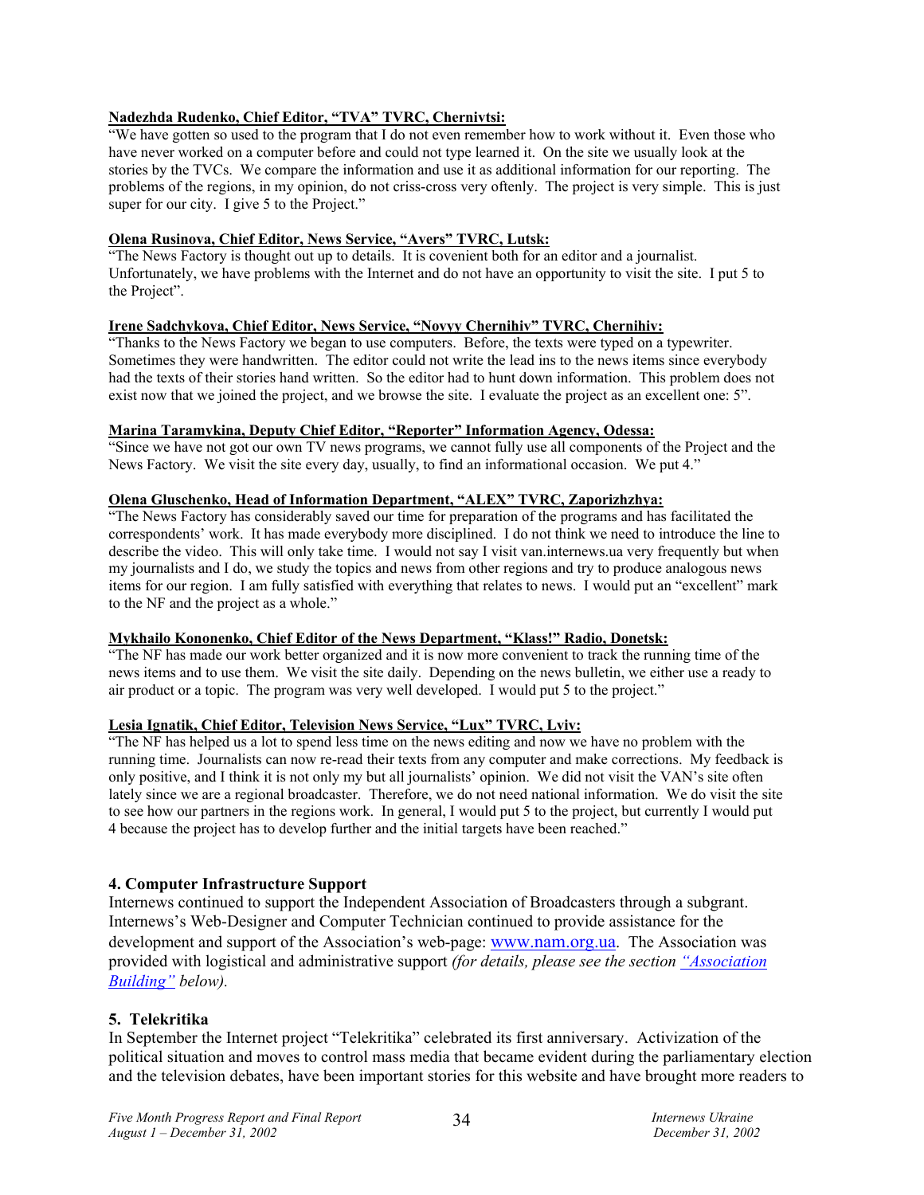**Nadezhda Rudenko, Chief Editor, "TVA" TVRC, Chernivtsi:**
"We have gotten so used to the program that I do not even remember how to work without it. Even those who have never worked on a computer before and could not type learned it. On the site we usually look at the stories by the TVCs. We compare the information and use it as additional information for our reporting. The problems of the regions, in my opinion, do not criss-cross very oftenly. The project is very simple. This is just super for our city. I give 5 to the Project."

**Olena Rusinova, Chief Editor, News Service, "Avers" TVRC, Lutsk:**
"The News Factory is thought out up to details. It is covenient both for an editor and a journalist. Unfortunately, we have problems with the Internet and do not have an opportunity to visit the site. I put 5 to the Project".

**Irene Sadchykova, Chief Editor, News Service, "Novyy Chernihiv" TVRC, Chernihiv:**
"Thanks to the News Factory we began to use computers. Before, the texts were typed on a typewriter. Sometimes they were handwritten. The editor could not write the lead ins to the news items since everybody had the texts of their stories hand written. So the editor had to hunt down information. This problem does not exist now that we joined the project, and we browse the site. I evaluate the project as an excellent one: 5".

**Marina Taramykina, Deputy Chief Editor, "Reporter" Information Agency, Odessa:**
"Since we have not got our own TV news programs, we cannot fully use all components of the Project and the News Factory. We visit the site every day, usually, to find an informational occasion. We put 4."

**Olena Gluschenko, Head of Information Department, "ALEX" TVRC, Zaporizhzhya:**
"The News Factory has considerably saved our time for preparation of the programs and has facilitated the correspondents' work. It has made everybody more disciplined. I do not think we need to introduce the line to describe the video. This will only take time. I would not say I visit van.internews.ua very frequently but when my journalists and I do, we study the topics and news from other regions and try to produce analogous news items for our region. I am fully satisfied with everything that relates to news. I would put an "excellent" mark to the NF and the project as a whole."

**Mykhailo Kononenko, Chief Editor of the News Department, "Klass!" Radio, Donetsk:**
"The NF has made our work better organized and it is now more convenient to track the running time of the news items and to use them. We visit the site daily. Depending on the news bulletin, we either use a ready to air product or a topic. The program was very well developed. I would put 5 to the project."

**Lesia Ignatik, Chief Editor, Television News Service, "Lux" TVRC, Lviv:**
"The NF has helped us a lot to spend less time on the news editing and now we have no problem with the running time. Journalists can now re-read their texts from any computer and make corrections. My feedback is only positive, and I think it is not only my but all journalists' opinion. We did not visit the VAN's site often lately since we are a regional broadcaster. Therefore, we do not need national information. We do visit the site to see how our partners in the regions work. In general, I would put 5 to the project, but currently I would put 4 because the project has to develop further and the initial targets have been reached."

### 4. Computer Infrastructure Support

Internews continued to support the Independent Association of Broadcasters through a subgrant. Internews's Web-Designer and Computer Technician continued to provide assistance for the development and support of the Association's web-page: www.nam.org.ua. The Association was provided with logistical and administrative support *(for details, please see the section "Association Building" below).*

### 5. Telekritika

In September the Internet project "Telekritika" celebrated its first anniversary. Activization of the political situation and moves to control mass media that became evident during the parliamentary election and the television debates, have been important stories for this website and have brought more readers to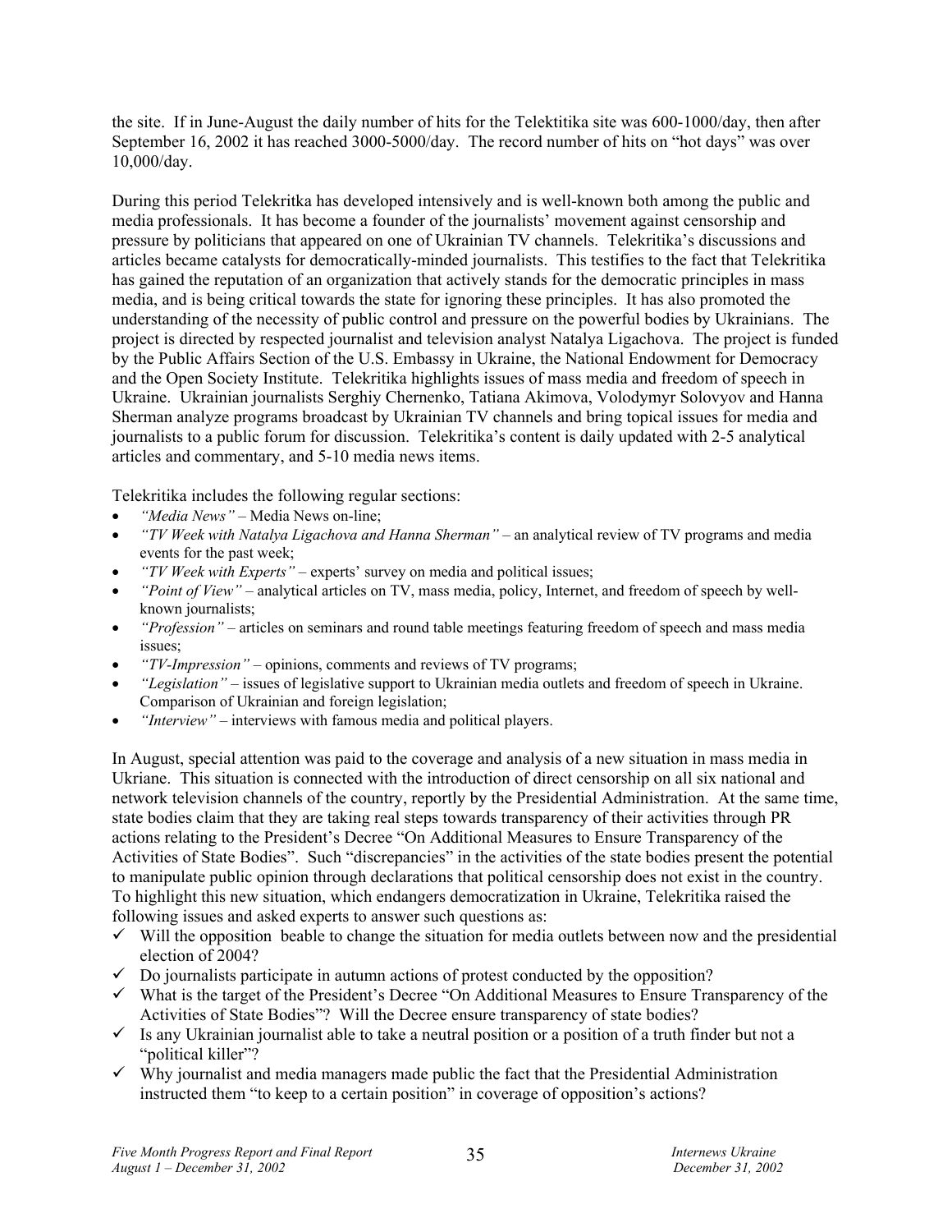the site. If in June-August the daily number of hits for the Telektitika site was 600-1000/day, then after September 16, 2002 it has reached 3000-5000/day. The record number of hits on "hot days" was over 10,000/day.

During this period Telekritka has developed intensively and is well-known both among the public and media professionals. It has become a founder of the journalists' movement against censorship and pressure by politicians that appeared on one of Ukrainian TV channels. Telekritika's discussions and articles became catalysts for democratically-minded journalists. This testifies to the fact that Telekritika has gained the reputation of an organization that actively stands for the democratic principles in mass media, and is being critical towards the state for ignoring these principles. It has also promoted the understanding of the necessity of public control and pressure on the powerful bodies by Ukrainians. The project is directed by respected journalist and television analyst Natalya Ligachova. The project is funded by the Public Affairs Section of the U.S. Embassy in Ukraine, the National Endowment for Democracy and the Open Society Institute. Telekritika highlights issues of mass media and freedom of speech in Ukraine. Ukrainian journalists Serghiy Chernenko, Tatiana Akimova, Volodymyr Solovyov and Hanna Sherman analyze programs broadcast by Ukrainian TV channels and bring topical issues for media and journalists to a public forum for discussion. Telekritika's content is daily updated with 2-5 analytical articles and commentary, and 5-10 media news items.

Telekritika includes the following regular sections:

- *"Media News"* – Media News on-line;
- *"TV Week with Natalya Ligachova and Hanna Sherman"* – an analytical review of TV programs and media events for the past week;
- *"TV Week with Experts"* – experts' survey on media and political issues;
- *"Point of View"* – analytical articles on TV, mass media, policy, Internet, and freedom of speech by well-known journalists;
- *"Profession"* – articles on seminars and round table meetings featuring freedom of speech and mass media issues;
- *"TV-Impression"* – opinions, comments and reviews of TV programs;
- *"Legislation"* – issues of legislative support to Ukrainian media outlets and freedom of speech in Ukraine. Comparison of Ukrainian and foreign legislation;
- *"Interview"* – interviews with famous media and political players.

In August, special attention was paid to the coverage and analysis of a new situation in mass media in Ukriane. This situation is connected with the introduction of direct censorship on all six national and network television channels of the country, reportly by the Presidential Administration. At the same time, state bodies claim that they are taking real steps towards transparency of their activities through PR actions relating to the President's Decree "On Additional Measures to Ensure Transparency of the Activities of State Bodies". Such "discrepancies" in the activities of the state bodies present the potential to manipulate public opinion through declarations that political censorship does not exist in the country. To highlight this new situation, which endangers democratization in Ukraine, Telekritika raised the following issues and asked experts to answer such questions as:

- ✓ Will the opposition beable to change the situation for media outlets between now and the presidential election of 2004?
- ✓ Do journalists participate in autumn actions of protest conducted by the opposition?
- ✓ What is the target of the President's Decree "On Additional Measures to Ensure Transparency of the Activities of State Bodies"? Will the Decree ensure transparency of state bodies?
- ✓ Is any Ukrainian journalist able to take a neutral position or a position of a truth finder but not a "political killer"?
- ✓ Why journalist and media managers made public the fact that the Presidential Administration instructed them "to keep to a certain position" in coverage of opposition's actions?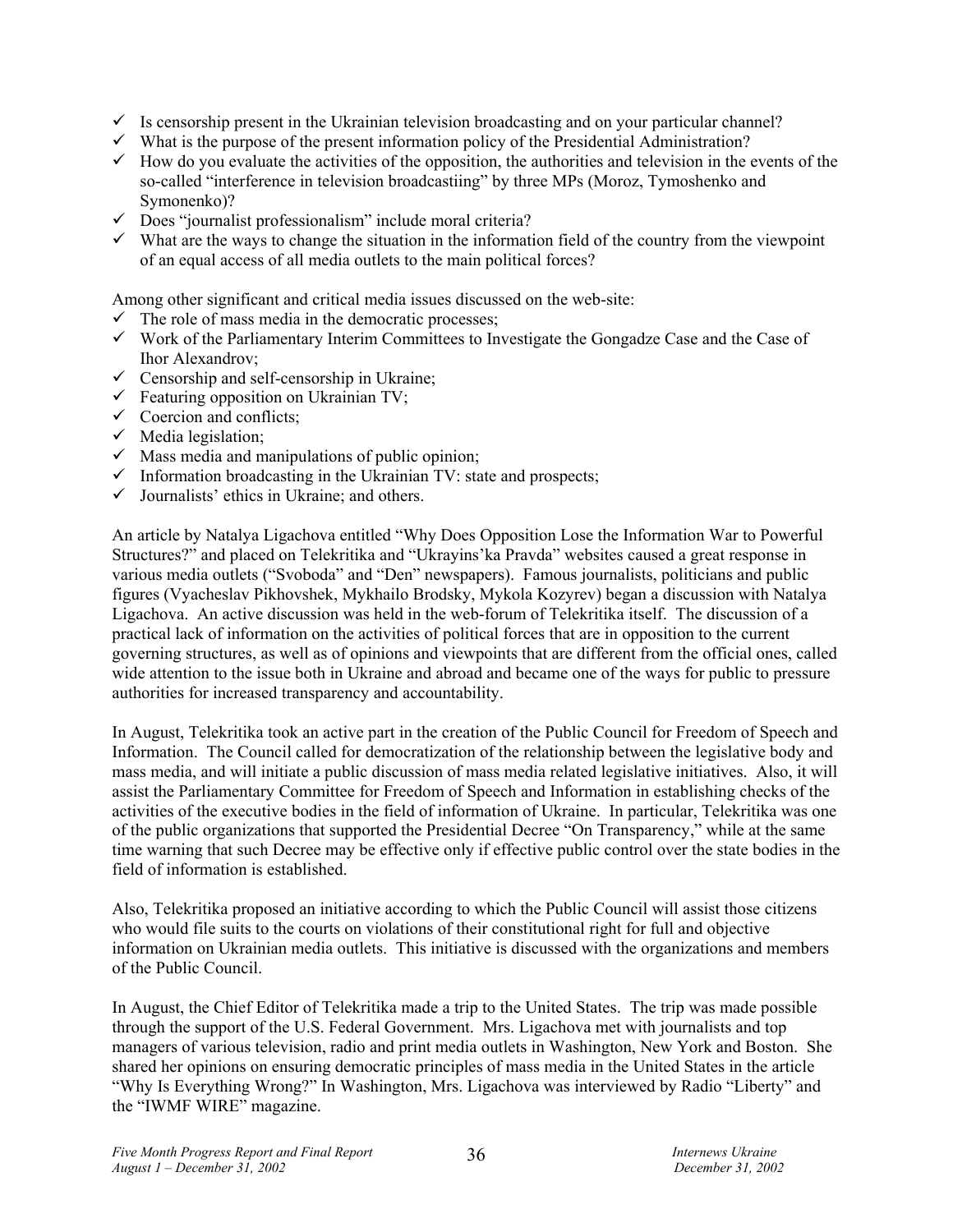- ✓ Is censorship present in the Ukrainian television broadcasting and on your particular channel?
- ✓ What is the purpose of the present information policy of the Presidential Administration?
- ✓ How do you evaluate the activities of the opposition, the authorities and television in the events of the so-called "interference in television broadcastiing" by three MPs (Moroz, Tymoshenko and Symonenko)?
- ✓ Does "journalist professionalism" include moral criteria?
- ✓ What are the ways to change the situation in the information field of the country from the viewpoint of an equal access of all media outlets to the main political forces?

Among other significant and critical media issues discussed on the web-site:

- ✓ The role of mass media in the democratic processes;
- ✓ Work of the Parliamentary Interim Committees to Investigate the Gongadze Case and the Case of Ihor Alexandrov;
- ✓ Censorship and self-censorship in Ukraine;
- ✓ Featuring opposition on Ukrainian TV;
- ✓ Coercion and conflicts;
- ✓ Media legislation;
- ✓ Mass media and manipulations of public opinion;
- ✓ Information broadcasting in the Ukrainian TV: state and prospects;
- ✓ Journalists' ethics in Ukraine; and others.

An article by Natalya Ligachova entitled "Why Does Opposition Lose the Information War to Powerful Structures?" and placed on Telekritika and "Ukrayins'ka Pravda" websites caused a great response in various media outlets ("Svoboda" and "Den" newspapers). Famous journalists, politicians and public figures (Vyacheslav Pikhovshek, Mykhailo Brodsky, Mykola Kozyrev) began a discussion with Natalya Ligachova. An active discussion was held in the web-forum of Telekritika itself. The discussion of a practical lack of information on the activities of political forces that are in opposition to the current governing structures, as well as of opinions and viewpoints that are different from the official ones, called wide attention to the issue both in Ukraine and abroad and became one of the ways for public to pressure authorities for increased transparency and accountability.

In August, Telekritika took an active part in the creation of the Public Council for Freedom of Speech and Information. The Council called for democratization of the relationship between the legislative body and mass media, and will initiate a public discussion of mass media related legislative initiatives. Also, it will assist the Parliamentary Committee for Freedom of Speech and Information in establishing checks of the activities of the executive bodies in the field of information of Ukraine. In particular, Telekritika was one of the public organizations that supported the Presidential Decree "On Transparency," while at the same time warning that such Decree may be effective only if effective public control over the state bodies in the field of information is established.

Also, Telekritika proposed an initiative according to which the Public Council will assist those citizens who would file suits to the courts on violations of their constitutional right for full and objective information on Ukrainian media outlets. This initiative is discussed with the organizations and members of the Public Council.

In August, the Chief Editor of Telekritika made a trip to the United States. The trip was made possible through the support of the U.S. Federal Government. Mrs. Ligachova met with journalists and top managers of various television, radio and print media outlets in Washington, New York and Boston. She shared her opinions on ensuring democratic principles of mass media in the United States in the article "Why Is Everything Wrong?" In Washington, Mrs. Ligachova was interviewed by Radio "Liberty" and the "IWMF WIRE" magazine.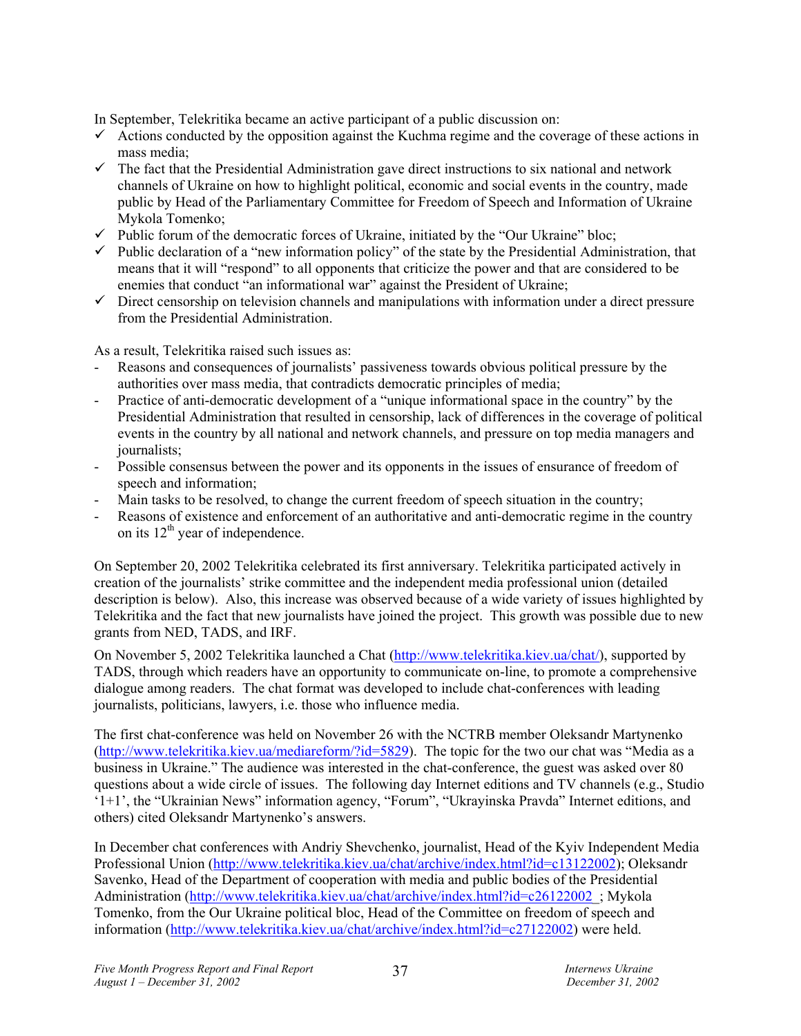In September, Telekritika became an active participant of a public discussion on:

- ✓ Actions conducted by the opposition against the Kuchma regime and the coverage of these actions in mass media;
- ✓ The fact that the Presidential Administration gave direct instructions to six national and network channels of Ukraine on how to highlight political, economic and social events in the country, made public by Head of the Parliamentary Committee for Freedom of Speech and Information of Ukraine Mykola Tomenko;
- ✓ Public forum of the democratic forces of Ukraine, initiated by the "Our Ukraine" bloc;
- ✓ Public declaration of a "new information policy" of the state by the Presidential Administration, that means that it will "respond" to all opponents that criticize the power and that are considered to be enemies that conduct "an informational war" against the President of Ukraine;
- ✓ Direct censorship on television channels and manipulations with information under a direct pressure from the Presidential Administration.

As a result, Telekritika raised such issues as:

- Reasons and consequences of journalists' passiveness towards obvious political pressure by the authorities over mass media, that contradicts democratic principles of media;
- Practice of anti-democratic development of a "unique informational space in the country" by the Presidential Administration that resulted in censorship, lack of differences in the coverage of political events in the country by all national and network channels, and pressure on top media managers and journalists;
- Possible consensus between the power and its opponents in the issues of ensurance of freedom of speech and information;
- Main tasks to be resolved, to change the current freedom of speech situation in the country;
- Reasons of existence and enforcement of an authoritative and anti-democratic regime in the country on its 12th year of independence.

On September 20, 2002 Telekritika celebrated its first anniversary. Telekritika participated actively in creation of the journalists' strike committee and the independent media professional union (detailed description is below). Also, this increase was observed because of a wide variety of issues highlighted by Telekritika and the fact that new journalists have joined the project. This growth was possible due to new grants from NED, TADS, and IRF.

On November 5, 2002 Telekritika launched a Chat (http://www.telekritika.kiev.ua/chat/), supported by TADS, through which readers have an opportunity to communicate on-line, to promote a comprehensive dialogue among readers. The chat format was developed to include chat-conferences with leading journalists, politicians, lawyers, i.e. those who influence media.

The first chat-conference was held on November 26 with the NCTRB member Oleksandr Martynenko (http://www.telekritika.kiev.ua/mediareform/?id=5829). The topic for the two our chat was "Media as a business in Ukraine." The audience was interested in the chat-conference, the guest was asked over 80 questions about a wide circle of issues. The following day Internet editions and TV channels (e.g., Studio '1+1', the "Ukrainian News" information agency, "Forum", "Ukrayinska Pravda" Internet editions, and others) cited Oleksandr Martynenko's answers.

In December chat conferences with Andriy Shevchenko, journalist, Head of the Kyiv Independent Media Professional Union (http://www.telekritika.kiev.ua/chat/archive/index.html?id=c13122002); Oleksandr Savenko, Head of the Department of cooperation with media and public bodies of the Presidential Administration (http://www.telekritika.kiev.ua/chat/archive/index.html?id=c26122002 ; Mykola Tomenko, from the Our Ukraine political bloc, Head of the Committee on freedom of speech and information (http://www.telekritika.kiev.ua/chat/archive/index.html?id=c27122002) were held.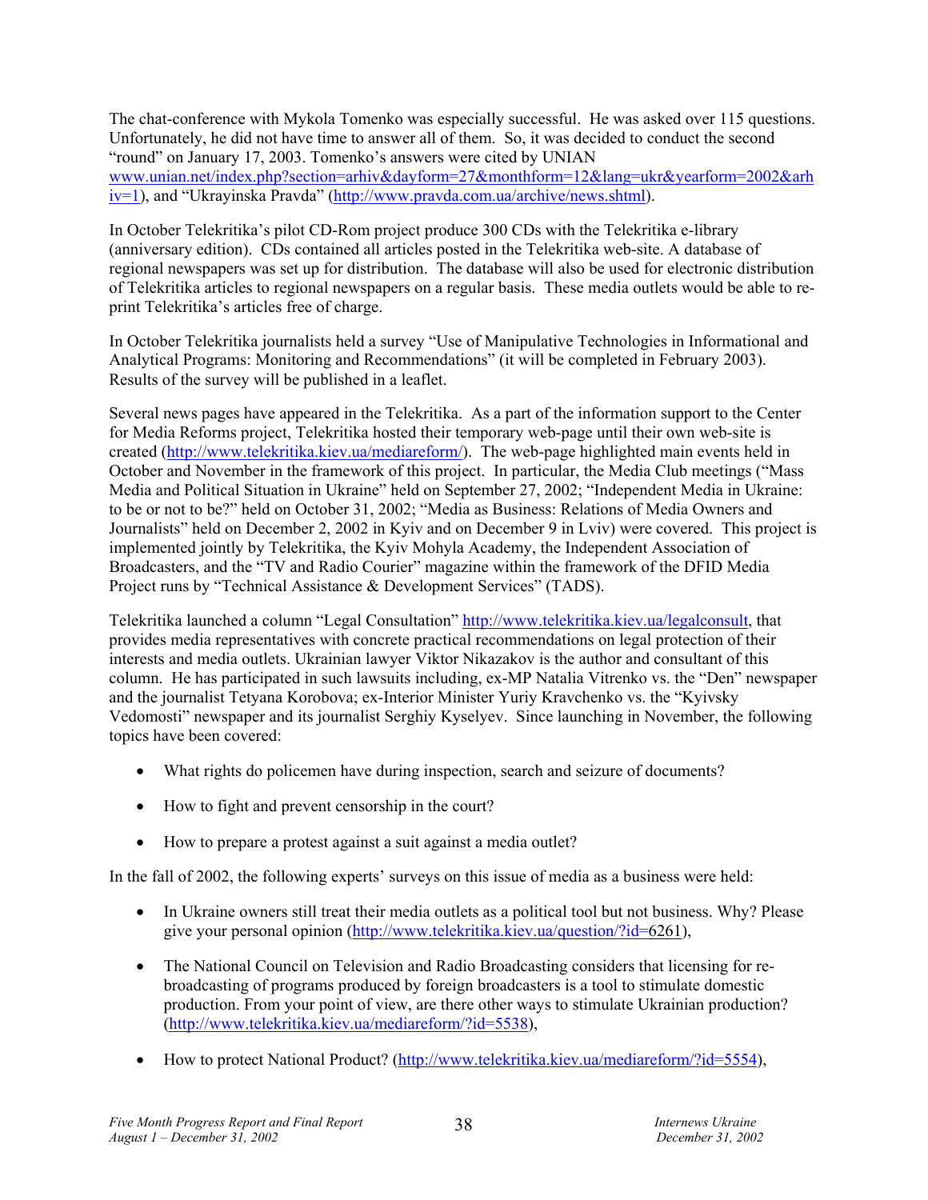The chat-conference with Mykola Tomenko was especially successful. He was asked over 115 questions. Unfortunately, he did not have time to answer all of them. So, it was decided to conduct the second "round" on January 17, 2003. Tomenko's answers were cited by UNIAN www.unian.net/index.php?section=arhiv&dayform=27&monthform=12&lang=ukr&yearform=2002&arhiv=1), and "Ukrayinska Pravda" (http://www.pravda.com.ua/archive/news.shtml).

In October Telekritika's pilot CD-Rom project produce 300 CDs with the Telekritika e-library (anniversary edition). CDs contained all articles posted in the Telekritika web-site. A database of regional newspapers was set up for distribution. The database will also be used for electronic distribution of Telekritika articles to regional newspapers on a regular basis. These media outlets would be able to re-print Telekritika's articles free of charge.

In October Telekritika journalists held a survey "Use of Manipulative Technologies in Informational and Analytical Programs: Monitoring and Recommendations" (it will be completed in February 2003). Results of the survey will be published in a leaflet.

Several news pages have appeared in the Telekritika. As a part of the information support to the Center for Media Reforms project, Telekritika hosted their temporary web-page until their own web-site is created (http://www.telekritika.kiev.ua/mediareform/). The web-page highlighted main events held in October and November in the framework of this project. In particular, the Media Club meetings ("Mass Media and Political Situation in Ukraine" held on September 27, 2002; "Independent Media in Ukraine: to be or not to be?" held on October 31, 2002; "Media as Business: Relations of Media Owners and Journalists" held on December 2, 2002 in Kyiv and on December 9 in Lviv) were covered. This project is implemented jointly by Telekritika, the Kyiv Mohyla Academy, the Independent Association of Broadcasters, and the "TV and Radio Courier" magazine within the framework of the DFID Media Project runs by "Technical Assistance & Development Services" (TADS).

Telekritika launched a column "Legal Consultation" http://www.telekritika.kiev.ua/legalconsult, that provides media representatives with concrete practical recommendations on legal protection of their interests and media outlets. Ukrainian lawyer Viktor Nikazakov is the author and consultant of this column. He has participated in such lawsuits including, ex-MP Natalia Vitrenko vs. the "Den" newspaper and the journalist Tetyana Korobova; ex-Interior Minister Yuriy Kravchenko vs. the "Kyivsky Vedomosti" newspaper and its journalist Serghiy Kyselyev. Since launching in November, the following topics have been covered:

- What rights do policemen have during inspection, search and seizure of documents?
- How to fight and prevent censorship in the court?
- How to prepare a protest against a suit against a media outlet?

In the fall of 2002, the following experts' surveys on this issue of media as a business were held:

- In Ukraine owners still treat their media outlets as a political tool but not business. Why? Please give your personal opinion (http://www.telekritika.kiev.ua/question/?id=6261),
- The National Council on Television and Radio Broadcasting considers that licensing for re-broadcasting of programs produced by foreign broadcasters is a tool to stimulate domestic production. From your point of view, are there other ways to stimulate Ukrainian production? (http://www.telekritika.kiev.ua/mediareform/?id=5538),
- How to protect National Product? (http://www.telekritika.kiev.ua/mediareform/?id=5554),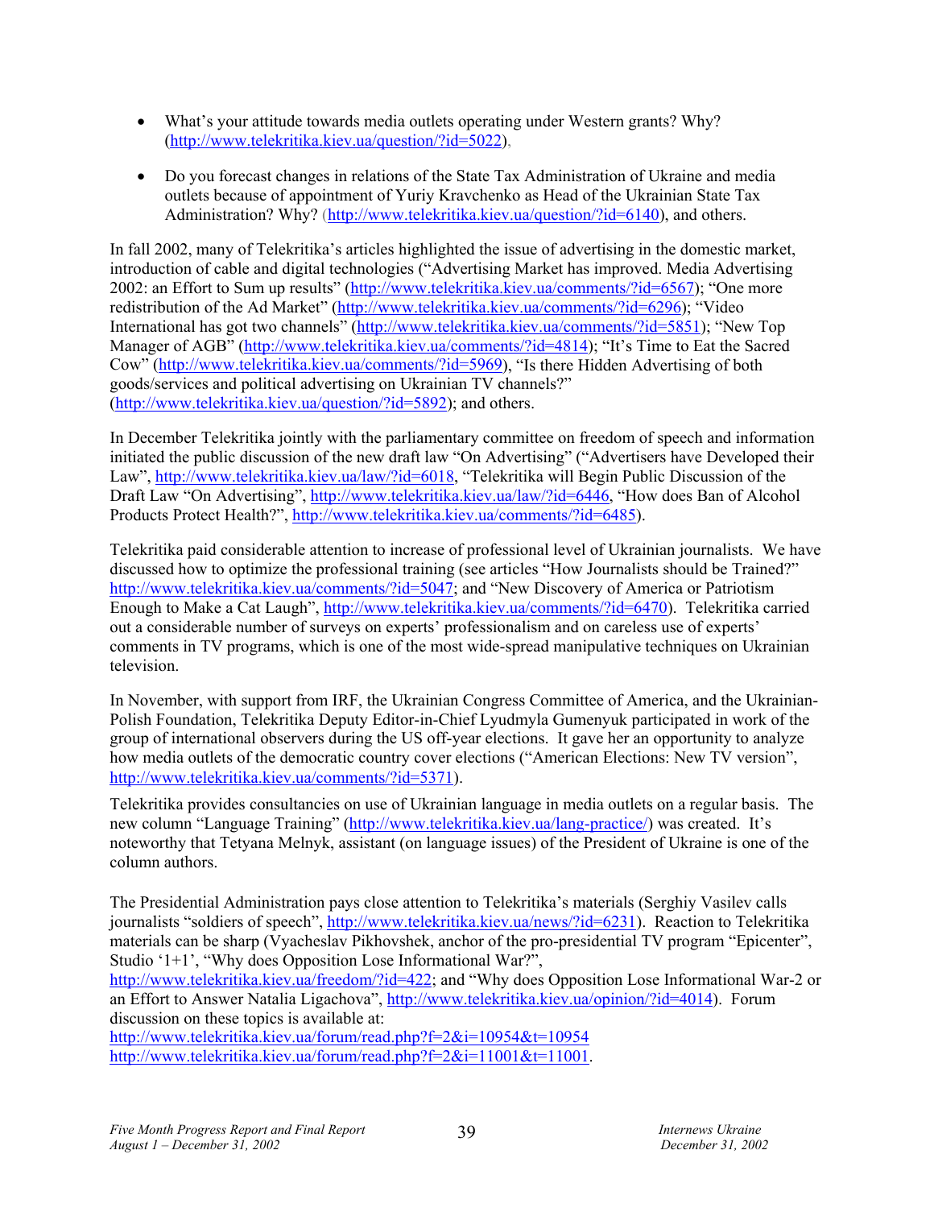- What's your attitude towards media outlets operating under Western grants? Why? (http://www.telekritika.kiev.ua/question/?id=5022),

- Do you forecast changes in relations of the State Tax Administration of Ukraine and media outlets because of appointment of Yuriy Kravchenko as Head of the Ukrainian State Tax Administration? Why? (http://www.telekritika.kiev.ua/question/?id=6140), and others.

In fall 2002, many of Telekritika's articles highlighted the issue of advertising in the domestic market, introduction of cable and digital technologies ("Advertising Market has improved. Media Advertising 2002: an Effort to Sum up results" (http://www.telekritika.kiev.ua/comments/?id=6567); "One more redistribution of the Ad Market" (http://www.telekritika.kiev.ua/comments/?id=6296); "Video International has got two channels" (http://www.telekritika.kiev.ua/comments/?id=5851); "New Top Manager of AGB" (http://www.telekritika.kiev.ua/comments/?id=4814); "It's Time to Eat the Sacred Cow" (http://www.telekritika.kiev.ua/comments/?id=5969), "Is there Hidden Advertising of both goods/services and political advertising on Ukrainian TV channels?" (http://www.telekritika.kiev.ua/question/?id=5892); and others.

In December Telekritika jointly with the parliamentary committee on freedom of speech and information initiated the public discussion of the new draft law "On Advertising" ("Advertisers have Developed their Law", http://www.telekritika.kiev.ua/law/?id=6018, "Telekritika will Begin Public Discussion of the Draft Law "On Advertising", http://www.telekritika.kiev.ua/law/?id=6446, "How does Ban of Alcohol Products Protect Health?", http://www.telekritika.kiev.ua/comments/?id=6485).

Telekritika paid considerable attention to increase of professional level of Ukrainian journalists. We have discussed how to optimize the professional training (see articles "How Journalists should be Trained?" http://www.telekritika.kiev.ua/comments/?id=5047; and "New Discovery of America or Patriotism Enough to Make a Cat Laugh", http://www.telekritika.kiev.ua/comments/?id=6470). Telekritika carried out a considerable number of surveys on experts' professionalism and on careless use of experts' comments in TV programs, which is one of the most wide-spread manipulative techniques on Ukrainian television.

In November, with support from IRF, the Ukrainian Congress Committee of America, and the Ukrainian-Polish Foundation, Telekritika Deputy Editor-in-Chief Lyudmyla Gumenyuk participated in work of the group of international observers during the US off-year elections. It gave her an opportunity to analyze how media outlets of the democratic country cover elections ("American Elections: New TV version", http://www.telekritika.kiev.ua/comments/?id=5371).

Telekritika provides consultancies on use of Ukrainian language in media outlets on a regular basis. The new column "Language Training" (http://www.telekritika.kiev.ua/lang-practice/) was created. It's noteworthy that Tetyana Melnyk, assistant (on language issues) of the President of Ukraine is one of the column authors.

The Presidential Administration pays close attention to Telekritika's materials (Serghiy Vasilev calls journalists "soldiers of speech", http://www.telekritika.kiev.ua/news/?id=6231). Reaction to Telekritika materials can be sharp (Vyacheslav Pikhovshek, anchor of the pro-presidential TV program "Epicenter", Studio '1+1', "Why does Opposition Lose Informational War?", http://www.telekritika.kiev.ua/freedom/?id=422; and "Why does Opposition Lose Informational War-2 or an Effort to Answer Natalia Ligachova", http://www.telekritika.kiev.ua/opinion/?id=4014). Forum discussion on these topics is available at:
http://www.telekritika.kiev.ua/forum/read.php?f=2&i=10954&t=10954
http://www.telekritika.kiev.ua/forum/read.php?f=2&i=11001&t=11001.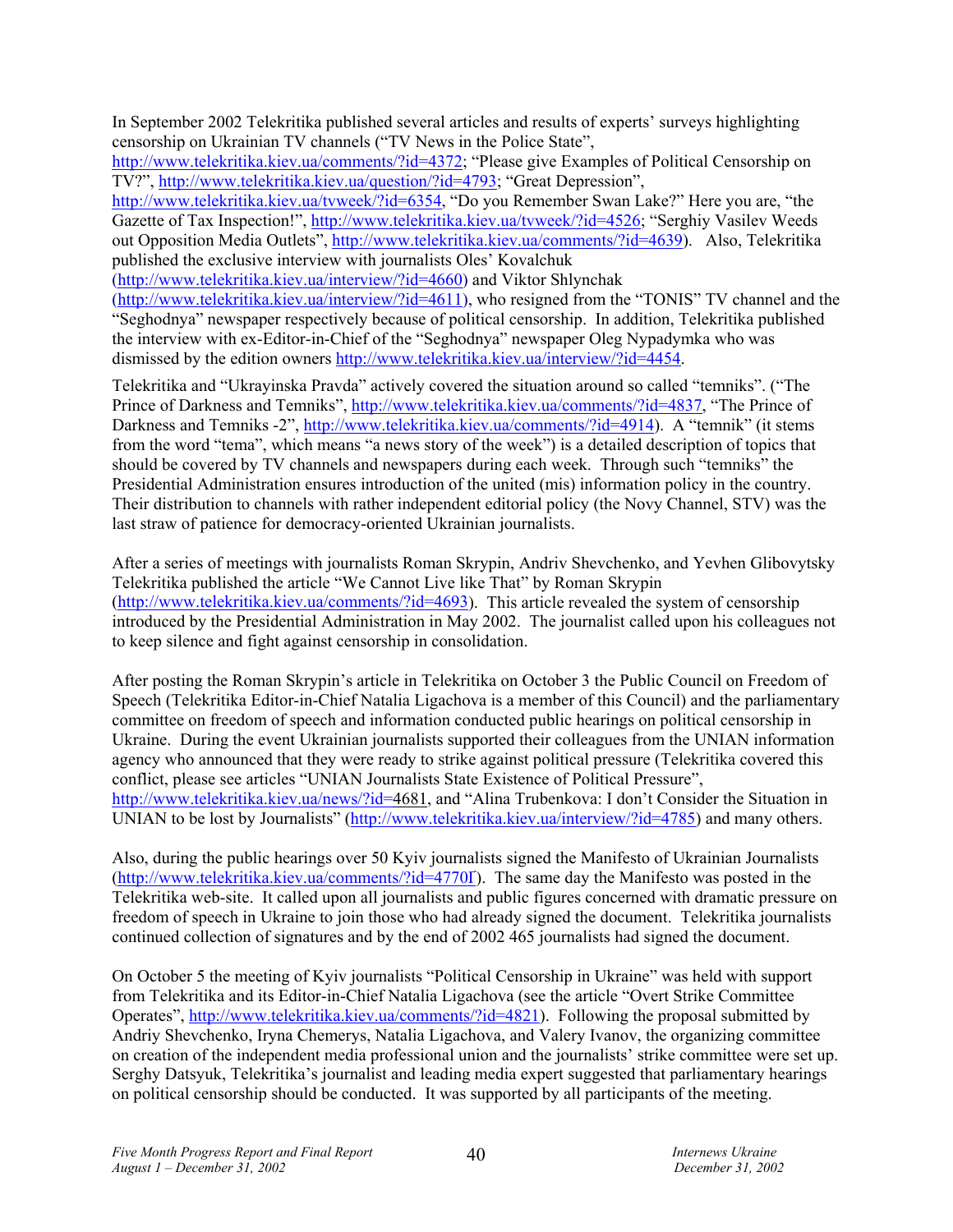In September 2002 Telekritika published several articles and results of experts' surveys highlighting censorship on Ukrainian TV channels ("TV News in the Police State", http://www.telekritika.kiev.ua/comments/?id=4372; "Please give Examples of Political Censorship on TV?", http://www.telekritika.kiev.ua/question/?id=4793; "Great Depression", http://www.telekritika.kiev.ua/tvweek/?id=6354, "Do you Remember Swan Lake?" Here you are, "the Gazette of Tax Inspection!", http://www.telekritika.kiev.ua/tvweek/?id=4526; "Serghiy Vasilev Weeds out Opposition Media Outlets", http://www.telekritika.kiev.ua/comments/?id=4639). Also, Telekritika published the exclusive interview with journalists Oles' Kovalchuk (http://www.telekritika.kiev.ua/interview/?id=4660) and Viktor Shlynchak (http://www.telekritika.kiev.ua/interview/?id=4611), who resigned from the "TONIS" TV channel and the "Seghodnya" newspaper respectively because of political censorship. In addition, Telekritika published the interview with ex-Editor-in-Chief of the "Seghodnya" newspaper Oleg Nypadymka who was dismissed by the edition owners http://www.telekritika.kiev.ua/interview/?id=4454.

Telekritika and "Ukrayinska Pravda" actively covered the situation around so called "temniks". ("The Prince of Darkness and Temniks", http://www.telekritika.kiev.ua/comments/?id=4837, "The Prince of Darkness and Temniks -2", http://www.telekritika.kiev.ua/comments/?id=4914). A "temnik" (it stems from the word "tema", which means "a news story of the week") is a detailed description of topics that should be covered by TV channels and newspapers during each week. Through such "temniks" the Presidential Administration ensures introduction of the united (mis) information policy in the country. Their distribution to channels with rather independent editorial policy (the Novy Channel, STV) was the last straw of patience for democracy-oriented Ukrainian journalists.

After a series of meetings with journalists Roman Skrypin, Andriv Shevchenko, and Yevhen Glibovytsky Telekritika published the article "We Cannot Live like That" by Roman Skrypin (http://www.telekritika.kiev.ua/comments/?id=4693). This article revealed the system of censorship introduced by the Presidential Administration in May 2002. The journalist called upon his colleagues not to keep silence and fight against censorship in consolidation.

After posting the Roman Skrypin's article in Telekritika on October 3 the Public Council on Freedom of Speech (Telekritika Editor-in-Chief Natalia Ligachova is a member of this Council) and the parliamentary committee on freedom of speech and information conducted public hearings on political censorship in Ukraine. During the event Ukrainian journalists supported their colleagues from the UNIAN information agency who announced that they were ready to strike against political pressure (Telekritika covered this conflict, please see articles "UNIAN Journalists State Existence of Political Pressure", http://www.telekritika.kiev.ua/news/?id=4681, and "Alina Trubenkova: I don't Consider the Situation in UNIAN to be lost by Journalists" (http://www.telekritika.kiev.ua/interview/?id=4785) and many others.

Also, during the public hearings over 50 Kyiv journalists signed the Manifesto of Ukrainian Journalists (http://www.telekritika.kiev.ua/comments/?id=4770Ґ). The same day the Manifesto was posted in the Telekritika web-site. It called upon all journalists and public figures concerned with dramatic pressure on freedom of speech in Ukraine to join those who had already signed the document. Telekritika journalists continued collection of signatures and by the end of 2002 465 journalists had signed the document.

On October 5 the meeting of Kyiv journalists "Political Censorship in Ukraine" was held with support from Telekritika and its Editor-in-Chief Natalia Ligachova (see the article "Overt Strike Committee Operates", http://www.telekritika.kiev.ua/comments/?id=4821). Following the proposal submitted by Andriy Shevchenko, Iryna Chemerys, Natalia Ligachova, and Valery Ivanov, the organizing committee on creation of the independent media professional union and the journalists' strike committee were set up. Serghy Datsyuk, Telekritika's journalist and leading media expert suggested that parliamentary hearings on political censorship should be conducted. It was supported by all participants of the meeting.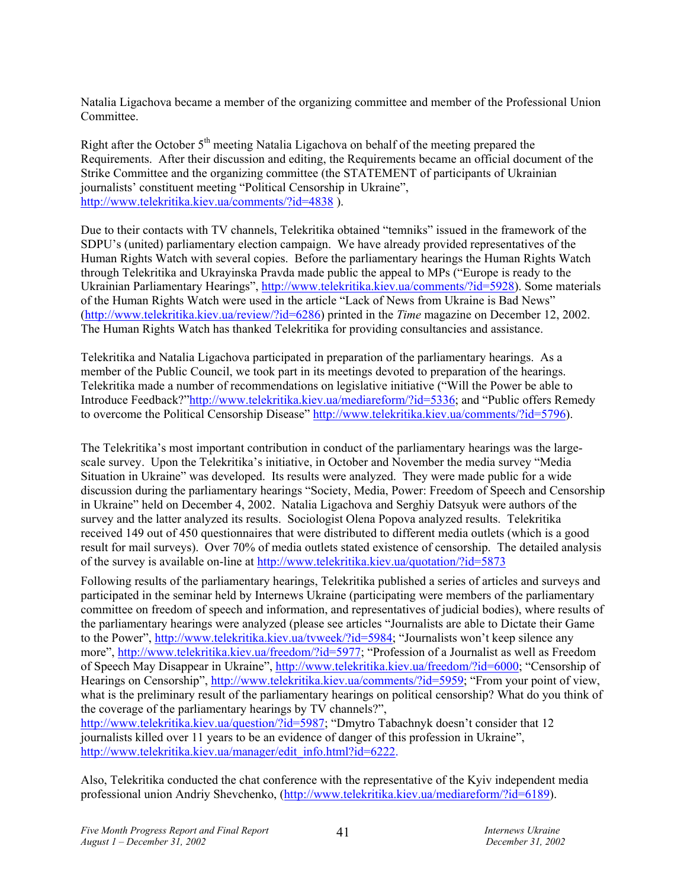Natalia Ligachova became a member of the organizing committee and member of the Professional Union Committee.

Right after the October 5th meeting Natalia Ligachova on behalf of the meeting prepared the Requirements. After their discussion and editing, the Requirements became an official document of the Strike Committee and the organizing committee (the STATEMENT of participants of Ukrainian journalists' constituent meeting "Political Censorship in Ukraine", http://www.telekritika.kiev.ua/comments/?id=4838 ).

Due to their contacts with TV channels, Telekritika obtained "temniks" issued in the framework of the SDPU's (united) parliamentary election campaign. We have already provided representatives of the Human Rights Watch with several copies. Before the parliamentary hearings the Human Rights Watch through Telekritika and Ukrayinska Pravda made public the appeal to MPs ("Europe is ready to the Ukrainian Parliamentary Hearings", http://www.telekritika.kiev.ua/comments/?id=5928). Some materials of the Human Rights Watch were used in the article "Lack of News from Ukraine is Bad News" (http://www.telekritika.kiev.ua/review/?id=6286) printed in the *Time* magazine on December 12, 2002. The Human Rights Watch has thanked Telekritika for providing consultancies and assistance.

Telekritika and Natalia Ligachova participated in preparation of the parliamentary hearings. As a member of the Public Council, we took part in its meetings devoted to preparation of the hearings. Telekritika made a number of recommendations on legislative initiative ("Will the Power be able to Introduce Feedback?"http://www.telekritika.kiev.ua/mediareform/?id=5336; and "Public offers Remedy to overcome the Political Censorship Disease" http://www.telekritika.kiev.ua/comments/?id=5796).

The Telekritika's most important contribution in conduct of the parliamentary hearings was the large-scale survey. Upon the Telekritika's initiative, in October and November the media survey "Media Situation in Ukraine" was developed. Its results were analyzed. They were made public for a wide discussion during the parliamentary hearings "Society, Media, Power: Freedom of Speech and Censorship in Ukraine" held on December 4, 2002. Natalia Ligachova and Serghiy Datsyuk were authors of the survey and the latter analyzed its results. Sociologist Olena Popova analyzed results. Telekritika received 149 out of 450 questionnaires that were distributed to different media outlets (which is a good result for mail surveys). Over 70% of media outlets stated existence of censorship. The detailed analysis of the survey is available on-line at http://www.telekritika.kiev.ua/quotation/?id=5873

Following results of the parliamentary hearings, Telekritika published a series of articles and surveys and participated in the seminar held by Internews Ukraine (participating were members of the parliamentary committee on freedom of speech and information, and representatives of judicial bodies), where results of the parliamentary hearings were analyzed (please see articles "Journalists are able to Dictate their Game to the Power", http://www.telekritika.kiev.ua/tvweek/?id=5984; "Journalists won't keep silence any more", http://www.telekritika.kiev.ua/freedom/?id=5977; "Profession of a Journalist as well as Freedom of Speech May Disappear in Ukraine", http://www.telekritika.kiev.ua/freedom/?id=6000; "Censorship of Hearings on Censorship", http://www.telekritika.kiev.ua/comments/?id=5959; "From your point of view, what is the preliminary result of the parliamentary hearings on political censorship? What do you think of the coverage of the parliamentary hearings by TV channels?", http://www.telekritika.kiev.ua/question/?id=5987; "Dmytro Tabachnyk doesn't consider that 12 journalists killed over 11 years to be an evidence of danger of this profession in Ukraine", http://www.telekritika.kiev.ua/manager/edit_info.html?id=6222.

Also, Telekritika conducted the chat conference with the representative of the Kyiv independent media professional union Andriy Shevchenko, (http://www.telekritika.kiev.ua/mediareform/?id=6189).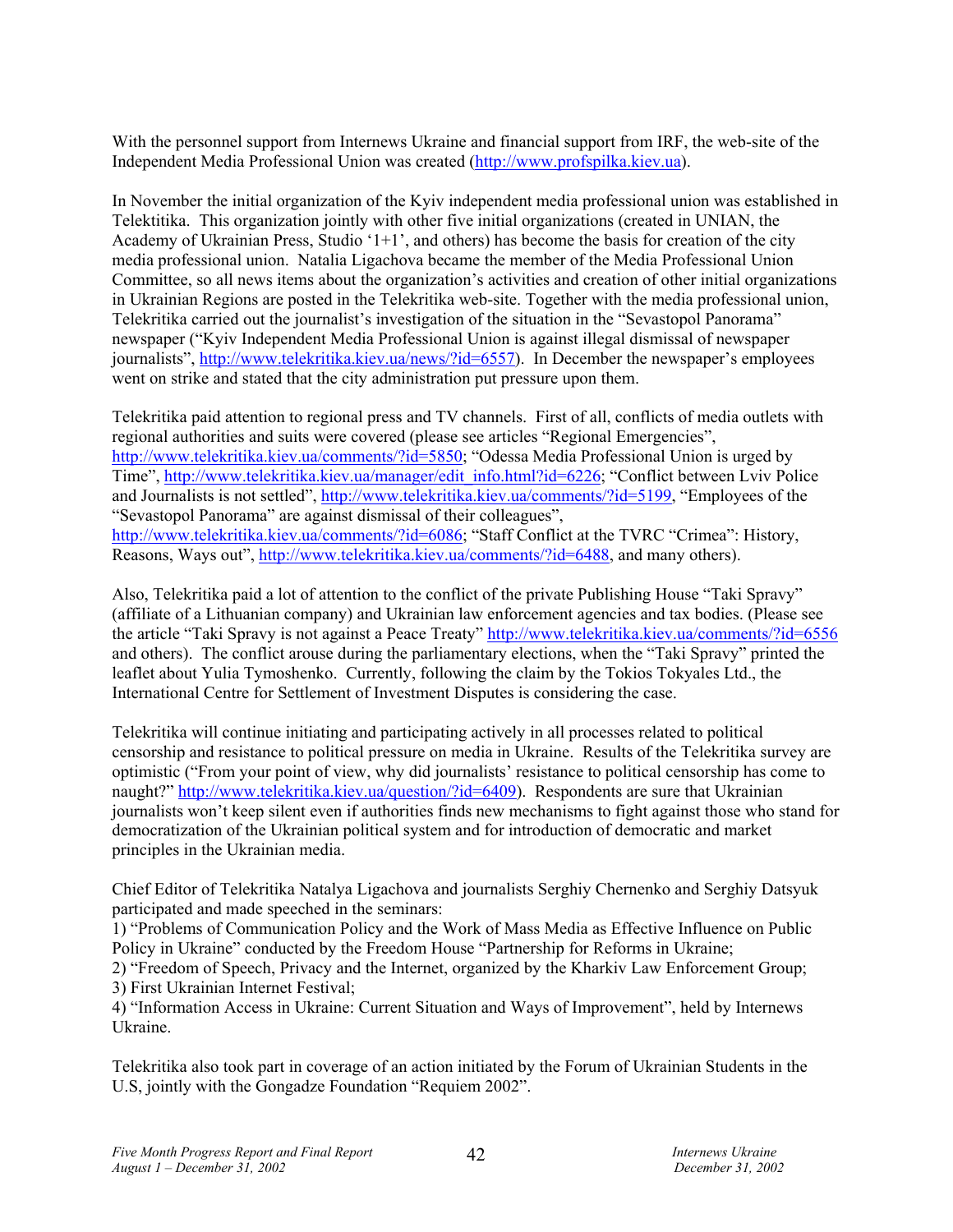With the personnel support from Internews Ukraine and financial support from IRF, the web-site of the Independent Media Professional Union was created (http://www.profspilka.kiev.ua).

In November the initial organization of the Kyiv independent media professional union was established in Telektitika. This organization jointly with other five initial organizations (created in UNIAN, the Academy of Ukrainian Press, Studio '1+1', and others) has become the basis for creation of the city media professional union. Natalia Ligachova became the member of the Media Professional Union Committee, so all news items about the organization's activities and creation of other initial organizations in Ukrainian Regions are posted in the Telekritika web-site. Together with the media professional union, Telekritika carried out the journalist's investigation of the situation in the "Sevastopol Panorama" newspaper ("Kyiv Independent Media Professional Union is against illegal dismissal of newspaper journalists", http://www.telekritika.kiev.ua/news/?id=6557). In December the newspaper's employees went on strike and stated that the city administration put pressure upon them.

Telekritika paid attention to regional press and TV channels. First of all, conflicts of media outlets with regional authorities and suits were covered (please see articles "Regional Emergencies", http://www.telekritika.kiev.ua/comments/?id=5850; "Odessa Media Professional Union is urged by Time", http://www.telekritika.kiev.ua/manager/edit_info.html?id=6226; "Conflict between Lviv Police and Journalists is not settled", http://www.telekritika.kiev.ua/comments/?id=5199, "Employees of the "Sevastopol Panorama" are against dismissal of their colleagues", http://www.telekritika.kiev.ua/comments/?id=6086; "Staff Conflict at the TVRC "Crimea": History, Reasons, Ways out", http://www.telekritika.kiev.ua/comments/?id=6488, and many others).

Also, Telekritika paid a lot of attention to the conflict of the private Publishing House "Taki Spravy" (affiliate of a Lithuanian company) and Ukrainian law enforcement agencies and tax bodies. (Please see the article "Taki Spravy is not against a Peace Treaty" http://www.telekritika.kiev.ua/comments/?id=6556 and others). The conflict arouse during the parliamentary elections, when the "Taki Spravy" printed the leaflet about Yulia Tymoshenko. Currently, following the claim by the Tokios Tokyales Ltd., the International Centre for Settlement of Investment Disputes is considering the case.

Telekritika will continue initiating and participating actively in all processes related to political censorship and resistance to political pressure on media in Ukraine. Results of the Telekritika survey are optimistic ("From your point of view, why did journalists' resistance to political censorship has come to naught?" http://www.telekritika.kiev.ua/question/?id=6409). Respondents are sure that Ukrainian journalists won't keep silent even if authorities finds new mechanisms to fight against those who stand for democratization of the Ukrainian political system and for introduction of democratic and market principles in the Ukrainian media.

Chief Editor of Telekritika Natalya Ligachova and journalists Serghiy Chernenko and Serghiy Datsyuk participated and made speeched in the seminars:
1) "Problems of Communication Policy and the Work of Mass Media as Effective Influence on Public Policy in Ukraine" conducted by the Freedom House "Partnership for Reforms in Ukraine;
2) "Freedom of Speech, Privacy and the Internet, organized by the Kharkiv Law Enforcement Group;
3) First Ukrainian Internet Festival;
4) "Information Access in Ukraine: Current Situation and Ways of Improvement", held by Internews Ukraine.

Telekritika also took part in coverage of an action initiated by the Forum of Ukrainian Students in the U.S, jointly with the Gongadze Foundation "Requiem 2002".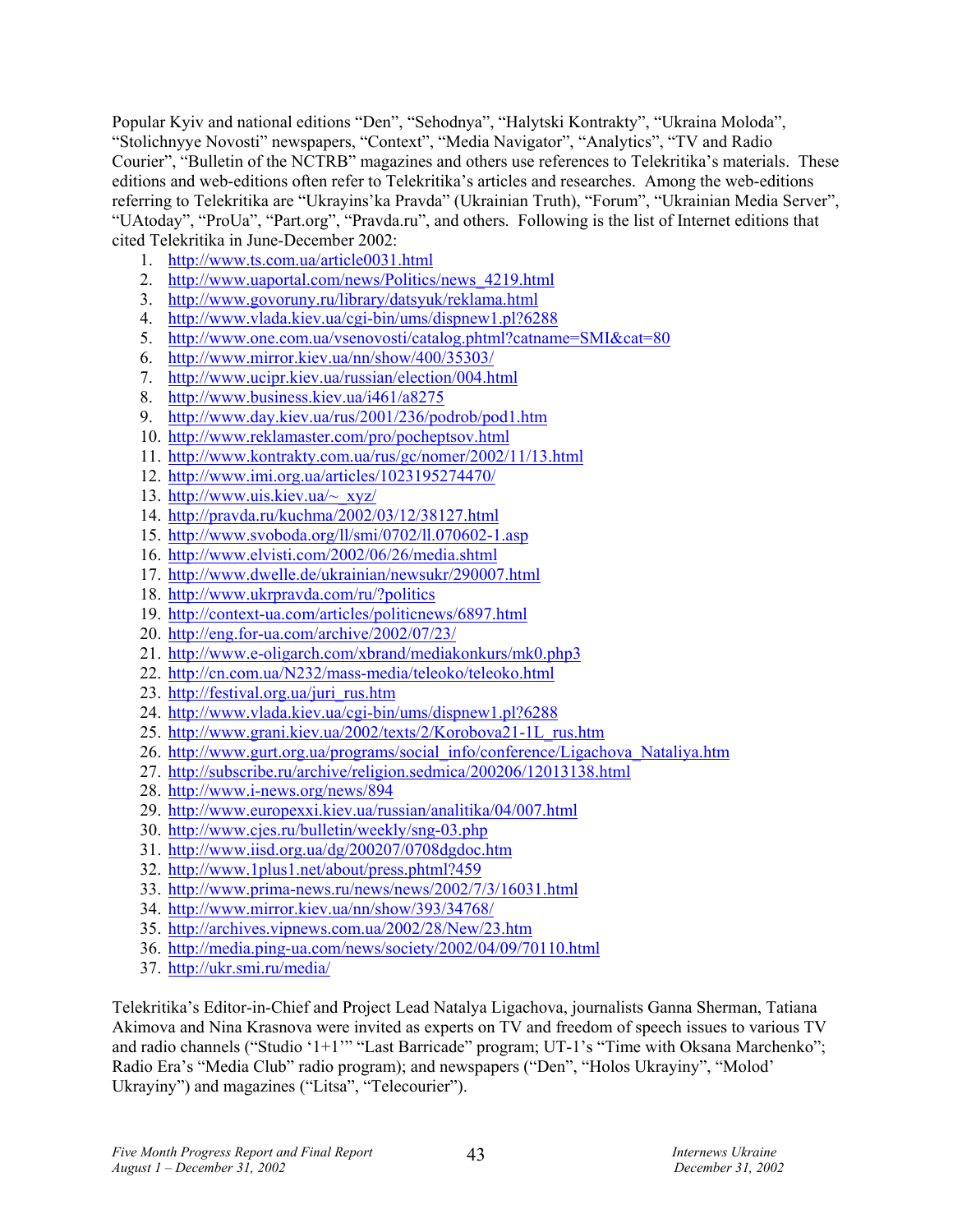Popular Kyiv and national editions "Den", "Sehodnya", "Halytski Kontrakty", "Ukraina Moloda", "Stolichnyye Novosti" newspapers, "Context", "Media Navigator", "Analytics", "TV and Radio Courier", "Bulletin of the NCTRB" magazines and others use references to Telekritika's materials. These editions and web-editions often refer to Telekritika's articles and researches. Among the web-editions referring to Telekritika are "Ukrayins'ka Pravda" (Ukrainian Truth), "Forum", "Ukrainian Media Server", "UAtoday", "ProUa", "Part.org", "Pravda.ru", and others. Following is the list of Internet editions that cited Telekritika in June-December 2002:

1. http://www.ts.com.ua/article0031.html
2. http://www.uaportal.com/news/Politics/news_4219.html
3. http://www.govoruny.ru/library/datsyuk/reklama.html
4. http://www.vlada.kiev.ua/cgi-bin/ums/dispnew1.pl?6288
5. http://www.one.com.ua/vsenovosti/catalog.phtml?catname=SMI&cat=80
6. http://www.mirror.kiev.ua/nn/show/400/35303/
7. http://www.ucipr.kiev.ua/russian/election/004.html
8. http://www.business.kiev.ua/i461/a8275
9. http://www.day.kiev.ua/rus/2001/236/podrob/pod1.htm
10. http://www.reklamaster.com/pro/pocheptsov.html
11. http://www.kontrakty.com.ua/rus/gc/nomer/2002/11/13.html
12. http://www.imi.org.ua/articles/1023195274470/
13. http://www.uis.kiev.ua/~_xyz/
14. http://pravda.ru/kuchma/2002/03/12/38127.html
15. http://www.svoboda.org/ll/smi/0702/ll.070602-1.asp
16. http://www.elvisti.com/2002/06/26/media.shtml
17. http://www.dwelle.de/ukrainian/newsukr/290007.html
18. http://www.ukrpravda.com/ru/?politics
19. http://context-ua.com/articles/politicnews/6897.html
20. http://eng.for-ua.com/archive/2002/07/23/
21. http://www.e-oligarch.com/xbrand/mediakonkurs/mk0.php3
22. http://cn.com.ua/N232/mass-media/teleoko/teleoko.html
23. http://festival.org.ua/juri_rus.htm
24. http://www.vlada.kiev.ua/cgi-bin/ums/dispnew1.pl?6288
25. http://www.grani.kiev.ua/2002/texts/2/Korobova21-1L_rus.htm
26. http://www.gurt.org.ua/programs/social_info/conference/Ligachova_Nataliya.htm
27. http://subscribe.ru/archive/religion.sedmica/200206/12013138.html
28. http://www.i-news.org/news/894
29. http://www.europexxi.kiev.ua/russian/analitika/04/007.html
30. http://www.cjes.ru/bulletin/weekly/sng-03.php
31. http://www.iisd.org.ua/dg/200207/0708dgdoc.htm
32. http://www.1plus1.net/about/press.phtml?459
33. http://www.prima-news.ru/news/news/2002/7/3/16031.html
34. http://www.mirror.kiev.ua/nn/show/393/34768/
35. http://archives.vipnews.com.ua/2002/28/New/23.htm
36. http://media.ping-ua.com/news/society/2002/04/09/70110.html
37. http://ukr.smi.ru/media/

Telekritika's Editor-in-Chief and Project Lead Natalya Ligachova, journalists Ganna Sherman, Tatiana Akimova and Nina Krasnova were invited as experts on TV and freedom of speech issues to various TV and radio channels ("Studio '1+1'" "Last Barricade" program; UT-1's "Time with Oksana Marchenko"; Radio Era's "Media Club" radio program); and newspapers ("Den", "Holos Ukrayiny", "Molod' Ukrayiny") and magazines ("Litsa", "Telecourier").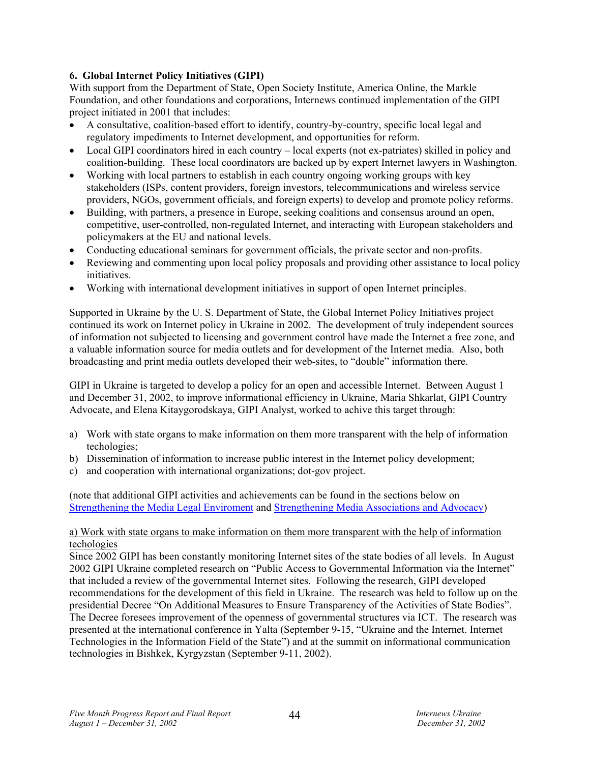### 6. Global Internet Policy Initiatives (GIPI)

With support from the Department of State, Open Society Institute, America Online, the Markle Foundation, and other foundations and corporations, Internews continued implementation of the GIPI project initiated in 2001 that includes:

- A consultative, coalition-based effort to identify, country-by-country, specific local legal and regulatory impediments to Internet development, and opportunities for reform.
- Local GIPI coordinators hired in each country – local experts (not ex-patriates) skilled in policy and coalition-building. These local coordinators are backed up by expert Internet lawyers in Washington.
- Working with local partners to establish in each country ongoing working groups with key stakeholders (ISPs, content providers, foreign investors, telecommunications and wireless service providers, NGOs, government officials, and foreign experts) to develop and promote policy reforms.
- Building, with partners, a presence in Europe, seeking coalitions and consensus around an open, competitive, user-controlled, non-regulated Internet, and interacting with European stakeholders and policymakers at the EU and national levels.
- Conducting educational seminars for government officials, the private sector and non-profits.
- Reviewing and commenting upon local policy proposals and providing other assistance to local policy initiatives.
- Working with international development initiatives in support of open Internet principles.

Supported in Ukraine by the U. S. Department of State, the Global Internet Policy Initiatives project continued its work on Internet policy in Ukraine in 2002. The development of truly independent sources of information not subjected to licensing and government control have made the Internet a free zone, and a valuable information source for media outlets and for development of the Internet media. Also, both broadcasting and print media outlets developed their web-sites, to "double" information there.

GIPI in Ukraine is targeted to develop a policy for an open and accessible Internet. Between August 1 and December 31, 2002, to improve informational efficiency in Ukraine, Maria Shkarlat, GIPI Country Advocate, and Elena Kitaygorodskaya, GIPI Analyst, worked to achive this target through:

a) Work with state organs to make information on them more transparent with the help of information techologies;
b) Dissemination of information to increase public interest in the Internet policy development;
c) and cooperation with international organizations; dot-gov project.

(note that additional GIPI activities and achievements can be found in the sections below on Strengthening the Media Legal Enviroment and Strengthening Media Associations and Advocacy)

a) Work with state organs to make information on them more transparent with the help of information techologies

Since 2002 GIPI has been constantly monitoring Internet sites of the state bodies of all levels. In August 2002 GIPI Ukraine completed research on "Public Access to Governmental Information via the Internet" that included a review of the governmental Internet sites. Following the research, GIPI developed recommendations for the development of this field in Ukraine. The research was held to follow up on the presidential Decree "On Additional Measures to Ensure Transparency of the Activities of State Bodies". The Decree foresees improvement of the openness of governmental structures via ICT. The research was presented at the international conference in Yalta (September 9-15, "Ukraine and the Internet. Internet Technologies in the Information Field of the State") and at the summit on informational communication technologies in Bishkek, Kyrgyzstan (September 9-11, 2002).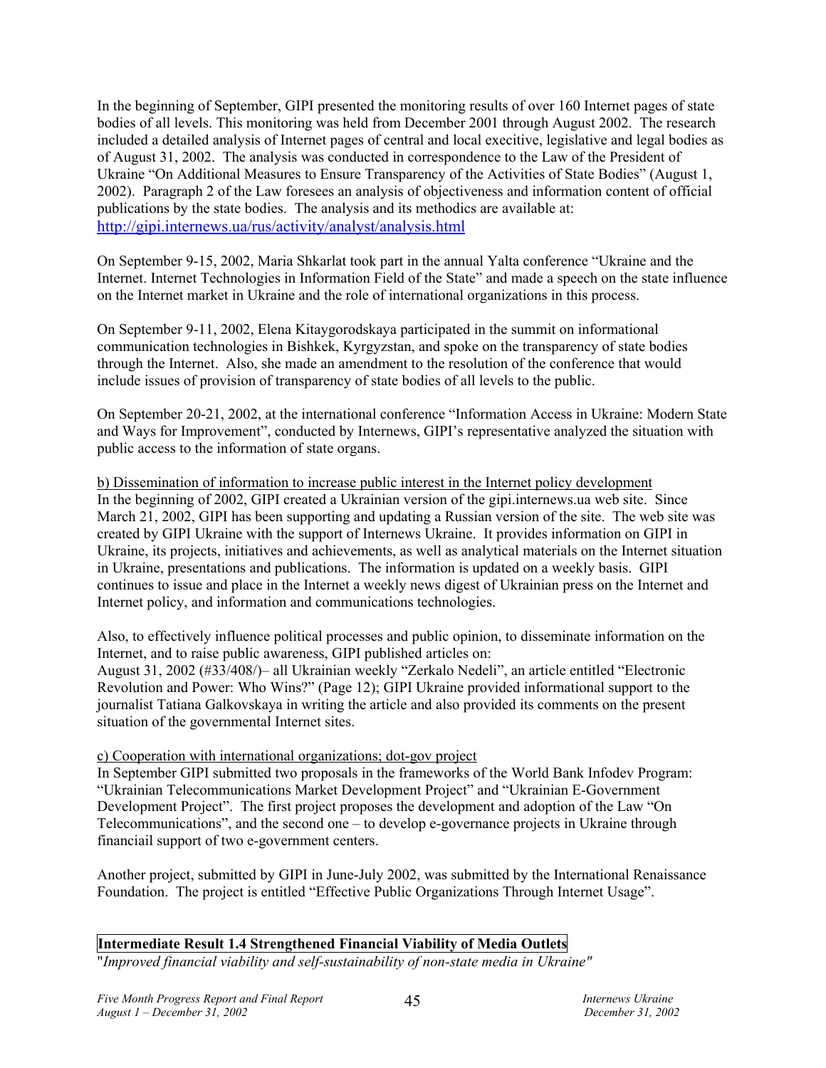In the beginning of September, GIPI presented the monitoring results of over 160 Internet pages of state bodies of all levels. This monitoring was held from December 2001 through August 2002. The research included a detailed analysis of Internet pages of central and local execitive, legislative and legal bodies as of August 31, 2002. The analysis was conducted in correspondence to the Law of the President of Ukraine "On Additional Measures to Ensure Transparency of the Activities of State Bodies" (August 1, 2002). Paragraph 2 of the Law foresees an analysis of objectiveness and information content of official publications by the state bodies. The analysis and its methodics are available at: http://gipi.internews.ua/rus/activity/analyst/analysis.html

On September 9-15, 2002, Maria Shkarlat took part in the annual Yalta conference "Ukraine and the Internet. Internet Technologies in Information Field of the State" and made a speech on the state influence on the Internet market in Ukraine and the role of international organizations in this process.

On September 9-11, 2002, Elena Kitaygorodskaya participated in the summit on informational communication technologies in Bishkek, Kyrgyzstan, and spoke on the transparency of state bodies through the Internet. Also, she made an amendment to the resolution of the conference that would include issues of provision of transparency of state bodies of all levels to the public.

On September 20-21, 2002, at the international conference "Information Access in Ukraine: Modern State and Ways for Improvement", conducted by Internews, GIPI's representative analyzed the situation with public access to the information of state organs.

b) Dissemination of information to increase public interest in the Internet policy development

In the beginning of 2002, GIPI created a Ukrainian version of the gipi.internews.ua web site. Since March 21, 2002, GIPI has been supporting and updating a Russian version of the site. The web site was created by GIPI Ukraine with the support of Internews Ukraine. It provides information on GIPI in Ukraine, its projects, initiatives and achievements, as well as analytical materials on the Internet situation in Ukraine, presentations and publications. The information is updated on a weekly basis. GIPI continues to issue and place in the Internet a weekly news digest of Ukrainian press on the Internet and Internet policy, and information and communications technologies.

Also, to effectively influence political processes and public opinion, to disseminate information on the Internet, and to raise public awareness, GIPI published articles on:
August 31, 2002 (#33/408/)– all Ukrainian weekly "Zerkalo Nedeli", an article entitled "Electronic Revolution and Power: Who Wins?" (Page 12); GIPI Ukraine provided informational support to the journalist Tatiana Galkovskaya in writing the article and also provided its comments on the present situation of the governmental Internet sites.

c) Cooperation with international organizations; dot-gov project

In September GIPI submitted two proposals in the frameworks of the World Bank Infodev Program: "Ukrainian Telecommunications Market Development Project" and "Ukrainian E-Government Development Project". The first project proposes the development and adoption of the Law "On Telecommunications", and the second one – to develop e-governance projects in Ukraine through financiail support of two e-government centers.

Another project, submitted by GIPI in June-July 2002, was submitted by the International Renaissance Foundation. The project is entitled "Effective Public Organizations Through Internet Usage".

## Intermediate Result 1.4 Strengthened Financial Viability of Media Outlets

"*Improved financial viability and self-sustainability of non-state media in Ukraine"*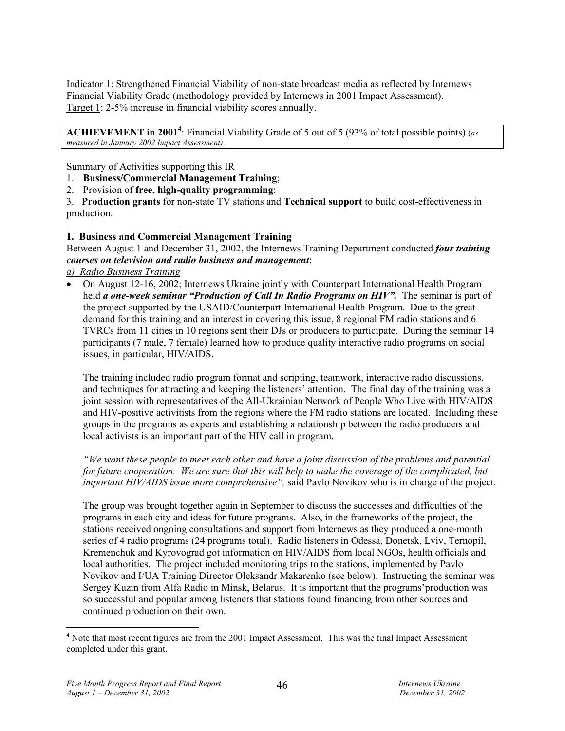Indicator 1: Strengthened Financial Viability of non-state broadcast media as reflected by Internews Financial Viability Grade (methodology provided by Internews in 2001 Impact Assessment).
Target 1: 2-5% increase in financial viability scores annually.

**ACHIEVEMENT in 2001**[4]: Financial Viability Grade of 5 out of 5 (93% of total possible points) (*as measured in January 2002 Impact Assessment)*.

Summary of Activities supporting this IR

1. **Business/Commercial Management Training**;
2. Provision of **free, high-quality programming**;
3. **Production grants** for non-state TV stations and **Technical support** to build cost-effectiveness in production.

**1. Business and Commercial Management Training**

Between August 1 and December 31, 2002, the Internews Training Department conducted ***four training courses on television and radio business and management***:

*a) Radio Business Training*

- On August 12-16, 2002; Internews Ukraine jointly with Counterpart International Health Program held ***a one-week seminar "Production of Call In Radio Programs on HIV".*** The seminar is part of the project supported by the USAID/Counterpart International Health Program. Due to the great demand for this training and an interest in covering this issue, 8 regional FM radio stations and 6 TVRCs from 11 cities in 10 regions sent their DJs or producers to participate. During the seminar 14 participants (7 male, 7 female) learned how to produce quality interactive radio programs on social issues, in particular, HIV/AIDS.

  The training included radio program format and scripting, teamwork, interactive radio discussions, and techniques for attracting and keeping the listeners' attention. The final day of the training was a joint session with representatives of the All-Ukrainian Network of People Who Live with HIV/AIDS and HIV-positive activitists from the regions where the FM radio stations are located. Including these groups in the programs as experts and establishing a relationship between the radio producers and local activists is an important part of the HIV call in program.

  *"We want these people to meet each other and have a joint discussion of the problems and potential for future cooperation. We are sure that this will help to make the coverage of the complicated, but important HIV/AIDS issue more comprehensive",* said Pavlo Novikov who is in charge of the project.

  The group was brought together again in September to discuss the successes and difficulties of the programs in each city and ideas for future programs. Also, in the frameworks of the project, the stations received ongoing consultations and support from Internews as they produced a one-month series of 4 radio programs (24 programs total). Radio listeners in Odessa, Donetsk, Lviv, Ternopil, Kremenchuk and Kyrovograd got information on HIV/AIDS from local NGOs, health officials and local authorities. The project included monitoring trips to the stations, implemented by Pavlo Novikov and I/UA Training Director Oleksandr Makarenko (see below). Instructing the seminar was Sergey Kuzin from Alfa Radio in Minsk, Belarus. It is important that the programs'production was so successful and popular among listeners that stations found financing from other sources and continued production on their own.

[4] Note that most recent figures are from the 2001 Impact Assessment. This was the final Impact Assessment completed under this grant.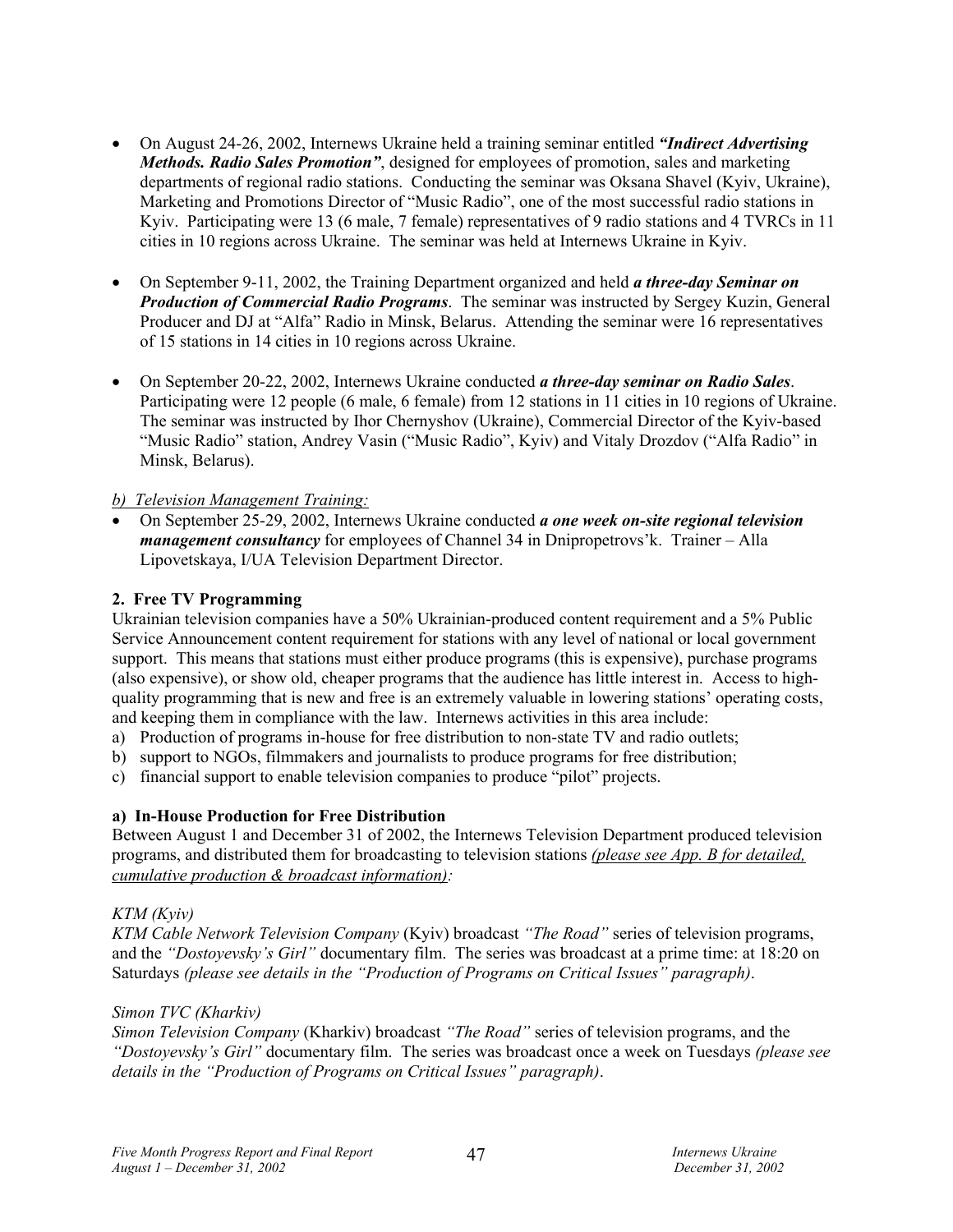- On August 24-26, 2002, Internews Ukraine held a training seminar entitled ***"Indirect Advertising Methods. Radio Sales Promotion"***, designed for employees of promotion, sales and marketing departments of regional radio stations. Conducting the seminar was Oksana Shavel (Kyiv, Ukraine), Marketing and Promotions Director of "Music Radio", one of the most successful radio stations in Kyiv. Participating were 13 (6 male, 7 female) representatives of 9 radio stations and 4 TVRCs in 11 cities in 10 regions across Ukraine. The seminar was held at Internews Ukraine in Kyiv.

- On September 9-11, 2002, the Training Department organized and held ***a three-day Seminar on Production of Commercial Radio Programs***. The seminar was instructed by Sergey Kuzin, General Producer and DJ at "Alfa" Radio in Minsk, Belarus. Attending the seminar were 16 representatives of 15 stations in 14 cities in 10 regions across Ukraine.

- On September 20-22, 2002, Internews Ukraine conducted ***a three-day seminar on Radio Sales***. Participating were 12 people (6 male, 6 female) from 12 stations in 11 cities in 10 regions of Ukraine. The seminar was instructed by Ihor Chernyshov (Ukraine), Commercial Director of the Kyiv-based "Music Radio" station, Andrey Vasin ("Music Radio", Kyiv) and Vitaly Drozdov ("Alfa Radio" in Minsk, Belarus).

*b) Television Management Training:*

- On September 25-29, 2002, Internews Ukraine conducted ***a one week on-site regional television management consultancy*** for employees of Channel 34 in Dnipropetrovs'k. Trainer – Alla Lipovetskaya, I/UA Television Department Director.

**2. Free TV Programming**

Ukrainian television companies have a 50% Ukrainian-produced content requirement and a 5% Public Service Announcement content requirement for stations with any level of national or local government support. This means that stations must either produce programs (this is expensive), purchase programs (also expensive), or show old, cheaper programs that the audience has little interest in. Access to high-quality programming that is new and free is an extremely valuable in lowering stations' operating costs, and keeping them in compliance with the law. Internews activities in this area include:

a) Production of programs in-house for free distribution to non-state TV and radio outlets;
b) support to NGOs, filmmakers and journalists to produce programs for free distribution;
c) financial support to enable television companies to produce "pilot" projects.

**a) In-House Production for Free Distribution**

Between August 1 and December 31 of 2002, the Internews Television Department produced television programs, and distributed them for broadcasting to television stations *(please see App. B for detailed, cumulative production & broadcast information):*

*KTM (Kyiv)*

*KTM Cable Network Television Company* (Kyiv) broadcast *"The Road"* series of television programs, and the *"Dostoyevsky's Girl"* documentary film. The series was broadcast at a prime time: at 18:20 on Saturdays *(please see details in the "Production of Programs on Critical Issues" paragraph)*.

*Simon TVC (Kharkiv)*

*Simon Television Company* (Kharkiv) broadcast *"The Road"* series of television programs, and the *"Dostoyevsky's Girl"* documentary film. The series was broadcast once a week on Tuesdays *(please see details in the "Production of Programs on Critical Issues" paragraph)*.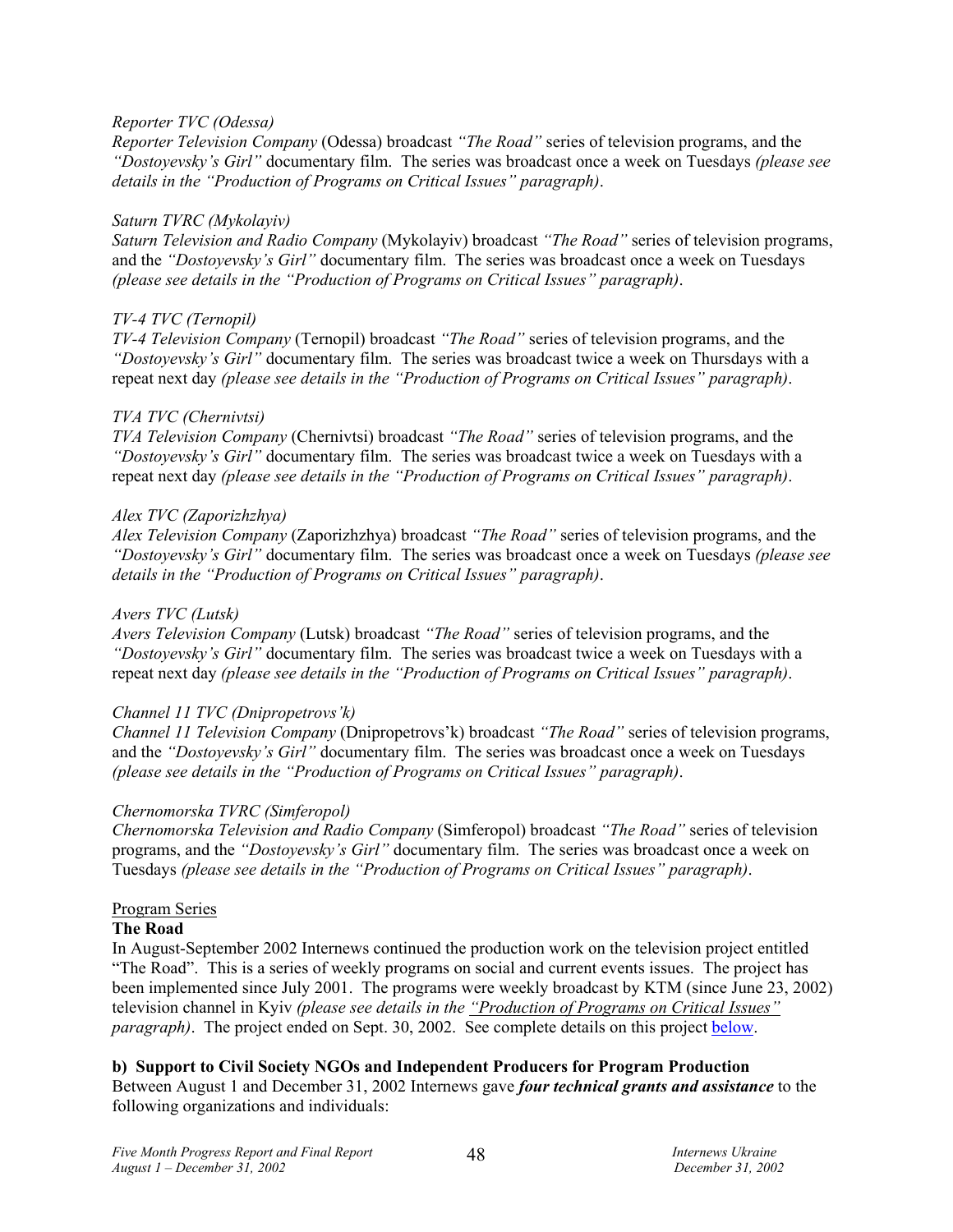*Reporter TVC (Odessa)*

*Reporter Television Company* (Odessa) broadcast *"The Road"* series of television programs, and the *"Dostoyevsky's Girl"* documentary film. The series was broadcast once a week on Tuesdays *(please see details in the "Production of Programs on Critical Issues" paragraph)*.

*Saturn TVRC (Mykolayiv)*

*Saturn Television and Radio Company* (Mykolayiv) broadcast *"The Road"* series of television programs, and the *"Dostoyevsky's Girl"* documentary film. The series was broadcast once a week on Tuesdays *(please see details in the "Production of Programs on Critical Issues" paragraph)*.

*TV-4 TVC (Ternopil)*

*TV-4 Television Company* (Ternopil) broadcast *"The Road"* series of television programs, and the *"Dostoyevsky's Girl"* documentary film. The series was broadcast twice a week on Thursdays with a repeat next day *(please see details in the "Production of Programs on Critical Issues" paragraph)*.

*TVA TVC (Chernivtsi)*

*TVA Television Company* (Chernivtsi) broadcast *"The Road"* series of television programs, and the *"Dostoyevsky's Girl"* documentary film. The series was broadcast twice a week on Tuesdays with a repeat next day *(please see details in the "Production of Programs on Critical Issues" paragraph)*.

*Alex TVC (Zaporizhzhya)*

*Alex Television Company* (Zaporizhzhya) broadcast *"The Road"* series of television programs, and the *"Dostoyevsky's Girl"* documentary film. The series was broadcast once a week on Tuesdays *(please see details in the "Production of Programs on Critical Issues" paragraph)*.

*Avers TVC (Lutsk)*

*Avers Television Company* (Lutsk) broadcast *"The Road"* series of television programs, and the *"Dostoyevsky's Girl"* documentary film. The series was broadcast twice a week on Tuesdays with a repeat next day *(please see details in the "Production of Programs on Critical Issues" paragraph)*.

*Channel 11 TVC (Dnipropetrovs'k)*

*Channel 11 Television Company* (Dnipropetrovs'k) broadcast *"The Road"* series of television programs, and the *"Dostoyevsky's Girl"* documentary film. The series was broadcast once a week on Tuesdays *(please see details in the "Production of Programs on Critical Issues" paragraph)*.

*Chernomorska TVRC (Simferopol)*

*Chernomorska Television and Radio Company* (Simferopol) broadcast *"The Road"* series of television programs, and the *"Dostoyevsky's Girl"* documentary film. The series was broadcast once a week on Tuesdays *(please see details in the "Production of Programs on Critical Issues" paragraph)*.

Program Series

**The Road**

In August-September 2002 Internews continued the production work on the television project entitled "The Road". This is a series of weekly programs on social and current events issues. The project has been implemented since July 2001. The programs were weekly broadcast by KTM (since June 23, 2002) television channel in Kyiv *(please see details in the "Production of Programs on Critical Issues" paragraph)*. The project ended on Sept. 30, 2002. See complete details on this project below.

**b) Support to Civil Society NGOs and Independent Producers for Program Production**

Between August 1 and December 31, 2002 Internews gave ***four technical grants and assistance*** to the following organizations and individuals: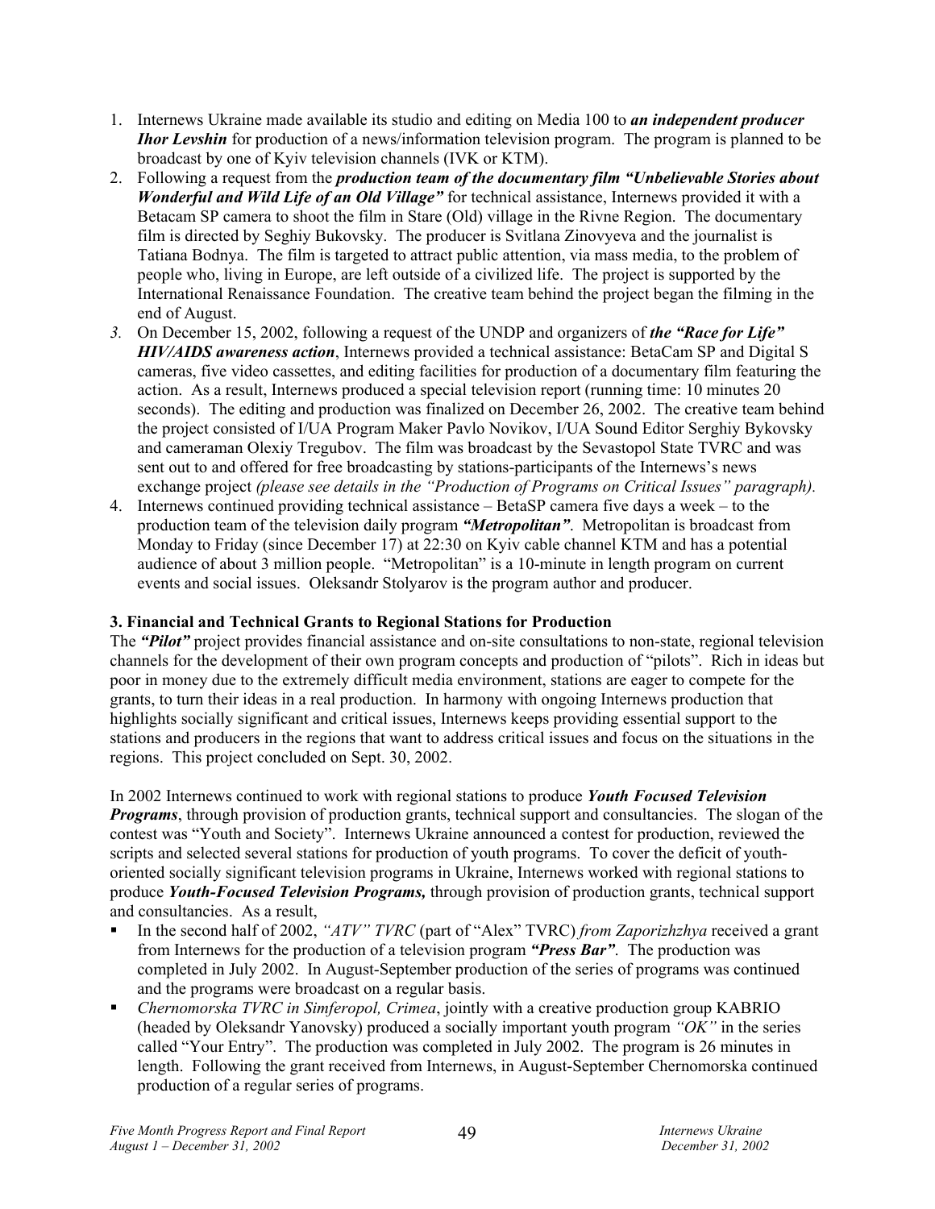1. Internews Ukraine made available its studio and editing on Media 100 to ***an independent producer Ihor Levshin*** for production of a news/information television program. The program is planned to be broadcast by one of Kyiv television channels (IVK or KTM).
2. Following a request from the ***production team of the documentary film "Unbelievable Stories about Wonderful and Wild Life of an Old Village"*** for technical assistance, Internews provided it with a Betacam SP camera to shoot the film in Stare (Old) village in the Rivne Region. The documentary film is directed by Seghiy Bukovsky. The producer is Svitlana Zinovyeva and the journalist is Tatiana Bodnya. The film is targeted to attract public attention, via mass media, to the problem of people who, living in Europe, are left outside of a civilized life. The project is supported by the International Renaissance Foundation. The creative team behind the project began the filming in the end of August.
3. On December 15, 2002, following a request of the UNDP and organizers of ***the "Race for Life" HIV/AIDS awareness action***, Internews provided a technical assistance: BetaCam SP and Digital S cameras, five video cassettes, and editing facilities for production of a documentary film featuring the action. As a result, Internews produced a special television report (running time: 10 minutes 20 seconds). The editing and production was finalized on December 26, 2002. The creative team behind the project consisted of I/UA Program Maker Pavlo Novikov, I/UA Sound Editor Serghiy Bykovsky and cameraman Olexiy Tregubov. The film was broadcast by the Sevastopol State TVRC and was sent out to and offered for free broadcasting by stations-participants of the Internews's news exchange project *(please see details in the "Production of Programs on Critical Issues" paragraph).*
4. Internews continued providing technical assistance – BetaSP camera five days a week – to the production team of the television daily program ***"Metropolitan"***. Metropolitan is broadcast from Monday to Friday (since December 17) at 22:30 on Kyiv cable channel KTM and has a potential audience of about 3 million people. "Metropolitan" is a 10-minute in length program on current events and social issues. Oleksandr Stolyarov is the program author and producer.

**3. Financial and Technical Grants to Regional Stations for Production**

The ***"Pilot"*** project provides financial assistance and on-site consultations to non-state, regional television channels for the development of their own program concepts and production of "pilots". Rich in ideas but poor in money due to the extremely difficult media environment, stations are eager to compete for the grants, to turn their ideas in a real production. In harmony with ongoing Internews production that highlights socially significant and critical issues, Internews keeps providing essential support to the stations and producers in the regions that want to address critical issues and focus on the situations in the regions. This project concluded on Sept. 30, 2002.

In 2002 Internews continued to work with regional stations to produce ***Youth Focused Television Programs***, through provision of production grants, technical support and consultancies. The slogan of the contest was "Youth and Society". Internews Ukraine announced a contest for production, reviewed the scripts and selected several stations for production of youth programs. To cover the deficit of youth-oriented socially significant television programs in Ukraine, Internews worked with regional stations to produce ***Youth-Focused Television Programs,*** through provision of production grants, technical support and consultancies. As a result,

- In the second half of 2002, *"ATV" TVRC* (part of "Alex" TVRC) *from Zaporizhzhya* received a grant from Internews for the production of a television program ***"Press Bar"***. The production was completed in July 2002. In August-September production of the series of programs was continued and the programs were broadcast on a regular basis.
- *Chernomorska TVRC in Simferopol, Crimea*, jointly with a creative production group KABRIO (headed by Oleksandr Yanovsky) produced a socially important youth program *"OK"* in the series called "Your Entry". The production was completed in July 2002. The program is 26 minutes in length. Following the grant received from Internews, in August-September Chernomorska continued production of a regular series of programs.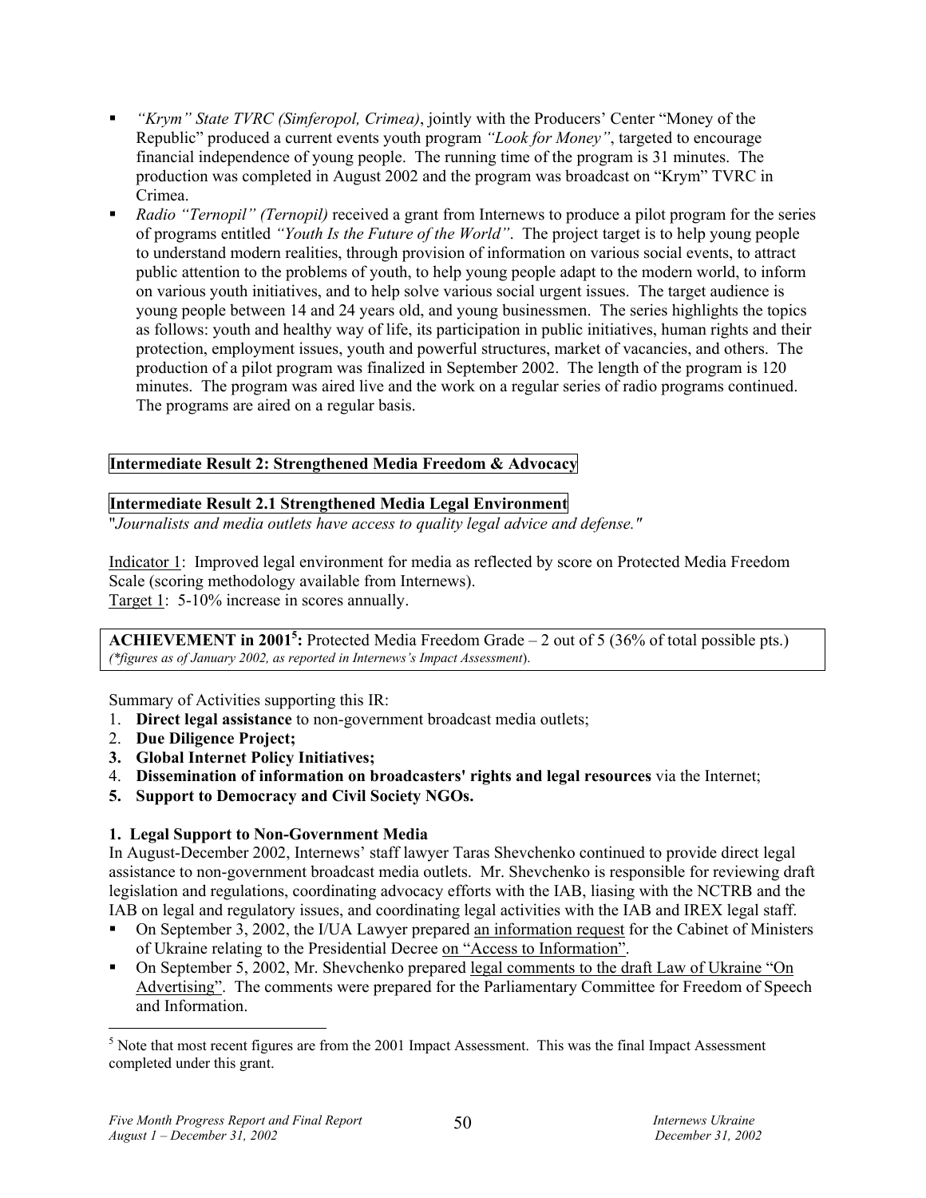- *"Krym" State TVRC (Simferopol, Crimea)*, jointly with the Producers' Center "Money of the Republic" produced a current events youth program *"Look for Money"*, targeted to encourage financial independence of young people. The running time of the program is 31 minutes. The production was completed in August 2002 and the program was broadcast on "Krym" TVRC in Crimea.
- *Radio "Ternopil" (Ternopil)* received a grant from Internews to produce a pilot program for the series of programs entitled *"Youth Is the Future of the World"*. The project target is to help young people to understand modern realities, through provision of information on various social events, to attract public attention to the problems of youth, to help young people adapt to the modern world, to inform on various youth initiatives, and to help solve various social urgent issues. The target audience is young people between 14 and 24 years old, and young businessmen. The series highlights the topics as follows: youth and healthy way of life, its participation in public initiatives, human rights and their protection, employment issues, youth and powerful structures, market of vacancies, and others. The production of a pilot program was finalized in September 2002. The length of the program is 120 minutes. The program was aired live and the work on a regular series of radio programs continued. The programs are aired on a regular basis.

## Intermediate Result 2: Strengthened Media Freedom & Advocacy

### Intermediate Result 2.1 Strengthened Media Legal Environment

"*Journalists and media outlets have access to quality legal advice and defense."*

Indicator 1: Improved legal environment for media as reflected by score on Protected Media Freedom Scale (scoring methodology available from Internews).
Target 1: 5-10% increase in scores annually.

**ACHIEVEMENT in 2001[5]:** Protected Media Freedom Grade – 2 out of 5 (36% of total possible pts.)
*(\*figures as of January 2002, as reported in Internews's Impact Assessment*).

Summary of Activities supporting this IR:

1. **Direct legal assistance** to non-government broadcast media outlets;
2. **Due Diligence Project;**
3. **Global Internet Policy Initiatives;**
4. **Dissemination of information on broadcasters' rights and legal resources** via the Internet;
5. **Support to Democracy and Civil Society NGOs.**

**1. Legal Support to Non-Government Media**

In August-December 2002, Internews' staff lawyer Taras Shevchenko continued to provide direct legal assistance to non-government broadcast media outlets. Mr. Shevchenko is responsible for reviewing draft legislation and regulations, coordinating advocacy efforts with the IAB, liasing with the NCTRB and the IAB on legal and regulatory issues, and coordinating legal activities with the IAB and IREX legal staff.

- On September 3, 2002, the I/UA Lawyer prepared an information request for the Cabinet of Ministers of Ukraine relating to the Presidential Decree on "Access to Information".
- On September 5, 2002, Mr. Shevchenko prepared legal comments to the draft Law of Ukraine "On Advertising". The comments were prepared for the Parliamentary Committee for Freedom of Speech and Information.

[5] Note that most recent figures are from the 2001 Impact Assessment. This was the final Impact Assessment completed under this grant.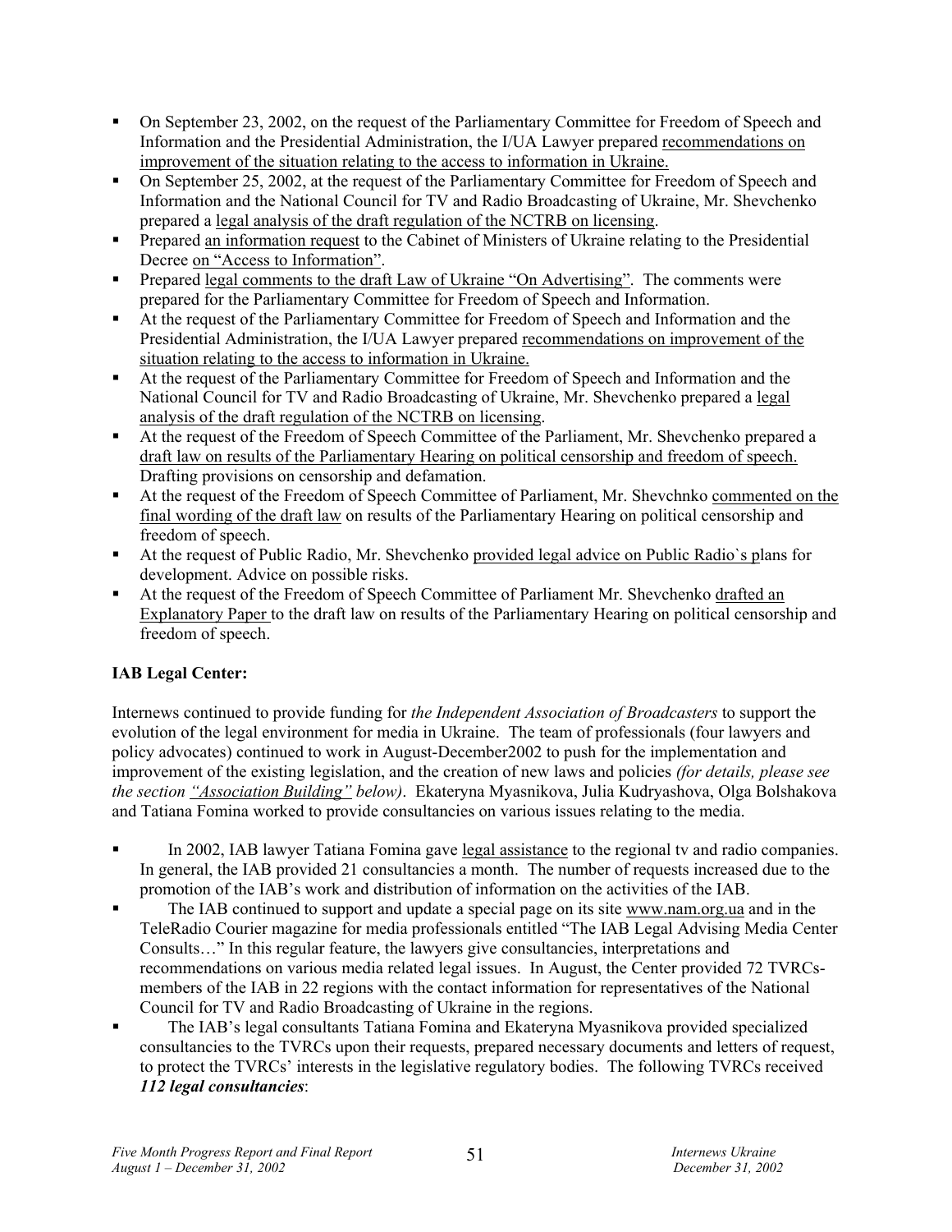- On September 23, 2002, on the request of the Parliamentary Committee for Freedom of Speech and Information and the Presidential Administration, the I/UA Lawyer prepared recommendations on improvement of the situation relating to the access to information in Ukraine.
- On September 25, 2002, at the request of the Parliamentary Committee for Freedom of Speech and Information and the National Council for TV and Radio Broadcasting of Ukraine, Mr. Shevchenko prepared a legal analysis of the draft regulation of the NCTRB on licensing.
- Prepared an information request to the Cabinet of Ministers of Ukraine relating to the Presidential Decree on "Access to Information".
- Prepared legal comments to the draft Law of Ukraine "On Advertising". The comments were prepared for the Parliamentary Committee for Freedom of Speech and Information.
- At the request of the Parliamentary Committee for Freedom of Speech and Information and the Presidential Administration, the I/UA Lawyer prepared recommendations on improvement of the situation relating to the access to information in Ukraine.
- At the request of the Parliamentary Committee for Freedom of Speech and Information and the National Council for TV and Radio Broadcasting of Ukraine, Mr. Shevchenko prepared a legal analysis of the draft regulation of the NCTRB on licensing.
- At the request of the Freedom of Speech Committee of the Parliament, Mr. Shevchenko prepared a draft law on results of the Parliamentary Hearing on political censorship and freedom of speech. Drafting provisions on censorship and defamation.
- At the request of the Freedom of Speech Committee of Parliament, Mr. Shevchnko commented on the final wording of the draft law on results of the Parliamentary Hearing on political censorship and freedom of speech.
- At the request of Public Radio, Mr. Shevchenko provided legal advice on Public Radio`s plans for development. Advice on possible risks.
- At the request of the Freedom of Speech Committee of Parliament Mr. Shevchenko drafted an Explanatory Paper to the draft law on results of the Parliamentary Hearing on political censorship and freedom of speech.

**IAB Legal Center:**

Internews continued to provide funding for *the Independent Association of Broadcasters* to support the evolution of the legal environment for media in Ukraine. The team of professionals (four lawyers and policy advocates) continued to work in August-December2002 to push for the implementation and improvement of the existing legislation, and the creation of new laws and policies *(for details, please see the section "Association Building" below)*. Ekateryna Myasnikova, Julia Kudryashova, Olga Bolshakova and Tatiana Fomina worked to provide consultancies on various issues relating to the media.

- In 2002, IAB lawyer Tatiana Fomina gave legal assistance to the regional tv and radio companies. In general, the IAB provided 21 consultancies a month. The number of requests increased due to the promotion of the IAB's work and distribution of information on the activities of the IAB.
- The IAB continued to support and update a special page on its site www.nam.org.ua and in the TeleRadio Courier magazine for media professionals entitled "The IAB Legal Advising Media Center Consults…" In this regular feature, the lawyers give consultancies, interpretations and recommendations on various media related legal issues. In August, the Center provided 72 TVRCs-members of the IAB in 22 regions with the contact information for representatives of the National Council for TV and Radio Broadcasting of Ukraine in the regions.
- The IAB's legal consultants Tatiana Fomina and Ekateryna Myasnikova provided specialized consultancies to the TVRCs upon their requests, prepared necessary documents and letters of request, to protect the TVRCs' interests in the legislative regulatory bodies. The following TVRCs received ***112 legal consultancies***: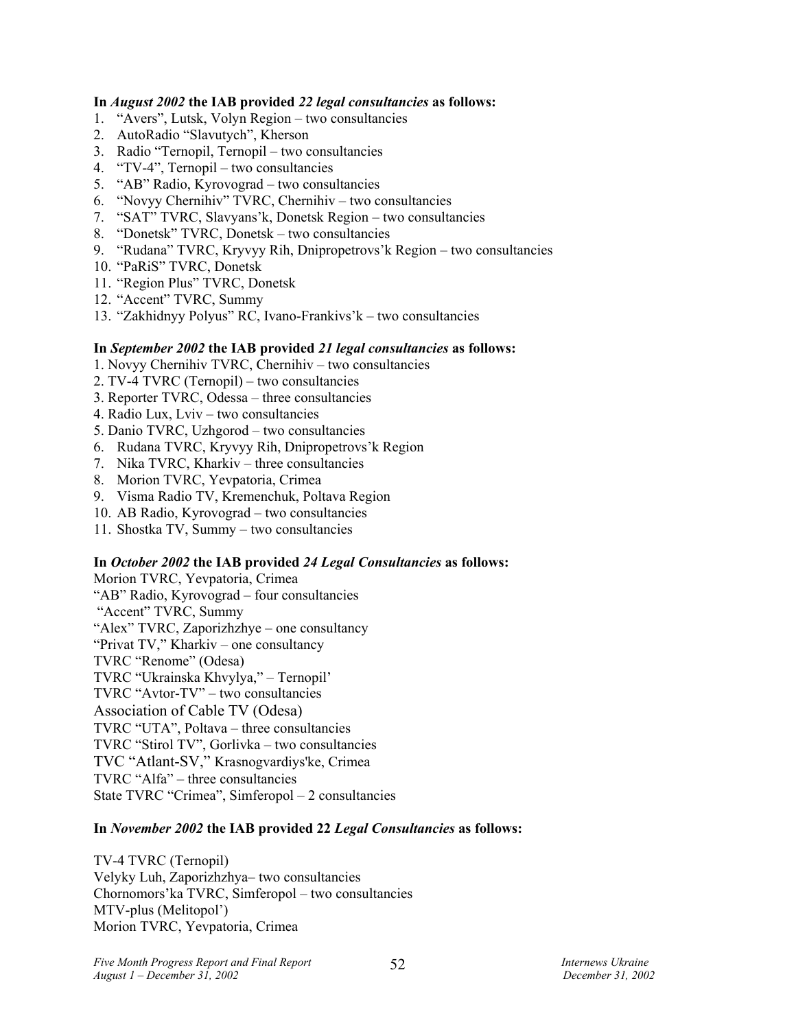**In *August 2002* the IAB provided *22 legal consultancies* as follows:**

1. “Avers”, Lutsk, Volyn Region – two consultancies
2. AutoRadio “Slavutych”, Kherson
3. Radio “Ternopil, Ternopil – two consultancies
4. “TV-4”, Ternopil – two consultancies
5. “AB” Radio, Kyrovograd – two consultancies
6. “Novyy Chernihiv” TVRC, Chernihiv – two consultancies
7. “SAT” TVRC, Slavyans’k, Donetsk Region – two consultancies
8. “Donetsk” TVRC, Donetsk – two consultancies
9. “Rudana” TVRC, Kryvyy Rih, Dnipropetrovs’k Region – two consultancies
10. “PaRiS” TVRC, Donetsk
11. “Region Plus” TVRC, Donetsk
12. “Accent” TVRC, Summy
13. “Zakhidnyy Polyus” RC, Ivano-Frankivs’k – two consultancies

**In *September 2002* the IAB provided *21 legal consultancies* as follows:**

1. Novyy Chernihiv TVRC, Chernihiv – two consultancies
2. TV-4 TVRC (Ternopil) – two consultancies
3. Reporter TVRC, Odessa – three consultancies
4. Radio Lux, Lviv – two consultancies
5. Danio TVRC, Uzhgorod – two consultancies
6. Rudana TVRC, Kryvyy Rih, Dnipropetrovs’k Region
7. Nika TVRC, Kharkiv – three consultancies
8. Morion TVRC, Yevpatoria, Crimea
9. Visma Radio TV, Kremenchuk, Poltava Region
10. AB Radio, Kyrovograd – two consultancies
11. Shostka TV, Summy – two consultancies

**In *October 2002* the IAB provided *24 Legal Consultancies* as follows:**

Morion TVRC, Yevpatoria, Crimea
“AB” Radio, Kyrovograd – four consultancies
“Accent” TVRC, Summy
“Alex” TVRC, Zaporizhzhye – one consultancy
“Privat TV,” Kharkiv – one consultancy
TVRC “Renome” (Odesa)
TVRC “Ukrainska Khvylya,” – Ternopil’
TVRC “Avtor-TV” – two consultancies
Association of Cable TV (Odesa)
TVRC “UTA”, Poltava – three consultancies
TVRC “Stirol TV”, Gorlivka – two consultancies
TVC “Atlant-SV,” Krasnogvardiys'ke, Crimea
TVRC “Alfa” – three consultancies
State TVRC “Crimea”, Simferopol – 2 consultancies

**In *November 2002* the IAB provided 22 *Legal Consultancies* as follows:**

TV-4 TVRC (Ternopil)
Velyky Luh, Zaporizhzhya– two consultancies
Chornomors’ka TVRC, Simferopol – two consultancies
MTV-plus (Melitopol’)
Morion TVRC, Yevpatoria, Crimea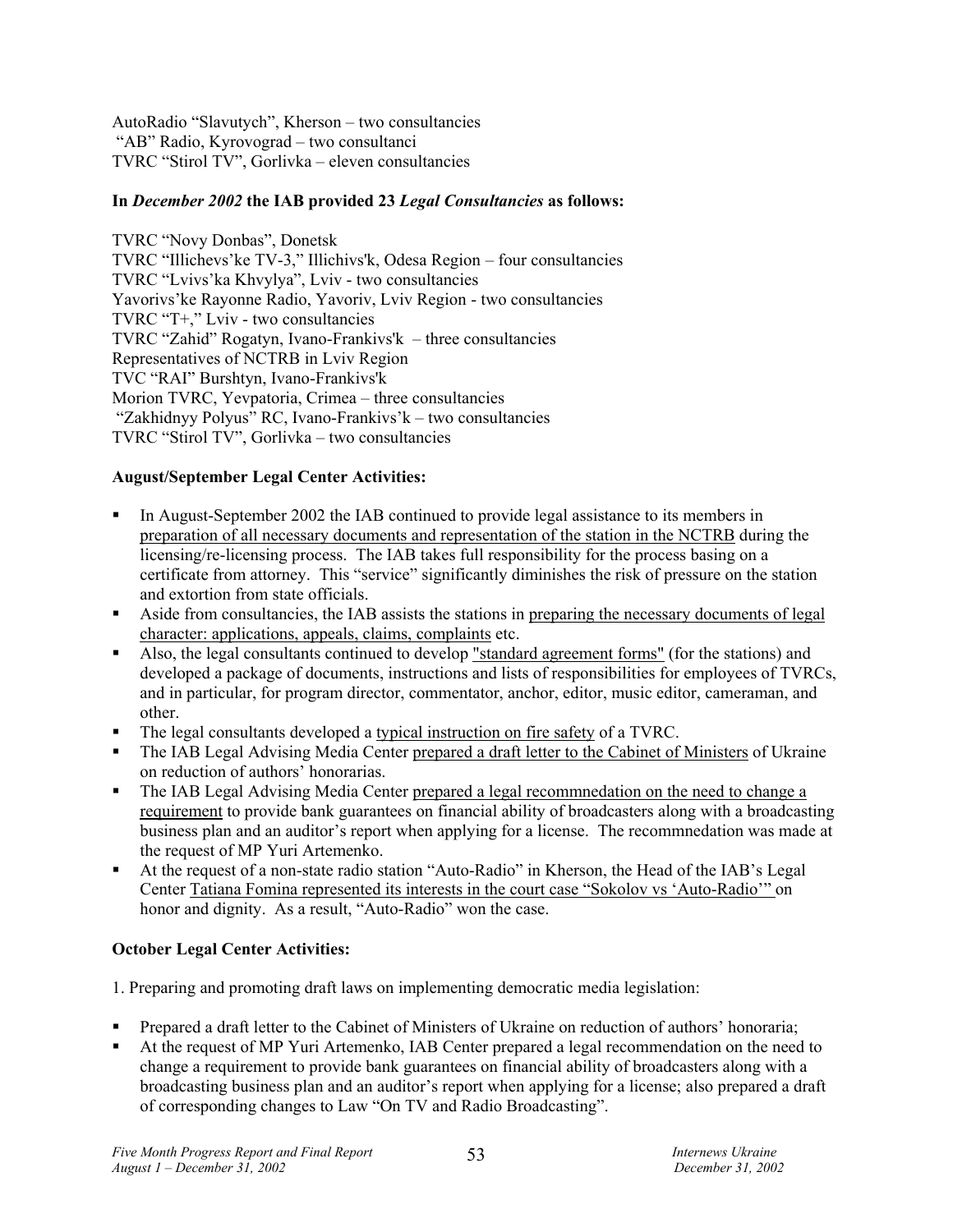AutoRadio "Slavutych", Kherson – two consultancies
"AB" Radio, Kyrovograd – two consultanci
TVRC "Stirol TV", Gorlivka – eleven consultancies

**In *December 2002* the IAB provided 23 *Legal Consultancies* as follows:**

TVRC "Novy Donbas", Donetsk
TVRC "Illichevs'ke TV-3," Illichivs'k, Odesa Region – four consultancies
TVRC "Lvivs'ka Khvylya", Lviv - two consultancies
Yavorivs'ke Rayonne Radio, Yavoriv, Lviv Region - two consultancies
TVRC "T+," Lviv - two consultancies
TVRC "Zahid" Rogatyn, Ivano-Frankivs'k – three consultancies
Representatives of NCTRB in Lviv Region
TVC "RAI" Burshtyn, Ivano-Frankivs'k
Morion TVRC, Yevpatoria, Crimea – three consultancies
"Zakhidnyy Polyus" RC, Ivano-Frankivs'k – two consultancies
TVRC "Stirol TV", Gorlivka – two consultancies

**August/September Legal Center Activities:**

- In August-September 2002 the IAB continued to provide legal assistance to its members in preparation of all necessary documents and representation of the station in the NCTRB during the licensing/re-licensing process. The IAB takes full responsibility for the process basing on a certificate from attorney. This "service" significantly diminishes the risk of pressure on the station and extortion from state officials.
- Aside from consultancies, the IAB assists the stations in preparing the necessary documents of legal character: applications, appeals, claims, complaints etc.
- Also, the legal consultants continued to develop "standard agreement forms" (for the stations) and developed a package of documents, instructions and lists of responsibilities for employees of TVRCs, and in particular, for program director, commentator, anchor, editor, music editor, cameraman, and other.
- The legal consultants developed a typical instruction on fire safety of a TVRC.
- The IAB Legal Advising Media Center prepared a draft letter to the Cabinet of Ministers of Ukraine on reduction of authors' honorarias.
- The IAB Legal Advising Media Center prepared a legal recommnedation on the need to change a requirement to provide bank guarantees on financial ability of broadcasters along with a broadcasting business plan and an auditor's report when applying for a license. The recommnedation was made at the request of MP Yuri Artemenko.
- At the request of a non-state radio station "Auto-Radio" in Kherson, the Head of the IAB's Legal Center Tatiana Fomina represented its interests in the court case "Sokolov vs 'Auto-Radio'" on honor and dignity. As a result, "Auto-Radio" won the case.

**October Legal Center Activities:**

1. Preparing and promoting draft laws on implementing democratic media legislation:

- Prepared a draft letter to the Cabinet of Ministers of Ukraine on reduction of authors' honoraria;
- At the request of MP Yuri Artemenko, IAB Center prepared a legal recommendation on the need to change a requirement to provide bank guarantees on financial ability of broadcasters along with a broadcasting business plan and an auditor's report when applying for a license; also prepared a draft of corresponding changes to Law "On TV and Radio Broadcasting".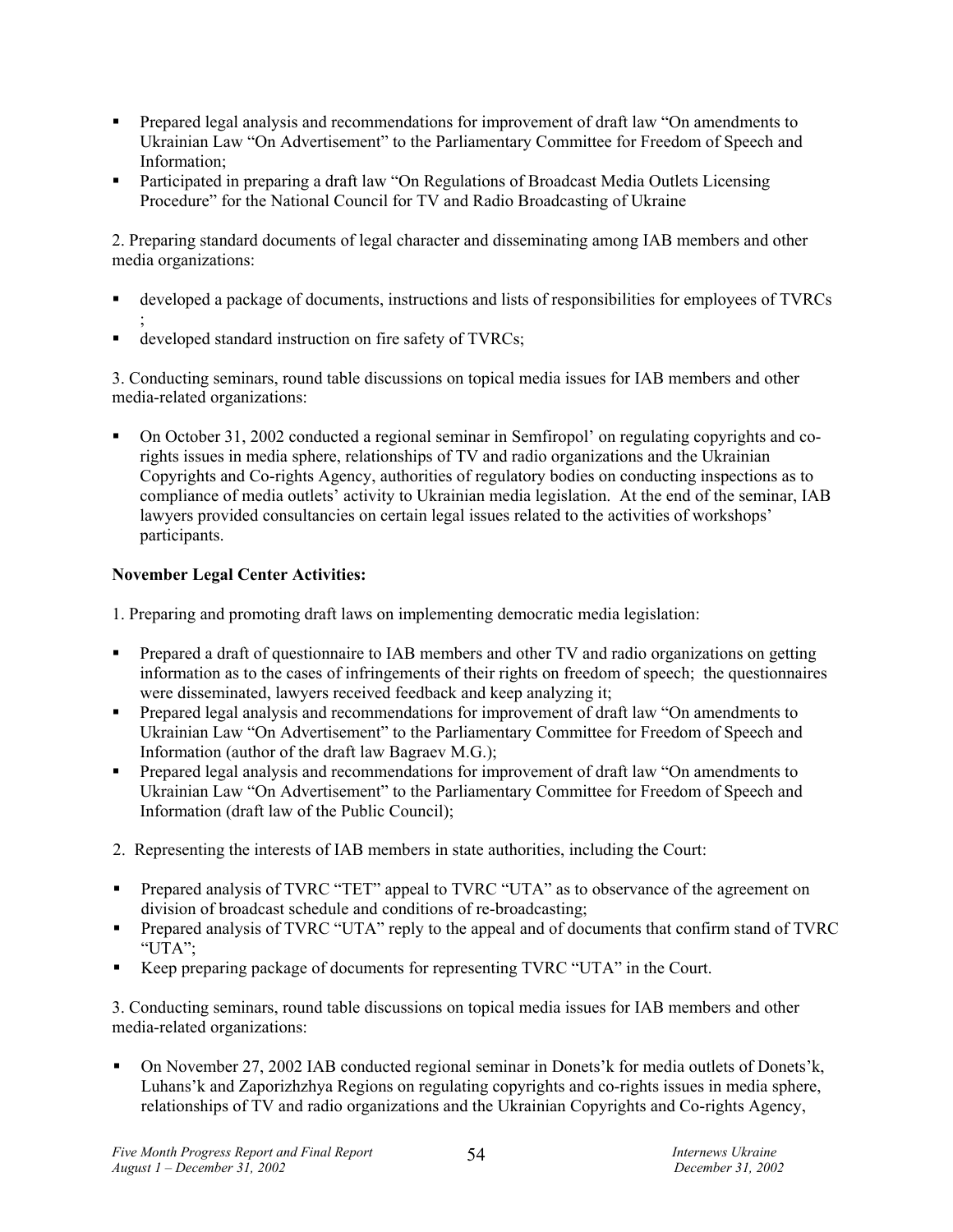- Prepared legal analysis and recommendations for improvement of draft law "On amendments to Ukrainian Law "On Advertisement" to the Parliamentary Committee for Freedom of Speech and Information;
- Participated in preparing a draft law "On Regulations of Broadcast Media Outlets Licensing Procedure" for the National Council for TV and Radio Broadcasting of Ukraine

2. Preparing standard documents of legal character and disseminating among IAB members and other media organizations:

- developed a package of documents, instructions and lists of responsibilities for employees of TVRCs ;
- developed standard instruction on fire safety of TVRCs;

3. Conducting seminars, round table discussions on topical media issues for IAB members and other media-related organizations:

- On October 31, 2002 conducted a regional seminar in Semfiropol' on regulating copyrights and co-rights issues in media sphere, relationships of TV and radio organizations and the Ukrainian Copyrights and Co-rights Agency, authorities of regulatory bodies on conducting inspections as to compliance of media outlets' activity to Ukrainian media legislation. At the end of the seminar, IAB lawyers provided consultancies on certain legal issues related to the activities of workshops' participants.

**November Legal Center Activities:**

1. Preparing and promoting draft laws on implementing democratic media legislation:

- Prepared a draft of questionnaire to IAB members and other TV and radio organizations on getting information as to the cases of infringements of their rights on freedom of speech; the questionnaires were disseminated, lawyers received feedback and keep analyzing it;
- Prepared legal analysis and recommendations for improvement of draft law "On amendments to Ukrainian Law "On Advertisement" to the Parliamentary Committee for Freedom of Speech and Information (author of the draft law Bagraev M.G.);
- Prepared legal analysis and recommendations for improvement of draft law "On amendments to Ukrainian Law "On Advertisement" to the Parliamentary Committee for Freedom of Speech and Information (draft law of the Public Council);

2. Representing the interests of IAB members in state authorities, including the Court:

- Prepared analysis of TVRC "TET" appeal to TVRC "UTA" as to observance of the agreement on division of broadcast schedule and conditions of re-broadcasting;
- Prepared analysis of TVRC "UTA" reply to the appeal and of documents that confirm stand of TVRC "UTA";
- Keep preparing package of documents for representing TVRC "UTA" in the Court.

3. Conducting seminars, round table discussions on topical media issues for IAB members and other media-related organizations:

- On November 27, 2002 IAB conducted regional seminar in Donets'k for media outlets of Donets'k, Luhans'k and Zaporizhzhya Regions on regulating copyrights and co-rights issues in media sphere, relationships of TV and radio organizations and the Ukrainian Copyrights and Co-rights Agency,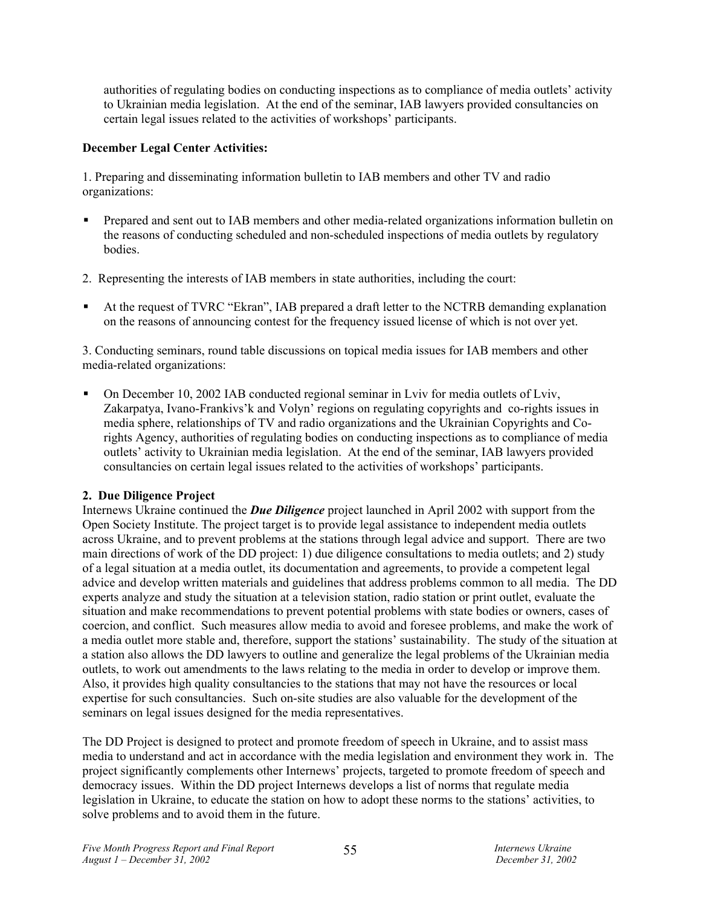authorities of regulating bodies on conducting inspections as to compliance of media outlets' activity to Ukrainian media legislation. At the end of the seminar, IAB lawyers provided consultancies on certain legal issues related to the activities of workshops' participants.

**December Legal Center Activities:**

1. Preparing and disseminating information bulletin to IAB members and other TV and radio organizations:

- Prepared and sent out to IAB members and other media-related organizations information bulletin on the reasons of conducting scheduled and non-scheduled inspections of media outlets by regulatory bodies.

2. Representing the interests of IAB members in state authorities, including the court:

- At the request of TVRC "Ekran", IAB prepared a draft letter to the NCTRB demanding explanation on the reasons of announcing contest for the frequency issued license of which is not over yet.

3. Conducting seminars, round table discussions on topical media issues for IAB members and other media-related organizations:

- On December 10, 2002 IAB conducted regional seminar in Lviv for media outlets of Lviv, Zakarpatya, Ivano-Frankivs'k and Volyn' regions on regulating copyrights and co-rights issues in media sphere, relationships of TV and radio organizations and the Ukrainian Copyrights and Co-rights Agency, authorities of regulating bodies on conducting inspections as to compliance of media outlets' activity to Ukrainian media legislation. At the end of the seminar, IAB lawyers provided consultancies on certain legal issues related to the activities of workshops' participants.

## 2. Due Diligence Project

Internews Ukraine continued the ***Due Diligence*** project launched in April 2002 with support from the Open Society Institute. The project target is to provide legal assistance to independent media outlets across Ukraine, and to prevent problems at the stations through legal advice and support. There are two main directions of work of the DD project: 1) due diligence consultations to media outlets; and 2) study of a legal situation at a media outlet, its documentation and agreements, to provide a competent legal advice and develop written materials and guidelines that address problems common to all media. The DD experts analyze and study the situation at a television station, radio station or print outlet, evaluate the situation and make recommendations to prevent potential problems with state bodies or owners, cases of coercion, and conflict. Such measures allow media to avoid and foresee problems, and make the work of a media outlet more stable and, therefore, support the stations' sustainability. The study of the situation at a station also allows the DD lawyers to outline and generalize the legal problems of the Ukrainian media outlets, to work out amendments to the laws relating to the media in order to develop or improve them. Also, it provides high quality consultancies to the stations that may not have the resources or local expertise for such consultancies. Such on-site studies are also valuable for the development of the seminars on legal issues designed for the media representatives.

The DD Project is designed to protect and promote freedom of speech in Ukraine, and to assist mass media to understand and act in accordance with the media legislation and environment they work in. The project significantly complements other Internews' projects, targeted to promote freedom of speech and democracy issues. Within the DD project Internews develops a list of norms that regulate media legislation in Ukraine, to educate the station on how to adopt these norms to the stations' activities, to solve problems and to avoid them in the future.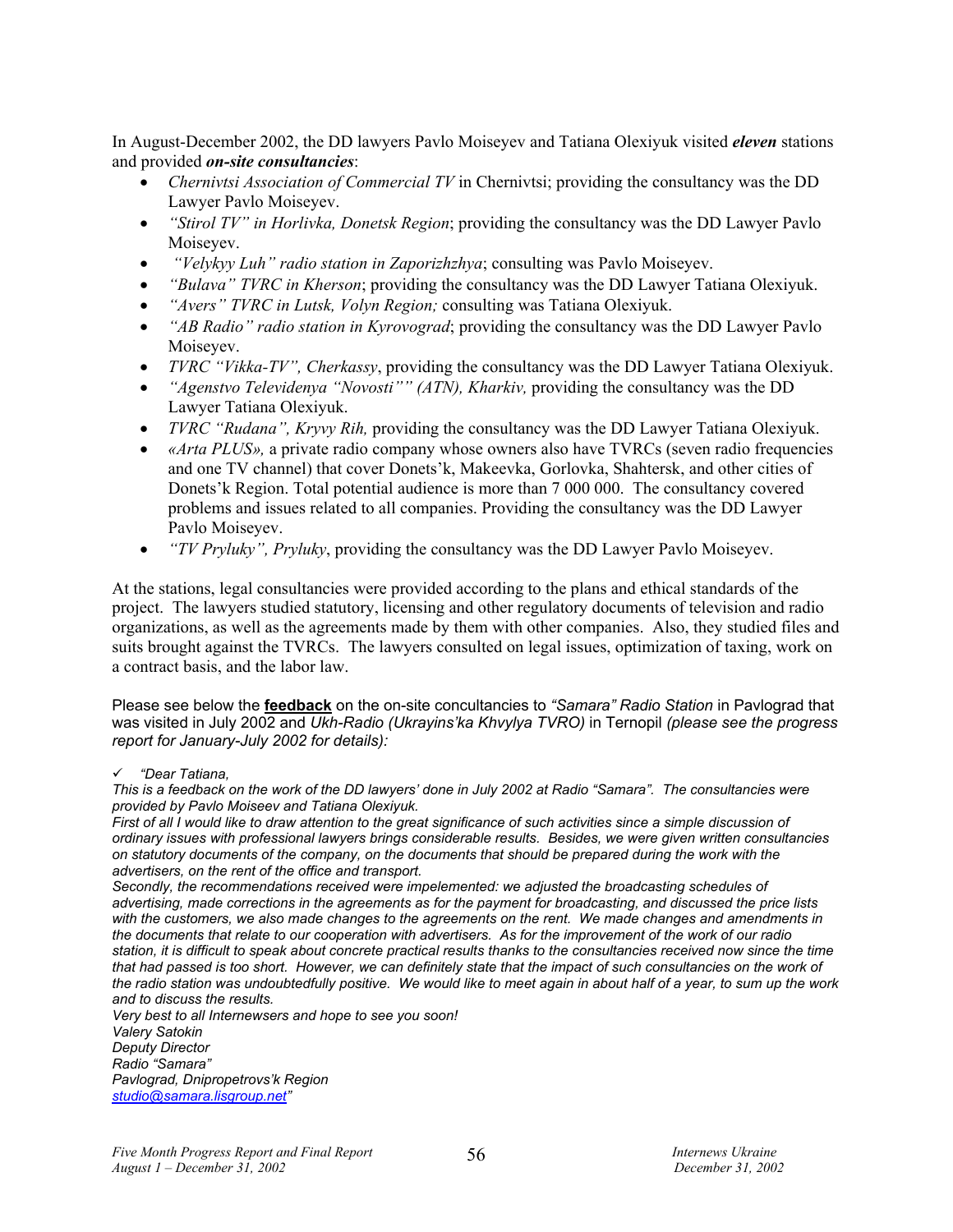In August-December 2002, the DD lawyers Pavlo Moiseyev and Tatiana Olexiyuk visited ***eleven*** stations and provided ***on-site consultancies***:

- *Chernivtsi Association of Commercial TV* in Chernivtsi; providing the consultancy was the DD Lawyer Pavlo Moiseyev.
- *"Stirol TV" in Horlivka, Donetsk Region*; providing the consultancy was the DD Lawyer Pavlo Moiseyev.
- *"Velykyy Luh" radio station in Zaporizhzhya*; consulting was Pavlo Moiseyev.
- *"Bulava" TVRC in Kherson*; providing the consultancy was the DD Lawyer Tatiana Olexiyuk.
- *"Avers" TVRC in Lutsk, Volyn Region;* consulting was Tatiana Olexiyuk.
- *"AB Radio" radio station in Kyrovograd*; providing the consultancy was the DD Lawyer Pavlo Moiseyev.
- *TVRC "Vikka-TV", Cherkassy*, providing the consultancy was the DD Lawyer Tatiana Olexiyuk.
- *"Agenstvo Televidenya "Novosti"" (ATN), Kharkiv,* providing the consultancy was the DD Lawyer Tatiana Olexiyuk.
- *TVRC "Rudana", Kryvy Rih,* providing the consultancy was the DD Lawyer Tatiana Olexiyuk.
- *«Arta PLUS»,* a private radio company whose owners also have TVRCs (seven radio frequencies and one TV channel) that cover Donets'k, Makeevka, Gorlovka, Shahtersk, and other cities of Donets'k Region. Total potential audience is more than 7 000 000. The consultancy covered problems and issues related to all companies. Providing the consultancy was the DD Lawyer Pavlo Moiseyev.
- *"TV Pryluky", Pryluky*, providing the consultancy was the DD Lawyer Pavlo Moiseyev.

At the stations, legal consultancies were provided according to the plans and ethical standards of the project. The lawyers studied statutory, licensing and other regulatory documents of television and radio organizations, as well as the agreements made by them with other companies. Also, they studied files and suits brought against the TVRCs. The lawyers consulted on legal issues, optimization of taxing, work on a contract basis, and the labor law.

Please see below the **feedback** on the on-site concultancies to *"Samara" Radio Station* in Pavlograd that was visited in July 2002 and *Ukh-Radio (Ukrayins'ka Khvylya TVRO)* in Ternopil *(please see the progress report for January-July 2002 for details):*

✓ *"Dear Tatiana,*
*This is a feedback on the work of the DD lawyers' done in July 2002 at Radio "Samara". The consultancies were provided by Pavlo Moiseev and Tatiana Olexiyuk.*
*First of all I would like to draw attention to the great significance of such activities since a simple discussion of ordinary issues with professional lawyers brings considerable results. Besides, we were given written consultancies on statutory documents of the company, on the documents that should be prepared during the work with the advertisers, on the rent of the office and transport.*
*Secondly, the recommendations received were impelemented: we adjusted the broadcasting schedules of advertising, made corrections in the agreements as for the payment for broadcasting, and discussed the price lists with the customers, we also made changes to the agreements on the rent. We made changes and amendments in the documents that relate to our cooperation with advertisers. As for the improvement of the work of our radio station, it is difficult to speak about concrete practical results thanks to the consultancies received now since the time that had passed is too short. However, we can definitely state that the impact of such consultancies on the work of the radio station was undoubtedfully positive. We would like to meet again in about half of a year, to sum up the work and to discuss the results.*
*Very best to all Internewsers and hope to see you soon!*
*Valery Satokin*
*Deputy Director*
*Radio "Samara"*
*Pavlograd, Dnipropetrovs'k Region*
*studio@samara.lisgroup.net"*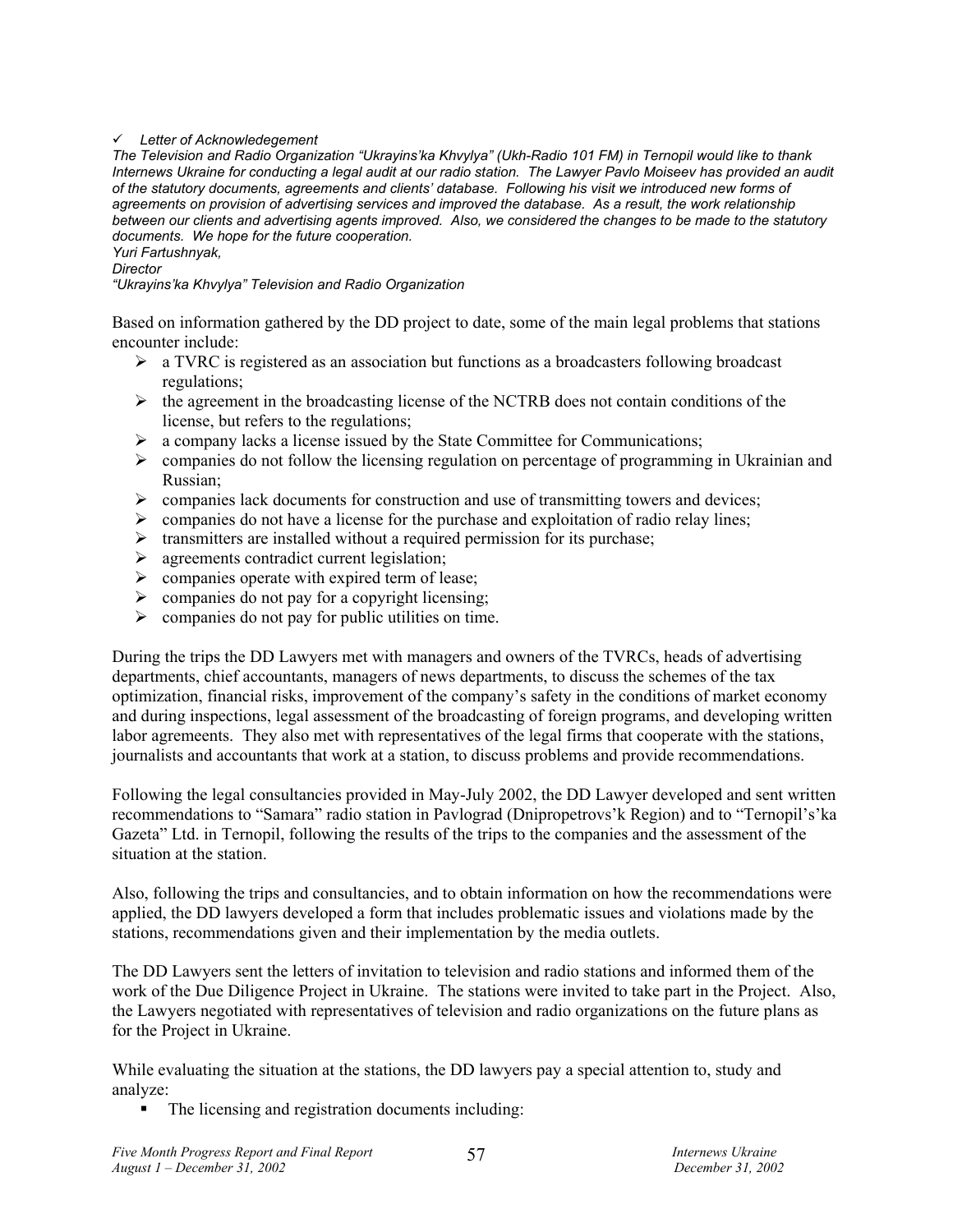- ✓ *Letter of Acknowledegement*

*The Television and Radio Organization "Ukrayins'ka Khvylya" (Ukh-Radio 101 FM) in Ternopil would like to thank Internews Ukraine for conducting a legal audit at our radio station. The Lawyer Pavlo Moiseev has provided an audit of the statutory documents, agreements and clients' database. Following his visit we introduced new forms of agreements on provision of advertising services and improved the database. As a result, the work relationship between our clients and advertising agents improved. Also, we considered the changes to be made to the statutory documents. We hope for the future cooperation.*
*Yuri Fartushnyak,*
*Director*
*"Ukrayins'ka Khvylya" Television and Radio Organization*

Based on information gathered by the DD project to date, some of the main legal problems that stations encounter include:

- a TVRC is registered as an association but functions as a broadcasters following broadcast regulations;
- the agreement in the broadcasting license of the NCTRB does not contain conditions of the license, but refers to the regulations;
- a company lacks a license issued by the State Committee for Communications;
- companies do not follow the licensing regulation on percentage of programming in Ukrainian and Russian;
- companies lack documents for construction and use of transmitting towers and devices;
- companies do not have a license for the purchase and exploitation of radio relay lines;
- transmitters are installed without a required permission for its purchase;
- agreements contradict current legislation;
- companies operate with expired term of lease;
- companies do not pay for a copyright licensing;
- companies do not pay for public utilities on time.

During the trips the DD Lawyers met with managers and owners of the TVRCs, heads of advertising departments, chief accountants, managers of news departments, to discuss the schemes of the tax optimization, financial risks, improvement of the company's safety in the conditions of market economy and during inspections, legal assessment of the broadcasting of foreign programs, and developing written labor agreements. They also met with representatives of the legal firms that cooperate with the stations, journalists and accountants that work at a station, to discuss problems and provide recommendations.

Following the legal consultancies provided in May-July 2002, the DD Lawyer developed and sent written recommendations to "Samara" radio station in Pavlograd (Dnipropetrovs'k Region) and to "Ternopil's'ka Gazeta" Ltd. in Ternopil, following the results of the trips to the companies and the assessment of the situation at the station.

Also, following the trips and consultancies, and to obtain information on how the recommendations were applied, the DD lawyers developed a form that includes problematic issues and violations made by the stations, recommendations given and their implementation by the media outlets.

The DD Lawyers sent the letters of invitation to television and radio stations and informed them of the work of the Due Diligence Project in Ukraine. The stations were invited to take part in the Project. Also, the Lawyers negotiated with representatives of television and radio organizations on the future plans as for the Project in Ukraine.

While evaluating the situation at the stations, the DD lawyers pay a special attention to, study and analyze:

- The licensing and registration documents including: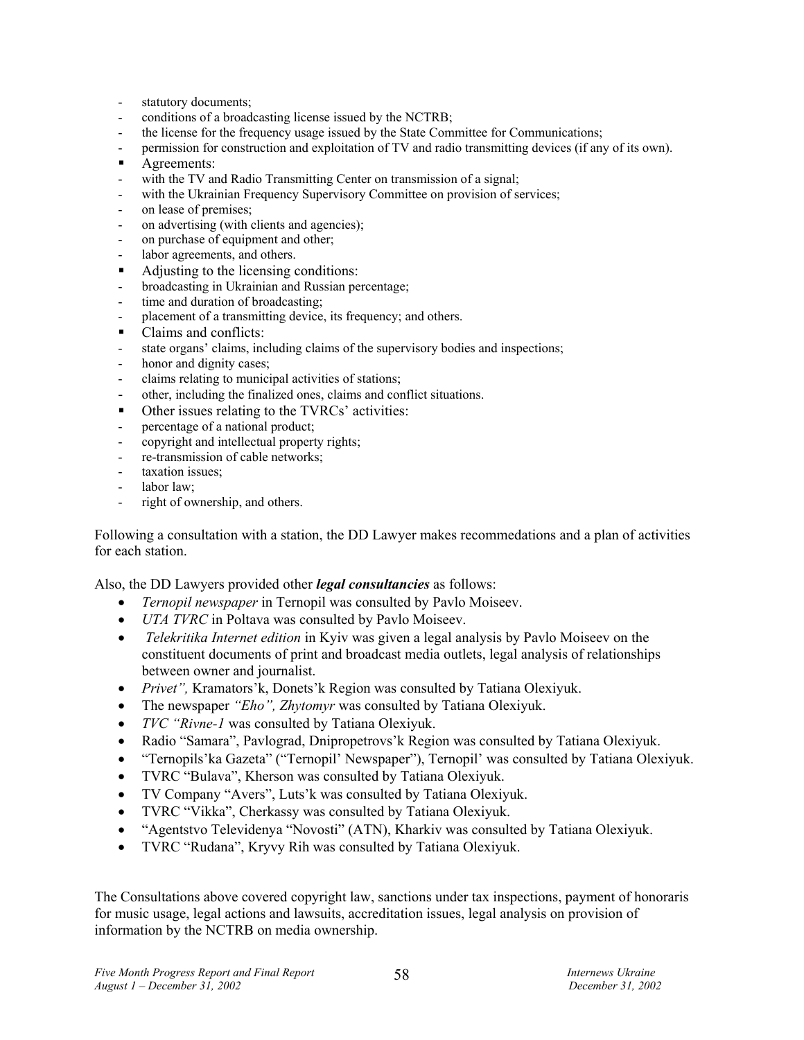- statutory documents;
- conditions of a broadcasting license issued by the NCTRB;
- the license for the frequency usage issued by the State Committee for Communications;
- permission for construction and exploitation of TV and radio transmitting devices (if any of its own).

▪ Agreements:

- with the TV and Radio Transmitting Center on transmission of a signal;
- with the Ukrainian Frequency Supervisory Committee on provision of services;
- on lease of premises;
- on advertising (with clients and agencies);
- on purchase of equipment and other;
- labor agreements, and others.

▪ Adjusting to the licensing conditions:

- broadcasting in Ukrainian and Russian percentage;
- time and duration of broadcasting;
- placement of a transmitting device, its frequency; and others.

▪ Claims and conflicts:

- state organs' claims, including claims of the supervisory bodies and inspections;
- honor and dignity cases;
- claims relating to municipal activities of stations;
- other, including the finalized ones, claims and conflict situations.

▪ Other issues relating to the TVRCs' activities:

- percentage of a national product;
- copyright and intellectual property rights;
- re-transmission of cable networks;
- taxation issues;
- labor law;
- right of ownership, and others.

Following a consultation with a station, the DD Lawyer makes recommedations and a plan of activities for each station.

Also, the DD Lawyers provided other ***legal consultancies*** as follows:

- *Ternopil newspaper* in Ternopil was consulted by Pavlo Moiseev.
- *UTA TVRC* in Poltava was consulted by Pavlo Moiseev.
- *Telekritika Internet edition* in Kyiv was given a legal analysis by Pavlo Moiseev on the constituent documents of print and broadcast media outlets, legal analysis of relationships between owner and journalist.
- *Privet",* Kramators'k, Donets'k Region was consulted by Tatiana Olexiyuk.
- The newspaper *"Eho", Zhytomyr* was consulted by Tatiana Olexiyuk.
- *TVC "Rivne-1* was consulted by Tatiana Olexiyuk.
- Radio "Samara", Pavlograd, Dnipropetrovs'k Region was consulted by Tatiana Olexiyuk.
- "Ternopils'ka Gazeta" ("Ternopil' Newspaper"), Ternopil' was consulted by Tatiana Olexiyuk.
- TVRC "Bulava", Kherson was consulted by Tatiana Olexiyuk.
- TV Company "Avers", Luts'k was consulted by Tatiana Olexiyuk.
- TVRC "Vikka", Cherkassy was consulted by Tatiana Olexiyuk.
- "Agentstvo Televidenya "Novosti" (ATN), Kharkiv was consulted by Tatiana Olexiyuk.
- TVRC "Rudana", Kryvy Rih was consulted by Tatiana Olexiyuk.

The Consultations above covered copyright law, sanctions under tax inspections, payment of honoraris for music usage, legal actions and lawsuits, accreditation issues, legal analysis on provision of information by the NCTRB on media ownership.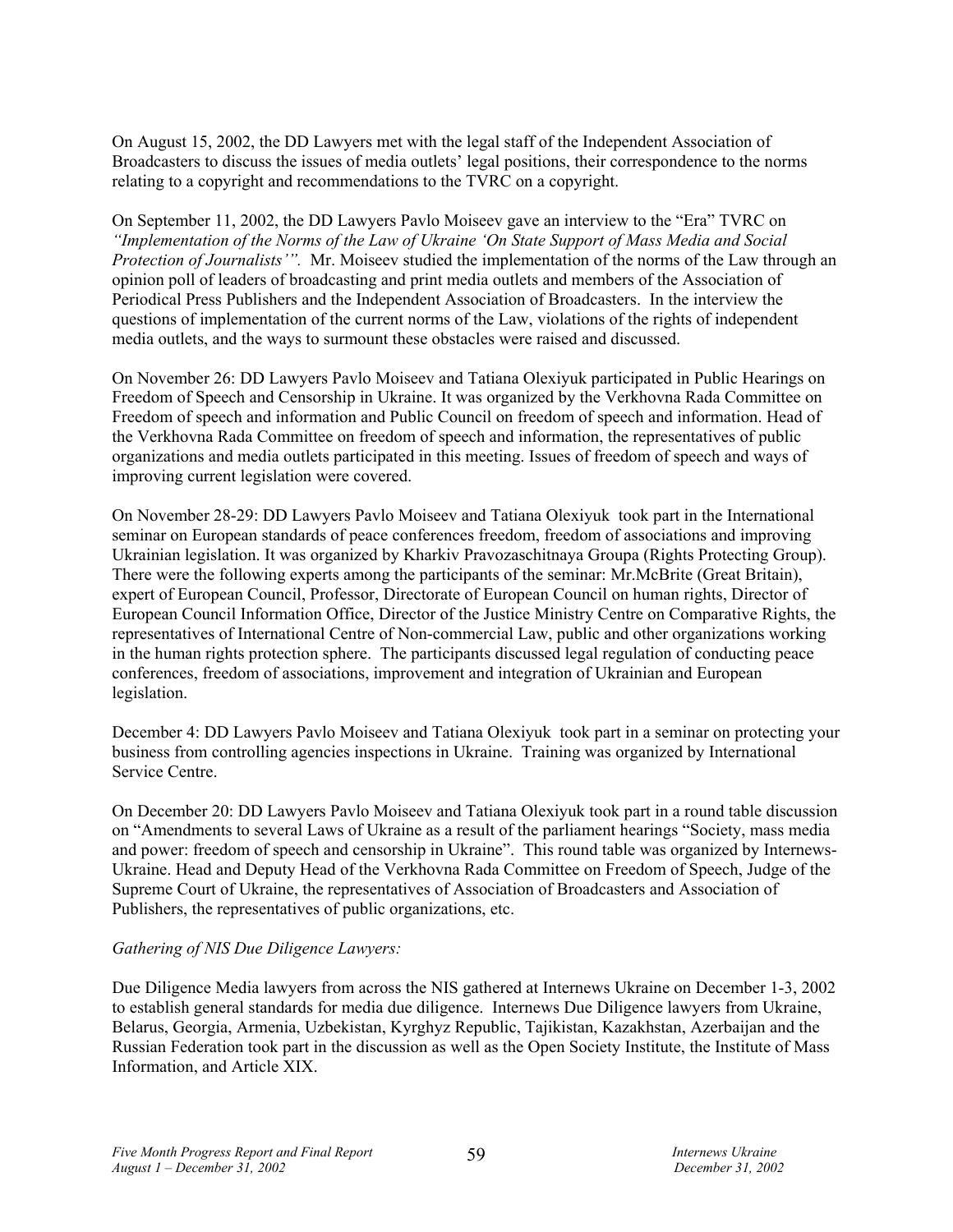On August 15, 2002, the DD Lawyers met with the legal staff of the Independent Association of Broadcasters to discuss the issues of media outlets' legal positions, their correspondence to the norms relating to a copyright and recommendations to the TVRC on a copyright.

On September 11, 2002, the DD Lawyers Pavlo Moiseev gave an interview to the "Era" TVRC on *"Implementation of the Norms of the Law of Ukraine 'On State Support of Mass Media and Social Protection of Journalists'".* Mr. Moiseev studied the implementation of the norms of the Law through an opinion poll of leaders of broadcasting and print media outlets and members of the Association of Periodical Press Publishers and the Independent Association of Broadcasters. In the interview the questions of implementation of the current norms of the Law, violations of the rights of independent media outlets, and the ways to surmount these obstacles were raised and discussed.

On November 26: DD Lawyers Pavlo Moiseev and Tatiana Olexiyuk participated in Public Hearings on Freedom of Speech and Censorship in Ukraine. It was organized by the Verkhovna Rada Committee on Freedom of speech and information and Public Council on freedom of speech and information. Head of the Verkhovna Rada Committee on freedom of speech and information, the representatives of public organizations and media outlets participated in this meeting. Issues of freedom of speech and ways of improving current legislation were covered.

On November 28-29: DD Lawyers Pavlo Moiseev and Tatiana Olexiyuk took part in the International seminar on European standards of peace conferences freedom, freedom of associations and improving Ukrainian legislation. It was organized by Kharkiv Pravozaschitnaya Groupa (Rights Protecting Group). There were the following experts among the participants of the seminar: Mr.McBrite (Great Britain), expert of European Council, Professor, Directorate of European Council on human rights, Director of European Council Information Office, Director of the Justice Ministry Centre on Comparative Rights, the representatives of International Centre of Non-commercial Law, public and other organizations working in the human rights protection sphere. The participants discussed legal regulation of conducting peace conferences, freedom of associations, improvement and integration of Ukrainian and European legislation.

December 4: DD Lawyers Pavlo Moiseev and Tatiana Olexiyuk took part in a seminar on protecting your business from controlling agencies inspections in Ukraine. Training was organized by International Service Centre.

On December 20: DD Lawyers Pavlo Moiseev and Tatiana Olexiyuk took part in a round table discussion on "Amendments to several Laws of Ukraine as a result of the parliament hearings "Society, mass media and power: freedom of speech and censorship in Ukraine". This round table was organized by Internews-Ukraine. Head and Deputy Head of the Verkhovna Rada Committee on Freedom of Speech, Judge of the Supreme Court of Ukraine, the representatives of Association of Broadcasters and Association of Publishers, the representatives of public organizations, etc.

*Gathering of NIS Due Diligence Lawyers:*

Due Diligence Media lawyers from across the NIS gathered at Internews Ukraine on December 1-3, 2002 to establish general standards for media due diligence. Internews Due Diligence lawyers from Ukraine, Belarus, Georgia, Armenia, Uzbekistan, Kyrghyz Republic, Tajikistan, Kazakhstan, Azerbaijan and the Russian Federation took part in the discussion as well as the Open Society Institute, the Institute of Mass Information, and Article XIX.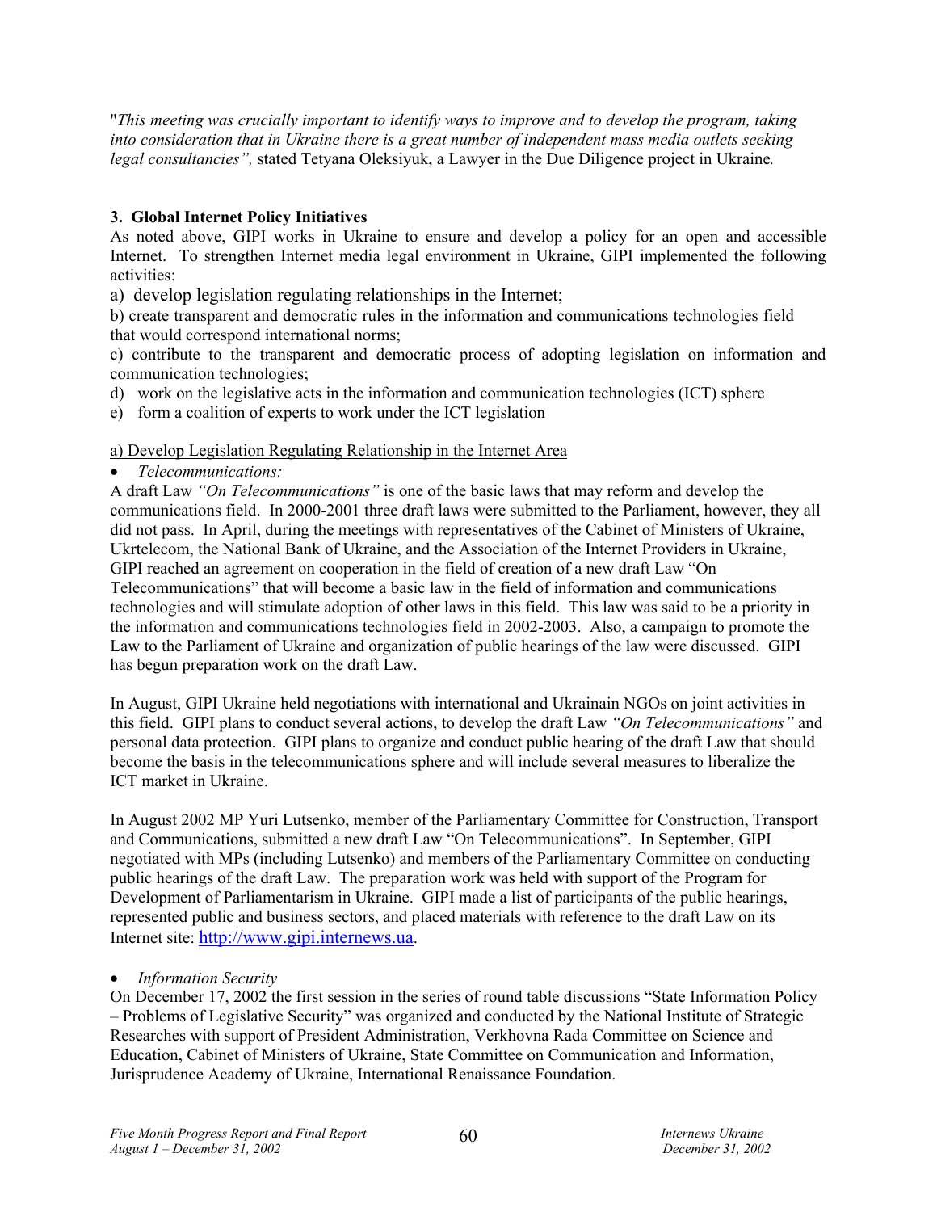"*This meeting was crucially important to identify ways to improve and to develop the program, taking into consideration that in Ukraine there is a great number of independent mass media outlets seeking legal consultancies",* stated Tetyana Oleksiyuk, a Lawyer in the Due Diligence project in Ukraine*.*

**3. Global Internet Policy Initiatives**

As noted above, GIPI works in Ukraine to ensure and develop a policy for an open and accessible Internet. To strengthen Internet media legal environment in Ukraine, GIPI implemented the following activities:

a) develop legislation regulating relationships in the Internet;

b) create transparent and democratic rules in the information and communications technologies field that would correspond international norms;

c) contribute to the transparent and democratic process of adopting legislation on information and communication technologies;

d) work on the legislative acts in the information and communication technologies (ICT) sphere

e) form a coalition of experts to work under the ICT legislation

<u>a) Develop Legislation Regulating Relationship in the Internet Area</u>

- *Telecommunications:*

A draft Law *"On Telecommunications"* is one of the basic laws that may reform and develop the communications field. In 2000-2001 three draft laws were submitted to the Parliament, however, they all did not pass. In April, during the meetings with representatives of the Cabinet of Ministers of Ukraine, Ukrtelecom, the National Bank of Ukraine, and the Association of the Internet Providers in Ukraine, GIPI reached an agreement on cooperation in the field of creation of a new draft Law "On Telecommunications" that will become a basic law in the field of information and communications technologies and will stimulate adoption of other laws in this field. This law was said to be a priority in the information and communications technologies field in 2002-2003. Also, a campaign to promote the Law to the Parliament of Ukraine and organization of public hearings of the law were discussed. GIPI has begun preparation work on the draft Law.

In August, GIPI Ukraine held negotiations with international and Ukrainain NGOs on joint activities in this field. GIPI plans to conduct several actions, to develop the draft Law *"On Telecommunications"* and personal data protection. GIPI plans to organize and conduct public hearing of the draft Law that should become the basis in the telecommunications sphere and will include several measures to liberalize the ICT market in Ukraine.

In August 2002 MP Yuri Lutsenko, member of the Parliamentary Committee for Construction, Transport and Communications, submitted a new draft Law "On Telecommunications". In September, GIPI negotiated with MPs (including Lutsenko) and members of the Parliamentary Committee on conducting public hearings of the draft Law. The preparation work was held with support of the Program for Development of Parliamentarism in Ukraine. GIPI made a list of participants of the public hearings, represented public and business sectors, and placed materials with reference to the draft Law on its Internet site: http://www.gipi.internews.ua.

- *Information Security*

On December 17, 2002 the first session in the series of round table discussions "State Information Policy – Problems of Legislative Security" was organized and conducted by the National Institute of Strategic Researches with support of President Administration, Verkhovna Rada Committee on Science and Education, Cabinet of Ministers of Ukraine, State Committee on Communication and Information, Jurisprudence Academy of Ukraine, International Renaissance Foundation.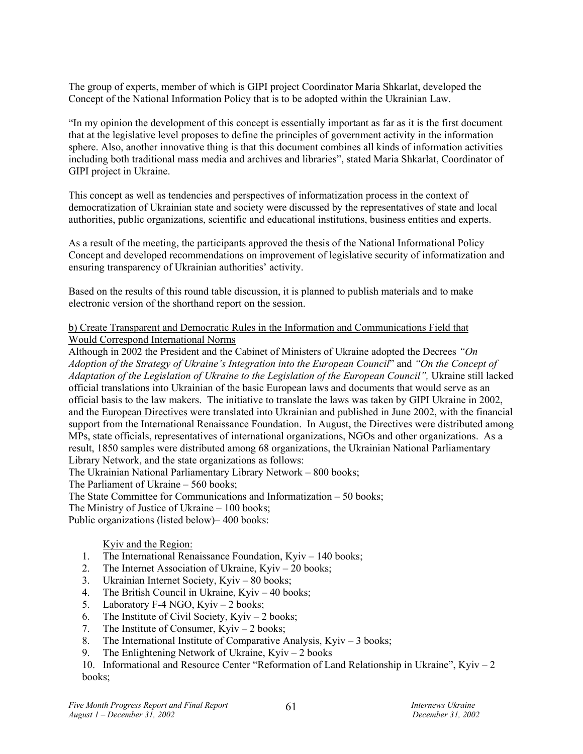The group of experts, member of which is GIPI project Coordinator Maria Shkarlat, developed the Concept of the National Information Policy that is to be adopted within the Ukrainian Law.

"In my opinion the development of this concept is essentially important as far as it is the first document that at the legislative level proposes to define the principles of government activity in the information sphere. Also, another innovative thing is that this document combines all kinds of information activities including both traditional mass media and archives and libraries", stated Maria Shkarlat, Coordinator of GIPI project in Ukraine.

This concept as well as tendencies and perspectives of informatization process in the context of democratization of Ukrainian state and society were discussed by the representatives of state and local authorities, public organizations, scientific and educational institutions, business entities and experts.

As a result of the meeting, the participants approved the thesis of the National Informational Policy Concept and developed recommendations on improvement of legislative security of informatization and ensuring transparency of Ukrainian authorities' activity.

Based on the results of this round table discussion, it is planned to publish materials and to make electronic version of the shorthand report on the session.

b) Create Transparent and Democratic Rules in the Information and Communications Field that Would Correspond International Norms

Although in 2002 the President and the Cabinet of Ministers of Ukraine adopted the Decrees *"On Adoption of the Strategy of Ukraine's Integration into the European Council*" and *"On the Concept of Adaptation of the Legislation of Ukraine to the Legislation of the European Council",* Ukraine still lacked official translations into Ukrainian of the basic European laws and documents that would serve as an official basis to the law makers. The initiative to translate the laws was taken by GIPI Ukraine in 2002, and the European Directives were translated into Ukrainian and published in June 2002, with the financial support from the International Renaissance Foundation. In August, the Directives were distributed among MPs, state officials, representatives of international organizations, NGOs and other organizations. As a result, 1850 samples were distributed among 68 organizations, the Ukrainian National Parliamentary Library Network, and the state organizations as follows:

The Ukrainian National Parliamentary Library Network – 800 books;
The Parliament of Ukraine – 560 books;
The State Committee for Communications and Informatization – 50 books;
The Ministry of Justice of Ukraine – 100 books;
Public organizations (listed below)– 400 books:

Kyiv and the Region:

1. The International Renaissance Foundation, Kyiv – 140 books;
2. The Internet Association of Ukraine, Kyiv – 20 books;
3. Ukrainian Internet Society, Kyiv – 80 books;
4. The British Council in Ukraine, Kyiv – 40 books;
5. Laboratory F-4 NGO, Kyiv – 2 books;
6. The Institute of Civil Society, Kyiv – 2 books;
7. The Institute of Consumer, Kyiv – 2 books;
8. The International Institute of Comparative Analysis, Kyiv – 3 books;
9. The Enlightening Network of Ukraine, Kyiv – 2 books
10. Informational and Resource Center "Reformation of Land Relationship in Ukraine", Kyiv – 2 books;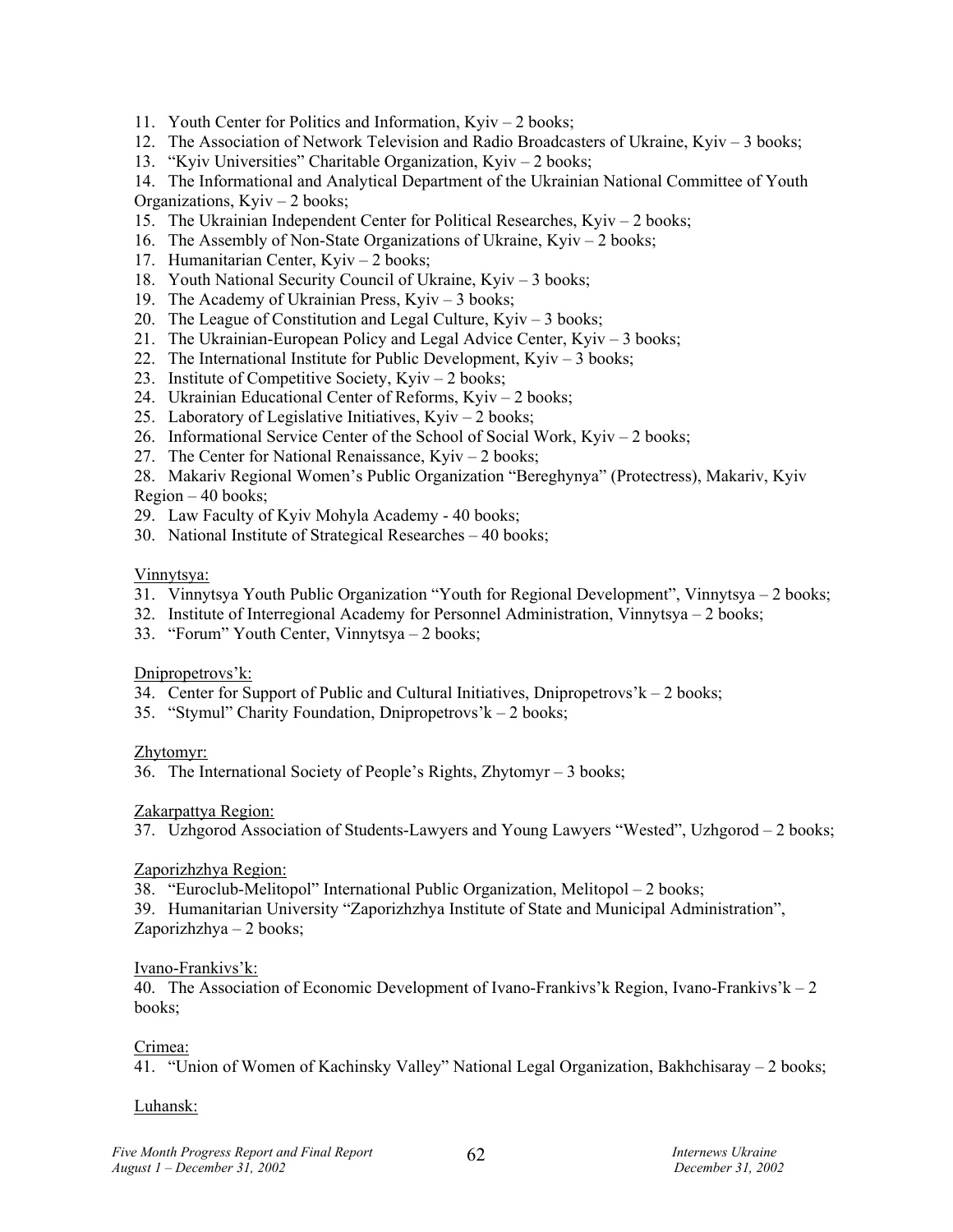11. Youth Center for Politics and Information, Kyiv – 2 books;
12. The Association of Network Television and Radio Broadcasters of Ukraine, Kyiv – 3 books;
13. "Kyiv Universities" Charitable Organization, Kyiv – 2 books;
14. The Informational and Analytical Department of the Ukrainian National Committee of Youth Organizations, Kyiv – 2 books;
15. The Ukrainian Independent Center for Political Researches, Kyiv – 2 books;
16. The Assembly of Non-State Organizations of Ukraine, Kyiv – 2 books;
17. Humanitarian Center, Kyiv – 2 books;
18. Youth National Security Council of Ukraine, Kyiv – 3 books;
19. The Academy of Ukrainian Press, Kyiv – 3 books;
20. The League of Constitution and Legal Culture, Kyiv – 3 books;
21. The Ukrainian-European Policy and Legal Advice Center, Kyiv – 3 books;
22. The International Institute for Public Development, Kyiv – 3 books;
23. Institute of Competitive Society, Kyiv – 2 books;
24. Ukrainian Educational Center of Reforms, Kyiv – 2 books;
25. Laboratory of Legislative Initiatives, Kyiv – 2 books;
26. Informational Service Center of the School of Social Work, Kyiv – 2 books;
27. The Center for National Renaissance, Kyiv – 2 books;
28. Makariv Regional Women's Public Organization "Bereghynya" (Protectress), Makariv, Kyiv Region – 40 books;
29. Law Faculty of Kyiv Mohyla Academy - 40 books;
30. National Institute of Strategical Researches – 40 books;

Vinnytsya:

31. Vinnytsya Youth Public Organization "Youth for Regional Development", Vinnytsya – 2 books;
32. Institute of Interregional Academy for Personnel Administration, Vinnytsya – 2 books;
33. "Forum" Youth Center, Vinnytsya – 2 books;

Dnipropetrovs'k:

34. Center for Support of Public and Cultural Initiatives, Dnipropetrovs'k – 2 books;
35. "Stymul" Charity Foundation, Dnipropetrovs'k – 2 books;

Zhytomyr:

36. The International Society of People's Rights, Zhytomyr – 3 books;

Zakarpattya Region:

37. Uzhgorod Association of Students-Lawyers and Young Lawyers "Wested", Uzhgorod – 2 books;

Zaporizhzhya Region:

38. "Euroclub-Melitopol" International Public Organization, Melitopol – 2 books;
39. Humanitarian University "Zaporizhzhya Institute of State and Municipal Administration", Zaporizhzhya – 2 books;

Ivano-Frankivs'k:

40. The Association of Economic Development of Ivano-Frankivs'k Region, Ivano-Frankivs'k – 2 books;

Crimea:

41. "Union of Women of Kachinsky Valley" National Legal Organization, Bakhchisaray – 2 books;

Luhansk: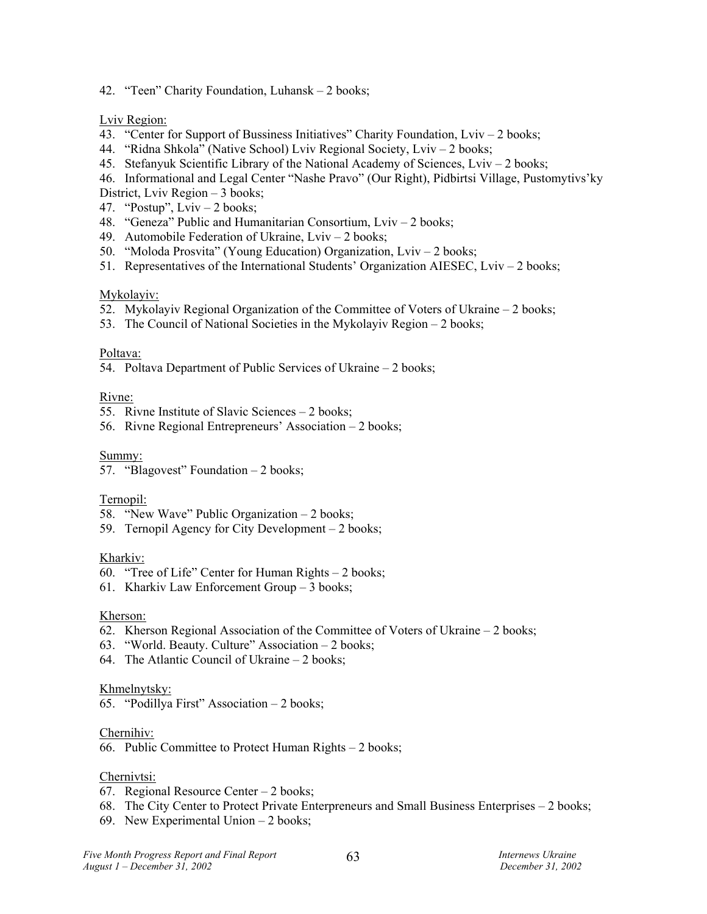42. "Teen" Charity Foundation, Luhansk – 2 books;

<u>Lviv Region:</u>

43. "Center for Support of Bussiness Initiatives" Charity Foundation, Lviv – 2 books;
44. "Ridna Shkola" (Native School) Lviv Regional Society, Lviv – 2 books;
45. Stefanyuk Scientific Library of the National Academy of Sciences, Lviv – 2 books;
46. Informational and Legal Center "Nashe Pravo" (Our Right), Pidbirtsi Village, Pustomytivs'ky District, Lviv Region – 3 books;
47. "Postup", Lviv – 2 books;
48. "Geneza" Public and Humanitarian Consortium, Lviv – 2 books;
49. Automobile Federation of Ukraine, Lviv – 2 books;
50. "Moloda Prosvita" (Young Education) Organization, Lviv – 2 books;
51. Representatives of the International Students' Organization AIESEC, Lviv – 2 books;

<u>Mykolayiv:</u>

52. Mykolayiv Regional Organization of the Committee of Voters of Ukraine – 2 books;
53. The Council of National Societies in the Mykolayiv Region – 2 books;

<u>Poltava:</u>

54. Poltava Department of Public Services of Ukraine – 2 books;

<u>Rivne:</u>

55. Rivne Institute of Slavic Sciences – 2 books;
56. Rivne Regional Entrepreneurs' Association – 2 books;

<u>Summy:</u>

57. "Blagovest" Foundation – 2 books;

<u>Ternopil:</u>

58. "New Wave" Public Organization – 2 books;
59. Ternopil Agency for City Development – 2 books;

<u>Kharkiv:</u>

60. "Tree of Life" Center for Human Rights – 2 books;
61. Kharkiv Law Enforcement Group – 3 books;

<u>Kherson:</u>

62. Kherson Regional Association of the Committee of Voters of Ukraine – 2 books;
63. "World. Beauty. Culture" Association – 2 books;
64. The Atlantic Council of Ukraine – 2 books;

<u>Khmelnytsky:</u>

65. "Podillya First" Association – 2 books;

<u>Chernihiv:</u>

66. Public Committee to Protect Human Rights – 2 books;

<u>Chernivtsi:</u>

67. Regional Resource Center – 2 books;
68. The City Center to Protect Private Enterpreneurs and Small Business Enterprises – 2 books;
69. New Experimental Union – 2 books;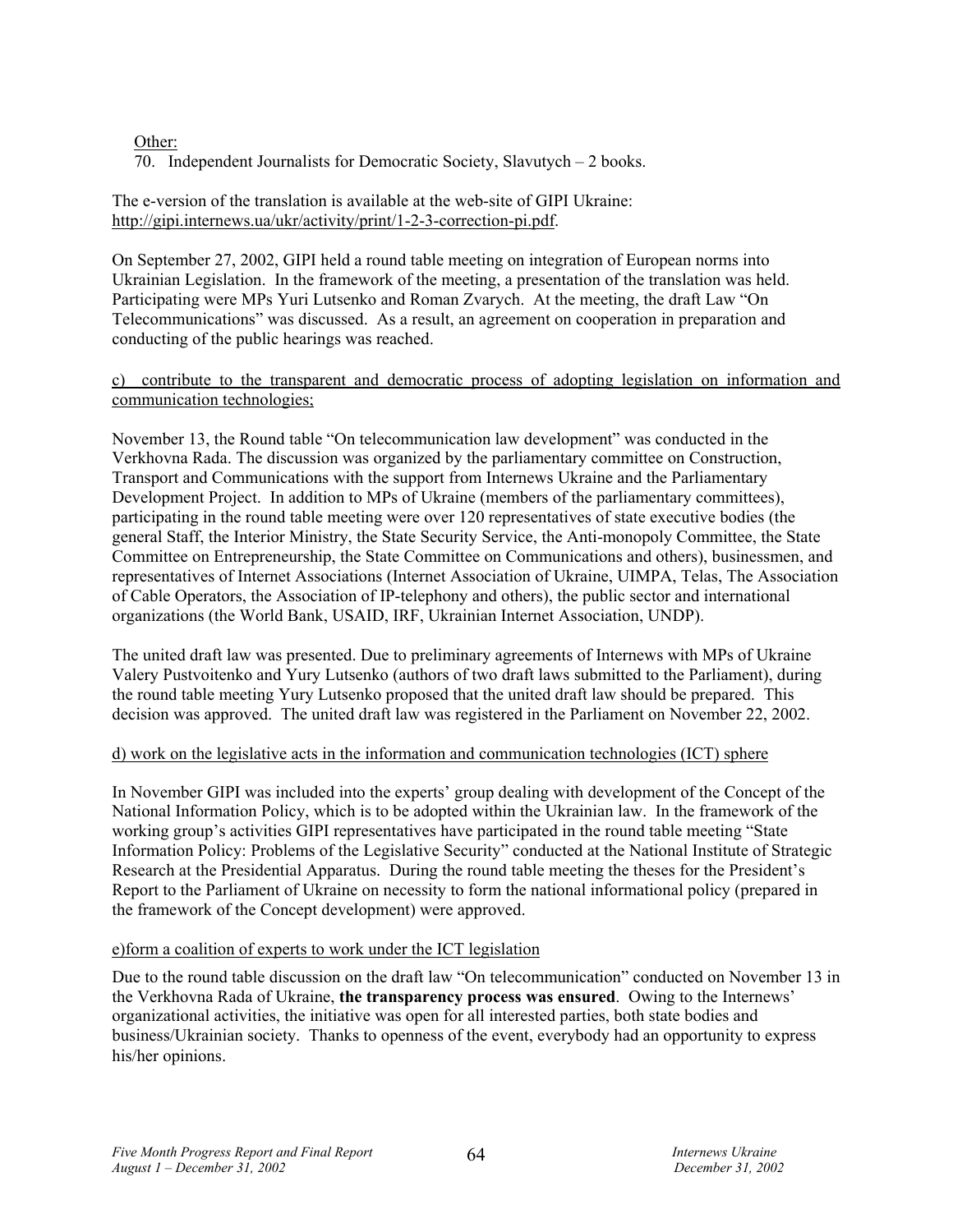Other:

70. Independent Journalists for Democratic Society, Slavutych – 2 books.

The e-version of the translation is available at the web-site of GIPI Ukraine: http://gipi.internews.ua/ukr/activity/print/1-2-3-correction-pi.pdf.

On September 27, 2002, GIPI held a round table meeting on integration of European norms into Ukrainian Legislation. In the framework of the meeting, a presentation of the translation was held. Participating were MPs Yuri Lutsenko and Roman Zvarych. At the meeting, the draft Law "On Telecommunications" was discussed. As a result, an agreement on cooperation in preparation and conducting of the public hearings was reached.

c) contribute to the transparent and democratic process of adopting legislation on information and communication technologies;

November 13, the Round table "On telecommunication law development" was conducted in the Verkhovna Rada. The discussion was organized by the parliamentary committee on Construction, Transport and Communications with the support from Internews Ukraine and the Parliamentary Development Project. In addition to MPs of Ukraine (members of the parliamentary committees), participating in the round table meeting were over 120 representatives of state executive bodies (the general Staff, the Interior Ministry, the State Security Service, the Anti-monopoly Committee, the State Committee on Entrepreneurship, the State Committee on Communications and others), businessmen, and representatives of Internet Associations (Internet Association of Ukraine, UIMPA, Telas, The Association of Cable Operators, the Association of IP-telephony and others), the public sector and international organizations (the World Bank, USAID, IRF, Ukrainian Internet Association, UNDP).

The united draft law was presented. Due to preliminary agreements of Internews with MPs of Ukraine Valery Pustvoitenko and Yury Lutsenko (authors of two draft laws submitted to the Parliament), during the round table meeting Yury Lutsenko proposed that the united draft law should be prepared. This decision was approved. The united draft law was registered in the Parliament on November 22, 2002.

d) work on the legislative acts in the information and communication technologies (ICT) sphere

In November GIPI was included into the experts' group dealing with development of the Concept of the National Information Policy, which is to be adopted within the Ukrainian law. In the framework of the working group's activities GIPI representatives have participated in the round table meeting "State Information Policy: Problems of the Legislative Security" conducted at the National Institute of Strategic Research at the Presidential Apparatus. During the round table meeting the theses for the President's Report to the Parliament of Ukraine on necessity to form the national informational policy (prepared in the framework of the Concept development) were approved.

e)form a coalition of experts to work under the ICT legislation

Due to the round table discussion on the draft law "On telecommunication" conducted on November 13 in the Verkhovna Rada of Ukraine, **the transparency process was ensured**. Owing to the Internews' organizational activities, the initiative was open for all interested parties, both state bodies and business/Ukrainian society. Thanks to openness of the event, everybody had an opportunity to express his/her opinions.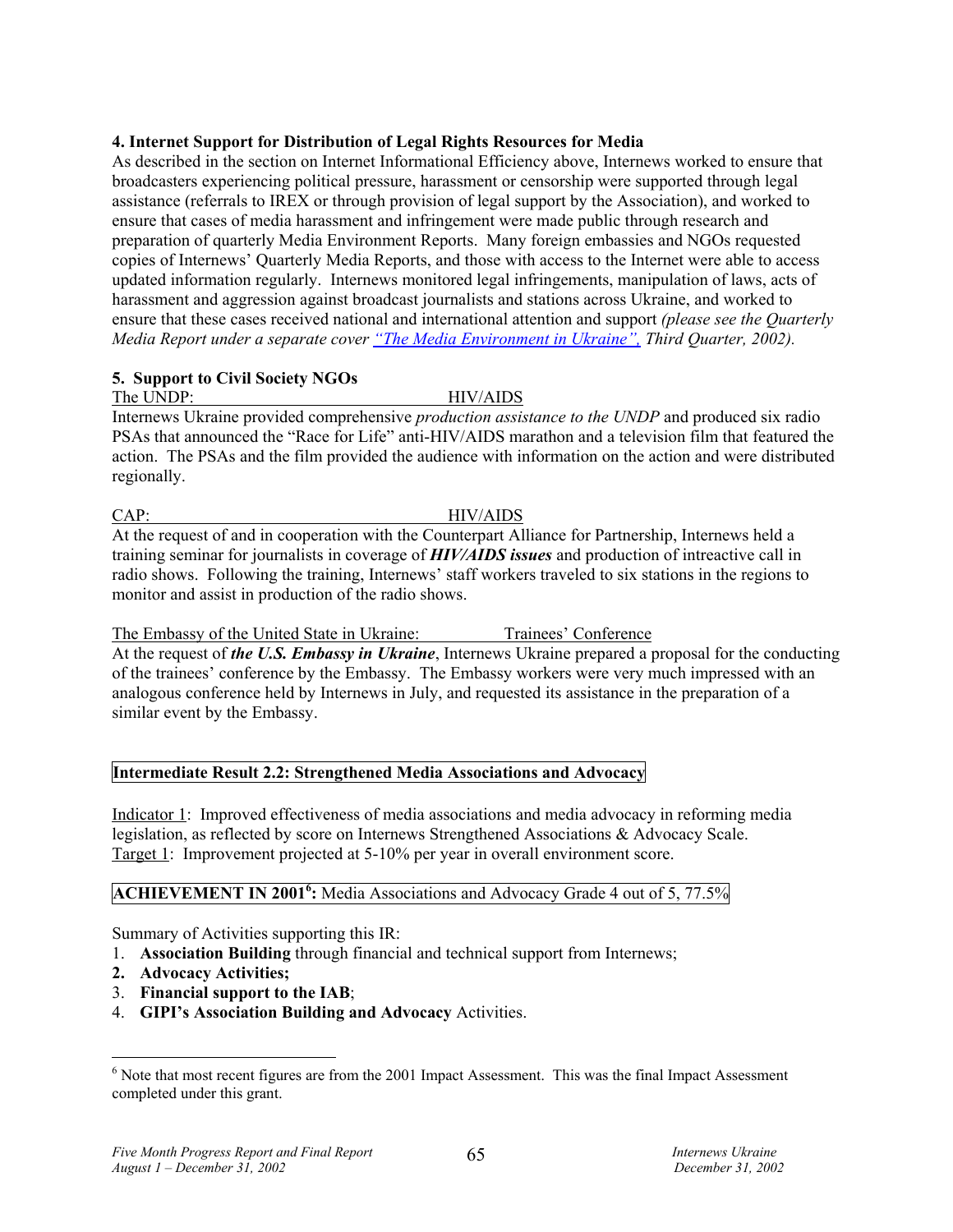**4. Internet Support for Distribution of Legal Rights Resources for Media**

As described in the section on Internet Informational Efficiency above, Internews worked to ensure that broadcasters experiencing political pressure, harassment or censorship were supported through legal assistance (referrals to IREX or through provision of legal support by the Association), and worked to ensure that cases of media harassment and infringement were made public through research and preparation of quarterly Media Environment Reports. Many foreign embassies and NGOs requested copies of Internews' Quarterly Media Reports, and those with access to the Internet were able to access updated information regularly. Internews monitored legal infringements, manipulation of laws, acts of harassment and aggression against broadcast journalists and stations across Ukraine, and worked to ensure that these cases received national and international attention and support *(please see the Quarterly Media Report under a separate cover "The Media Environment in Ukraine", Third Quarter, 2002).*

**5. Support to Civil Society NGOs**

The UNDP: HIV/AIDS

Internews Ukraine provided comprehensive *production assistance to the UNDP* and produced six radio PSAs that announced the "Race for Life" anti-HIV/AIDS marathon and a television film that featured the action. The PSAs and the film provided the audience with information on the action and were distributed regionally.

CAP: HIV/AIDS

At the request of and in cooperation with the Counterpart Alliance for Partnership, Internews held a training seminar for journalists in coverage of ***HIV/AIDS issues*** and production of intreactive call in radio shows. Following the training, Internews' staff workers traveled to six stations in the regions to monitor and assist in production of the radio shows.

The Embassy of the United State in Ukraine: Trainees' Conference

At the request of ***the U.S. Embassy in Ukraine***, Internews Ukraine prepared a proposal for the conducting of the trainees' conference by the Embassy. The Embassy workers were very much impressed with an analogous conference held by Internews in July, and requested its assistance in the preparation of a similar event by the Embassy.

**Intermediate Result 2.2: Strengthened Media Associations and Advocacy**

Indicator 1: Improved effectiveness of media associations and media advocacy in reforming media legislation, as reflected by score on Internews Strengthened Associations & Advocacy Scale.
Target 1: Improvement projected at 5-10% per year in overall environment score.

**ACHIEVEMENT IN 2001[6]:** Media Associations and Advocacy Grade 4 out of 5, 77.5%

Summary of Activities supporting this IR:

1. **Association Building** through financial and technical support from Internews;
2. **Advocacy Activities;**
3. **Financial support to the IAB**;
4. **GIPI's Association Building and Advocacy** Activities.

[6] Note that most recent figures are from the 2001 Impact Assessment. This was the final Impact Assessment completed under this grant.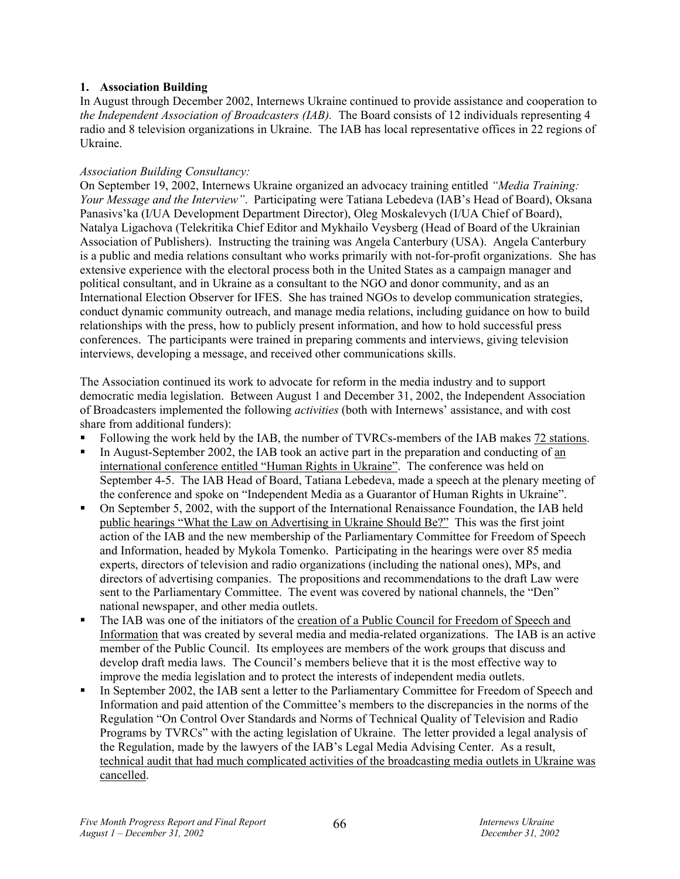### 1. Association Building

In August through December 2002, Internews Ukraine continued to provide assistance and cooperation to *the Independent Association of Broadcasters (IAB).* The Board consists of 12 individuals representing 4 radio and 8 television organizations in Ukraine. The IAB has local representative offices in 22 regions of Ukraine.

*Association Building Consultancy:*

On September 19, 2002, Internews Ukraine organized an advocacy training entitled *"Media Training: Your Message and the Interview"*. Participating were Tatiana Lebedeva (IAB's Head of Board), Oksana Panasivs'ka (I/UA Development Department Director), Oleg Moskalevych (I/UA Chief of Board), Natalya Ligachova (Telekritika Chief Editor and Mykhailo Veysberg (Head of Board of the Ukrainian Association of Publishers). Instructing the training was Angela Canterbury (USA). Angela Canterbury is a public and media relations consultant who works primarily with not-for-profit organizations. She has extensive experience with the electoral process both in the United States as a campaign manager and political consultant, and in Ukraine as a consultant to the NGO and donor community, and as an International Election Observer for IFES. She has trained NGOs to develop communication strategies, conduct dynamic community outreach, and manage media relations, including guidance on how to build relationships with the press, how to publicly present information, and how to hold successful press conferences. The participants were trained in preparing comments and interviews, giving television interviews, developing a message, and received other communications skills.

The Association continued its work to advocate for reform in the media industry and to support democratic media legislation. Between August 1 and December 31, 2002, the Independent Association of Broadcasters implemented the following *activities* (both with Internews' assistance, and with cost share from additional funders):

- Following the work held by the IAB, the number of TVRCs-members of the IAB makes 72 stations.
- In August-September 2002, the IAB took an active part in the preparation and conducting of an international conference entitled "Human Rights in Ukraine". The conference was held on September 4-5. The IAB Head of Board, Tatiana Lebedeva, made a speech at the plenary meeting of the conference and spoke on "Independent Media as a Guarantor of Human Rights in Ukraine".
- On September 5, 2002, with the support of the International Renaissance Foundation, the IAB held public hearings "What the Law on Advertising in Ukraine Should Be?" This was the first joint action of the IAB and the new membership of the Parliamentary Committee for Freedom of Speech and Information, headed by Mykola Tomenko. Participating in the hearings were over 85 media experts, directors of television and radio organizations (including the national ones), MPs, and directors of advertising companies. The propositions and recommendations to the draft Law were sent to the Parliamentary Committee. The event was covered by national channels, the "Den" national newspaper, and other media outlets.
- The IAB was one of the initiators of the creation of a Public Council for Freedom of Speech and Information that was created by several media and media-related organizations. The IAB is an active member of the Public Council. Its employees are members of the work groups that discuss and develop draft media laws. The Council's members believe that it is the most effective way to improve the media legislation and to protect the interests of independent media outlets.
- In September 2002, the IAB sent a letter to the Parliamentary Committee for Freedom of Speech and Information and paid attention of the Committee's members to the discrepancies in the norms of the Regulation "On Control Over Standards and Norms of Technical Quality of Television and Radio Programs by TVRCs" with the acting legislation of Ukraine. The letter provided a legal analysis of the Regulation, made by the lawyers of the IAB's Legal Media Advising Center. As a result, technical audit that had much complicated activities of the broadcasting media outlets in Ukraine was cancelled.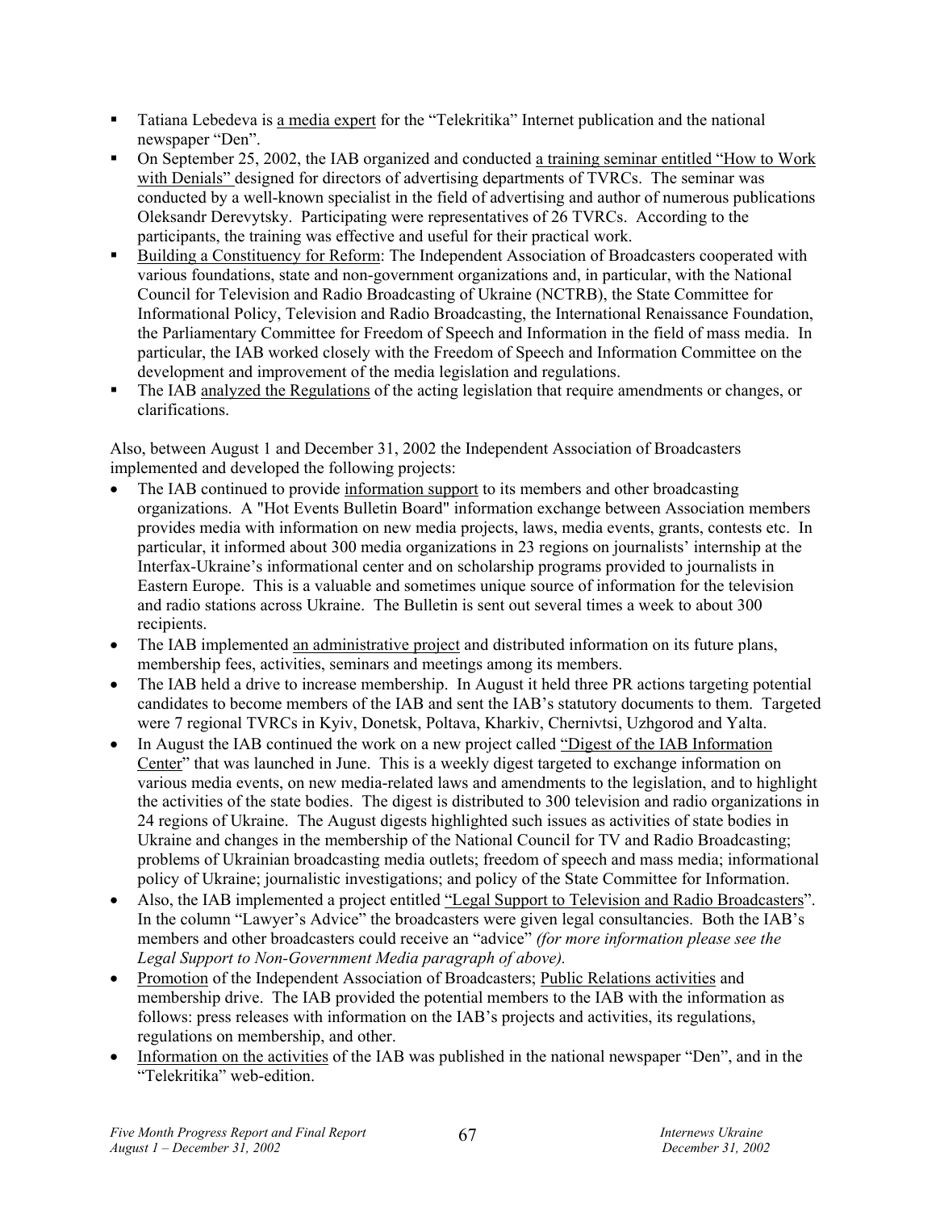- Tatiana Lebedeva is a media expert for the "Telekritika" Internet publication and the national newspaper "Den".
- On September 25, 2002, the IAB organized and conducted a training seminar entitled "How to Work with Denials" designed for directors of advertising departments of TVRCs. The seminar was conducted by a well-known specialist in the field of advertising and author of numerous publications Oleksandr Derevytsky. Participating were representatives of 26 TVRCs. According to the participants, the training was effective and useful for their practical work.
- Building a Constituency for Reform: The Independent Association of Broadcasters cooperated with various foundations, state and non-government organizations and, in particular, with the National Council for Television and Radio Broadcasting of Ukraine (NCTRB), the State Committee for Informational Policy, Television and Radio Broadcasting, the International Renaissance Foundation, the Parliamentary Committee for Freedom of Speech and Information in the field of mass media. In particular, the IAB worked closely with the Freedom of Speech and Information Committee on the development and improvement of the media legislation and regulations.
- The IAB analyzed the Regulations of the acting legislation that require amendments or changes, or clarifications.

Also, between August 1 and December 31, 2002 the Independent Association of Broadcasters implemented and developed the following projects:

- The IAB continued to provide information support to its members and other broadcasting organizations. A "Hot Events Bulletin Board" information exchange between Association members provides media with information on new media projects, laws, media events, grants, contests etc. In particular, it informed about 300 media organizations in 23 regions on journalists' internship at the Interfax-Ukraine's informational center and on scholarship programs provided to journalists in Eastern Europe. This is a valuable and sometimes unique source of information for the television and radio stations across Ukraine. The Bulletin is sent out several times a week to about 300 recipients.
- The IAB implemented an administrative project and distributed information on its future plans, membership fees, activities, seminars and meetings among its members.
- The IAB held a drive to increase membership. In August it held three PR actions targeting potential candidates to become members of the IAB and sent the IAB's statutory documents to them. Targeted were 7 regional TVRCs in Kyiv, Donetsk, Poltava, Kharkiv, Chernivtsi, Uzhgorod and Yalta.
- In August the IAB continued the work on a new project called "Digest of the IAB Information Center" that was launched in June. This is a weekly digest targeted to exchange information on various media events, on new media-related laws and amendments to the legislation, and to highlight the activities of the state bodies. The digest is distributed to 300 television and radio organizations in 24 regions of Ukraine. The August digests highlighted such issues as activities of state bodies in Ukraine and changes in the membership of the National Council for TV and Radio Broadcasting; problems of Ukrainian broadcasting media outlets; freedom of speech and mass media; informational policy of Ukraine; journalistic investigations; and policy of the State Committee for Information.
- Also, the IAB implemented a project entitled "Legal Support to Television and Radio Broadcasters". In the column "Lawyer's Advice" the broadcasters were given legal consultancies. Both the IAB's members and other broadcasters could receive an "advice" *(for more information please see the Legal Support to Non-Government Media paragraph of above).*
- Promotion of the Independent Association of Broadcasters; Public Relations activities and membership drive. The IAB provided the potential members to the IAB with the information as follows: press releases with information on the IAB's projects and activities, its regulations, regulations on membership, and other.
- Information on the activities of the IAB was published in the national newspaper "Den", and in the "Telekritika" web-edition.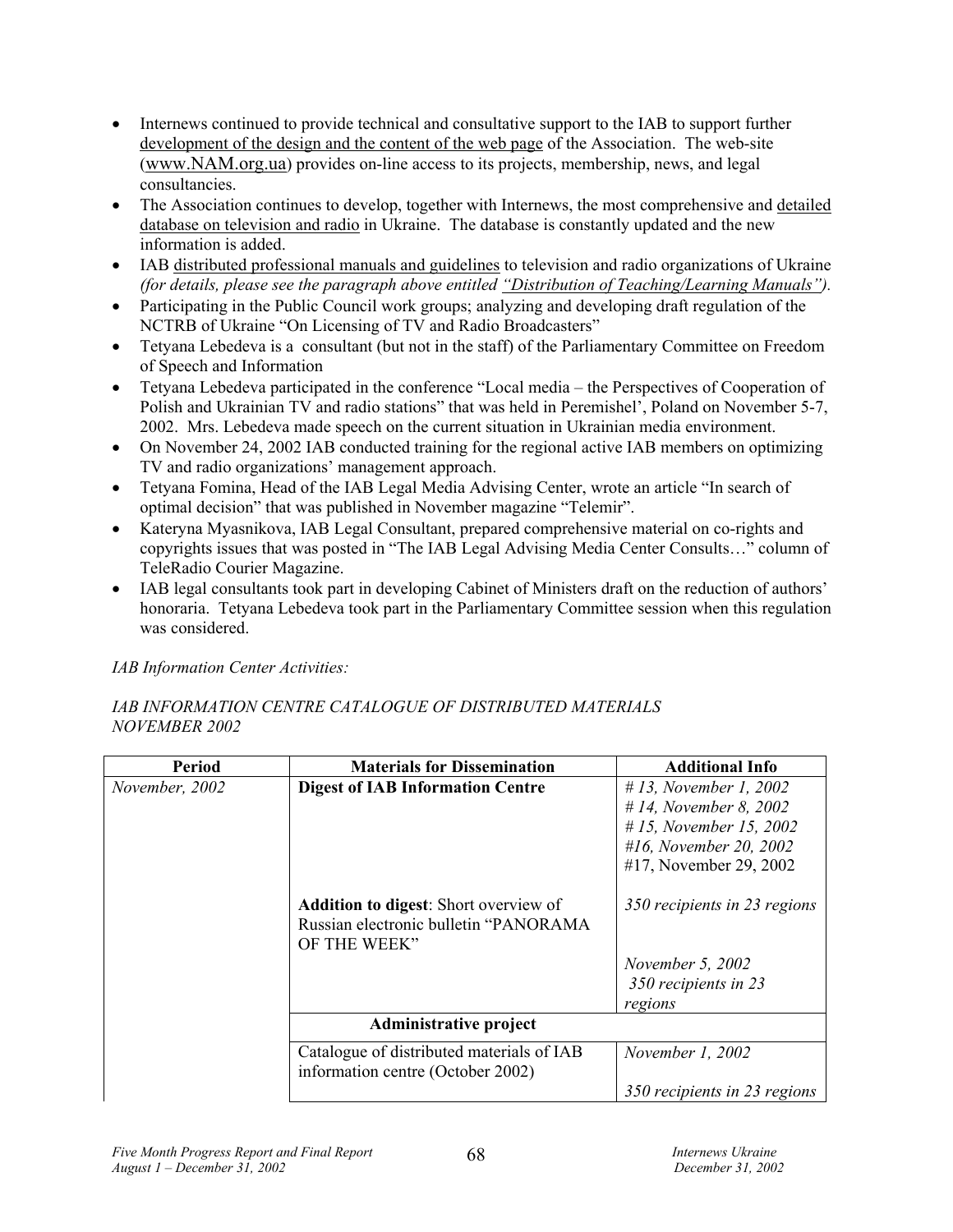- Internews continued to provide technical and consultative support to the IAB to support further development of the design and the content of the web page of the Association. The web-site (www.NAM.org.ua) provides on-line access to its projects, membership, news, and legal consultancies.
- The Association continues to develop, together with Internews, the most comprehensive and detailed database on television and radio in Ukraine. The database is constantly updated and the new information is added.
- IAB distributed professional manuals and guidelines to television and radio organizations of Ukraine *(for details, please see the paragraph above entitled "Distribution of Teaching/Learning Manuals").*
- Participating in the Public Council work groups; analyzing and developing draft regulation of the NCTRB of Ukraine "On Licensing of TV and Radio Broadcasters"
- Tetyana Lebedeva is a consultant (but not in the staff) of the Parliamentary Committee on Freedom of Speech and Information
- Tetyana Lebedeva participated in the conference "Local media – the Perspectives of Cooperation of Polish and Ukrainian TV and radio stations" that was held in Peremishel', Poland on November 5-7, 2002. Mrs. Lebedeva made speech on the current situation in Ukrainian media environment.
- On November 24, 2002 IAB conducted training for the regional active IAB members on optimizing TV and radio organizations' management approach.
- Tetyana Fomina, Head of the IAB Legal Media Advising Center, wrote an article "In search of optimal decision" that was published in November magazine "Telemir".
- Kateryna Myasnikova, IAB Legal Consultant, prepared comprehensive material on co-rights and copyrights issues that was posted in "The IAB Legal Advising Media Center Consults…" column of TeleRadio Courier Magazine.
- IAB legal consultants took part in developing Cabinet of Ministers draft on the reduction of authors' honoraria. Tetyana Lebedeva took part in the Parliamentary Committee session when this regulation was considered.

*IAB Information Center Activities:*

*IAB INFORMATION CENTRE CATALOGUE OF DISTRIBUTED MATERIALS NOVEMBER 2002*

| Period | Materials for Dissemination | Additional Info |
|---|---|---|
| *November, 2002* | **Digest of IAB Information Centre** | *# 13, November 1, 2002*<br>*# 14, November 8, 2002*<br>*# 15, November 15, 2002*<br>*#16, November 20, 2002*<br>#17, November 29, 2002 |
| | **Addition to digest**: Short overview of Russian electronic bulletin "PANORAMA OF THE WEEK" | *350 recipients in 23 regions*<br><br>*November 5, 2002*<br>*350 recipients in 23 regions* |
| | **Administrative project** | |
| | Catalogue of distributed materials of IAB information centre (October 2002) | *November 1, 2002*<br><br>*350 recipients in 23 regions* |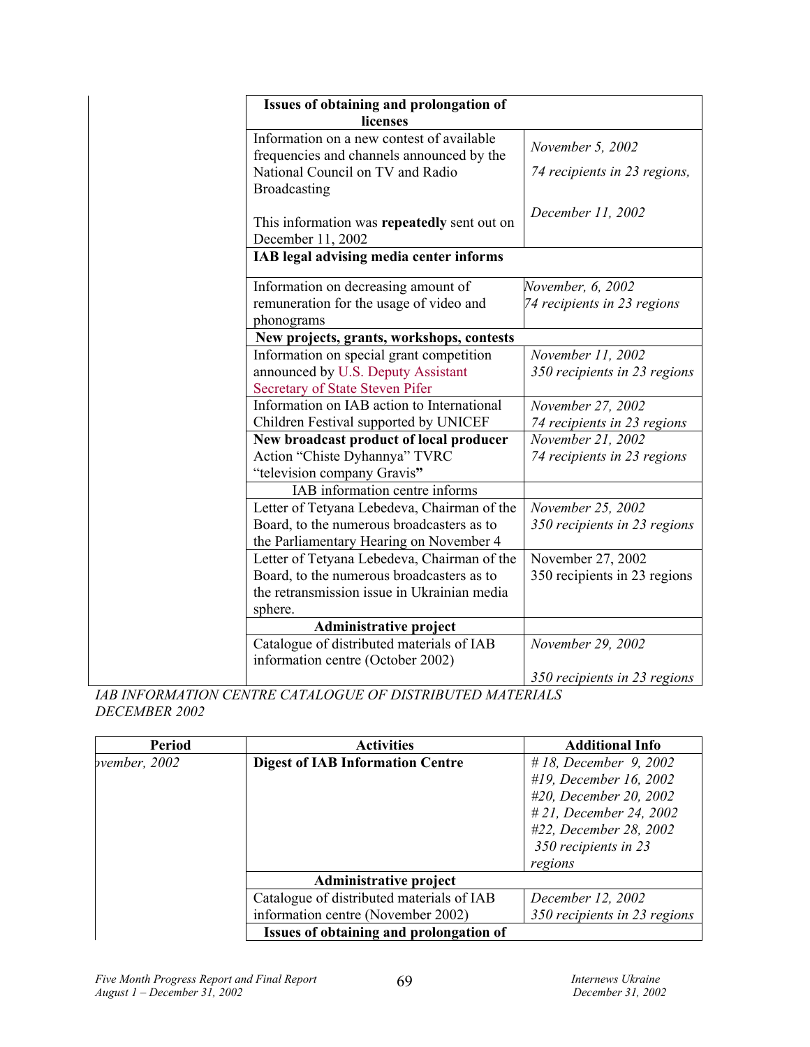| | | |
|---|---|---|
| | **Issues of obtaining and prolongation of licenses** | |
| | Information on a new contest of available frequencies and channels announced by the National Council on TV and Radio Broadcasting<br><br>This information was **repeatedly** sent out on December 11, 2002 | *November 5, 2002*<br>*74 recipients in 23 regions,*<br><br>*December 11, 2002* |
| | **IAB legal advising media center informs** | |
| | Information on decreasing amount of remuneration for the usage of video and phonograms | *November, 6, 2002*<br>*74 recipients in 23 regions* |
| | **New projects, grants, workshops, contests** | |
| | Information on special grant competition announced by U.S. Deputy Assistant Secretary of State Steven Pifer | *November 11, 2002*<br>*350 recipients in 23 regions* |
| | Information on IAB action to International Children Festival supported by UNICEF | *November 27, 2002*<br>*74 recipients in 23 regions* |
| | **New broadcast product of local producer**<br>Action "Chiste Dyhannya" TVRC "television company Gravis**"** | *November 21, 2002*<br>*74 recipients in 23 regions* |
| | IAB information centre informs | |
| | Letter of Tetyana Lebedeva, Chairman of the Board, to the numerous broadcasters as to the Parliamentary Hearing on November 4 | *November 25, 2002*<br>*350 recipients in 23 regions* |
| | Letter of Tetyana Lebedeva, Chairman of the Board, to the numerous broadcasters as to the retransmission issue in Ukrainian media sphere. | November 27, 2002<br>350 recipients in 23 regions |
| | **Administrative project** | |
| | Catalogue of distributed materials of IAB information centre (October 2002) | *November 29, 2002*<br><br>*350 recipients in 23 regions* |

*IAB INFORMATION CENTRE CATALOGUE OF DISTRIBUTED MATERIALS DECEMBER 2002*

| Period | Activities | Additional Info |
|---|---|---|
| *ovember, 2002* | **Digest of IAB Information Centre** | *# 18, December 9, 2002*<br>*#19, December 16, 2002*<br>*#20, December 20, 2002*<br>*# 21, December 24, 2002*<br>*#22, December 28, 2002*<br>*350 recipients in 23 regions* |
| | **Administrative project** | |
| | Catalogue of distributed materials of IAB information centre (November 2002) | *December 12, 2002*<br>*350 recipients in 23 regions* |
| | **Issues of obtaining and prolongation of** | |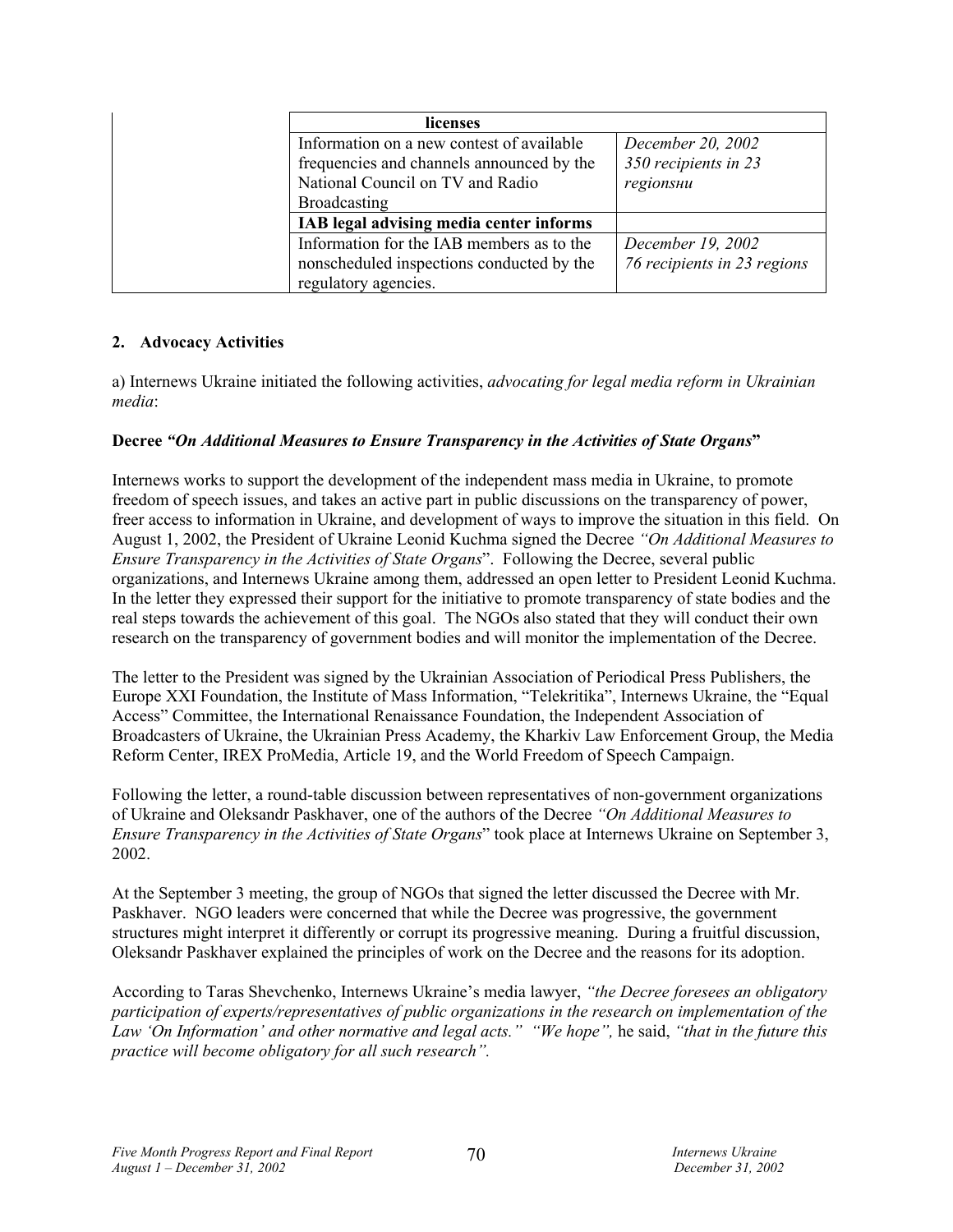| | licenses | |
|---|---|---|
| | Information on a new contest of available frequencies and channels announced by the National Council on TV and Radio Broadcasting | *December 20, 2002*<br>*350 recipients in 23 regionsни* |
| | **IAB legal advising media center informs** | |
| | Information for the IAB members as to the nonscheduled inspections conducted by the regulatory agencies. | *December 19, 2002*<br>*76 recipients in 23 regions* |

## 2. Advocacy Activities

a) Internews Ukraine initiated the following activities, *advocating for legal media reform in Ukrainian media*:

**Decree *"On Additional Measures to Ensure Transparency in the Activities of State Organs*"**

Internews works to support the development of the independent mass media in Ukraine, to promote freedom of speech issues, and takes an active part in public discussions on the transparency of power, freer access to information in Ukraine, and development of ways to improve the situation in this field. On August 1, 2002, the President of Ukraine Leonid Kuchma signed the Decree *"On Additional Measures to Ensure Transparency in the Activities of State Organs*". Following the Decree, several public organizations, and Internews Ukraine among them, addressed an open letter to President Leonid Kuchma. In the letter they expressed their support for the initiative to promote transparency of state bodies and the real steps towards the achievement of this goal. The NGOs also stated that they will conduct their own research on the transparency of government bodies and will monitor the implementation of the Decree.

The letter to the President was signed by the Ukrainian Association of Periodical Press Publishers, the Europe XXI Foundation, the Institute of Mass Information, "Telekritika", Internews Ukraine, the "Equal Access" Committee, the International Renaissance Foundation, the Independent Association of Broadcasters of Ukraine, the Ukrainian Press Academy, the Kharkiv Law Enforcement Group, the Media Reform Center, IREX ProMedia, Article 19, and the World Freedom of Speech Campaign.

Following the letter, a round-table discussion between representatives of non-government organizations of Ukraine and Oleksandr Paskhaver, one of the authors of the Decree *"On Additional Measures to Ensure Transparency in the Activities of State Organs*" took place at Internews Ukraine on September 3, 2002.

At the September 3 meeting, the group of NGOs that signed the letter discussed the Decree with Mr. Paskhaver. NGO leaders were concerned that while the Decree was progressive, the government structures might interpret it differently or corrupt its progressive meaning. During a fruitful discussion, Oleksandr Paskhaver explained the principles of work on the Decree and the reasons for its adoption.

According to Taras Shevchenko, Internews Ukraine's media lawyer, *"the Decree foresees an obligatory participation of experts/representatives of public organizations in the research on implementation of the Law 'On Information' and other normative and legal acts." "We hope",* he said, *"that in the future this practice will become obligatory for all such research".*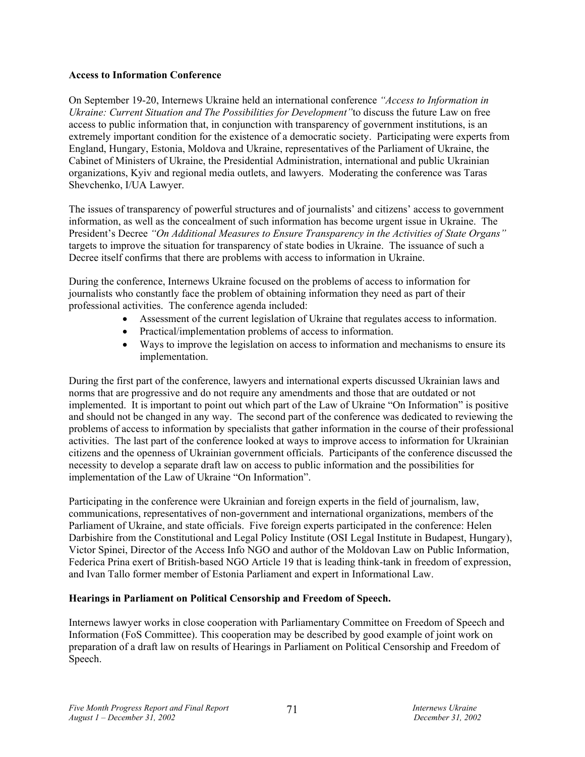**Access to Information Conference**

On September 19-20, Internews Ukraine held an international conference *"Access to Information in Ukraine: Current Situation and The Possibilities for Development"*to discuss the future Law on free access to public information that, in conjunction with transparency of government institutions, is an extremely important condition for the existence of a democratic society. Participating were experts from England, Hungary, Estonia, Moldova and Ukraine, representatives of the Parliament of Ukraine, the Cabinet of Ministers of Ukraine, the Presidential Administration, international and public Ukrainian organizations, Kyiv and regional media outlets, and lawyers. Moderating the conference was Taras Shevchenko, I/UA Lawyer.

The issues of transparency of powerful structures and of journalists' and citizens' access to government information, as well as the concealment of such information has become urgent issue in Ukraine. The President's Decree *"On Additional Measures to Ensure Transparency in the Activities of State Organs"* targets to improve the situation for transparency of state bodies in Ukraine. The issuance of such a Decree itself confirms that there are problems with access to information in Ukraine.

During the conference, Internews Ukraine focused on the problems of access to information for journalists who constantly face the problem of obtaining information they need as part of their professional activities. The conference agenda included:

- Assessment of the current legislation of Ukraine that regulates access to information.
- Practical/implementation problems of access to information.
- Ways to improve the legislation on access to information and mechanisms to ensure its implementation.

During the first part of the conference, lawyers and international experts discussed Ukrainian laws and norms that are progressive and do not require any amendments and those that are outdated or not implemented. It is important to point out which part of the Law of Ukraine "On Information" is positive and should not be changed in any way. The second part of the conference was dedicated to reviewing the problems of access to information by specialists that gather information in the course of their professional activities. The last part of the conference looked at ways to improve access to information for Ukrainian citizens and the openness of Ukrainian government officials. Participants of the conference discussed the necessity to develop a separate draft law on access to public information and the possibilities for implementation of the Law of Ukraine "On Information".

Participating in the conference were Ukrainian and foreign experts in the field of journalism, law, communications, representatives of non-government and international organizations, members of the Parliament of Ukraine, and state officials. Five foreign experts participated in the conference: Helen Darbishire from the Constitutional and Legal Policy Institute (OSI Legal Institute in Budapest, Hungary), Victor Spinei, Director of the Access Info NGO and author of the Moldovan Law on Public Information, Federica Prina exert of British-based NGO Article 19 that is leading think-tank in freedom of expression, and Ivan Tallo former member of Estonia Parliament and expert in Informational Law.

**Hearings in Parliament on Political Censorship and Freedom of Speech.**

Internews lawyer works in close cooperation with Parliamentary Committee on Freedom of Speech and Information (FoS Committee). This cooperation may be described by good example of joint work on preparation of a draft law on results of Hearings in Parliament on Political Censorship and Freedom of Speech.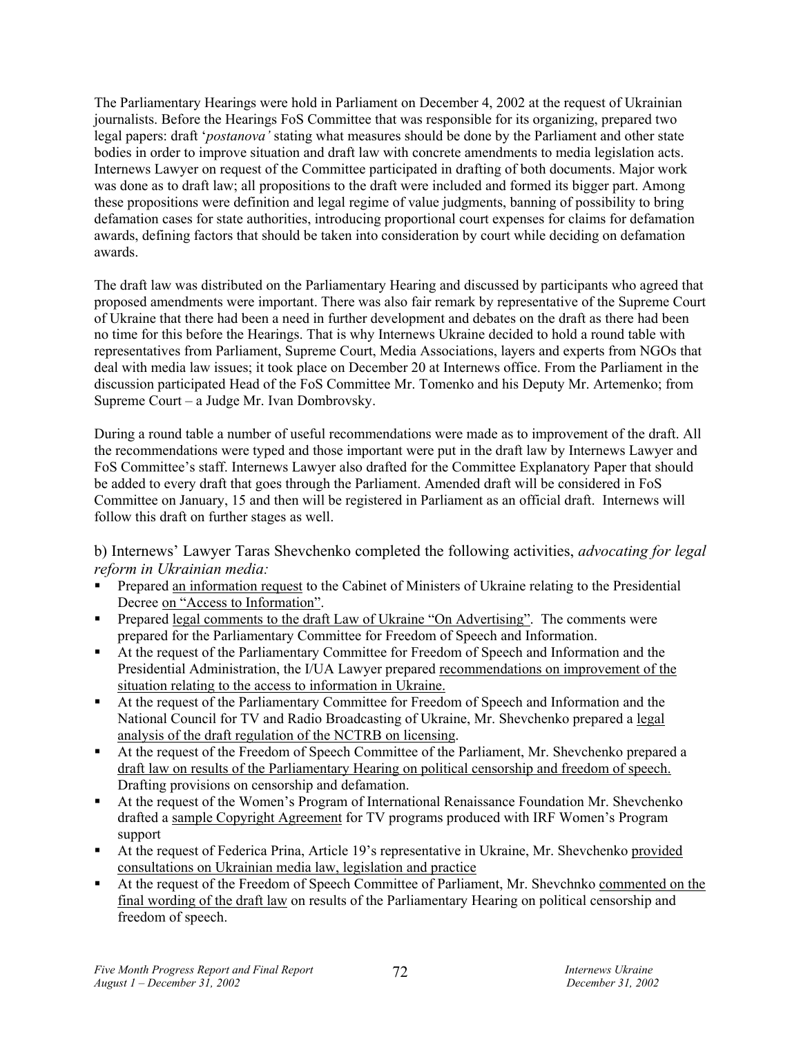The Parliamentary Hearings were hold in Parliament on December 4, 2002 at the request of Ukrainian journalists. Before the Hearings FoS Committee that was responsible for its organizing, prepared two legal papers: draft '*postanova'* stating what measures should be done by the Parliament and other state bodies in order to improve situation and draft law with concrete amendments to media legislation acts. Internews Lawyer on request of the Committee participated in drafting of both documents. Major work was done as to draft law; all propositions to the draft were included and formed its bigger part. Among these propositions were definition and legal regime of value judgments, banning of possibility to bring defamation cases for state authorities, introducing proportional court expenses for claims for defamation awards, defining factors that should be taken into consideration by court while deciding on defamation awards.

The draft law was distributed on the Parliamentary Hearing and discussed by participants who agreed that proposed amendments were important. There was also fair remark by representative of the Supreme Court of Ukraine that there had been a need in further development and debates on the draft as there had been no time for this before the Hearings. That is why Internews Ukraine decided to hold a round table with representatives from Parliament, Supreme Court, Media Associations, layers and experts from NGOs that deal with media law issues; it took place on December 20 at Internews office. From the Parliament in the discussion participated Head of the FoS Committee Mr. Tomenko and his Deputy Mr. Artemenko; from Supreme Court – a Judge Mr. Ivan Dombrovsky.

During a round table a number of useful recommendations were made as to improvement of the draft. All the recommendations were typed and those important were put in the draft law by Internews Lawyer and FoS Committee's staff. Internews Lawyer also drafted for the Committee Explanatory Paper that should be added to every draft that goes through the Parliament. Amended draft will be considered in FoS Committee on January, 15 and then will be registered in Parliament as an official draft. Internews will follow this draft on further stages as well.

b) Internews' Lawyer Taras Shevchenko completed the following activities, *advocating for legal reform in Ukrainian media:*

- Prepared <u>an information request</u> to the Cabinet of Ministers of Ukraine relating to the Presidential Decree <u>on "Access to Information"</u>.
- Prepared <u>legal comments to the draft Law of Ukraine "On Advertising"</u>. The comments were prepared for the Parliamentary Committee for Freedom of Speech and Information.
- At the request of the Parliamentary Committee for Freedom of Speech and Information and the Presidential Administration, the I/UA Lawyer prepared <u>recommendations on improvement of the situation relating to the access to information in Ukraine.</u>
- At the request of the Parliamentary Committee for Freedom of Speech and Information and the National Council for TV and Radio Broadcasting of Ukraine, Mr. Shevchenko prepared a <u>legal analysis of the draft regulation of the NCTRB on licensing</u>.
- At the request of the Freedom of Speech Committee of the Parliament, Mr. Shevchenko prepared a <u>draft law on results of the Parliamentary Hearing on political censorship and freedom of speech.</u> Drafting provisions on censorship and defamation.
- At the request of the Women's Program of International Renaissance Foundation Mr. Shevchenko drafted a <u>sample Copyright Agreement</u> for TV programs produced with IRF Women's Program support
- At the request of Federica Prina, Article 19's representative in Ukraine, Mr. Shevchenko <u>provided consultations on Ukrainian media law, legislation and practice</u>
- At the request of the Freedom of Speech Committee of Parliament, Mr. Shevchnko <u>commented on the final wording of the draft law</u> on results of the Parliamentary Hearing on political censorship and freedom of speech.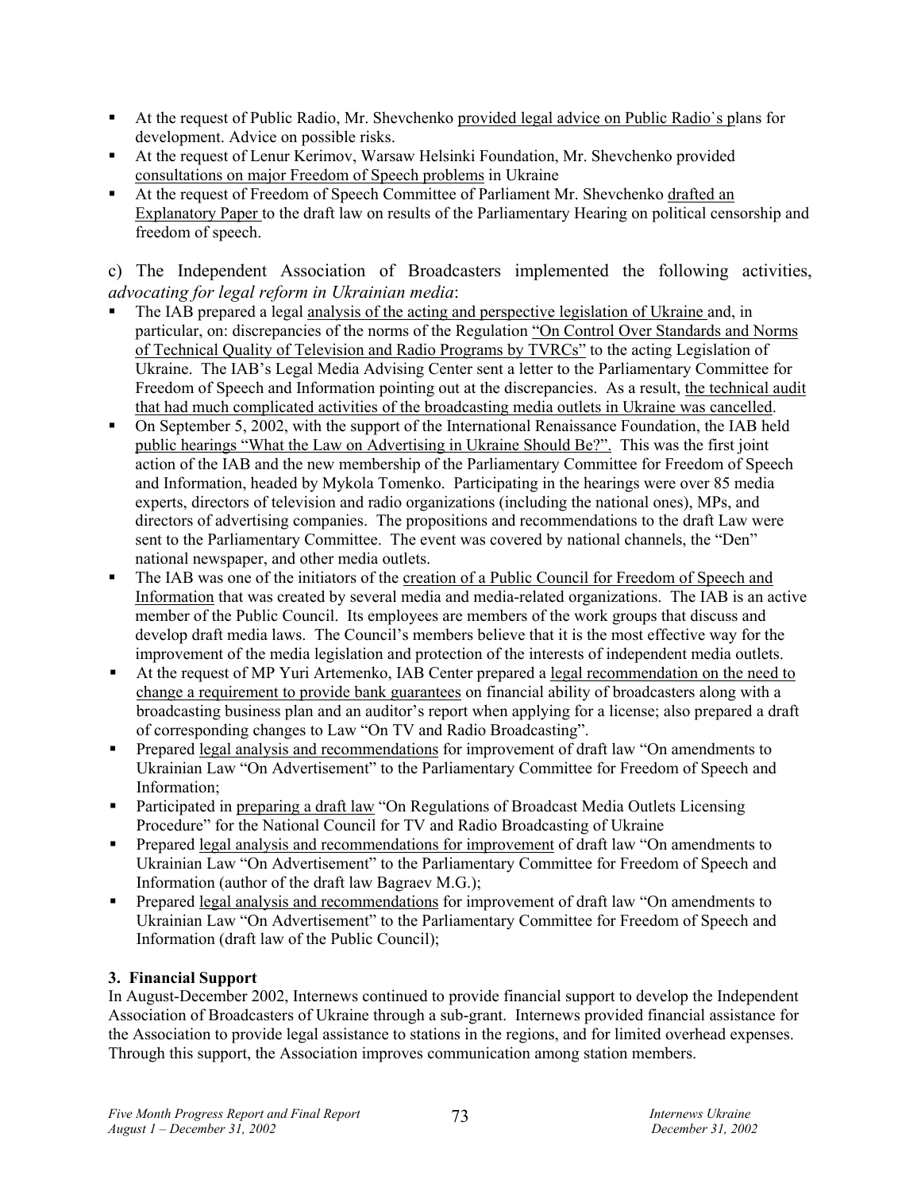- At the request of Public Radio, Mr. Shevchenko provided legal advice on Public Radio`s plans for development. Advice on possible risks.
- At the request of Lenur Kerimov, Warsaw Helsinki Foundation, Mr. Shevchenko provided consultations on major Freedom of Speech problems in Ukraine
- At the request of Freedom of Speech Committee of Parliament Mr. Shevchenko drafted an Explanatory Paper to the draft law on results of the Parliamentary Hearing on political censorship and freedom of speech.

c) The Independent Association of Broadcasters implemented the following activities, *advocating for legal reform in Ukrainian media*:

- The IAB prepared a legal analysis of the acting and perspective legislation of Ukraine and, in particular, on: discrepancies of the norms of the Regulation "On Control Over Standards and Norms of Technical Quality of Television and Radio Programs by TVRCs" to the acting Legislation of Ukraine. The IAB's Legal Media Advising Center sent a letter to the Parliamentary Committee for Freedom of Speech and Information pointing out at the discrepancies. As a result, the technical audit that had much complicated activities of the broadcasting media outlets in Ukraine was cancelled.
- On September 5, 2002, with the support of the International Renaissance Foundation, the IAB held public hearings "What the Law on Advertising in Ukraine Should Be?". This was the first joint action of the IAB and the new membership of the Parliamentary Committee for Freedom of Speech and Information, headed by Mykola Tomenko. Participating in the hearings were over 85 media experts, directors of television and radio organizations (including the national ones), MPs, and directors of advertising companies. The propositions and recommendations to the draft Law were sent to the Parliamentary Committee. The event was covered by national channels, the "Den" national newspaper, and other media outlets.
- The IAB was one of the initiators of the creation of a Public Council for Freedom of Speech and Information that was created by several media and media-related organizations. The IAB is an active member of the Public Council. Its employees are members of the work groups that discuss and develop draft media laws. The Council's members believe that it is the most effective way for the improvement of the media legislation and protection of the interests of independent media outlets.
- At the request of MP Yuri Artemenko, IAB Center prepared a legal recommendation on the need to change a requirement to provide bank guarantees on financial ability of broadcasters along with a broadcasting business plan and an auditor's report when applying for a license; also prepared a draft of corresponding changes to Law "On TV and Radio Broadcasting".
- Prepared legal analysis and recommendations for improvement of draft law "On amendments to Ukrainian Law "On Advertisement" to the Parliamentary Committee for Freedom of Speech and Information;
- Participated in preparing a draft law "On Regulations of Broadcast Media Outlets Licensing Procedure" for the National Council for TV and Radio Broadcasting of Ukraine
- Prepared legal analysis and recommendations for improvement of draft law "On amendments to Ukrainian Law "On Advertisement" to the Parliamentary Committee for Freedom of Speech and Information (author of the draft law Bagraev M.G.);
- Prepared legal analysis and recommendations for improvement of draft law "On amendments to Ukrainian Law "On Advertisement" to the Parliamentary Committee for Freedom of Speech and Information (draft law of the Public Council);

### 3. Financial Support

In August-December 2002, Internews continued to provide financial support to develop the Independent Association of Broadcasters of Ukraine through a sub-grant. Internews provided financial assistance for the Association to provide legal assistance to stations in the regions, and for limited overhead expenses. Through this support, the Association improves communication among station members.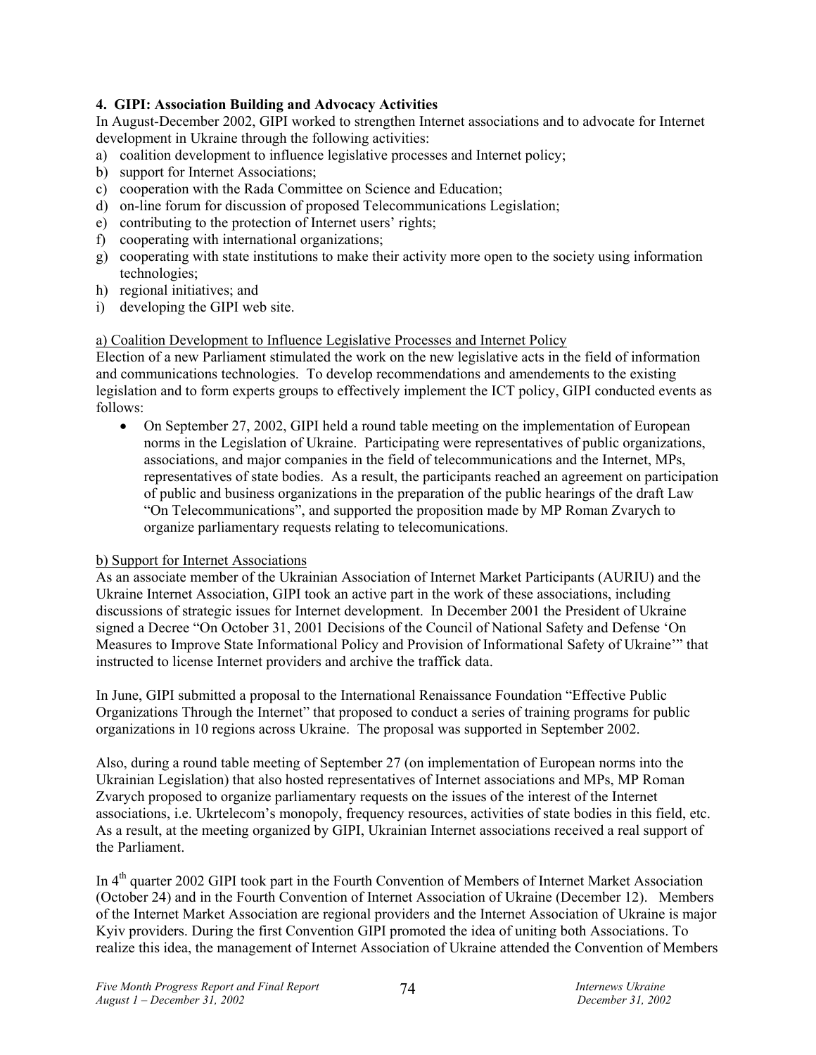### 4. GIPI: Association Building and Advocacy Activities

In August-December 2002, GIPI worked to strengthen Internet associations and to advocate for Internet development in Ukraine through the following activities:

a) coalition development to influence legislative processes and Internet policy;
b) support for Internet Associations;
c) cooperation with the Rada Committee on Science and Education;
d) on-line forum for discussion of proposed Telecommunications Legislation;
e) contributing to the protection of Internet users' rights;
f) cooperating with international organizations;
g) cooperating with state institutions to make their activity more open to the society using information technologies;
h) regional initiatives; and
i) developing the GIPI web site.

<u>a) Coalition Development to Influence Legislative Processes and Internet Policy</u>

Election of a new Parliament stimulated the work on the new legislative acts in the field of information and communications technologies. To develop recommendations and amendements to the existing legislation and to form experts groups to effectively implement the ICT policy, GIPI conducted events as follows:

- On September 27, 2002, GIPI held a round table meeting on the implementation of European norms in the Legislation of Ukraine. Participating were representatives of public organizations, associations, and major companies in the field of telecommunications and the Internet, MPs, representatives of state bodies. As a result, the participants reached an agreement on participation of public and business organizations in the preparation of the public hearings of the draft Law "On Telecommunications", and supported the proposition made by MP Roman Zvarych to organize parliamentary requests relating to telecomunications.

<u>b) Support for Internet Associations</u>

As an associate member of the Ukrainian Association of Internet Market Participants (AURIU) and the Ukraine Internet Association, GIPI took an active part in the work of these associations, including discussions of strategic issues for Internet development. In December 2001 the President of Ukraine signed a Decree "On October 31, 2001 Decisions of the Council of National Safety and Defense 'On Measures to Improve State Informational Policy and Provision of Informational Safety of Ukraine'" that instructed to license Internet providers and archive the traffick data.

In June, GIPI submitted a proposal to the International Renaissance Foundation "Effective Public Organizations Through the Internet" that proposed to conduct a series of training programs for public organizations in 10 regions across Ukraine. The proposal was supported in September 2002.

Also, during a round table meeting of September 27 (on implementation of European norms into the Ukrainian Legislation) that also hosted representatives of Internet associations and MPs, MP Roman Zvarych proposed to organize parliamentary requests on the issues of the interest of the Internet associations, i.e. Ukrtelecom's monopoly, frequency resources, activities of state bodies in this field, etc. As a result, at the meeting organized by GIPI, Ukrainian Internet associations received a real support of the Parliament.

In 4th quarter 2002 GIPI took part in the Fourth Convention of Members of Internet Market Association (October 24) and in the Fourth Convention of Internet Association of Ukraine (December 12). Members of the Internet Market Association are regional providers and the Internet Association of Ukraine is major Kyiv providers. During the first Convention GIPI promoted the idea of uniting both Associations. To realize this idea, the management of Internet Association of Ukraine attended the Convention of Members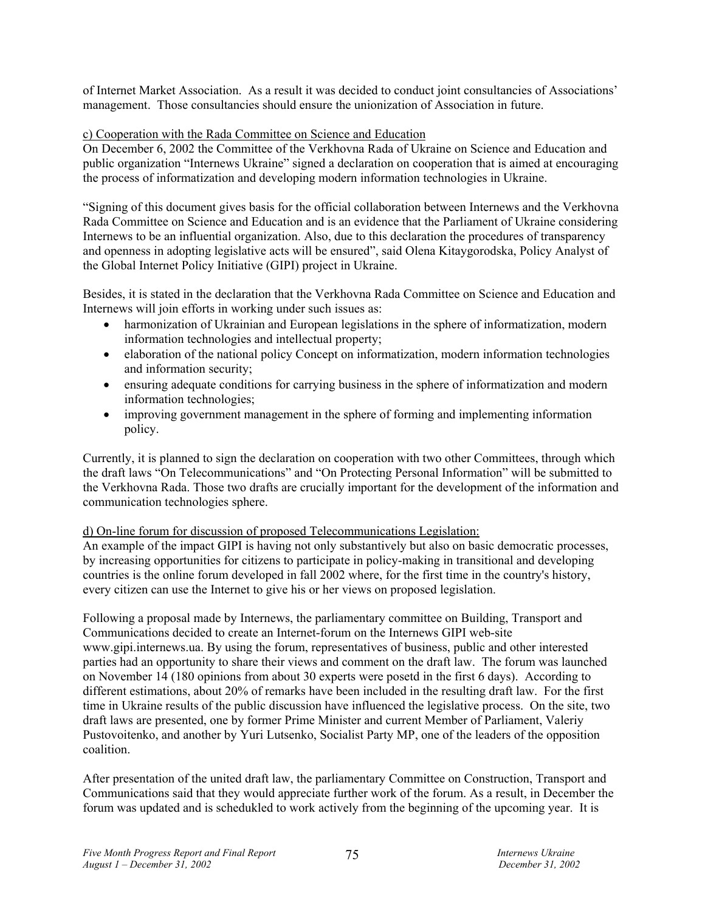of Internet Market Association. As a result it was decided to conduct joint consultancies of Associations' management. Those consultancies should ensure the unionization of Association in future.

c) Cooperation with the Rada Committee on Science and Education

On December 6, 2002 the Committee of the Verkhovna Rada of Ukraine on Science and Education and public organization "Internews Ukraine" signed a declaration on cooperation that is aimed at encouraging the process of informatization and developing modern information technologies in Ukraine.

"Signing of this document gives basis for the official collaboration between Internews and the Verkhovna Rada Committee on Science and Education and is an evidence that the Parliament of Ukraine considering Internews to be an influential organization. Also, due to this declaration the procedures of transparency and openness in adopting legislative acts will be ensured", said Olena Kitaygorodska, Policy Analyst of the Global Internet Policy Initiative (GIPI) project in Ukraine.

Besides, it is stated in the declaration that the Verkhovna Rada Committee on Science and Education and Internews will join efforts in working under such issues as:

- harmonization of Ukrainian and European legislations in the sphere of informatization, modern information technologies and intellectual property;
- elaboration of the national policy Concept on informatization, modern information technologies and information security;
- ensuring adequate conditions for carrying business in the sphere of informatization and modern information technologies;
- improving government management in the sphere of forming and implementing information policy.

Currently, it is planned to sign the declaration on cooperation with two other Committees, through which the draft laws "On Telecommunications" and "On Protecting Personal Information" will be submitted to the Verkhovna Rada. Those two drafts are crucially important for the development of the information and communication technologies sphere.

d) On-line forum for discussion of proposed Telecommunications Legislation:

An example of the impact GIPI is having not only substantively but also on basic democratic processes, by increasing opportunities for citizens to participate in policy-making in transitional and developing countries is the online forum developed in fall 2002 where, for the first time in the country's history, every citizen can use the Internet to give his or her views on proposed legislation.

Following a proposal made by Internews, the parliamentary committee on Building, Transport and Communications decided to create an Internet-forum on the Internews GIPI web-site www.gipi.internews.ua. By using the forum, representatives of business, public and other interested parties had an opportunity to share their views and comment on the draft law. The forum was launched on November 14 (180 opinions from about 30 experts were posetd in the first 6 days). According to different estimations, about 20% of remarks have been included in the resulting draft law. For the first time in Ukraine results of the public discussion have influenced the legislative process. On the site, two draft laws are presented, one by former Prime Minister and current Member of Parliament, Valeriy Pustovoitenko, and another by Yuri Lutsenko, Socialist Party MP, one of the leaders of the opposition coalition.

After presentation of the united draft law, the parliamentary Committee on Construction, Transport and Communications said that they would appreciate further work of the forum. As a result, in December the forum was updated and is schedukled to work actively from the beginning of the upcoming year. It is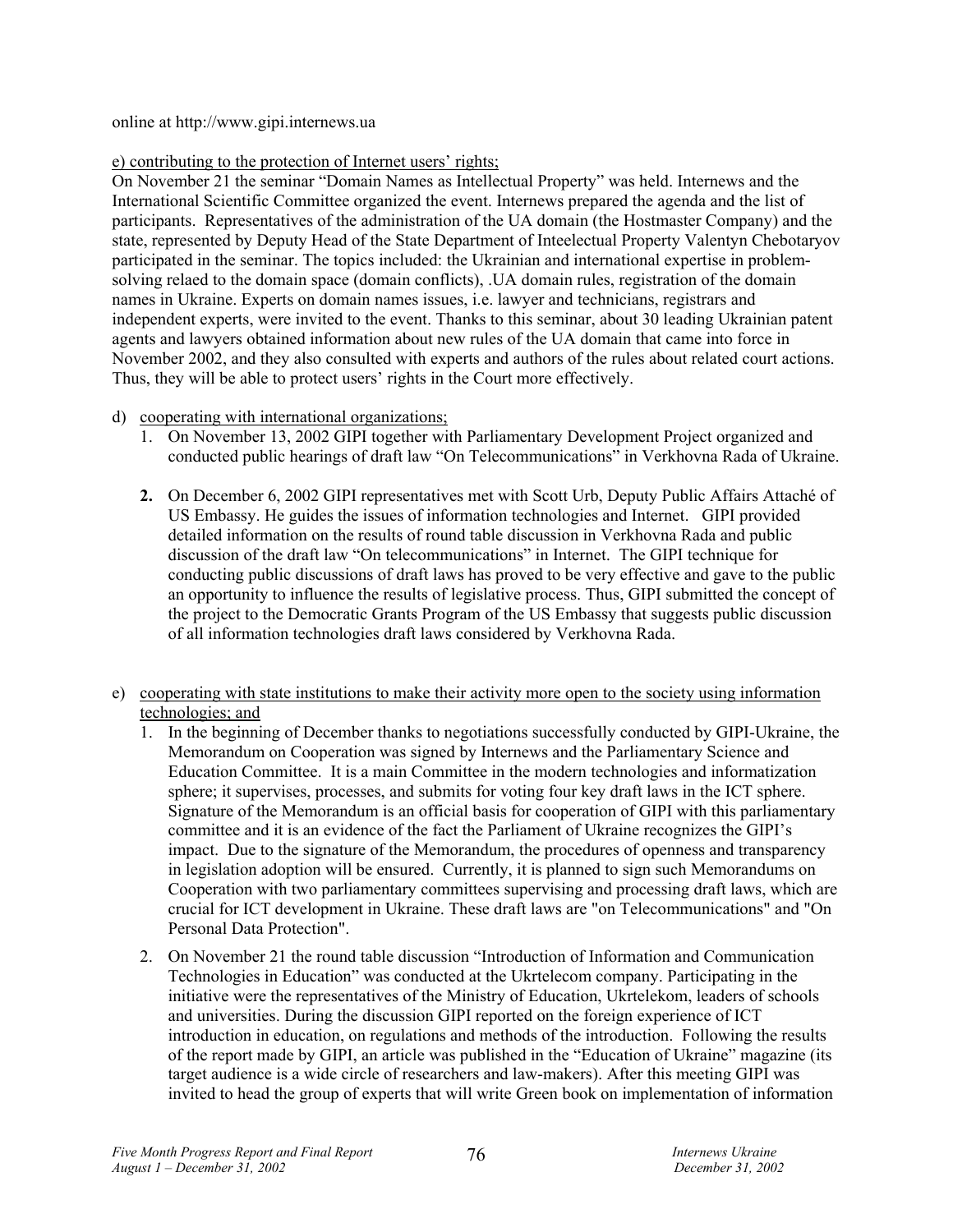online at http://www.gipi.internews.ua

e) contributing to the protection of Internet users' rights;

On November 21 the seminar "Domain Names as Intellectual Property" was held. Internews and the International Scientific Committee organized the event. Internews prepared the agenda and the list of participants. Representatives of the administration of the UA domain (the Hostmaster Company) and the state, represented by Deputy Head of the State Department of Inteelectual Property Valentyn Chebotaryov participated in the seminar. The topics included: the Ukrainian and international expertise in problem-solving relaed to the domain space (domain conflicts), .UA domain rules, registration of the domain names in Ukraine. Experts on domain names issues, i.e. lawyer and technicians, registrars and independent experts, were invited to the event. Thanks to this seminar, about 30 leading Ukrainian patent agents and lawyers obtained information about new rules of the UA domain that came into force in November 2002, and they also consulted with experts and authors of the rules about related court actions. Thus, they will be able to protect users' rights in the Court more effectively.

d) cooperating with international organizations;

1. On November 13, 2002 GIPI together with Parliamentary Development Project organized and conducted public hearings of draft law "On Telecommunications" in Verkhovna Rada of Ukraine.

2. On December 6, 2002 GIPI representatives met with Scott Urb, Deputy Public Affairs Attaché of US Embassy. He guides the issues of information technologies and Internet. GIPI provided detailed information on the results of round table discussion in Verkhovna Rada and public discussion of the draft law "On telecommunications" in Internet. The GIPI technique for conducting public discussions of draft laws has proved to be very effective and gave to the public an opportunity to influence the results of legislative process. Thus, GIPI submitted the concept of the project to the Democratic Grants Program of the US Embassy that suggests public discussion of all information technologies draft laws considered by Verkhovna Rada.

e) cooperating with state institutions to make their activity more open to the society using information technologies; and

1. In the beginning of December thanks to negotiations successfully conducted by GIPI-Ukraine, the Memorandum on Cooperation was signed by Internews and the Parliamentary Science and Education Committee. It is a main Committee in the modern technologies and informatization sphere; it supervises, processes, and submits for voting four key draft laws in the ICT sphere. Signature of the Memorandum is an official basis for cooperation of GIPI with this parliamentary committee and it is an evidence of the fact the Parliament of Ukraine recognizes the GIPI's impact. Due to the signature of the Memorandum, the procedures of openness and transparency in legislation adoption will be ensured. Currently, it is planned to sign such Memorandums on Cooperation with two parliamentary committees supervising and processing draft laws, which are crucial for ICT development in Ukraine. These draft laws are "on Telecommunications" and "On Personal Data Protection".

2. On November 21 the round table discussion "Introduction of Information and Communication Technologies in Education" was conducted at the Ukrtelecom company. Participating in the initiative were the representatives of the Ministry of Education, Ukrtelekom, leaders of schools and universities. During the discussion GIPI reported on the foreign experience of ICT introduction in education, on regulations and methods of the introduction. Following the results of the report made by GIPI, an article was published in the "Education of Ukraine" magazine (its target audience is a wide circle of researchers and law-makers). After this meeting GIPI was invited to head the group of experts that will write Green book on implementation of information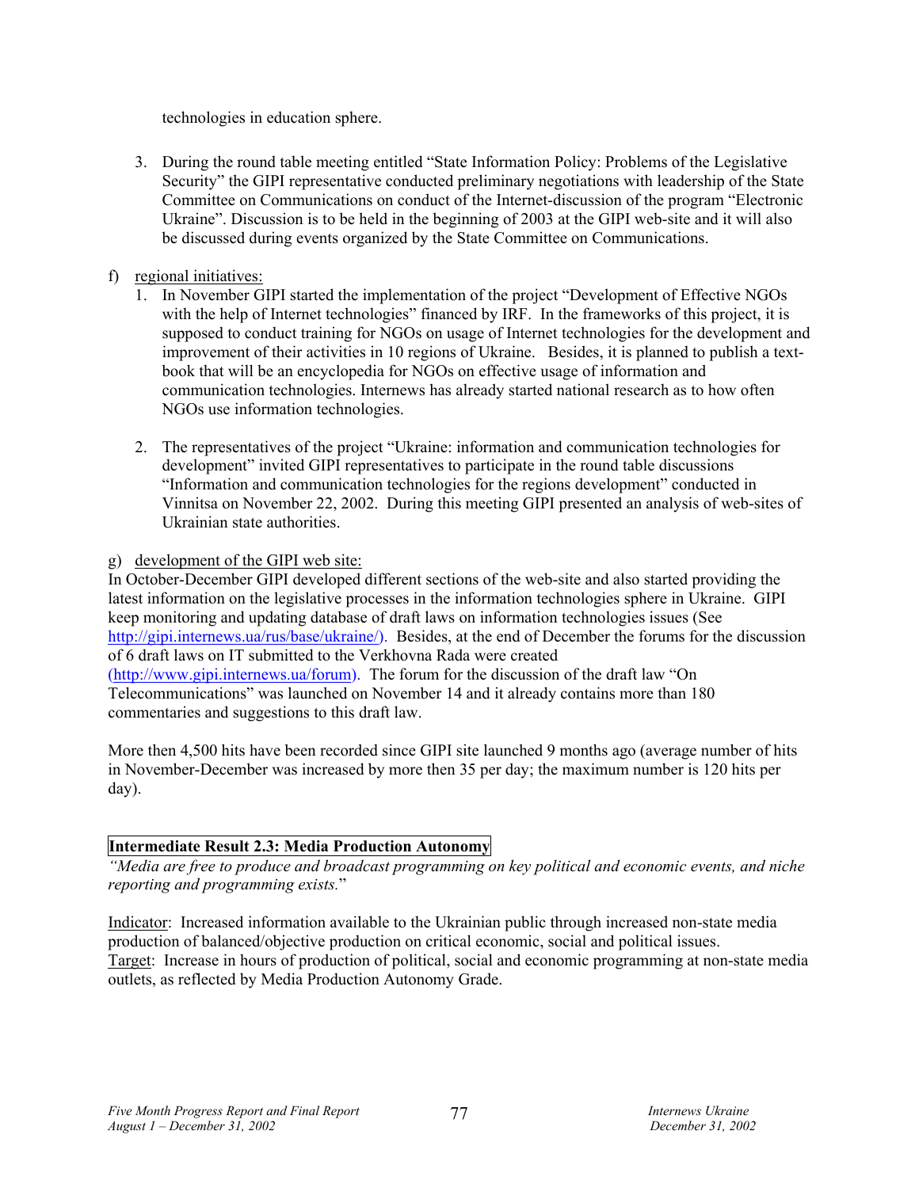technologies in education sphere.

3. During the round table meeting entitled "State Information Policy: Problems of the Legislative Security" the GIPI representative conducted preliminary negotiations with leadership of the State Committee on Communications on conduct of the Internet-discussion of the program "Electronic Ukraine". Discussion is to be held in the beginning of 2003 at the GIPI web-site and it will also be discussed during events organized by the State Committee on Communications.

f) regional initiatives:

1. In November GIPI started the implementation of the project "Development of Effective NGOs with the help of Internet technologies" financed by IRF. In the frameworks of this project, it is supposed to conduct training for NGOs on usage of Internet technologies for the development and improvement of their activities in 10 regions of Ukraine. Besides, it is planned to publish a text-book that will be an encyclopedia for NGOs on effective usage of information and communication technologies. Internews has already started national research as to how often NGOs use information technologies.

2. The representatives of the project "Ukraine: information and communication technologies for development" invited GIPI representatives to participate in the round table discussions "Information and communication technologies for the regions development" conducted in Vinnitsa on November 22, 2002. During this meeting GIPI presented an analysis of web-sites of Ukrainian state authorities.

g) development of the GIPI web site:

In October-December GIPI developed different sections of the web-site and also started providing the latest information on the legislative processes in the information technologies sphere in Ukraine. GIPI keep monitoring and updating database of draft laws on information technologies issues (See http://gipi.internews.ua/rus/base/ukraine/). Besides, at the end of December the forums for the discussion of 6 draft laws on IT submitted to the Verkhovna Rada were created (http://www.gipi.internews.ua/forum). The forum for the discussion of the draft law "On Telecommunications" was launched on November 14 and it already contains more than 180 commentaries and suggestions to this draft law.

More then 4,500 hits have been recorded since GIPI site launched 9 months ago (average number of hits in November-December was increased by more then 35 per day; the maximum number is 120 hits per day).

**Intermediate Result 2.3: Media Production Autonomy**

*"Media are free to produce and broadcast programming on key political and economic events, and niche reporting and programming exists.*"

Indicator: Increased information available to the Ukrainian public through increased non-state media production of balanced/objective production on critical economic, social and political issues.
Target: Increase in hours of production of political, social and economic programming at non-state media outlets, as reflected by Media Production Autonomy Grade.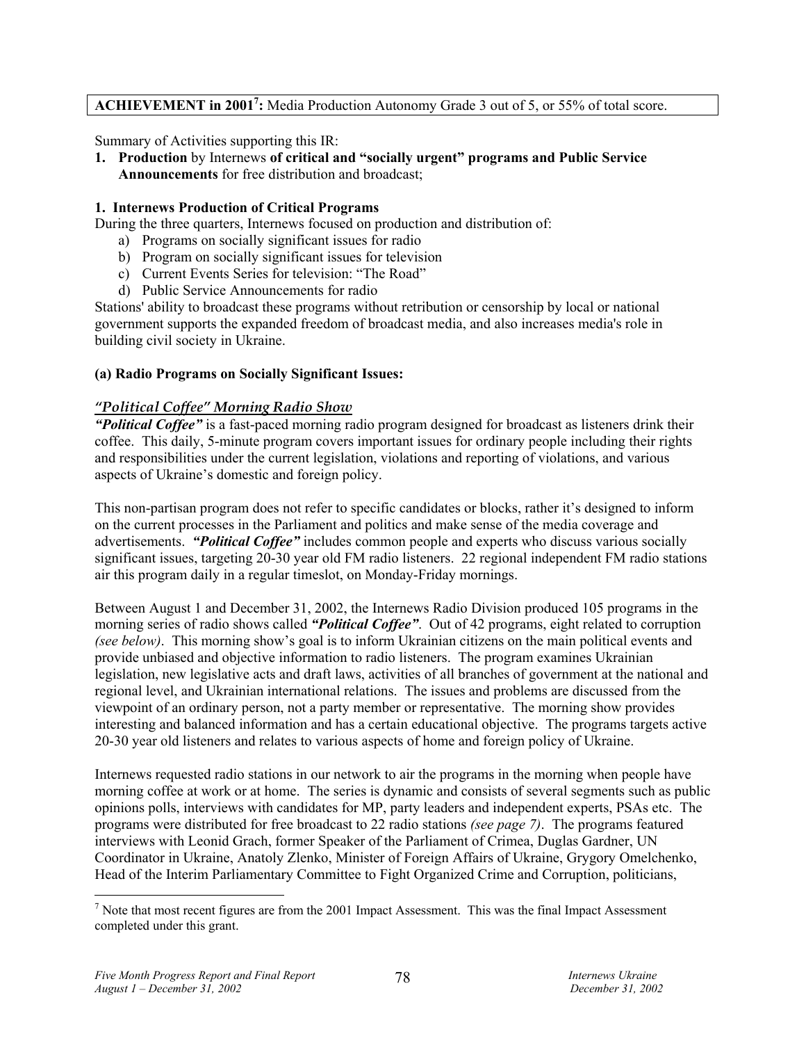**ACHIEVEMENT in 2001[7]:** Media Production Autonomy Grade 3 out of 5, or 55% of total score.

Summary of Activities supporting this IR:

1. **Production** by Internews **of critical and "socially urgent" programs and Public Service Announcements** for free distribution and broadcast;

### 1. Internews Production of Critical Programs

During the three quarters, Internews focused on production and distribution of:

a) Programs on socially significant issues for radio
b) Program on socially significant issues for television
c) Current Events Series for television: "The Road"
d) Public Service Announcements for radio

Stations' ability to broadcast these programs without retribution or censorship by local or national government supports the expanded freedom of broadcast media, and also increases media's role in building civil society in Ukraine.

#### (a) Radio Programs on Socially Significant Issues:

*"Political Coffee" Morning Radio Show*

***"Political Coffee"*** is a fast-paced morning radio program designed for broadcast as listeners drink their coffee. This daily, 5-minute program covers important issues for ordinary people including their rights and responsibilities under the current legislation, violations and reporting of violations, and various aspects of Ukraine's domestic and foreign policy.

This non-partisan program does not refer to specific candidates or blocks, rather it's designed to inform on the current processes in the Parliament and politics and make sense of the media coverage and advertisements. ***"Political Coffee"*** includes common people and experts who discuss various socially significant issues, targeting 20-30 year old FM radio listeners. 22 regional independent FM radio stations air this program daily in a regular timeslot, on Monday-Friday mornings.

Between August 1 and December 31, 2002, the Internews Radio Division produced 105 programs in the morning series of radio shows called ***"Political Coffee"***. Out of 42 programs, eight related to corruption *(see below)*. This morning show's goal is to inform Ukrainian citizens on the main political events and provide unbiased and objective information to radio listeners. The program examines Ukrainian legislation, new legislative acts and draft laws, activities of all branches of government at the national and regional level, and Ukrainian international relations. The issues and problems are discussed from the viewpoint of an ordinary person, not a party member or representative. The morning show provides interesting and balanced information and has a certain educational objective. The programs targets active 20-30 year old listeners and relates to various aspects of home and foreign policy of Ukraine.

Internews requested radio stations in our network to air the programs in the morning when people have morning coffee at work or at home. The series is dynamic and consists of several segments such as public opinions polls, interviews with candidates for MP, party leaders and independent experts, PSAs etc. The programs were distributed for free broadcast to 22 radio stations *(see page 7)*. The programs featured interviews with Leonid Grach, former Speaker of the Parliament of Crimea, Duglas Gardner, UN Coordinator in Ukraine, Anatoly Zlenko, Minister of Foreign Affairs of Ukraine, Grygory Omelchenko, Head of the Interim Parliamentary Committee to Fight Organized Crime and Corruption, politicians,

---

[7] Note that most recent figures are from the 2001 Impact Assessment. This was the final Impact Assessment completed under this grant.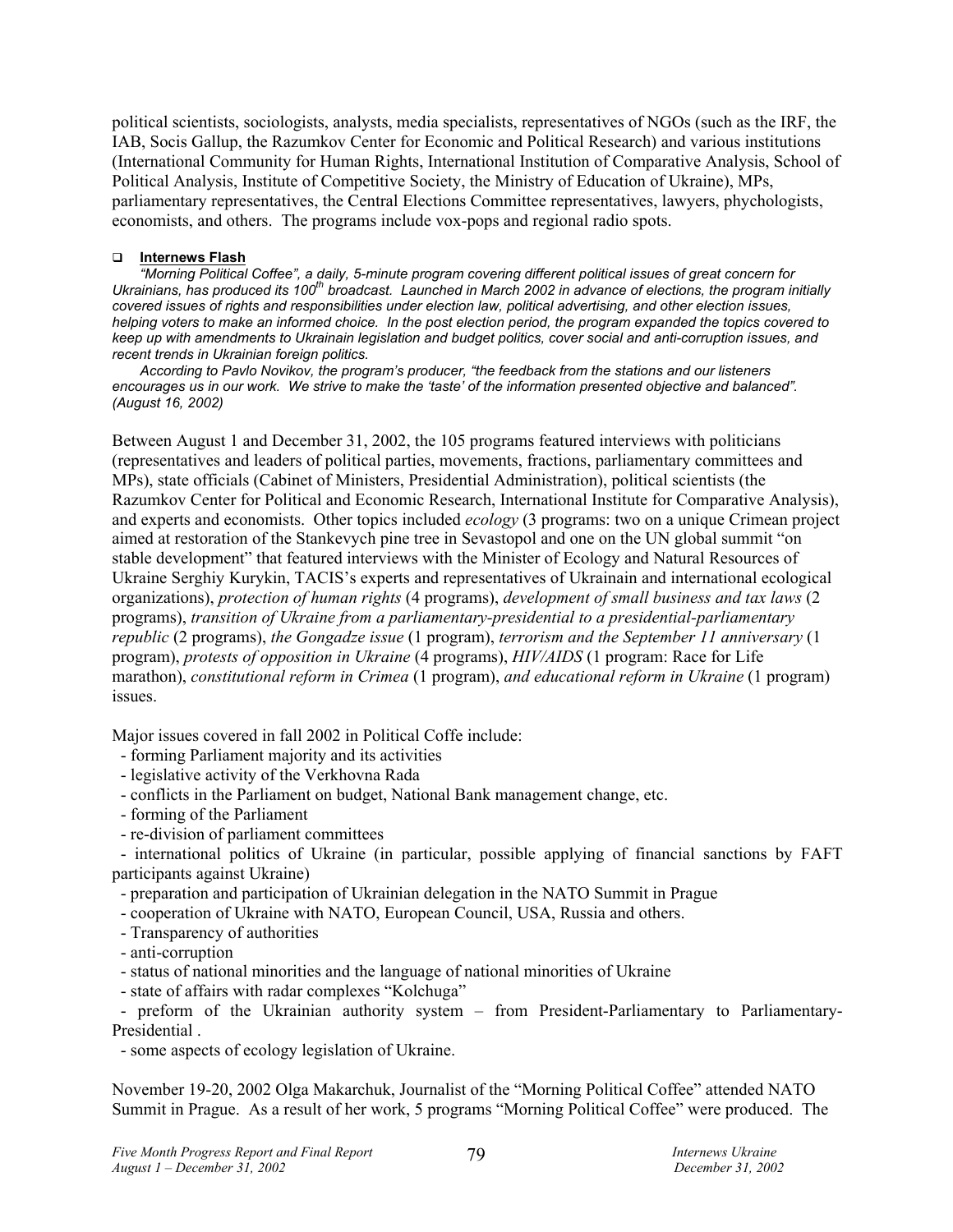political scientists, sociologists, analysts, media specialists, representatives of NGOs (such as the IRF, the IAB, Socis Gallup, the Razumkov Center for Economic and Political Research) and various institutions (International Community for Human Rights, International Institution of Comparative Analysis, School of Political Analysis, Institute of Competitive Society, the Ministry of Education of Ukraine), MPs, parliamentary representatives, the Central Elections Committee representatives, lawyers, phychologists, economists, and others. The programs include vox-pops and regional radio spots.

- **Internews Flash**

*"Morning Political Coffee", a daily, 5-minute program covering different political issues of great concern for Ukrainians, has produced its 100th broadcast. Launched in March 2002 in advance of elections, the program initially covered issues of rights and responsibilities under election law, political advertising, and other election issues, helping voters to make an informed choice. In the post election period, the program expanded the topics covered to keep up with amendments to Ukrainain legislation and budget politics, cover social and anti-corruption issues, and recent trends in Ukrainian foreign politics.*

*According to Pavlo Novikov, the program's producer, "the feedback from the stations and our listeners encourages us in our work. We strive to make the 'taste' of the information presented objective and balanced". (August 16, 2002)*

Between August 1 and December 31, 2002, the 105 programs featured interviews with politicians (representatives and leaders of political parties, movements, fractions, parliamentary committees and MPs), state officials (Cabinet of Ministers, Presidential Administration), political scientists (the Razumkov Center for Political and Economic Research, International Institute for Comparative Analysis), and experts and economists. Other topics included *ecology* (3 programs: two on a unique Crimean project aimed at restoration of the Stankevych pine tree in Sevastopol and one on the UN global summit "on stable development" that featured interviews with the Minister of Ecology and Natural Resources of Ukraine Serghiy Kurykin, TACIS's experts and representatives of Ukrainain and international ecological organizations), *protection of human rights* (4 programs), *development of small business and tax laws* (2 programs), *transition of Ukraine from a parliamentary-presidential to a presidential-parliamentary republic* (2 programs), *the Gongadze issue* (1 program), *terrorism and the September 11 anniversary* (1 program), *protests of opposition in Ukraine* (4 programs), *HIV/AIDS* (1 program: Race for Life marathon), *constitutional reform in Crimea* (1 program), *and educational reform in Ukraine* (1 program) issues.

Major issues covered in fall 2002 in Political Coffe include:

- forming Parliament majority and its activities
- legislative activity of the Verkhovna Rada
- conflicts in the Parliament on budget, National Bank management change, etc.
- forming of the Parliament
- re-division of parliament committees
- international politics of Ukraine (in particular, possible applying of financial sanctions by FAFT participants against Ukraine)
- preparation and participation of Ukrainian delegation in the NATO Summit in Prague
- cooperation of Ukraine with NATO, European Council, USA, Russia and others.
- Transparency of authorities
- anti-corruption
- status of national minorities and the language of national minorities of Ukraine
- state of affairs with radar complexes "Kolchuga"
- preform of the Ukrainian authority system – from President-Parliamentary to Parliamentary-Presidential .
- some aspects of ecology legislation of Ukraine.

November 19-20, 2002 Olga Makarchuk, Journalist of the "Morning Political Coffee" attended NATO Summit in Prague. As a result of her work, 5 programs "Morning Political Coffee" were produced. The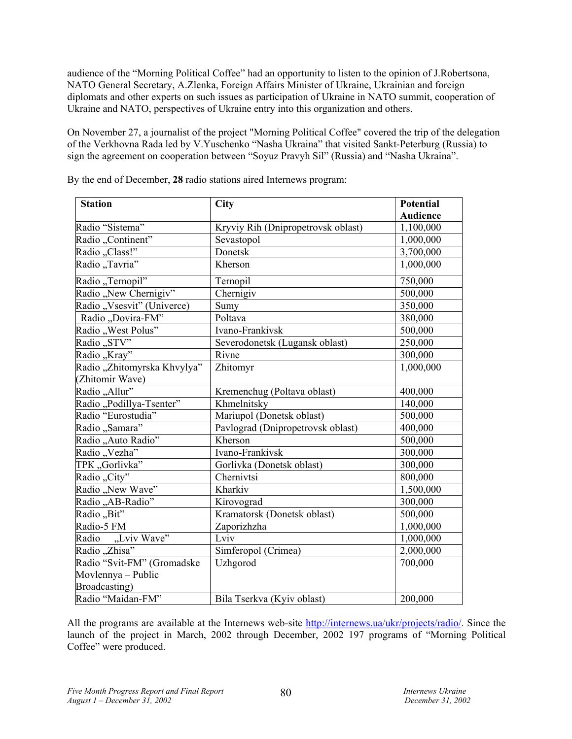audience of the "Morning Political Coffee" had an opportunity to listen to the opinion of J.Robertsona, NATO General Secretary, A.Zlenka, Foreign Affairs Minister of Ukraine, Ukrainian and foreign diplomats and other experts on such issues as participation of Ukraine in NATO summit, cooperation of Ukraine and NATO, perspectives of Ukraine entry into this organization and others.

On November 27, a journalist of the project "Morning Political Coffee" covered the trip of the delegation of the Verkhovna Rada led by V.Yuschenko "Nasha Ukraina" that visited Sankt-Peterburg (Russia) to sign the agreement on cooperation between "Soyuz Pravyh Sil" (Russia) and "Nasha Ukraina".

By the end of December, **28** radio stations aired Internews program:

| Station | City | Potential Audience |
|---|---|---|
| Radio "Sistema" | Kryviy Rih (Dnipropetrovsk oblast) | 1,100,000 |
| Radio „Continent" | Sevastopol | 1,000,000 |
| Radio „Class!" | Donetsk | 3,700,000 |
| Radio „Tavria" | Kherson | 1,000,000 |
| Radio „Ternopil" | Ternopil | 750,000 |
| Radio „New Chernigiv" | Chernigiv | 500,000 |
| Radio „Vsesvit" (Univerce) | Sumy | 350,000 |
| Radio „Dovira-FM" | Poltava | 380,000 |
| Radio „West Polus" | Ivano-Frankivsk | 500,000 |
| Radio „STV" | Severodonetsk (Lugansk oblast) | 250,000 |
| Radio „Kray" | Rivne | 300,000 |
| Radio „Zhitomyrska Khvylya" (Zhitomir Wave) | Zhitomyr | 1,000,000 |
| Radio „Allur" | Kremenchug (Poltava oblast) | 400,000 |
| Radio „Podillya-Tsenter" | Khmelnitsky | 140,000 |
| Radio "Eurostudia" | Mariupol (Donetsk oblast) | 500,000 |
| Radio „Samara" | Pavlograd (Dnipropetrovsk oblast) | 400,000 |
| Radio „Auto Radio" | Kherson | 500,000 |
| Radio „Vezha" | Ivano-Frankivsk | 300,000 |
| TPK „Gorlivka" | Gorlivka (Donetsk oblast) | 300,000 |
| Radio „City" | Chernivtsi | 800,000 |
| Radio „New Wave" | Kharkiv | 1,500,000 |
| Radio „AB-Radio" | Kirovograd | 300,000 |
| Radio „Bit" | Kramatorsk (Donetsk oblast) | 500,000 |
| Radio-5 FM | Zaporizhzha | 1,000,000 |
| Radio „Lviv Wave" | Lviv | 1,000,000 |
| Radio „Zhisa" | Simferopol (Crimea) | 2,000,000 |
| Radio "Svit-FM" (Gromadske Movlennya – Public Broadcasting) | Uzhgorod | 700,000 |
| Radio "Maidan-FM" | Bila Tserkva (Kyiv oblast) | 200,000 |

All the programs are available at the Internews web-site http://internews.ua/ukr/projects/radio/. Since the launch of the project in March, 2002 through December, 2002 197 programs of "Morning Political Coffee" were produced.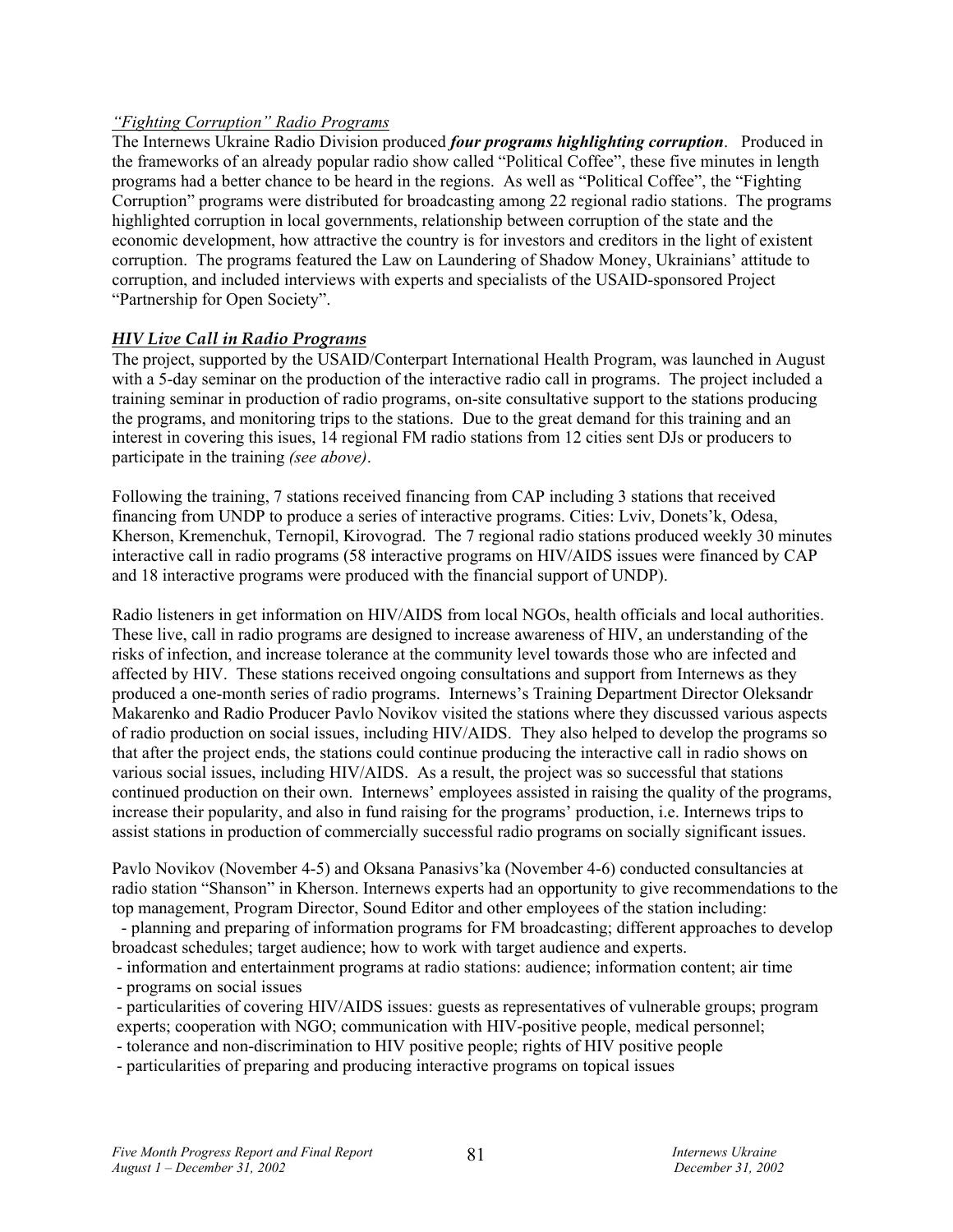*"Fighting Corruption" Radio Programs*

The Internews Ukraine Radio Division produced ***four programs highlighting corruption***. Produced in the frameworks of an already popular radio show called "Political Coffee", these five minutes in length programs had a better chance to be heard in the regions. As well as "Political Coffee", the "Fighting Corruption" programs were distributed for broadcasting among 22 regional radio stations. The programs highlighted corruption in local governments, relationship between corruption of the state and the economic development, how attractive the country is for investors and creditors in the light of existent corruption. The programs featured the Law on Laundering of Shadow Money, Ukrainians' attitude to corruption, and included interviews with experts and specialists of the USAID-sponsored Project "Partnership for Open Society".

***HIV Live Call in Radio Programs***

The project, supported by the USAID/Conterpart International Health Program, was launched in August with a 5-day seminar on the production of the interactive radio call in programs. The project included a training seminar in production of radio programs, on-site consultative support to the stations producing the programs, and monitoring trips to the stations. Due to the great demand for this training and an interest in covering this isues, 14 regional FM radio stations from 12 cities sent DJs or producers to participate in the training *(see above)*.

Following the training, 7 stations received financing from CAP including 3 stations that received financing from UNDP to produce a series of interactive programs. Cities: Lviv, Donets'k, Odesa, Kherson, Kremenchuk, Ternopil, Kirovograd. The 7 regional radio stations produced weekly 30 minutes interactive call in radio programs (58 interactive programs on HIV/AIDS issues were financed by CAP and 18 interactive programs were produced with the financial support of UNDP).

Radio listeners in get information on HIV/AIDS from local NGOs, health officials and local authorities. These live, call in radio programs are designed to increase awareness of HIV, an understanding of the risks of infection, and increase tolerance at the community level towards those who are infected and affected by HIV. These stations received ongoing consultations and support from Internews as they produced a one-month series of radio programs. Internews's Training Department Director Oleksandr Makarenko and Radio Producer Pavlo Novikov visited the stations where they discussed various aspects of radio production on social issues, including HIV/AIDS. They also helped to develop the programs so that after the project ends, the stations could continue producing the interactive call in radio shows on various social issues, including HIV/AIDS. As a result, the project was so successful that stations continued production on their own. Internews' employees assisted in raising the quality of the programs, increase their popularity, and also in fund raising for the programs' production, i.e. Internews trips to assist stations in production of commercially successful radio programs on socially significant issues.

Pavlo Novikov (November 4-5) and Oksana Panasivs'ka (November 4-6) conducted consultancies at radio station "Shanson" in Kherson. Internews experts had an opportunity to give recommendations to the top management, Program Director, Sound Editor and other employees of the station including:

- planning and preparing of information programs for FM broadcasting; different approaches to develop broadcast schedules; target audience; how to work with target audience and experts.
- information and entertainment programs at radio stations: audience; information content; air time
- programs on social issues
- particularities of covering HIV/AIDS issues: guests as representatives of vulnerable groups; program experts; cooperation with NGO; communication with HIV-positive people, medical personnel;
- tolerance and non-discrimination to HIV positive people; rights of HIV positive people
- particularities of preparing and producing interactive programs on topical issues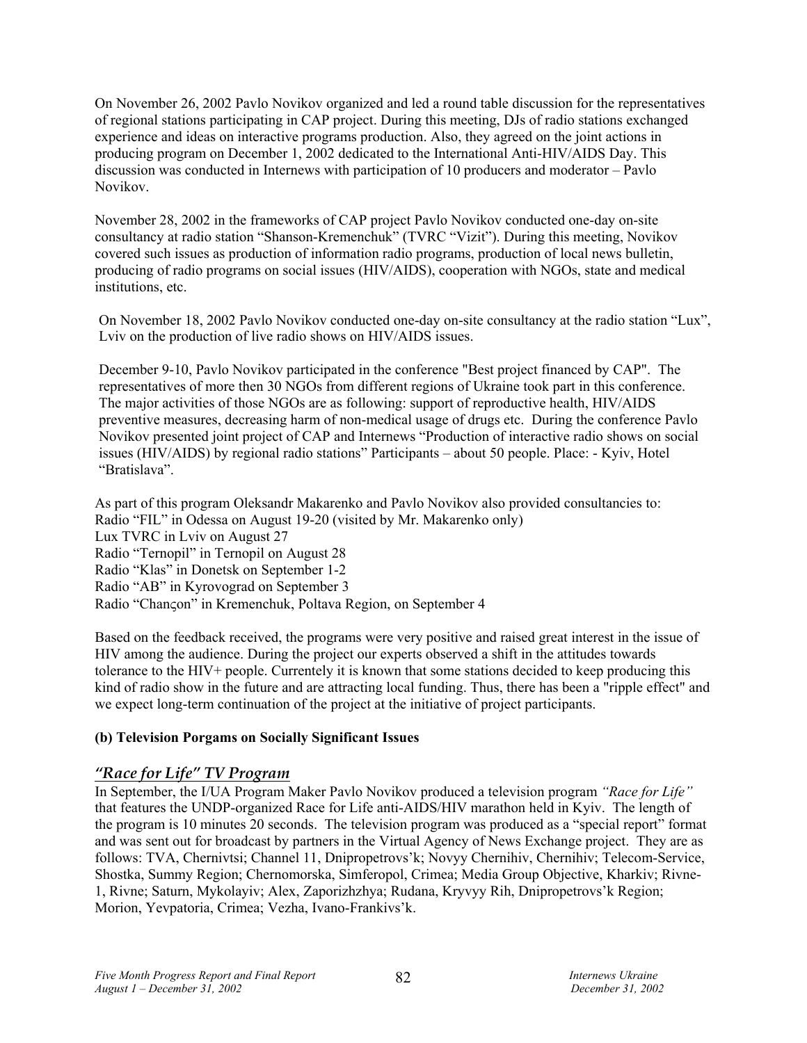On November 26, 2002 Pavlo Novikov organized and led a round table discussion for the representatives of regional stations participating in CAP project. During this meeting, DJs of radio stations exchanged experience and ideas on interactive programs production. Also, they agreed on the joint actions in producing program on December 1, 2002 dedicated to the International Anti-HIV/AIDS Day. This discussion was conducted in Internews with participation of 10 producers and moderator – Pavlo Novikov.

November 28, 2002 in the frameworks of CAP project Pavlo Novikov conducted one-day on-site consultancy at radio station "Shanson-Kremenchuk" (TVRC "Vizit"). During this meeting, Novikov covered such issues as production of information radio programs, production of local news bulletin, producing of radio programs on social issues (HIV/AIDS), cooperation with NGOs, state and medical institutions, etc.

On November 18, 2002 Pavlo Novikov conducted one-day on-site consultancy at the radio station "Lux", Lviv on the production of live radio shows on HIV/AIDS issues.

December 9-10, Pavlo Novikov participated in the conference "Best project financed by CAP". The representatives of more then 30 NGOs from different regions of Ukraine took part in this conference. The major activities of those NGOs are as following: support of reproductive health, HIV/AIDS preventive measures, decreasing harm of non-medical usage of drugs etc. During the conference Pavlo Novikov presented joint project of CAP and Internews "Production of interactive radio shows on social issues (HIV/AIDS) by regional radio stations" Participants – about 50 people. Place: - Kyiv, Hotel "Bratislava".

As part of this program Oleksandr Makarenko and Pavlo Novikov also provided consultancies to:
Radio "FIL" in Odessa on August 19-20 (visited by Mr. Makarenko only)
Lux TVRC in Lviv on August 27
Radio "Ternopil" in Ternopil on August 28
Radio "Klas" in Donetsk on September 1-2
Radio "AB" in Kyrovograd on September 3
Radio "Chançon" in Kremenchuk, Poltava Region, on September 4

Based on the feedback received, the programs were very positive and raised great interest in the issue of HIV among the audience. During the project our experts observed a shift in the attitudes towards tolerance to the HIV+ people. Currentely it is known that some stations decided to keep producing this kind of radio show in the future and are attracting local funding. Thus, there has been a "ripple effect" and we expect long-term continuation of the project at the initiative of project participants.

**(b) Television Porgams on Socially Significant Issues**

### *"Race for Life" TV Program*

In September, the I/UA Program Maker Pavlo Novikov produced a television program *"Race for Life"* that features the UNDP-organized Race for Life anti-AIDS/HIV marathon held in Kyiv. The length of the program is 10 minutes 20 seconds. The television program was produced as a "special report" format and was sent out for broadcast by partners in the Virtual Agency of News Exchange project. They are as follows: TVA, Chernivtsi; Channel 11, Dnipropetrovs'k; Novyy Chernihiv, Chernihiv; Telecom-Service, Shostka, Summy Region; Chernomorska, Simferopol, Crimea; Media Group Objective, Kharkiv; Rivne-1, Rivne; Saturn, Mykolayiv; Alex, Zaporizhzhya; Rudana, Kryvyy Rih, Dnipropetrovs'k Region; Morion, Yevpatoria, Crimea; Vezha, Ivano-Frankivs'k.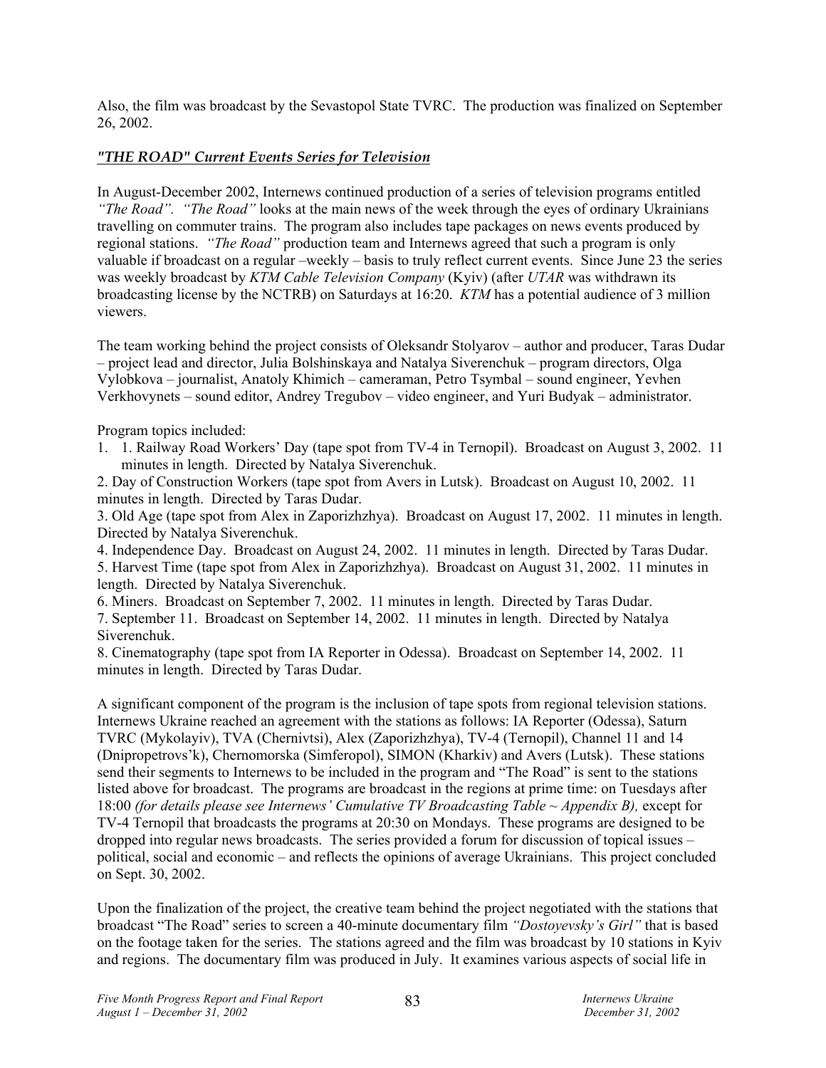Also, the film was broadcast by the Sevastopol State TVRC. The production was finalized on September 26, 2002.

### *"THE ROAD" Current Events Series for Television*

In August-December 2002, Internews continued production of a series of television programs entitled *"The Road". "The Road"* looks at the main news of the week through the eyes of ordinary Ukrainians travelling on commuter trains. The program also includes tape packages on news events produced by regional stations. *"The Road"* production team and Internews agreed that such a program is only valuable if broadcast on a regular –weekly – basis to truly reflect current events. Since June 23 the series was weekly broadcast by *KTM Cable Television Company* (Kyiv) (after *UTAR* was withdrawn its broadcasting license by the NCTRB) on Saturdays at 16:20. *KTM* has a potential audience of 3 million viewers.

The team working behind the project consists of Oleksandr Stolyarov – author and producer, Taras Dudar – project lead and director, Julia Bolshinskaya and Natalya Siverenchuk – program directors, Olga Vylobkova – journalist, Anatoly Khimich – cameraman, Petro Tsymbal – sound engineer, Yevhen Verkhovynets – sound editor, Andrey Tregubov – video engineer, and Yuri Budyak – administrator.

Program topics included:

1. 1. Railway Road Workers' Day (tape spot from TV-4 in Ternopil). Broadcast on August 3, 2002. 11 minutes in length. Directed by Natalya Siverenchuk.

2. Day of Construction Workers (tape spot from Avers in Lutsk). Broadcast on August 10, 2002. 11 minutes in length. Directed by Taras Dudar.

3. Old Age (tape spot from Alex in Zaporizhzhya). Broadcast on August 17, 2002. 11 minutes in length. Directed by Natalya Siverenchuk.

4. Independence Day. Broadcast on August 24, 2002. 11 minutes in length. Directed by Taras Dudar.

5. Harvest Time (tape spot from Alex in Zaporizhzhya). Broadcast on August 31, 2002. 11 minutes in length. Directed by Natalya Siverenchuk.

6. Miners. Broadcast on September 7, 2002. 11 minutes in length. Directed by Taras Dudar.

7. September 11. Broadcast on September 14, 2002. 11 minutes in length. Directed by Natalya Siverenchuk.

8. Cinematography (tape spot from IA Reporter in Odessa). Broadcast on September 14, 2002. 11 minutes in length. Directed by Taras Dudar.

A significant component of the program is the inclusion of tape spots from regional television stations. Internews Ukraine reached an agreement with the stations as follows: IA Reporter (Odessa), Saturn TVRC (Mykolayiv), TVA (Chernivtsi), Alex (Zaporizhzhya), TV-4 (Ternopil), Channel 11 and 14 (Dnipropetrovs'k), Chernomorska (Simferopol), SIMON (Kharkiv) and Avers (Lutsk). These stations send their segments to Internews to be included in the program and "The Road" is sent to the stations listed above for broadcast. The programs are broadcast in the regions at prime time: on Tuesdays after 18:00 *(for details please see Internews' Cumulative TV Broadcasting Table ~ Appendix B),* except for TV-4 Ternopil that broadcasts the programs at 20:30 on Mondays. These programs are designed to be dropped into regular news broadcasts. The series provided a forum for discussion of topical issues – political, social and economic – and reflects the opinions of average Ukrainians. This project concluded on Sept. 30, 2002.

Upon the finalization of the project, the creative team behind the project negotiated with the stations that broadcast "The Road" series to screen a 40-minute documentary film *"Dostoyevsky's Girl"* that is based on the footage taken for the series. The stations agreed and the film was broadcast by 10 stations in Kyiv and regions. The documentary film was produced in July. It examines various aspects of social life in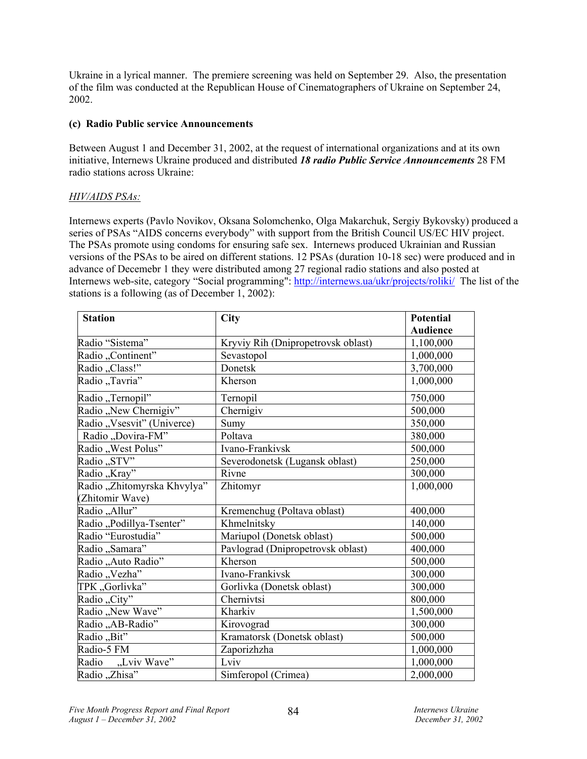Ukraine in a lyrical manner. The premiere screening was held on September 29. Also, the presentation of the film was conducted at the Republican House of Cinematographers of Ukraine on September 24, 2002.

**(c) Radio Public service Announcements**

Between August 1 and December 31, 2002, at the request of international organizations and at its own initiative, Internews Ukraine produced and distributed ***18 radio Public Service Announcements*** 28 FM radio stations across Ukraine:

*HIV/AIDS PSAs:*

Internews experts (Pavlo Novikov, Oksana Solomchenko, Olga Makarchuk, Sergiy Bykovsky) produced a series of PSAs "AIDS concerns everybody" with support from the British Council US/EC HIV project. The PSAs promote using condoms for ensuring safe sex. Internews produced Ukrainian and Russian versions of the PSAs to be aired on different stations. 12 PSAs (duration 10-18 sec) were produced and in advance of Decemebr 1 they were distributed among 27 regional radio stations and also posted at Internews web-site, category "Social programming": http://internews.ua/ukr/projects/roliki/ The list of the stations is a following (as of December 1, 2002):

| Station | City | Potential Audience |
|---|---|---|
| Radio "Sistema" | Kryviy Rih (Dnipropetrovsk oblast) | 1,100,000 |
| Radio „Continent" | Sevastopol | 1,000,000 |
| Radio „Class!" | Donetsk | 3,700,000 |
| Radio „Tavria" | Kherson | 1,000,000 |
| Radio „Ternopil" | Ternopil | 750,000 |
| Radio „New Chernigiv" | Chernigiv | 500,000 |
| Radio „Vsesvit" (Univerce) | Sumy | 350,000 |
| Radio „Dovira-FM" | Poltava | 380,000 |
| Radio „West Polus" | Ivano-Frankivsk | 500,000 |
| Radio „STV" | Severodonetsk (Lugansk oblast) | 250,000 |
| Radio „Kray" | Rivne | 300,000 |
| Radio „Zhitomyrska Khvylya" (Zhitomir Wave) | Zhitomyr | 1,000,000 |
| Radio „Allur" | Kremenchug (Poltava oblast) | 400,000 |
| Radio „Podillya-Tsenter" | Khmelnitsky | 140,000 |
| Radio "Eurostudia" | Mariupol (Donetsk oblast) | 500,000 |
| Radio „Samara" | Pavlograd (Dnipropetrovsk oblast) | 400,000 |
| Radio „Auto Radio" | Kherson | 500,000 |
| Radio „Vezha" | Ivano-Frankivsk | 300,000 |
| TPK „Gorlivka" | Gorlivka (Donetsk oblast) | 300,000 |
| Radio „City" | Chernivtsi | 800,000 |
| Radio „New Wave" | Kharkiv | 1,500,000 |
| Radio „AB-Radio" | Kirovograd | 300,000 |
| Radio „Bit" | Kramatorsk (Donetsk oblast) | 500,000 |
| Radio-5 FM | Zaporizhzha | 1,000,000 |
| Radio „Lviv Wave" | Lviv | 1,000,000 |
| Radio „Zhisa" | Simferopol (Crimea) | 2,000,000 |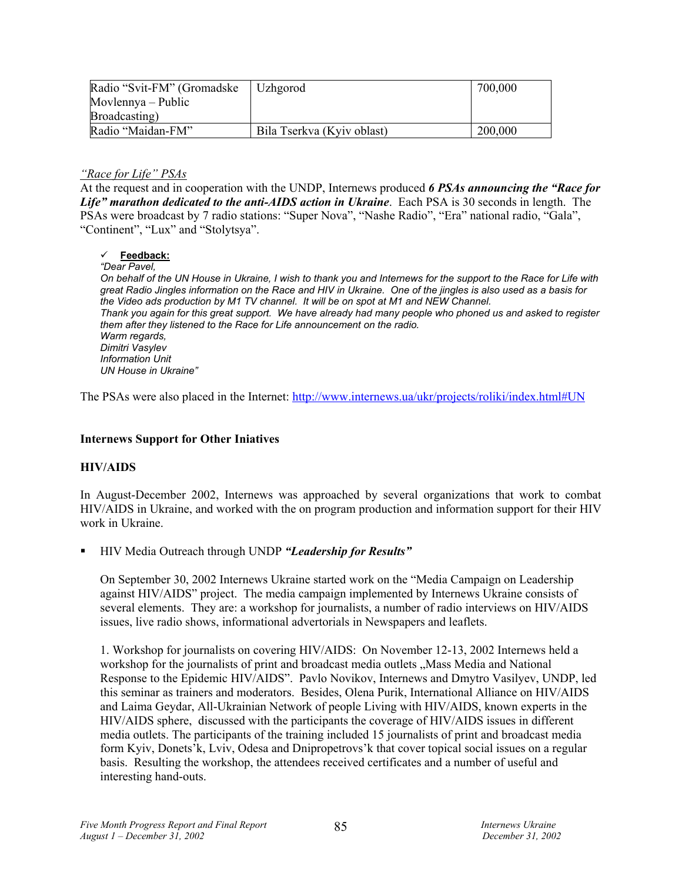| Radio "Svit-FM" (Gromadske Movlennya – Public Broadcasting) | Uzhgorod | 700,000 |
|---|---|---|
| Radio "Maidan-FM" | Bila Tserkva (Kyiv oblast) | 200,000 |

*"Race for Life" PSAs*

At the request and in cooperation with the UNDP, Internews produced ***6 PSAs announcing the "Race for Life" marathon dedicated to the anti-AIDS action in Ukraine***. Each PSA is 30 seconds in length. The PSAs were broadcast by 7 radio stations: "Super Nova", "Nashe Radio", "Era" national radio, "Gala", "Continent", "Lux" and "Stolytsya".

- ✓ **Feedback:**

*"Dear Pavel,*
*On behalf of the UN House in Ukraine, I wish to thank you and Internews for the support to the Race for Life with great Radio Jingles information on the Race and HIV in Ukraine. One of the jingles is also used as a basis for the Video ads production by M1 TV channel. It will be on spot at M1 and NEW Channel.*
*Thank you again for this great support. We have already had many people who phoned us and asked to register them after they listened to the Race for Life announcement on the radio.*
*Warm regards,*
*Dimitri Vasylev*
*Information Unit*
*UN House in Ukraine"*

The PSAs were also placed in the Internet: http://www.internews.ua/ukr/projects/roliki/index.html#UN

**Internews Support for Other Iniatives**

**HIV/AIDS**

In August-December 2002, Internews was approached by several organizations that work to combat HIV/AIDS in Ukraine, and worked with the on program production and information support for their HIV work in Ukraine.

- HIV Media Outreach through UNDP ***"Leadership for Results"***

On September 30, 2002 Internews Ukraine started work on the "Media Campaign on Leadership against HIV/AIDS" project. The media campaign implemented by Internews Ukraine consists of several elements. They are: a workshop for journalists, a number of radio interviews on HIV/AIDS issues, live radio shows, informational advertorials in Newspapers and leaflets.

1. Workshop for journalists on covering HIV/AIDS: On November 12-13, 2002 Internews held a workshop for the journalists of print and broadcast media outlets „Mass Media and National Response to the Epidemic HIV/AIDS". Pavlo Novikov, Internews and Dmytro Vasilyev, UNDP, led this seminar as trainers and moderators. Besides, Olena Purik, International Alliance on HIV/AIDS and Laima Geydar, All-Ukrainian Network of people Living with HIV/AIDS, known experts in the HIV/AIDS sphere, discussed with the participants the coverage of HIV/AIDS issues in different media outlets. The participants of the training included 15 journalists of print and broadcast media form Kyiv, Donets'k, Lviv, Odesa and Dnipropetrovs'k that cover topical social issues on a regular basis. Resulting the workshop, the attendees received certificates and a number of useful and interesting hand-outs.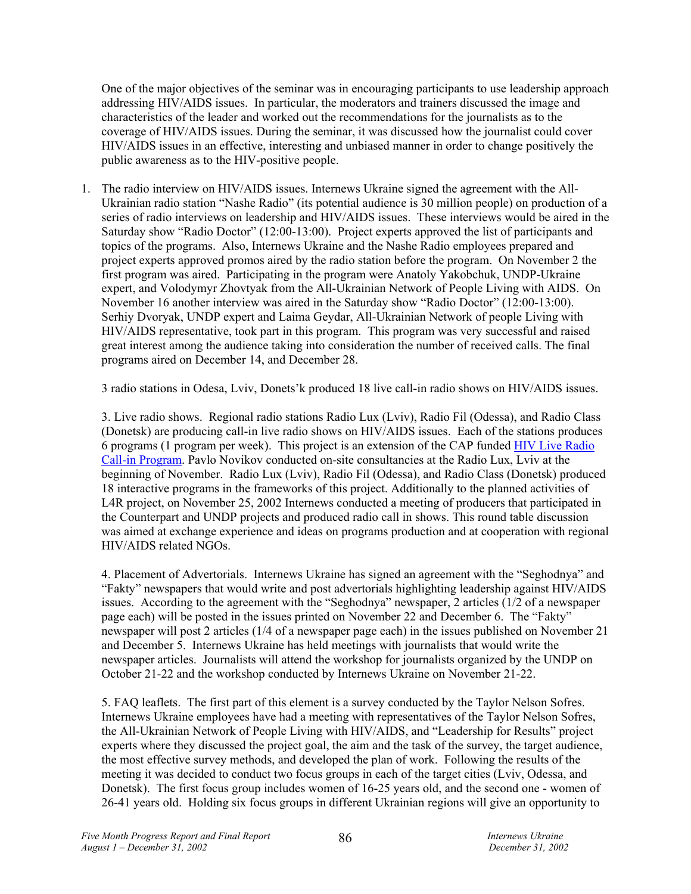One of the major objectives of the seminar was in encouraging participants to use leadership approach addressing HIV/AIDS issues. In particular, the moderators and trainers discussed the image and characteristics of the leader and worked out the recommendations for the journalists as to the coverage of HIV/AIDS issues. During the seminar, it was discussed how the journalist could cover HIV/AIDS issues in an effective, interesting and unbiased manner in order to change positively the public awareness as to the HIV-positive people.

1. The radio interview on HIV/AIDS issues. Internews Ukraine signed the agreement with the All-Ukrainian radio station "Nashe Radio" (its potential audience is 30 million people) on production of a series of radio interviews on leadership and HIV/AIDS issues. These interviews would be aired in the Saturday show "Radio Doctor" (12:00-13:00). Project experts approved the list of participants and topics of the programs. Also, Internews Ukraine and the Nashe Radio employees prepared and project experts approved promos aired by the radio station before the program. On November 2 the first program was aired. Participating in the program were Anatoly Yakobchuk, UNDP-Ukraine expert, and Volodymyr Zhovtyak from the All-Ukrainian Network of People Living with AIDS. On November 16 another interview was aired in the Saturday show "Radio Doctor" (12:00-13:00). Serhiy Dvoryak, UNDP expert and Laima Geydar, All-Ukrainian Network of people Living with HIV/AIDS representative, took part in this program. This program was very successful and raised great interest among the audience taking into consideration the number of received calls. The final programs aired on December 14, and December 28.

   3 radio stations in Odesa, Lviv, Donets'k produced 18 live call-in radio shows on HIV/AIDS issues.

   3. Live radio shows. Regional radio stations Radio Lux (Lviv), Radio Fil (Odessa), and Radio Class (Donetsk) are producing call-in live radio shows on HIV/AIDS issues. Each of the stations produces 6 programs (1 program per week). This project is an extension of the CAP funded HIV Live Radio Call-in Program. Pavlo Novikov conducted on-site consultancies at the Radio Lux, Lviv at the beginning of November. Radio Lux (Lviv), Radio Fil (Odessa), and Radio Class (Donetsk) produced 18 interactive programs in the frameworks of this project. Additionally to the planned activities of L4R project, on November 25, 2002 Internews conducted a meeting of producers that participated in the Counterpart and UNDP projects and produced radio call in shows. This round table discussion was aimed at exchange experience and ideas on programs production and at cooperation with regional HIV/AIDS related NGOs.

   4. Placement of Advertorials. Internews Ukraine has signed an agreement with the "Seghodnya" and "Fakty" newspapers that would write and post advertorials highlighting leadership against HIV/AIDS issues. According to the agreement with the "Seghodnya" newspaper, 2 articles (1/2 of a newspaper page each) will be posted in the issues printed on November 22 and December 6. The "Fakty" newspaper will post 2 articles (1/4 of a newspaper page each) in the issues published on November 21 and December 5. Internews Ukraine has held meetings with journalists that would write the newspaper articles. Journalists will attend the workshop for journalists organized by the UNDP on October 21-22 and the workshop conducted by Internews Ukraine on November 21-22.

   5. FAQ leaflets. The first part of this element is a survey conducted by the Taylor Nelson Sofres. Internews Ukraine employees have had a meeting with representatives of the Taylor Nelson Sofres, the All-Ukrainian Network of People Living with HIV/AIDS, and "Leadership for Results" project experts where they discussed the project goal, the aim and the task of the survey, the target audience, the most effective survey methods, and developed the plan of work. Following the results of the meeting it was decided to conduct two focus groups in each of the target cities (Lviv, Odessa, and Donetsk). The first focus group includes women of 16-25 years old, and the second one - women of 26-41 years old. Holding six focus groups in different Ukrainian regions will give an opportunity to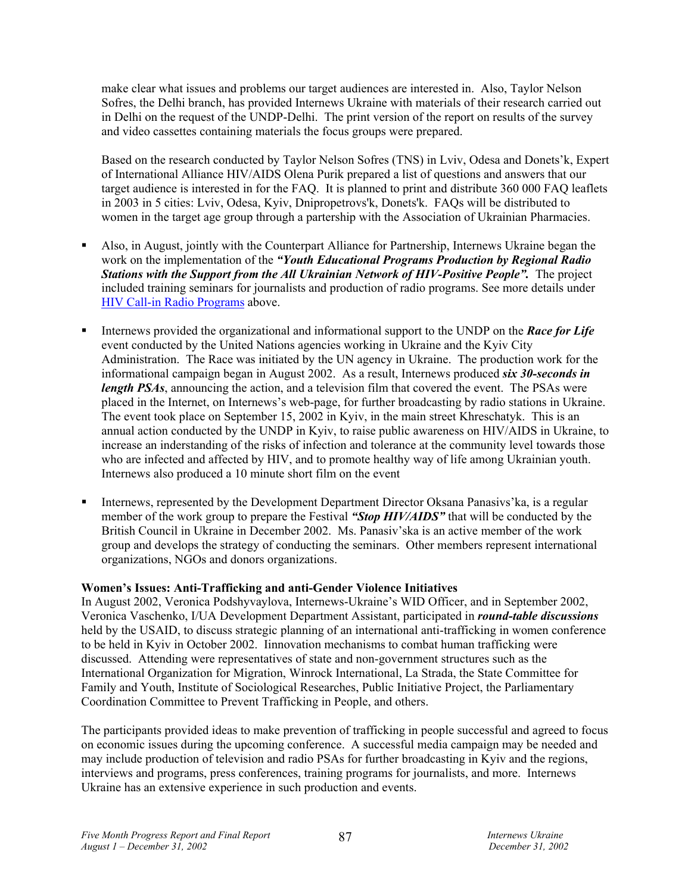make clear what issues and problems our target audiences are interested in. Also, Taylor Nelson Sofres, the Delhi branch, has provided Internews Ukraine with materials of their research carried out in Delhi on the request of the UNDP-Delhi. The print version of the report on results of the survey and video cassettes containing materials the focus groups were prepared.

Based on the research conducted by Taylor Nelson Sofres (TNS) in Lviv, Odesa and Donets'k, Expert of International Alliance HIV/AIDS Olena Purik prepared a list of questions and answers that our target audience is interested in for the FAQ. It is planned to print and distribute 360 000 FAQ leaflets in 2003 in 5 cities: Lviv, Odesa, Kyiv, Dnipropetrovs'k, Donets'k. FAQs will be distributed to women in the target age group through a partership with the Association of Ukrainian Pharmacies.

- Also, in August, jointly with the Counterpart Alliance for Partnership, Internews Ukraine began the work on the implementation of the ***"Youth Educational Programs Production by Regional Radio Stations with the Support from the All Ukrainian Network of HIV-Positive People".*** The project included training seminars for journalists and production of radio programs. See more details under HIV Call-in Radio Programs above.

- Internews provided the organizational and informational support to the UNDP on the ***Race for Life*** event conducted by the United Nations agencies working in Ukraine and the Kyiv City Administration. The Race was initiated by the UN agency in Ukraine. The production work for the informational campaign began in August 2002. As a result, Internews produced ***six 30-seconds in length PSAs***, announcing the action, and a television film that covered the event. The PSAs were placed in the Internet, on Internews's web-page, for further broadcasting by radio stations in Ukraine. The event took place on September 15, 2002 in Kyiv, in the main street Khreschatyk. This is an annual action conducted by the UNDP in Kyiv, to raise public awareness on HIV/AIDS in Ukraine, to increase an understanding of the risks of infection and tolerance at the community level towards those who are infected and affected by HIV, and to promote healthy way of life among Ukrainian youth. Internews also produced a 10 minute short film on the event

- Internews, represented by the Development Department Director Oksana Panasivs'ka, is a regular member of the work group to prepare the Festival ***"Stop HIV/AIDS"*** that will be conducted by the British Council in Ukraine in December 2002. Ms. Panasiv'ska is an active member of the work group and develops the strategy of conducting the seminars. Other members represent international organizations, NGOs and donors organizations.

**Women's Issues: Anti-Trafficking and anti-Gender Violence Initiatives**

In August 2002, Veronica Podshyvaylova, Internews-Ukraine's WID Officer, and in September 2002, Veronica Vaschenko, I/UA Development Department Assistant, participated in ***round-table discussions*** held by the USAID, to discuss strategic planning of an international anti-trafficking in women conference to be held in Kyiv in October 2002. Iinnovation mechanisms to combat human trafficking were discussed. Attending were representatives of state and non-government structures such as the International Organization for Migration, Winrock International, La Strada, the State Committee for Family and Youth, Institute of Sociological Researches, Public Initiative Project, the Parliamentary Coordination Committee to Prevent Trafficking in People, and others.

The participants provided ideas to make prevention of trafficking in people successful and agreed to focus on economic issues during the upcoming conference. A successful media campaign may be needed and may include production of television and radio PSAs for further broadcasting in Kyiv and the regions, interviews and programs, press conferences, training programs for journalists, and more. Internews Ukraine has an extensive experience in such production and events.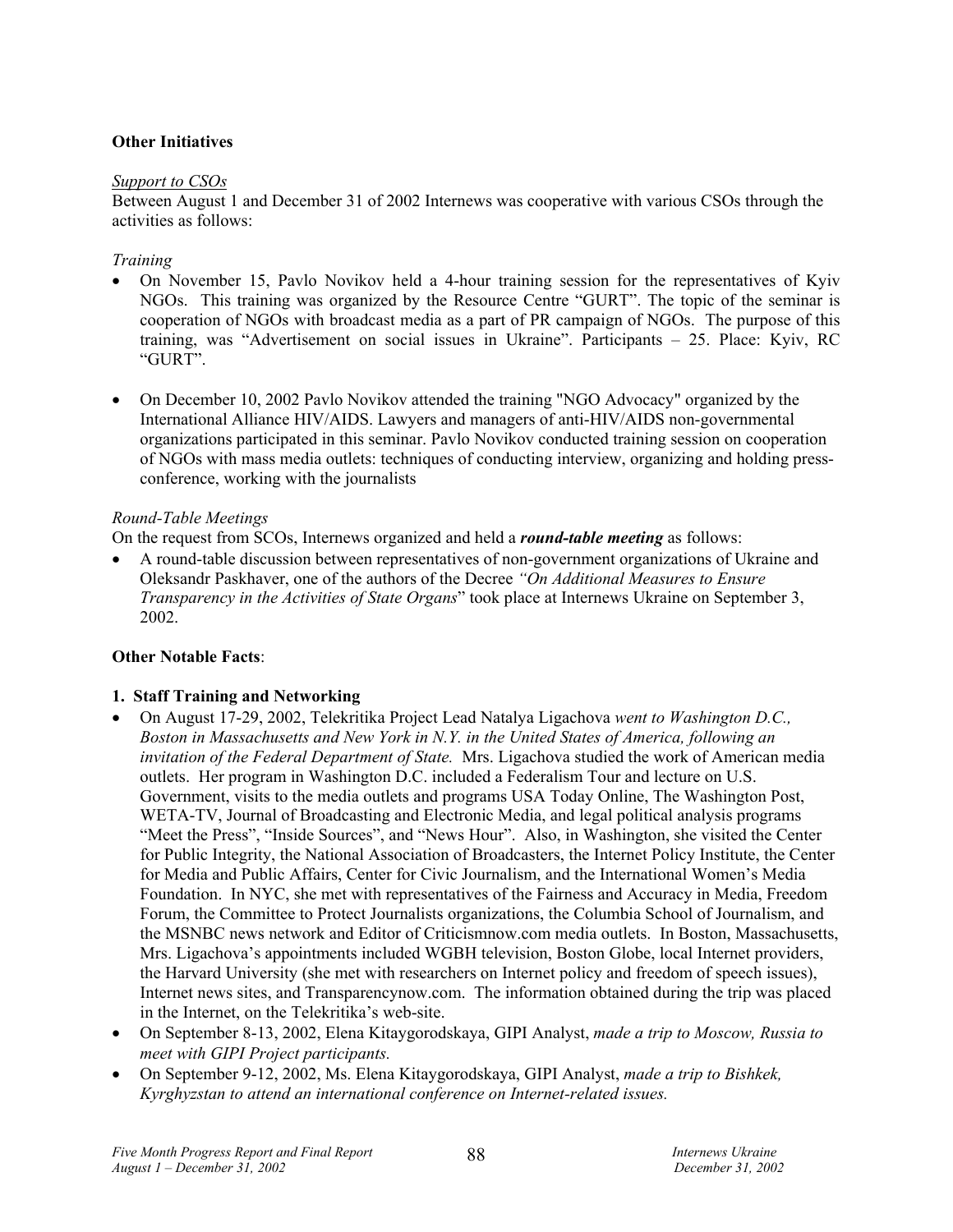**Other Initiatives**

*Support to CSOs*

Between August 1 and December 31 of 2002 Internews was cooperative with various CSOs through the activities as follows:

*Training*

- On November 15, Pavlo Novikov held a 4-hour training session for the representatives of Kyiv NGOs. This training was organized by the Resource Centre "GURT". The topic of the seminar is cooperation of NGOs with broadcast media as a part of PR campaign of NGOs. The purpose of this training, was "Advertisement on social issues in Ukraine". Participants – 25. Place: Kyiv, RC "GURT".

- On December 10, 2002 Pavlo Novikov attended the training "NGO Advocacy" organized by the International Alliance HIV/AIDS. Lawyers and managers of anti-HIV/AIDS non-governmental organizations participated in this seminar. Pavlo Novikov conducted training session on cooperation of NGOs with mass media outlets: techniques of conducting interview, organizing and holding press-conference, working with the journalists

*Round-Table Meetings*

On the request from SCOs, Internews organized and held a ***round-table meeting*** as follows:

- A round-table discussion between representatives of non-government organizations of Ukraine and Oleksandr Paskhaver, one of the authors of the Decree *"On Additional Measures to Ensure Transparency in the Activities of State Organs*" took place at Internews Ukraine on September 3, 2002.

**Other Notable Facts**:

**1. Staff Training and Networking**

- On August 17-29, 2002, Telekritika Project Lead Natalya Ligachova *went to Washington D.C., Boston in Massachusetts and New York in N.Y. in the United States of America, following an invitation of the Federal Department of State.* Mrs. Ligachova studied the work of American media outlets. Her program in Washington D.C. included a Federalism Tour and lecture on U.S. Government, visits to the media outlets and programs USA Today Online, The Washington Post, WETA-TV, Journal of Broadcasting and Electronic Media, and legal political analysis programs "Meet the Press", "Inside Sources", and "News Hour". Also, in Washington, she visited the Center for Public Integrity, the National Association of Broadcasters, the Internet Policy Institute, the Center for Media and Public Affairs, Center for Civic Journalism, and the International Women's Media Foundation. In NYC, she met with representatives of the Fairness and Accuracy in Media, Freedom Forum, the Committee to Protect Journalists organizations, the Columbia School of Journalism, and the MSNBC news network and Editor of Criticismnow.com media outlets. In Boston, Massachusetts, Mrs. Ligachova's appointments included WGBH television, Boston Globe, local Internet providers, the Harvard University (she met with researchers on Internet policy and freedom of speech issues), Internet news sites, and Transparencynow.com. The information obtained during the trip was placed in the Internet, on the Telekritika's web-site.
- On September 8-13, 2002, Elena Kitaygorodskaya, GIPI Analyst, *made a trip to Moscow, Russia to meet with GIPI Project participants.*
- On September 9-12, 2002, Ms. Elena Kitaygorodskaya, GIPI Analyst, *made a trip to Bishkek, Kyrghyzstan to attend an international conference on Internet-related issues.*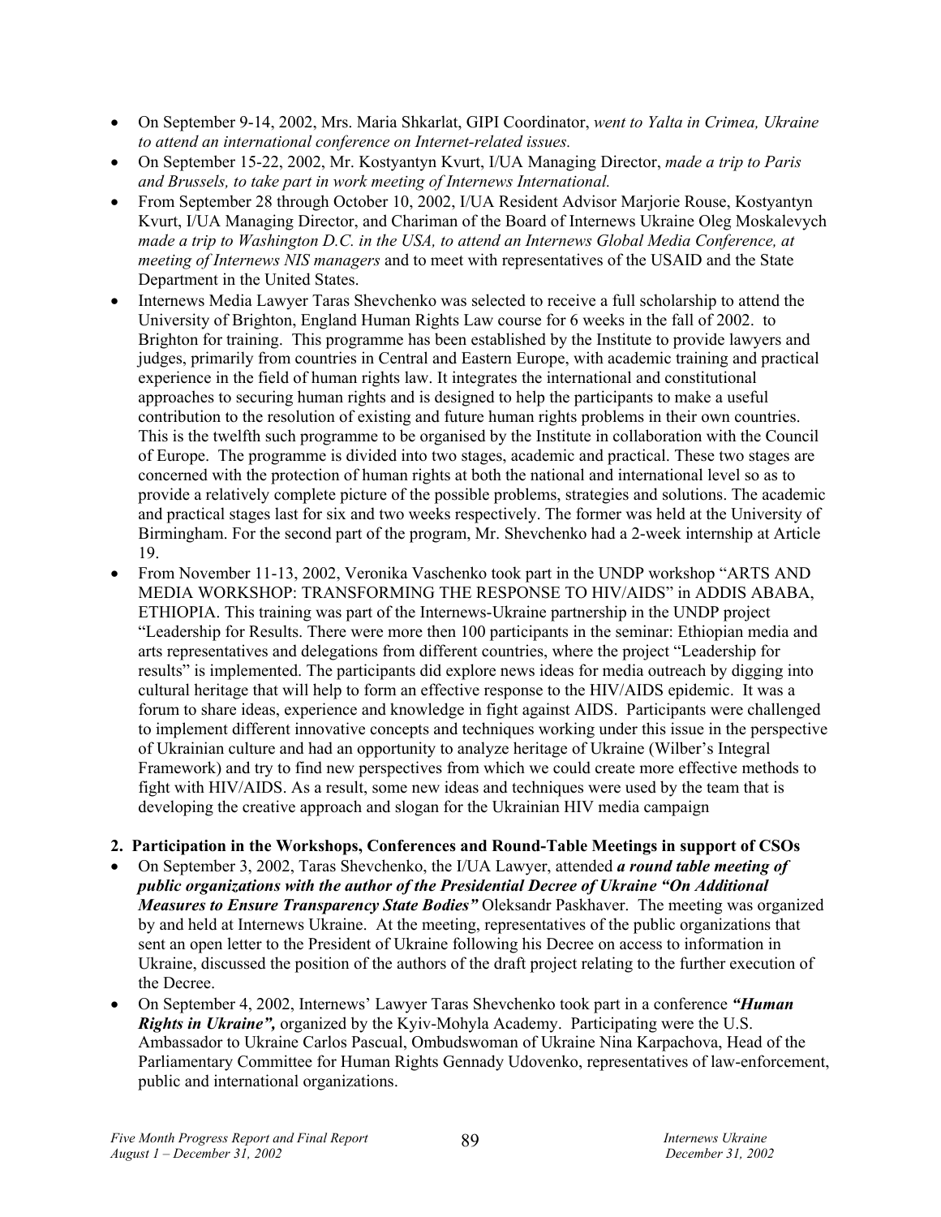- On September 9-14, 2002, Mrs. Maria Shkarlat, GIPI Coordinator, *went to Yalta in Crimea, Ukraine to attend an international conference on Internet-related issues.*
- On September 15-22, 2002, Mr. Kostyantyn Kvurt, I/UA Managing Director, *made a trip to Paris and Brussels, to take part in work meeting of Internews International.*
- From September 28 through October 10, 2002, I/UA Resident Advisor Marjorie Rouse, Kostyantyn Kvurt, I/UA Managing Director, and Chariman of the Board of Internews Ukraine Oleg Moskalevych *made a trip to Washington D.C. in the USA, to attend an Internews Global Media Conference, at meeting of Internews NIS managers* and to meet with representatives of the USAID and the State Department in the United States.
- Internews Media Lawyer Taras Shevchenko was selected to receive a full scholarship to attend the University of Brighton, England Human Rights Law course for 6 weeks in the fall of 2002. to Brighton for training. This programme has been established by the Institute to provide lawyers and judges, primarily from countries in Central and Eastern Europe, with academic training and practical experience in the field of human rights law. It integrates the international and constitutional approaches to securing human rights and is designed to help the participants to make a useful contribution to the resolution of existing and future human rights problems in their own countries. This is the twelfth such programme to be organised by the Institute in collaboration with the Council of Europe. The programme is divided into two stages, academic and practical. These two stages are concerned with the protection of human rights at both the national and international level so as to provide a relatively complete picture of the possible problems, strategies and solutions. The academic and practical stages last for six and two weeks respectively. The former was held at the University of Birmingham. For the second part of the program, Mr. Shevchenko had a 2-week internship at Article 19.
- From November 11-13, 2002, Veronika Vaschenko took part in the UNDP workshop "ARTS AND MEDIA WORKSHOP: TRANSFORMING THE RESPONSE TO HIV/AIDS" in ADDIS ABABA, ETHIOPIA. This training was part of the Internews-Ukraine partnership in the UNDP project "Leadership for Results. There were more then 100 participants in the seminar: Ethiopian media and arts representatives and delegations from different countries, where the project "Leadership for results" is implemented. The participants did explore news ideas for media outreach by digging into cultural heritage that will help to form an effective response to the HIV/AIDS epidemic. It was a forum to share ideas, experience and knowledge in fight against AIDS. Participants were challenged to implement different innovative concepts and techniques working under this issue in the perspective of Ukrainian culture and had an opportunity to analyze heritage of Ukraine (Wilber's Integral Framework) and try to find new perspectives from which we could create more effective methods to fight with HIV/AIDS. As a result, some new ideas and techniques were used by the team that is developing the creative approach and slogan for the Ukrainian HIV media campaign

**2. Participation in the Workshops, Conferences and Round-Table Meetings in support of CSOs**

- On September 3, 2002, Taras Shevchenko, the I/UA Lawyer, attended ***a round table meeting of public organizations with the author of the Presidential Decree of Ukraine "On Additional Measures to Ensure Transparency State Bodies"*** Oleksandr Paskhaver. The meeting was organized by and held at Internews Ukraine. At the meeting, representatives of the public organizations that sent an open letter to the President of Ukraine following his Decree on access to information in Ukraine, discussed the position of the authors of the draft project relating to the further execution of the Decree.
- On September 4, 2002, Internews' Lawyer Taras Shevchenko took part in a conference ***"Human Rights in Ukraine",*** organized by the Kyiv-Mohyla Academy. Participating were the U.S. Ambassador to Ukraine Carlos Pascual, Ombudswoman of Ukraine Nina Karpachova, Head of the Parliamentary Committee for Human Rights Gennady Udovenko, representatives of law-enforcement, public and international organizations.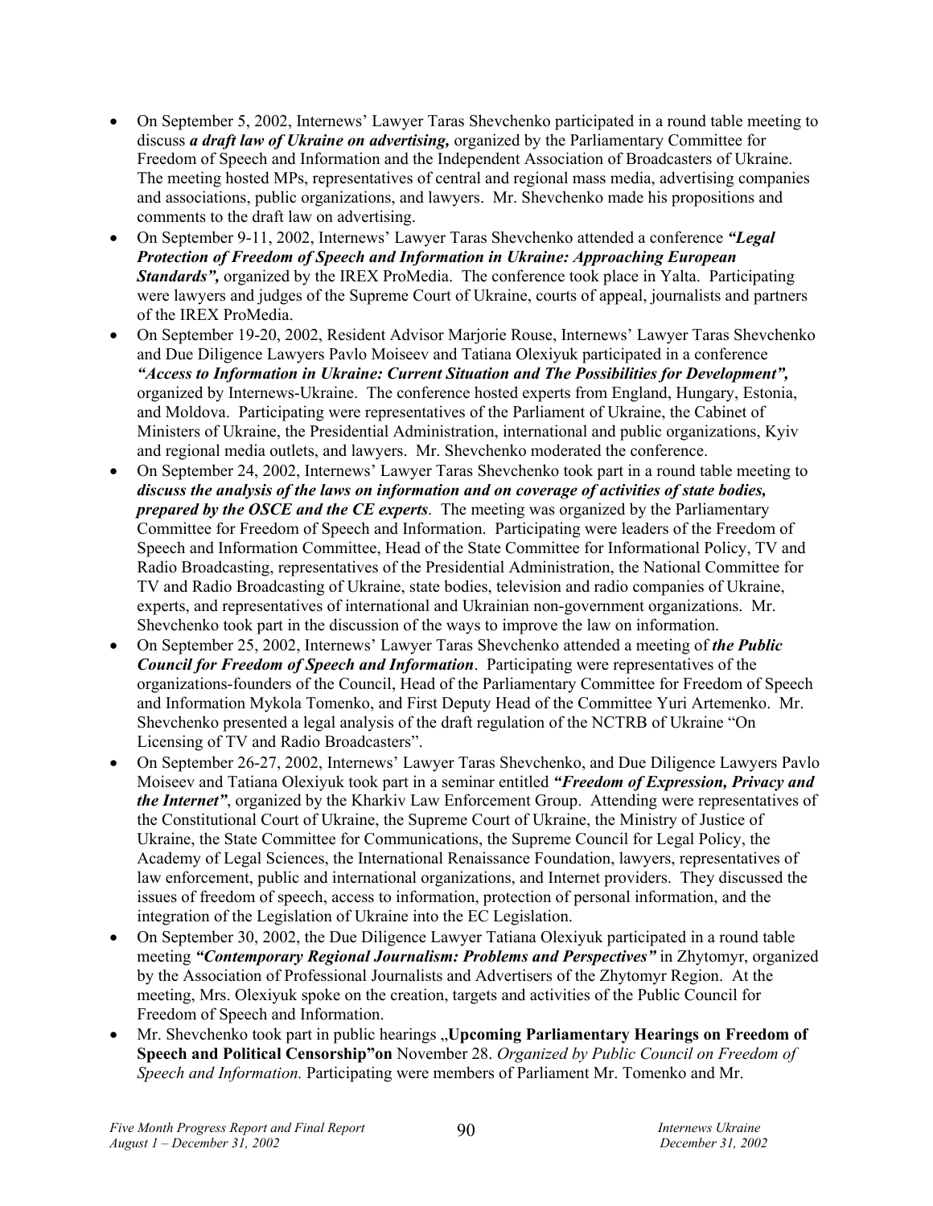- On September 5, 2002, Internews' Lawyer Taras Shevchenko participated in a round table meeting to discuss ***a draft law of Ukraine on advertising,*** organized by the Parliamentary Committee for Freedom of Speech and Information and the Independent Association of Broadcasters of Ukraine. The meeting hosted MPs, representatives of central and regional mass media, advertising companies and associations, public organizations, and lawyers. Mr. Shevchenko made his propositions and comments to the draft law on advertising.
- On September 9-11, 2002, Internews' Lawyer Taras Shevchenko attended a conference ***"Legal Protection of Freedom of Speech and Information in Ukraine: Approaching European Standards",*** organized by the IREX ProMedia. The conference took place in Yalta. Participating were lawyers and judges of the Supreme Court of Ukraine, courts of appeal, journalists and partners of the IREX ProMedia.
- On September 19-20, 2002, Resident Advisor Marjorie Rouse, Internews' Lawyer Taras Shevchenko and Due Diligence Lawyers Pavlo Moiseev and Tatiana Olexiyuk participated in a conference ***"Access to Information in Ukraine: Current Situation and The Possibilities for Development",*** organized by Internews-Ukraine. The conference hosted experts from England, Hungary, Estonia, and Moldova. Participating were representatives of the Parliament of Ukraine, the Cabinet of Ministers of Ukraine, the Presidential Administration, international and public organizations, Kyiv and regional media outlets, and lawyers. Mr. Shevchenko moderated the conference.
- On September 24, 2002, Internews' Lawyer Taras Shevchenko took part in a round table meeting to ***discuss the analysis of the laws on information and on coverage of activities of state bodies, prepared by the OSCE and the CE experts***. The meeting was organized by the Parliamentary Committee for Freedom of Speech and Information. Participating were leaders of the Freedom of Speech and Information Committee, Head of the State Committee for Informational Policy, TV and Radio Broadcasting, representatives of the Presidential Administration, the National Committee for TV and Radio Broadcasting of Ukraine, state bodies, television and radio companies of Ukraine, experts, and representatives of international and Ukrainian non-government organizations. Mr. Shevchenko took part in the discussion of the ways to improve the law on information.
- On September 25, 2002, Internews' Lawyer Taras Shevchenko attended a meeting of ***the Public Council for Freedom of Speech and Information***. Participating were representatives of the organizations-founders of the Council, Head of the Parliamentary Committee for Freedom of Speech and Information Mykola Tomenko, and First Deputy Head of the Committee Yuri Artemenko. Mr. Shevchenko presented a legal analysis of the draft regulation of the NCTRB of Ukraine "On Licensing of TV and Radio Broadcasters".
- On September 26-27, 2002, Internews' Lawyer Taras Shevchenko, and Due Diligence Lawyers Pavlo Moiseev and Tatiana Olexiyuk took part in a seminar entitled ***"Freedom of Expression, Privacy and the Internet"***, organized by the Kharkiv Law Enforcement Group. Attending were representatives of the Constitutional Court of Ukraine, the Supreme Court of Ukraine, the Ministry of Justice of Ukraine, the State Committee for Communications, the Supreme Council for Legal Policy, the Academy of Legal Sciences, the International Renaissance Foundation, lawyers, representatives of law enforcement, public and international organizations, and Internet providers. They discussed the issues of freedom of speech, access to information, protection of personal information, and the integration of the Legislation of Ukraine into the EC Legislation.
- On September 30, 2002, the Due Diligence Lawyer Tatiana Olexiyuk participated in a round table meeting ***"Contemporary Regional Journalism: Problems and Perspectives"*** in Zhytomyr, organized by the Association of Professional Journalists and Advertisers of the Zhytomyr Region. At the meeting, Mrs. Olexiyuk spoke on the creation, targets and activities of the Public Council for Freedom of Speech and Information.
- Mr. Shevchenko took part in public hearings „**Upcoming Parliamentary Hearings on Freedom of Speech and Political Censorship"on** November 28. *Organized by Public Council on Freedom of Speech and Information.* Participating were members of Parliament Mr. Tomenko and Mr.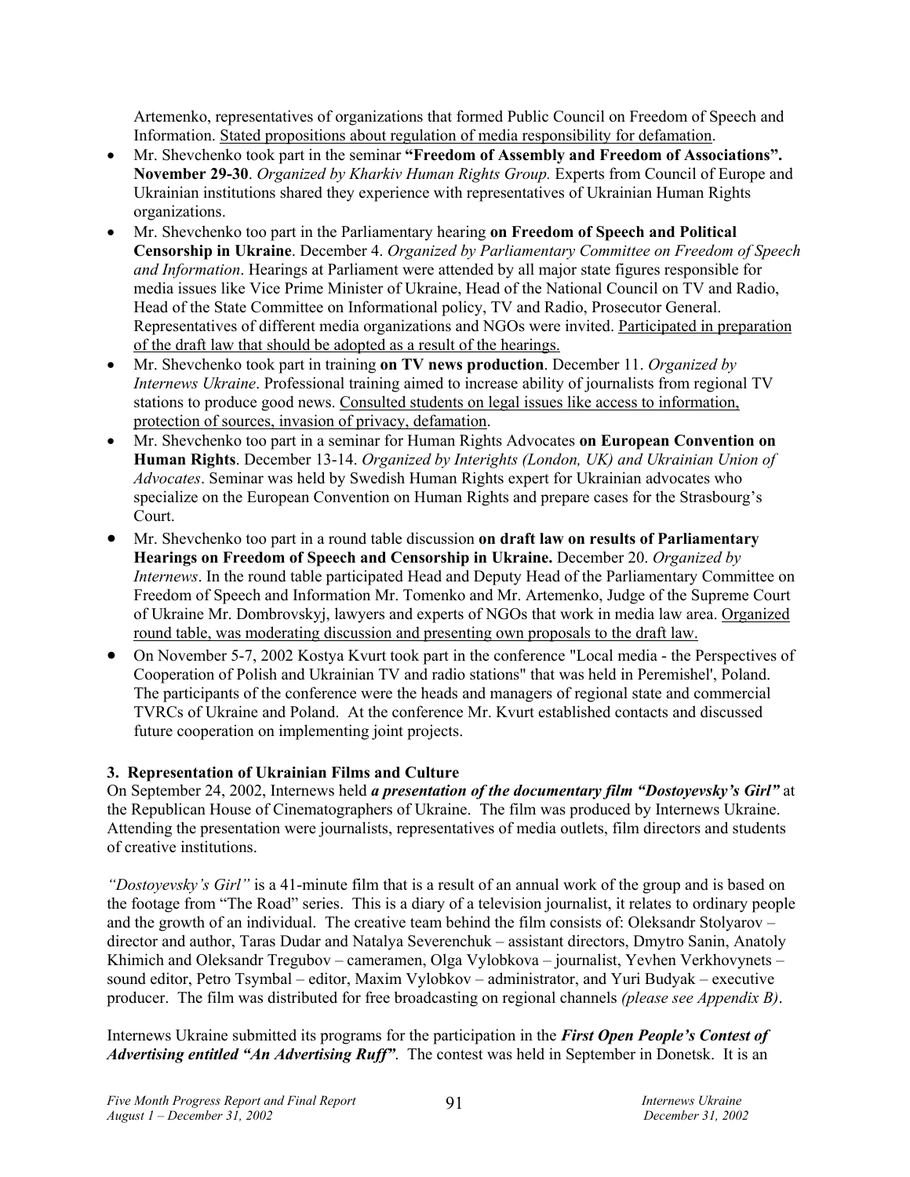Artemenko, representatives of organizations that formed Public Council on Freedom of Speech and Information. <u>Stated propositions about regulation of media responsibility for defamation</u>.

- Mr. Shevchenko took part in the seminar **"Freedom of Assembly and Freedom of Associations". November 29-30**. *Organized by Kharkiv Human Rights Group.* Experts from Council of Europe and Ukrainian institutions shared they experience with representatives of Ukrainian Human Rights organizations.
- Mr. Shevchenko too part in the Parliamentary hearing **on Freedom of Speech and Political Censorship in Ukraine**. December 4. *Organized by Parliamentary Committee on Freedom of Speech and Information*. Hearings at Parliament were attended by all major state figures responsible for media issues like Vice Prime Minister of Ukraine, Head of the National Council on TV and Radio, Head of the State Committee on Informational policy, TV and Radio, Prosecutor General. Representatives of different media organizations and NGOs were invited. <u>Participated in preparation of the draft law that should be adopted as a result of the hearings.</u>
- Mr. Shevchenko took part in training **on TV news production**. December 11. *Organized by Internews Ukraine*. Professional training aimed to increase ability of journalists from regional TV stations to produce good news. <u>Consulted students on legal issues like access to information, protection of sources, invasion of privacy, defamation</u>.
- Mr. Shevchenko too part in a seminar for Human Rights Advocates **on European Convention on Human Rights**. December 13-14. *Organized by Interights (London, UK) and Ukrainian Union of Advocates*. Seminar was held by Swedish Human Rights expert for Ukrainian advocates who specialize on the European Convention on Human Rights and prepare cases for the Strasbourg's Court.
- Mr. Shevchenko too part in a round table discussion **on draft law on results of Parliamentary Hearings on Freedom of Speech and Censorship in Ukraine.** December 20. *Organized by Internews*. In the round table participated Head and Deputy Head of the Parliamentary Committee on Freedom of Speech and Information Mr. Tomenko and Mr. Artemenko, Judge of the Supreme Court of Ukraine Mr. Dombrovskyj, lawyers and experts of NGOs that work in media law area. <u>Organized round table, was moderating discussion and presenting own proposals to the draft law.</u>
- On November 5-7, 2002 Kostya Kvurt took part in the conference "Local media - the Perspectives of Cooperation of Polish and Ukrainian TV and radio stations" that was held in Peremishel', Poland. The participants of the conference were the heads and managers of regional state and commercial TVRCs of Ukraine and Poland. At the conference Mr. Kvurt established contacts and discussed future cooperation on implementing joint projects.

**3. Representation of Ukrainian Films and Culture**

On September 24, 2002, Internews held ***a presentation of the documentary film "Dostoyevsky's Girl"*** at the Republican House of Cinematographers of Ukraine. The film was produced by Internews Ukraine. Attending the presentation were journalists, representatives of media outlets, film directors and students of creative institutions.

*"Dostoyevsky's Girl"* is a 41-minute film that is a result of an annual work of the group and is based on the footage from "The Road" series. This is a diary of a television journalist, it relates to ordinary people and the growth of an individual. The creative team behind the film consists of: Oleksandr Stolyarov – director and author, Taras Dudar and Natalya Severenchuk – assistant directors, Dmytro Sanin, Anatoly Khimich and Oleksandr Tregubov – cameramen, Olga Vylobkova – journalist, Yevhen Verkhovynets – sound editor, Petro Tsymbal – editor, Maxim Vylobkov – administrator, and Yuri Budyak – executive producer. The film was distributed for free broadcasting on regional channels *(please see Appendix B)*.

Internews Ukraine submitted its programs for the participation in the ***First Open People's Contest of Advertising entitled "An Advertising Ruff"***. The contest was held in September in Donetsk. It is an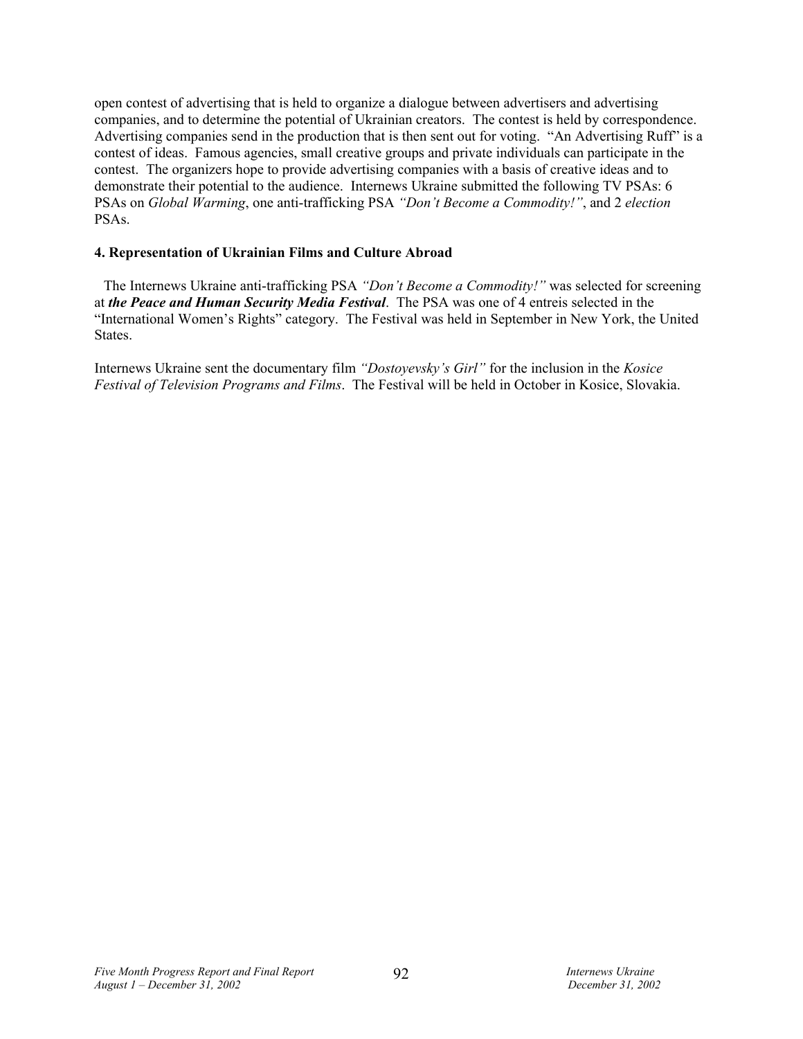open contest of advertising that is held to organize a dialogue between advertisers and advertising companies, and to determine the potential of Ukrainian creators. The contest is held by correspondence. Advertising companies send in the production that is then sent out for voting. "An Advertising Ruff" is a contest of ideas. Famous agencies, small creative groups and private individuals can participate in the contest. The organizers hope to provide advertising companies with a basis of creative ideas and to demonstrate their potential to the audience. Internews Ukraine submitted the following TV PSAs: 6 PSAs on *Global Warming*, one anti-trafficking PSA *"Don't Become a Commodity!"*, and 2 *election* PSAs.

**4. Representation of Ukrainian Films and Culture Abroad**

The Internews Ukraine anti-trafficking PSA *"Don't Become a Commodity!"* was selected for screening at ***the Peace and Human Security Media Festival***. The PSA was one of 4 entreis selected in the "International Women's Rights" category. The Festival was held in September in New York, the United States.

Internews Ukraine sent the documentary film *"Dostoyevsky's Girl"* for the inclusion in the *Kosice Festival of Television Programs and Films*. The Festival will be held in October in Kosice, Slovakia.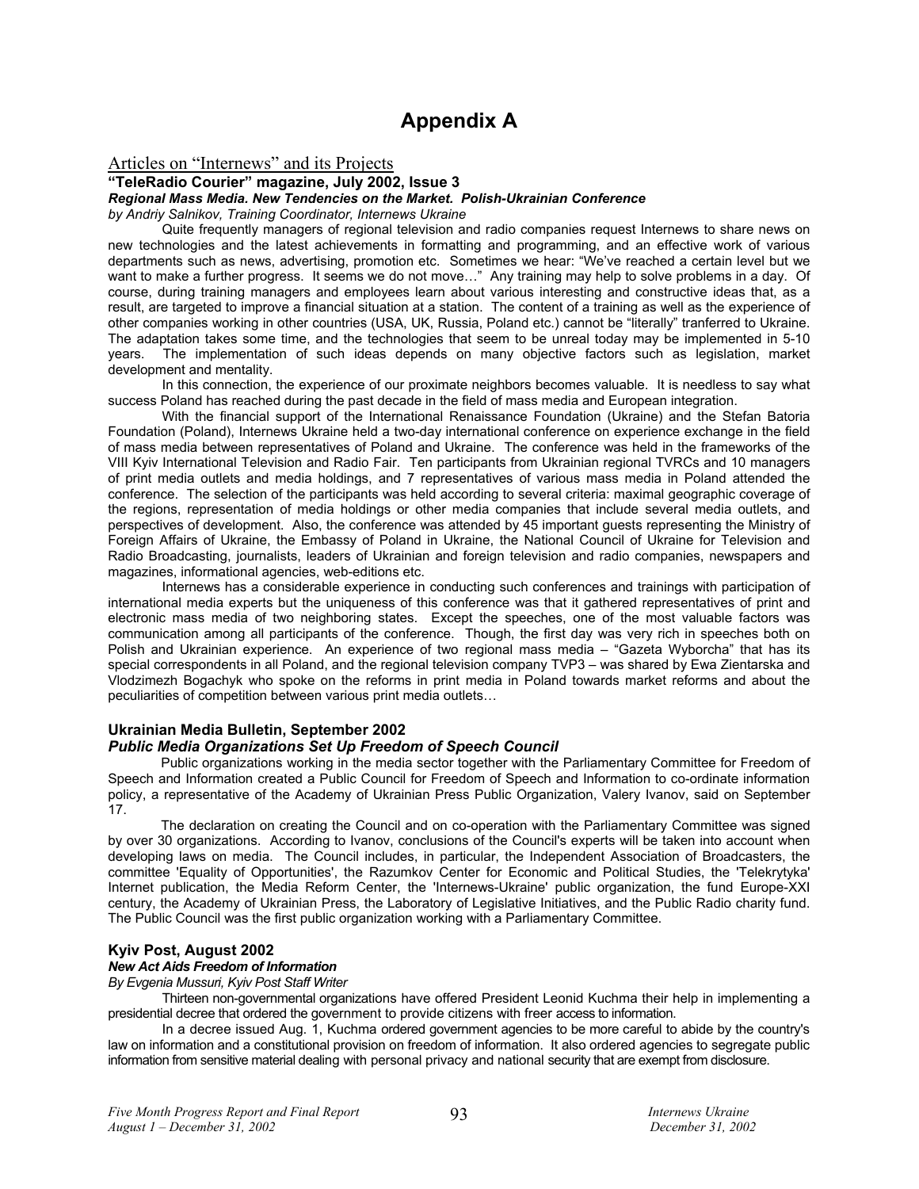# Appendix A

## Articles on "Internews" and its Projects

### "TeleRadio Courier" magazine, July 2002, Issue 3

***Regional Mass Media. New Tendencies on the Market. Polish-Ukrainian Conference***

*by Andriy Salnikov, Training Coordinator, Internews Ukraine*

Quite frequently managers of regional television and radio companies request Internews to share news on new technologies and the latest achievements in formatting and programming, and an effective work of various departments such as news, advertising, promotion etc. Sometimes we hear: "We've reached a certain level but we want to make a further progress. It seems we do not move…" Any training may help to solve problems in a day. Of course, during training managers and employees learn about various interesting and constructive ideas that, as a result, are targeted to improve a financial situation at a station. The content of a training as well as the experience of other companies working in other countries (USA, UK, Russia, Poland etc.) cannot be "literally" tranferred to Ukraine. The adaptation takes some time, and the technologies that seem to be unreal today may be implemented in 5-10 years. The implementation of such ideas depends on many objective factors such as legislation, market development and mentality.

In this connection, the experience of our proximate neighbors becomes valuable. It is needless to say what success Poland has reached during the past decade in the field of mass media and European integration.

With the financial support of the International Renaissance Foundation (Ukraine) and the Stefan Batoria Foundation (Poland), Internews Ukraine held a two-day international conference on experience exchange in the field of mass media between representatives of Poland and Ukraine. The conference was held in the frameworks of the VIII Kyiv International Television and Radio Fair. Ten participants from Ukrainian regional TVRCs and 10 managers of print media outlets and media holdings, and 7 representatives of various mass media in Poland attended the conference. The selection of the participants was held according to several criteria: maximal geographic coverage of the regions, representation of media holdings or other media companies that include several media outlets, and perspectives of development. Also, the conference was attended by 45 important guests representing the Ministry of Foreign Affairs of Ukraine, the Embassy of Poland in Ukraine, the National Council of Ukraine for Television and Radio Broadcasting, journalists, leaders of Ukrainian and foreign television and radio companies, newspapers and magazines, informational agencies, web-editions etc.

Internews has a considerable experience in conducting such conferences and trainings with participation of international media experts but the uniqueness of this conference was that it gathered representatives of print and electronic mass media of two neighboring states. Except the speeches, one of the most valuable factors was communication among all participants of the conference. Though, the first day was very rich in speeches both on Polish and Ukrainian experience. An experience of two regional mass media – "Gazeta Wyborcha" that has its special correspondents in all Poland, and the regional television company TVP3 – was shared by Ewa Zientarska and Vlodzimezh Bogachyk who spoke on the reforms in print media in Poland towards market reforms and about the peculiarities of competition between various print media outlets…

### Ukrainian Media Bulletin, September 2002

***Public Media Organizations Set Up Freedom of Speech Council***

Public organizations working in the media sector together with the Parliamentary Committee for Freedom of Speech and Information created a Public Council for Freedom of Speech and Information to co-ordinate information policy, a representative of the Academy of Ukrainian Press Public Organization, Valery Ivanov, said on September 17.

The declaration on creating the Council and on co-operation with the Parliamentary Committee was signed by over 30 organizations. According to Ivanov, conclusions of the Council's experts will be taken into account when developing laws on media. The Council includes, in particular, the Independent Association of Broadcasters, the committee 'Equality of Opportunities', the Razumkov Center for Economic and Political Studies, the 'Telekrytyka' Internet publication, the Media Reform Center, the 'Internews-Ukraine' public organization, the fund Europe-XXI century, the Academy of Ukrainian Press, the Laboratory of Legislative Initiatives, and the Public Radio charity fund. The Public Council was the first public organization working with a Parliamentary Committee.

### Kyiv Post, August 2002

***New Act Aids Freedom of Information***

*By Evgenia Mussuri, Kyiv Post Staff Writer*

Thirteen non-governmental organizations have offered President Leonid Kuchma their help in implementing a presidential decree that ordered the government to provide citizens with freer access to information.

In a decree issued Aug. 1, Kuchma ordered government agencies to be more careful to abide by the country's law on information and a constitutional provision on freedom of information. It also ordered agencies to segregate public information from sensitive material dealing with personal privacy and national security that are exempt from disclosure.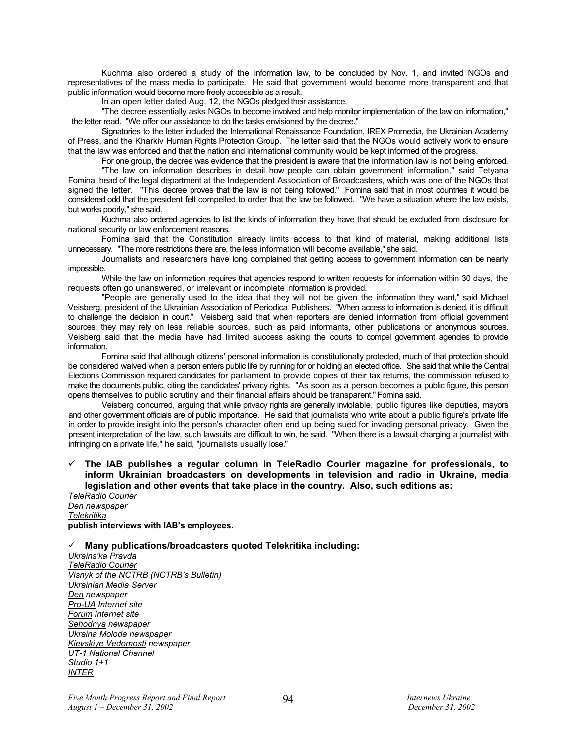Kuchma also ordered a study of the information law, to be concluded by Nov. 1, and invited NGOs and representatives of the mass media to participate. He said that government would become more transparent and that public information would become more freely accessible as a result.

In an open letter dated Aug. 12, the NGOs pledged their assistance.

"The decree essentially asks NGOs to become involved and help monitor implementation of the law on information," the letter read. "We offer our assistance to do the tasks envisioned by the decree."

Signatories to the letter included the International Renaissance Foundation, IREX Promedia, the Ukrainian Academy of Press, and the Kharkiv Human Rights Protection Group. The letter said that the NGOs would actively work to ensure that the law was enforced and that the nation and international community would be kept informed of the progress.

For one group, the decree was evidence that the president is aware that the information law is not being enforced.

"The law on information describes in detail how people can obtain government information," said Tetyana Fomina, head of the legal department at the Independent Association of Broadcasters, which was one of the NGOs that signed the letter. "This decree proves that the law is not being followed." Fomina said that in most countries it would be considered odd that the president felt compelled to order that the law be followed. "We have a situation where the law exists, but works poorly," she said.

Kuchma also ordered agencies to list the kinds of information they have that should be excluded from disclosure for national security or law enforcement reasons.

Fomina said that the Constitution already limits access to that kind of material, making additional lists unnecessary. "The more restrictions there are, the less information will become available," she said.

Journalists and researchers have long complained that getting access to government information can be nearly impossible.

While the law on information requires that agencies respond to written requests for information within 30 days, the requests often go unanswered, or irrelevant or incomplete information is provided.

"People are generally used to the idea that they will not be given the information they want," said Michael Veisberg, president of the Ukrainian Association of Periodical Publishers. "When access to information is denied, it is difficult to challenge the decision in court." Veisberg said that when reporters are denied information from official government sources, they may rely on less reliable sources, such as paid informants, other publications or anonymous sources. Veisberg said that the media have had limited success asking the courts to compel government agencies to provide information.

Fomina said that although citizens' personal information is constitutionally protected, much of that protection should be considered waived when a person enters public life by running for or holding an elected office. She said that while the Central Elections Commission required candidates for parliament to provide copies of their tax returns, the commission refused to make the documents public, citing the candidates' privacy rights. "As soon as a person becomes a public figure, this person opens themselves to public scrutiny and their financial affairs should be transparent," Fomina said.

Veisberg concurred, arguing that while privacy rights are generally inviolable, public figures like deputies, mayors and other government officials are of public importance. He said that journalists who write about a public figure's private life in order to provide insight into the person's character often end up being sued for invading personal privacy. Given the present interpretation of the law, such lawsuits are difficult to win, he said. "When there is a lawsuit charging a journalist with infringing on a private life," he said, "journalists usually lose."

- ✓ **The IAB publishes a regular column in TeleRadio Courier magazine for professionals, to inform Ukrainian broadcasters on developments in television and radio in Ukraine, media legislation and other events that take place in the country. Also, such editions as:**

*TeleRadio Courier*
*Den newspaper*
*Telekritika*
**publish interviews with IAB's employees.**

- ✓ **Many publications/broadcasters quoted Telekritika including:**

*Ukrains'ka Pravda*
*TeleRadio Courier*
*Visnyk of the NCTRB (NCTRB's Bulletin)*
*Ukrainian Media Server*
*Den newspaper*
*Pro-UA Internet site*
*Forum Internet site*
*Sehodnya newspaper*
*Ukraina Moloda newspaper*
*Kievskiye Vedomosti newspaper*
*UT-1 National Channel*
*Studio 1+1*
*INTER*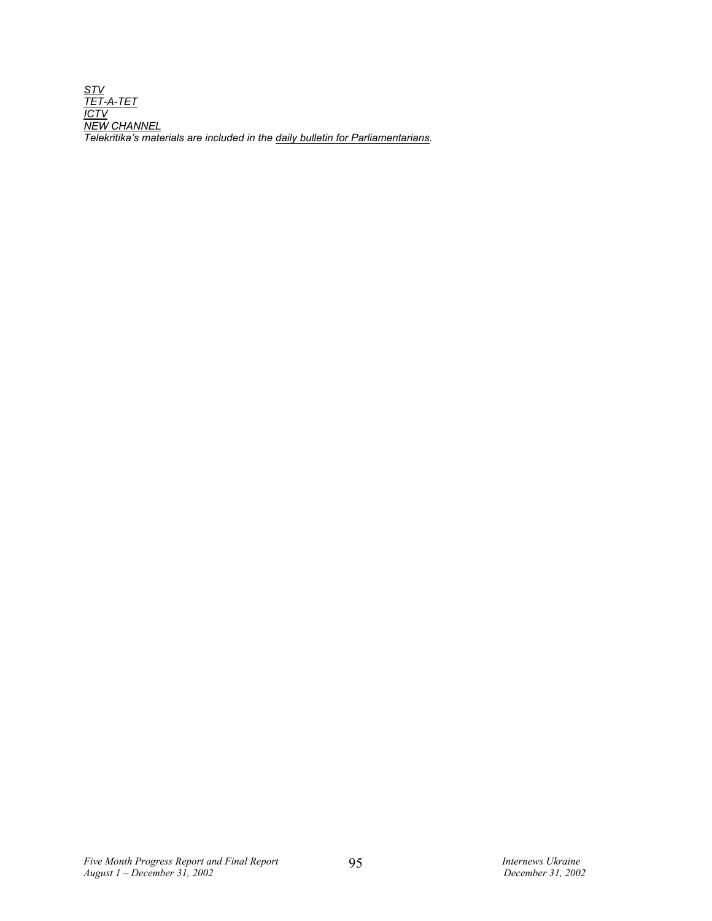*<u>STV</u>*
*<u>TET-A-TET</u>*
*<u>ICTV</u>*
*<u>NEW CHANNEL</u>*
*Telekritika's materials are included in the <u>daily bulletin for Parliamentarians</u>.*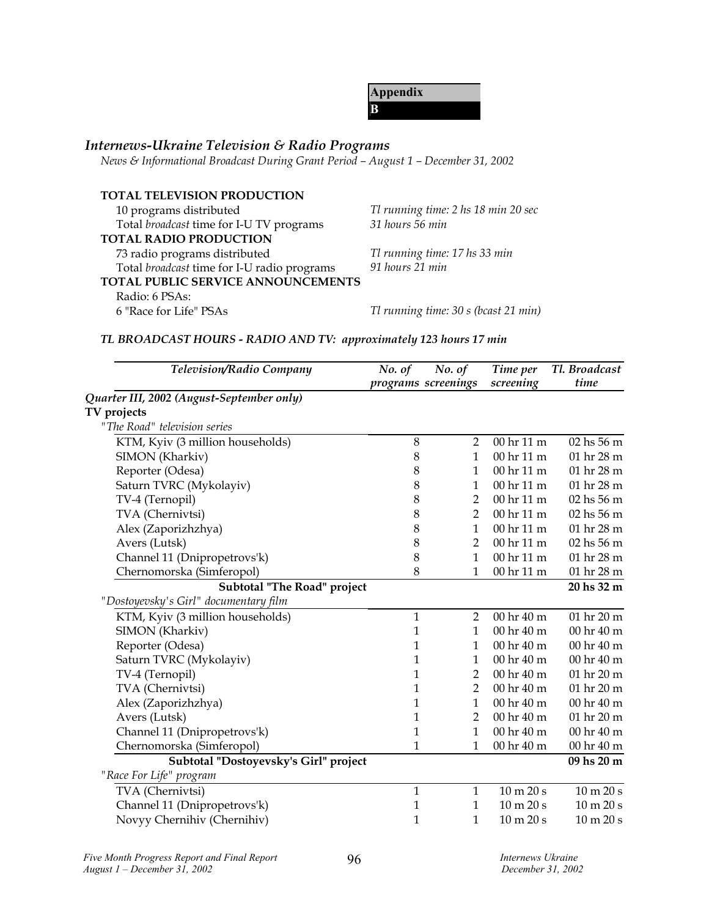**Appendix B**

## *Internews-Ukraine Television & Radio Programs*

*News & Informational Broadcast During Grant Period – August 1 – December 31, 2002*

**TOTAL TELEVISION PRODUCTION**

10 programs distributed — *Tl running time: 2 hs 18 min 20 sec*

Total *broadcast* time for I-U TV programs — *31 hours 56 min*

**TOTAL RADIO PRODUCTION**

73 radio programs distributed — *Tl running time: 17 hs 33 min*

Total *broadcast* time for I-U radio programs — *91 hours 21 min*

**TOTAL PUBLIC SERVICE ANNOUNCEMENTS**

Radio: 6 PSAs:

6 "Race for Life" PSAs — *Tl running time: 30 s (bcast 21 min)*

***TL BROADCAST HOURS - RADIO AND TV: approximately 123 hours 17 min***

| *Television/Radio Company* | *No. of programs* | *No. of screenings* | *Time per screening* | *Tl. Broadcast time* |
|---|---|---|---|---|
| ***Quarter III, 2002 (August-September only)*** | | | | |
| **TV projects** | | | | |
| *"The Road" television series* | | | | |
| KTM, Kyiv (3 million households) | 8 | 2 | 00 hr 11 m | 02 hs 56 m |
| SIMON (Kharkiv) | 8 | 1 | 00 hr 11 m | 01 hr 28 m |
| Reporter (Odesa) | 8 | 1 | 00 hr 11 m | 01 hr 28 m |
| Saturn TVRC (Mykolayiv) | 8 | 1 | 00 hr 11 m | 01 hr 28 m |
| TV-4 (Ternopil) | 8 | 2 | 00 hr 11 m | 02 hs 56 m |
| TVA (Chernivtsi) | 8 | 2 | 00 hr 11 m | 02 hs 56 m |
| Alex (Zaporizhzhya) | 8 | 1 | 00 hr 11 m | 01 hr 28 m |
| Avers (Lutsk) | 8 | 2 | 00 hr 11 m | 02 hs 56 m |
| Channel 11 (Dnipropetrovs'k) | 8 | 1 | 00 hr 11 m | 01 hr 28 m |
| Chernomorska (Simferopol) | 8 | 1 | 00 hr 11 m | 01 hr 28 m |
| **Subtotal "The Road" project** | | | | **20 hs 32 m** |
| *"Dostoyevsky's Girl" documentary film* | | | | |
| KTM, Kyiv (3 million households) | 1 | 2 | 00 hr 40 m | 01 hr 20 m |
| SIMON (Kharkiv) | 1 | 1 | 00 hr 40 m | 00 hr 40 m |
| Reporter (Odesa) | 1 | 1 | 00 hr 40 m | 00 hr 40 m |
| Saturn TVRC (Mykolayiv) | 1 | 1 | 00 hr 40 m | 00 hr 40 m |
| TV-4 (Ternopil) | 1 | 2 | 00 hr 40 m | 01 hr 20 m |
| TVA (Chernivtsi) | 1 | 2 | 00 hr 40 m | 01 hr 20 m |
| Alex (Zaporizhzhya) | 1 | 1 | 00 hr 40 m | 00 hr 40 m |
| Avers (Lutsk) | 1 | 2 | 00 hr 40 m | 01 hr 20 m |
| Channel 11 (Dnipropetrovs'k) | 1 | 1 | 00 hr 40 m | 00 hr 40 m |
| Chernomorska (Simferopol) | 1 | 1 | 00 hr 40 m | 00 hr 40 m |
| **Subtotal "Dostoyevsky's Girl" project** | | | | **09 hs 20 m** |
| *"Race For Life" program* | | | | |
| TVA (Chernivtsi) | 1 | 1 | 10 m 20 s | 10 m 20 s |
| Channel 11 (Dnipropetrovs'k) | 1 | 1 | 10 m 20 s | 10 m 20 s |
| Novyy Chernihiv (Chernihiv) | 1 | 1 | 10 m 20 s | 10 m 20 s |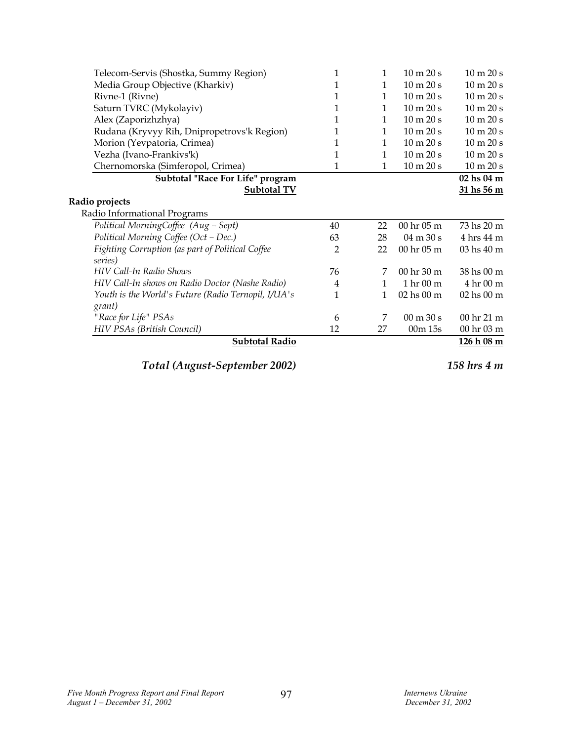| | | | | |
|---|---|---|---|---|
| Telecom-Servis (Shostka, Summy Region) | 1 | 1 | 10 m 20 s | 10 m 20 s |
| Media Group Objective (Kharkiv) | 1 | 1 | 10 m 20 s | 10 m 20 s |
| Rivne-1 (Rivne) | 1 | 1 | 10 m 20 s | 10 m 20 s |
| Saturn TVRC (Mykolayiv) | 1 | 1 | 10 m 20 s | 10 m 20 s |
| Alex (Zaporizhzhya) | 1 | 1 | 10 m 20 s | 10 m 20 s |
| Rudana (Kryvyy Rih, Dnipropetrovs'k Region) | 1 | 1 | 10 m 20 s | 10 m 20 s |
| Morion (Yevpatoria, Crimea) | 1 | 1 | 10 m 20 s | 10 m 20 s |
| Vezha (Ivano-Frankivs'k) | 1 | 1 | 10 m 20 s | 10 m 20 s |
| Chernomorska (Simferopol, Crimea) | 1 | 1 | 10 m 20 s | 10 m 20 s |
| **Subtotal "Race For Life" program** | | | | **02 hs 04 m** |
| **Subtotal TV** | | | | **31 hs 56 m** |
| **Radio projects** | | | | |
| Radio Informational Programs | | | | |
| *Political MorningCoffee (Aug – Sept)* | 40 | 22 | 00 hr 05 m | 73 hs 20 m |
| *Political Morning Coffee (Oct – Dec.)* | 63 | 28 | 04 m 30 s | 4 hrs 44 m |
| *Fighting Corruption (as part of Political Coffee series)* | 2 | 22 | 00 hr 05 m | 03 hs 40 m |
| *HIV Call-In Radio Shows* | 76 | 7 | 00 hr 30 m | 38 hs 00 m |
| *HIV Call-In shows on Radio Doctor (Nashe Radio)* | 4 | 1 | 1 hr 00 m | 4 hr 00 m |
| *Youth is the World's Future (Radio Ternopil, I/UA's grant)* | 1 | 1 | 02 hs 00 m | 02 hs 00 m |
| *"Race for Life" PSAs* | 6 | 7 | 00 m 30 s | 00 hr 21 m |
| *HIV PSAs (British Council)* | 12 | 27 | 00m 15s | 00 hr 03 m |
| **Subtotal Radio** | | | | **126 h 08 m** |
| ***Total (August-September 2002)*** | | | | ***158 hrs 4 m*** |